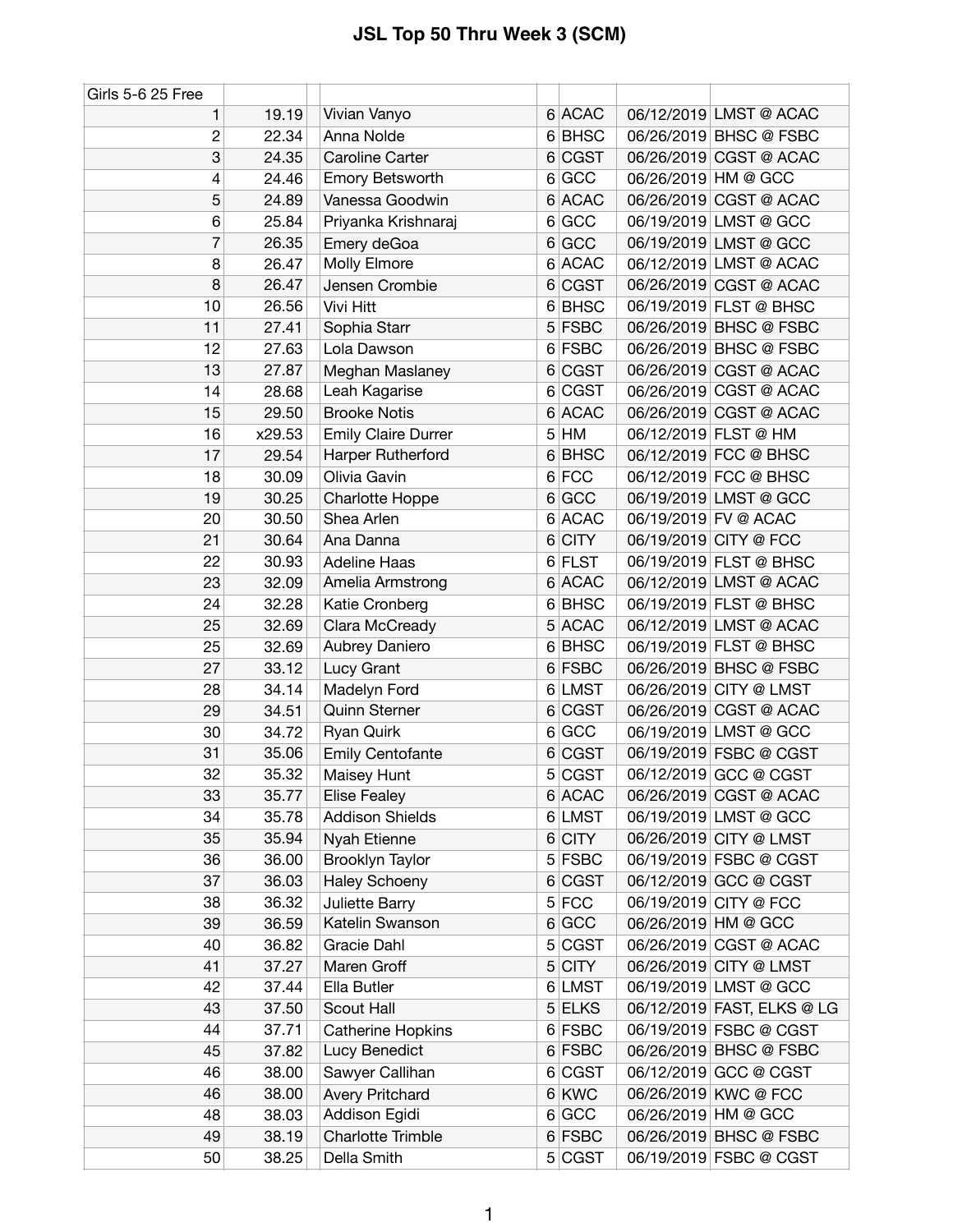# JSL Top 50 Thru Week 3 (SCM)

| Girls 5-6 25 Free | | | | | | |
|---|---|---|---|---|---|---|
| 1 | 19.19 | Vivian Vanyo | 6 | ACAC | 06/12/2019 | LMST @ ACAC |
| 2 | 22.34 | Anna Nolde | 6 | BHSC | 06/26/2019 | BHSC @ FSBC |
| 3 | 24.35 | Caroline Carter | 6 | CGST | 06/26/2019 | CGST @ ACAC |
| 4 | 24.46 | Emory Betsworth | 6 | GCC | 06/26/2019 | HM @ GCC |
| 5 | 24.89 | Vanessa Goodwin | 6 | ACAC | 06/26/2019 | CGST @ ACAC |
| 6 | 25.84 | Priyanka Krishnaraj | 6 | GCC | 06/19/2019 | LMST @ GCC |
| 7 | 26.35 | Emery deGoa | 6 | GCC | 06/19/2019 | LMST @ GCC |
| 8 | 26.47 | Molly Elmore | 6 | ACAC | 06/12/2019 | LMST @ ACAC |
| 8 | 26.47 | Jensen Crombie | 6 | CGST | 06/26/2019 | CGST @ ACAC |
| 10 | 26.56 | Vivi Hitt | 6 | BHSC | 06/19/2019 | FLST @ BHSC |
| 11 | 27.41 | Sophia Starr | 5 | FSBC | 06/26/2019 | BHSC @ FSBC |
| 12 | 27.63 | Lola Dawson | 6 | FSBC | 06/26/2019 | BHSC @ FSBC |
| 13 | 27.87 | Meghan Maslaney | 6 | CGST | 06/26/2019 | CGST @ ACAC |
| 14 | 28.68 | Leah Kagarise | 6 | CGST | 06/26/2019 | CGST @ ACAC |
| 15 | 29.50 | Brooke Notis | 6 | ACAC | 06/26/2019 | CGST @ ACAC |
| 16 | x29.53 | Emily Claire Durrer | 5 | HM | 06/12/2019 | FLST @ HM |
| 17 | 29.54 | Harper Rutherford | 6 | BHSC | 06/12/2019 | FCC @ BHSC |
| 18 | 30.09 | Olivia Gavin | 6 | FCC | 06/12/2019 | FCC @ BHSC |
| 19 | 30.25 | Charlotte Hoppe | 6 | GCC | 06/19/2019 | LMST @ GCC |
| 20 | 30.50 | Shea Arlen | 6 | ACAC | 06/19/2019 | FV @ ACAC |
| 21 | 30.64 | Ana Danna | 6 | CITY | 06/19/2019 | CITY @ FCC |
| 22 | 30.93 | Adeline Haas | 6 | FLST | 06/19/2019 | FLST @ BHSC |
| 23 | 32.09 | Amelia Armstrong | 6 | ACAC | 06/12/2019 | LMST @ ACAC |
| 24 | 32.28 | Katie Cronberg | 6 | BHSC | 06/19/2019 | FLST @ BHSC |
| 25 | 32.69 | Clara McCready | 5 | ACAC | 06/12/2019 | LMST @ ACAC |
| 25 | 32.69 | Aubrey Daniero | 6 | BHSC | 06/19/2019 | FLST @ BHSC |
| 27 | 33.12 | Lucy Grant | 6 | FSBC | 06/26/2019 | BHSC @ FSBC |
| 28 | 34.14 | Madelyn Ford | 6 | LMST | 06/26/2019 | CITY @ LMST |
| 29 | 34.51 | Quinn Sterner | 6 | CGST | 06/26/2019 | CGST @ ACAC |
| 30 | 34.72 | Ryan Quirk | 6 | GCC | 06/19/2019 | LMST @ GCC |
| 31 | 35.06 | Emily Centofante | 6 | CGST | 06/19/2019 | FSBC @ CGST |
| 32 | 35.32 | Maisey Hunt | 5 | CGST | 06/12/2019 | GCC @ CGST |
| 33 | 35.77 | Elise Fealey | 6 | ACAC | 06/26/2019 | CGST @ ACAC |
| 34 | 35.78 | Addison Shields | 6 | LMST | 06/19/2019 | LMST @ GCC |
| 35 | 35.94 | Nyah Etienne | 6 | CITY | 06/26/2019 | CITY @ LMST |
| 36 | 36.00 | Brooklyn Taylor | 5 | FSBC | 06/19/2019 | FSBC @ CGST |
| 37 | 36.03 | Haley Schoeny | 6 | CGST | 06/12/2019 | GCC @ CGST |
| 38 | 36.32 | Juliette Barry | 5 | FCC | 06/19/2019 | CITY @ FCC |
| 39 | 36.59 | Katelin Swanson | 6 | GCC | 06/26/2019 | HM @ GCC |
| 40 | 36.82 | Gracie Dahl | 5 | CGST | 06/26/2019 | CGST @ ACAC |
| 41 | 37.27 | Maren Groff | 5 | CITY | 06/26/2019 | CITY @ LMST |
| 42 | 37.44 | Ella Butler | 6 | LMST | 06/19/2019 | LMST @ GCC |
| 43 | 37.50 | Scout Hall | 5 | ELKS | 06/12/2019 | FAST, ELKS @ LG |
| 44 | 37.71 | Catherine Hopkins | 6 | FSBC | 06/19/2019 | FSBC @ CGST |
| 45 | 37.82 | Lucy Benedict | 6 | FSBC | 06/26/2019 | BHSC @ FSBC |
| 46 | 38.00 | Sawyer Callihan | 6 | CGST | 06/12/2019 | GCC @ CGST |
| 46 | 38.00 | Avery Pritchard | 6 | KWC | 06/26/2019 | KWC @ FCC |
| 48 | 38.03 | Addison Egidi | 6 | GCC | 06/26/2019 | HM @ GCC |
| 49 | 38.19 | Charlotte Trimble | 6 | FSBC | 06/26/2019 | BHSC @ FSBC |
| 50 | 38.25 | Della Smith | 5 | CGST | 06/19/2019 | FSBC @ CGST |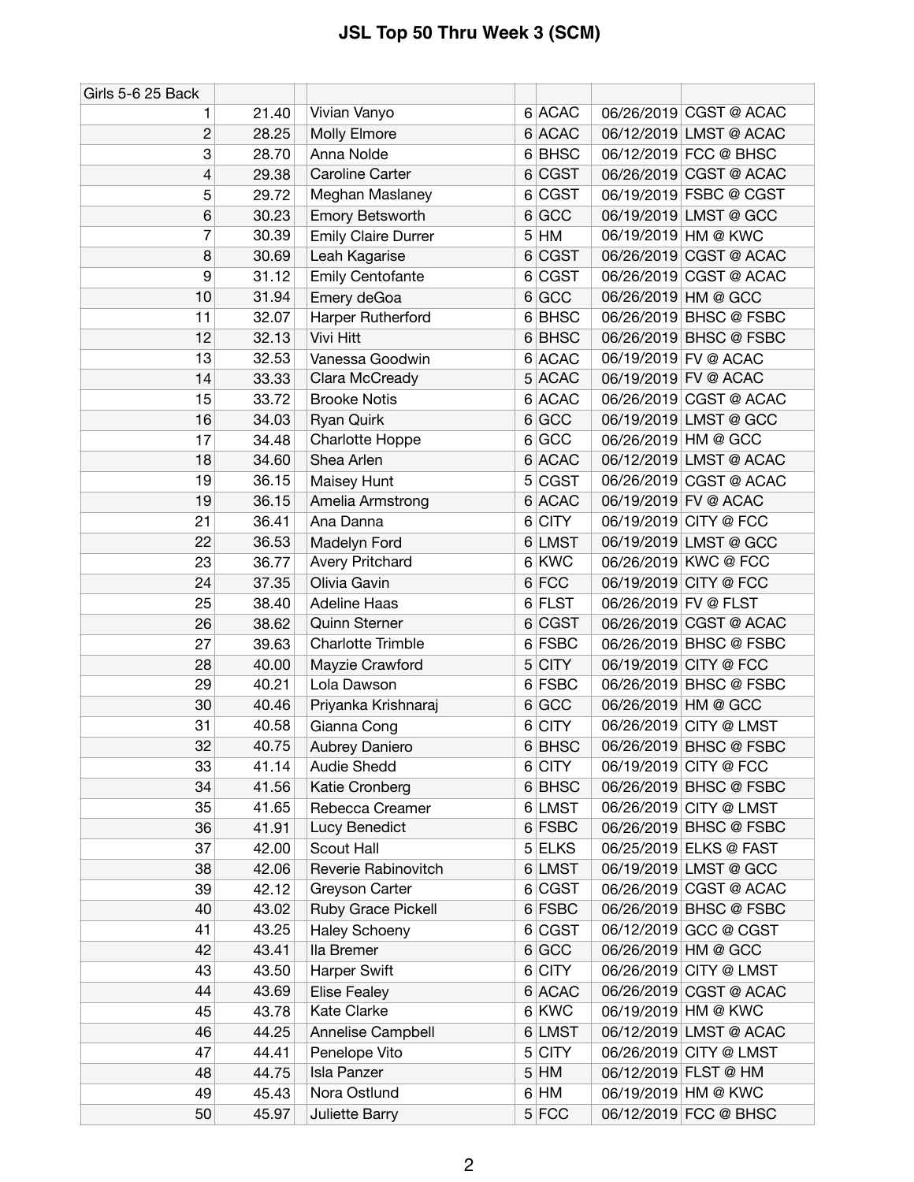# JSL Top 50 Thru Week 3 (SCM)

| Girls 5-6 25 Back | | | | | | | |
|---|---|---|---|---|---|---|---|
| 1 | 21.40 | | Vivian Vanyo | 6 | ACAC | 06/26/2019 | CGST @ ACAC |
| 2 | 28.25 | | Molly Elmore | 6 | ACAC | 06/12/2019 | LMST @ ACAC |
| 3 | 28.70 | | Anna Nolde | 6 | BHSC | 06/12/2019 | FCC @ BHSC |
| 4 | 29.38 | | Caroline Carter | 6 | CGST | 06/26/2019 | CGST @ ACAC |
| 5 | 29.72 | | Meghan Maslaney | 6 | CGST | 06/19/2019 | FSBC @ CGST |
| 6 | 30.23 | | Emory Betsworth | 6 | GCC | 06/19/2019 | LMST @ GCC |
| 7 | 30.39 | | Emily Claire Durrer | 5 | HM | 06/19/2019 | HM @ KWC |
| 8 | 30.69 | | Leah Kagarise | 6 | CGST | 06/26/2019 | CGST @ ACAC |
| 9 | 31.12 | | Emily Centofante | 6 | CGST | 06/26/2019 | CGST @ ACAC |
| 10 | 31.94 | | Emery deGoa | 6 | GCC | 06/26/2019 | HM @ GCC |
| 11 | 32.07 | | Harper Rutherford | 6 | BHSC | 06/26/2019 | BHSC @ FSBC |
| 12 | 32.13 | | Vivi Hitt | 6 | BHSC | 06/26/2019 | BHSC @ FSBC |
| 13 | 32.53 | | Vanessa Goodwin | 6 | ACAC | 06/19/2019 | FV @ ACAC |
| 14 | 33.33 | | Clara McCready | 5 | ACAC | 06/19/2019 | FV @ ACAC |
| 15 | 33.72 | | Brooke Notis | 6 | ACAC | 06/26/2019 | CGST @ ACAC |
| 16 | 34.03 | | Ryan Quirk | 6 | GCC | 06/19/2019 | LMST @ GCC |
| 17 | 34.48 | | Charlotte Hoppe | 6 | GCC | 06/26/2019 | HM @ GCC |
| 18 | 34.60 | | Shea Arlen | 6 | ACAC | 06/12/2019 | LMST @ ACAC |
| 19 | 36.15 | | Maisey Hunt | 5 | CGST | 06/26/2019 | CGST @ ACAC |
| 19 | 36.15 | | Amelia Armstrong | 6 | ACAC | 06/19/2019 | FV @ ACAC |
| 21 | 36.41 | | Ana Danna | 6 | CITY | 06/19/2019 | CITY @ FCC |
| 22 | 36.53 | | Madelyn Ford | 6 | LMST | 06/19/2019 | LMST @ GCC |
| 23 | 36.77 | | Avery Pritchard | 6 | KWC | 06/26/2019 | KWC @ FCC |
| 24 | 37.35 | | Olivia Gavin | 6 | FCC | 06/19/2019 | CITY @ FCC |
| 25 | 38.40 | | Adeline Haas | 6 | FLST | 06/26/2019 | FV @ FLST |
| 26 | 38.62 | | Quinn Sterner | 6 | CGST | 06/26/2019 | CGST @ ACAC |
| 27 | 39.63 | | Charlotte Trimble | 6 | FSBC | 06/26/2019 | BHSC @ FSBC |
| 28 | 40.00 | | Mayzie Crawford | 5 | CITY | 06/19/2019 | CITY @ FCC |
| 29 | 40.21 | | Lola Dawson | 6 | FSBC | 06/26/2019 | BHSC @ FSBC |
| 30 | 40.46 | | Priyanka Krishnaraj | 6 | GCC | 06/26/2019 | HM @ GCC |
| 31 | 40.58 | | Gianna Cong | 6 | CITY | 06/26/2019 | CITY @ LMST |
| 32 | 40.75 | | Aubrey Daniero | 6 | BHSC | 06/26/2019 | BHSC @ FSBC |
| 33 | 41.14 | | Audie Shedd | 6 | CITY | 06/19/2019 | CITY @ FCC |
| 34 | 41.56 | | Katie Cronberg | 6 | BHSC | 06/26/2019 | BHSC @ FSBC |
| 35 | 41.65 | | Rebecca Creamer | 6 | LMST | 06/26/2019 | CITY @ LMST |
| 36 | 41.91 | | Lucy Benedict | 6 | FSBC | 06/26/2019 | BHSC @ FSBC |
| 37 | 42.00 | | Scout Hall | 5 | ELKS | 06/25/2019 | ELKS @ FAST |
| 38 | 42.06 | | Reverie Rabinovitch | 6 | LMST | 06/19/2019 | LMST @ GCC |
| 39 | 42.12 | | Greyson Carter | 6 | CGST | 06/26/2019 | CGST @ ACAC |
| 40 | 43.02 | | Ruby Grace Pickell | 6 | FSBC | 06/26/2019 | BHSC @ FSBC |
| 41 | 43.25 | | Haley Schoeny | 6 | CGST | 06/12/2019 | GCC @ CGST |
| 42 | 43.41 | | Ila Bremer | 6 | GCC | 06/26/2019 | HM @ GCC |
| 43 | 43.50 | | Harper Swift | 6 | CITY | 06/26/2019 | CITY @ LMST |
| 44 | 43.69 | | Elise Fealey | 6 | ACAC | 06/26/2019 | CGST @ ACAC |
| 45 | 43.78 | | Kate Clarke | 6 | KWC | 06/19/2019 | HM @ KWC |
| 46 | 44.25 | | Annelise Campbell | 6 | LMST | 06/12/2019 | LMST @ ACAC |
| 47 | 44.41 | | Penelope Vito | 5 | CITY | 06/26/2019 | CITY @ LMST |
| 48 | 44.75 | | Isla Panzer | 5 | HM | 06/12/2019 | FLST @ HM |
| 49 | 45.43 | | Nora Ostlund | 6 | HM | 06/19/2019 | HM @ KWC |
| 50 | 45.97 | | Juliette Barry | 5 | FCC | 06/12/2019 | FCC @ BHSC |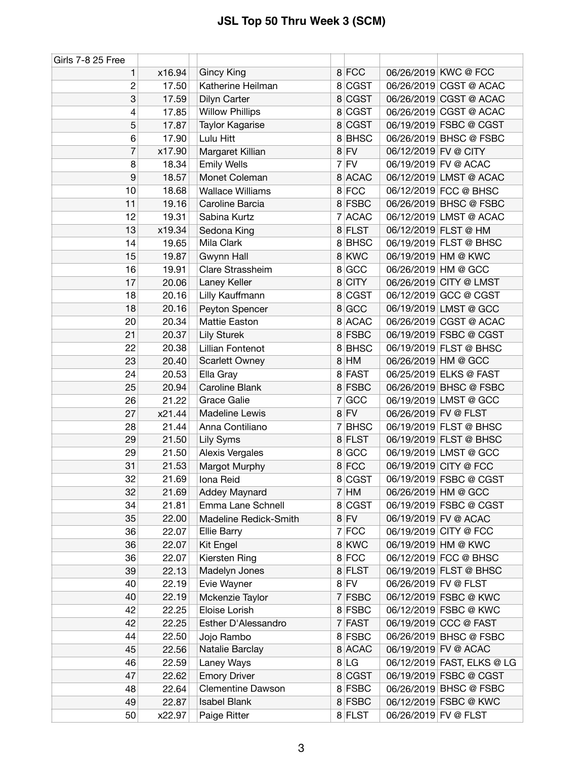# JSL Top 50 Thru Week 3 (SCM)

| Girls 7-8 25 Free | | | | | | |
|---|---|---|---|---|---|---|
| 1 | x16.94 | Gincy King | 8 | FCC | 06/26/2019 | KWC @ FCC |
| 2 | 17.50 | Katherine Heilman | 8 | CGST | 06/26/2019 | CGST @ ACAC |
| 3 | 17.59 | Dilyn Carter | 8 | CGST | 06/26/2019 | CGST @ ACAC |
| 4 | 17.85 | Willow Phillips | 8 | CGST | 06/26/2019 | CGST @ ACAC |
| 5 | 17.87 | Taylor Kagarise | 8 | CGST | 06/19/2019 | FSBC @ CGST |
| 6 | 17.90 | Lulu Hitt | 8 | BHSC | 06/26/2019 | BHSC @ FSBC |
| 7 | x17.90 | Margaret Killian | 8 | FV | 06/12/2019 | FV @ CITY |
| 8 | 18.34 | Emily Wells | 7 | FV | 06/19/2019 | FV @ ACAC |
| 9 | 18.57 | Monet Coleman | 8 | ACAC | 06/12/2019 | LMST @ ACAC |
| 10 | 18.68 | Wallace Williams | 8 | FCC | 06/12/2019 | FCC @ BHSC |
| 11 | 19.16 | Caroline Barcia | 8 | FSBC | 06/26/2019 | BHSC @ FSBC |
| 12 | 19.31 | Sabina Kurtz | 7 | ACAC | 06/12/2019 | LMST @ ACAC |
| 13 | x19.34 | Sedona King | 8 | FLST | 06/12/2019 | FLST @ HM |
| 14 | 19.65 | Mila Clark | 8 | BHSC | 06/19/2019 | FLST @ BHSC |
| 15 | 19.87 | Gwynn Hall | 8 | KWC | 06/19/2019 | HM @ KWC |
| 16 | 19.91 | Clare Strassheim | 8 | GCC | 06/26/2019 | HM @ GCC |
| 17 | 20.06 | Laney Keller | 8 | CITY | 06/26/2019 | CITY @ LMST |
| 18 | 20.16 | Lilly Kauffmann | 8 | CGST | 06/12/2019 | GCC @ CGST |
| 18 | 20.16 | Peyton Spencer | 8 | GCC | 06/19/2019 | LMST @ GCC |
| 20 | 20.34 | Mattie Easton | 8 | ACAC | 06/26/2019 | CGST @ ACAC |
| 21 | 20.37 | Lily Sturek | 8 | FSBC | 06/19/2019 | FSBC @ CGST |
| 22 | 20.38 | Lillian Fontenot | 8 | BHSC | 06/19/2019 | FLST @ BHSC |
| 23 | 20.40 | Scarlett Owney | 8 | HM | 06/26/2019 | HM @ GCC |
| 24 | 20.53 | Ella Gray | 8 | FAST | 06/25/2019 | ELKS @ FAST |
| 25 | 20.94 | Caroline Blank | 8 | FSBC | 06/26/2019 | BHSC @ FSBC |
| 26 | 21.22 | Grace Galie | 7 | GCC | 06/19/2019 | LMST @ GCC |
| 27 | x21.44 | Madeline Lewis | 8 | FV | 06/26/2019 | FV @ FLST |
| 28 | 21.44 | Anna Contiliano | 7 | BHSC | 06/19/2019 | FLST @ BHSC |
| 29 | 21.50 | Lily Syms | 8 | FLST | 06/19/2019 | FLST @ BHSC |
| 29 | 21.50 | Alexis Vergales | 8 | GCC | 06/19/2019 | LMST @ GCC |
| 31 | 21.53 | Margot Murphy | 8 | FCC | 06/19/2019 | CITY @ FCC |
| 32 | 21.69 | Iona Reid | 8 | CGST | 06/19/2019 | FSBC @ CGST |
| 32 | 21.69 | Addey Maynard | 7 | HM | 06/26/2019 | HM @ GCC |
| 34 | 21.81 | Emma Lane Schnell | 8 | CGST | 06/19/2019 | FSBC @ CGST |
| 35 | 22.00 | Madeline Redick-Smith | 8 | FV | 06/19/2019 | FV @ ACAC |
| 36 | 22.07 | Ellie Barry | 7 | FCC | 06/19/2019 | CITY @ FCC |
| 36 | 22.07 | Kit Engel | 8 | KWC | 06/19/2019 | HM @ KWC |
| 36 | 22.07 | Kiersten Ring | 8 | FCC | 06/12/2019 | FCC @ BHSC |
| 39 | 22.13 | Madelyn Jones | 8 | FLST | 06/19/2019 | FLST @ BHSC |
| 40 | 22.19 | Evie Wayner | 8 | FV | 06/26/2019 | FV @ FLST |
| 40 | 22.19 | Mckenzie Taylor | 7 | FSBC | 06/12/2019 | FSBC @ KWC |
| 42 | 22.25 | Eloise Lorish | 8 | FSBC | 06/12/2019 | FSBC @ KWC |
| 42 | 22.25 | Esther D'Alessandro | 7 | FAST | 06/19/2019 | CCC @ FAST |
| 44 | 22.50 | Jojo Rambo | 8 | FSBC | 06/26/2019 | BHSC @ FSBC |
| 45 | 22.56 | Natalie Barclay | 8 | ACAC | 06/19/2019 | FV @ ACAC |
| 46 | 22.59 | Laney Ways | 8 | LG | 06/12/2019 | FAST, ELKS @ LG |
| 47 | 22.62 | Emory Driver | 8 | CGST | 06/19/2019 | FSBC @ CGST |
| 48 | 22.64 | Clementine Dawson | 8 | FSBC | 06/26/2019 | BHSC @ FSBC |
| 49 | 22.87 | Isabel Blank | 8 | FSBC | 06/12/2019 | FSBC @ KWC |
| 50 | x22.97 | Paige Ritter | 8 | FLST | 06/26/2019 | FV @ FLST |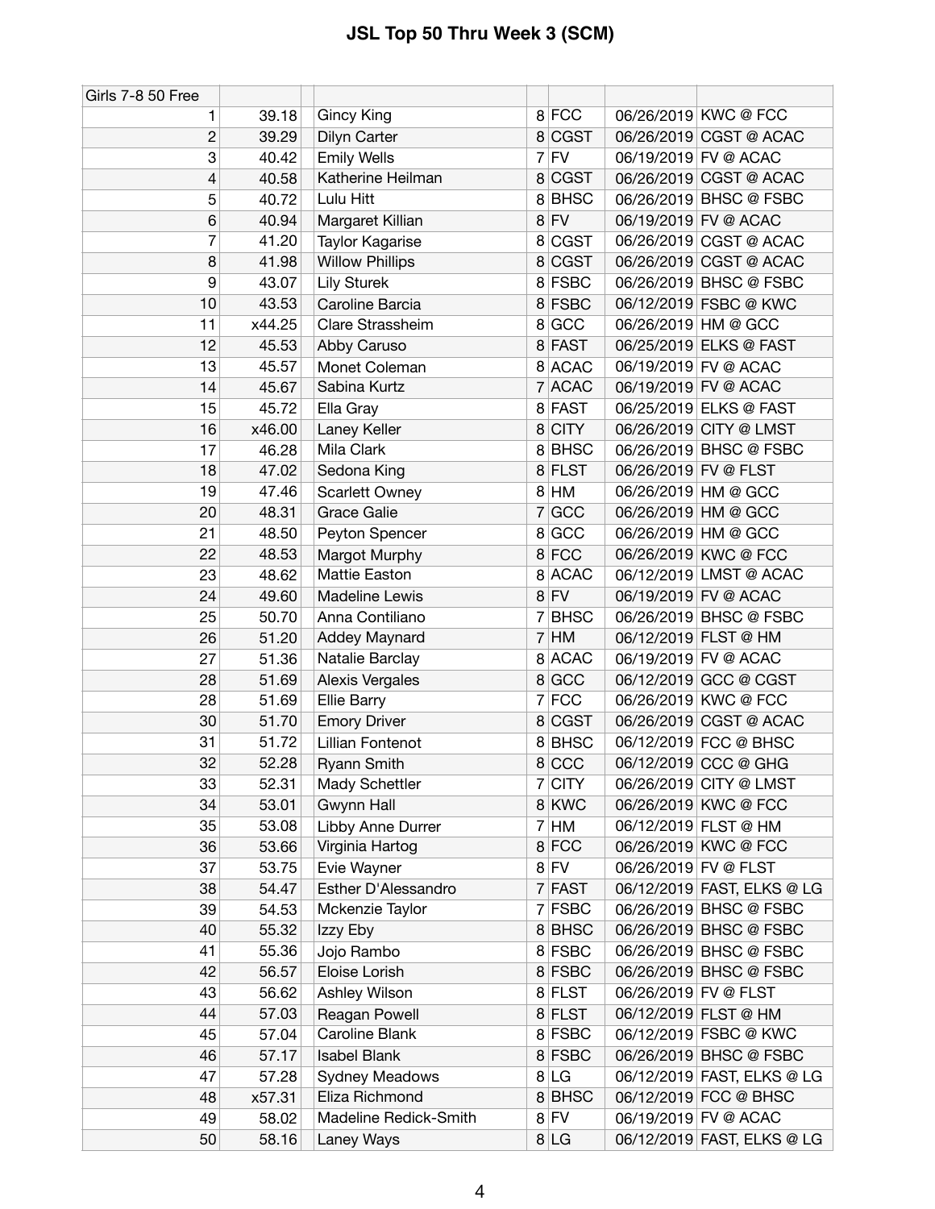# JSL Top 50 Thru Week 3 (SCM)

| Girls 7-8 50 Free | | | | | | |
|---|---|---|---|---|---|---|
| 1 | 39.18 | Gincy King | 8 | FCC | 06/26/2019 | KWC @ FCC |
| 2 | 39.29 | Dilyn Carter | 8 | CGST | 06/26/2019 | CGST @ ACAC |
| 3 | 40.42 | Emily Wells | 7 | FV | 06/19/2019 | FV @ ACAC |
| 4 | 40.58 | Katherine Heilman | 8 | CGST | 06/26/2019 | CGST @ ACAC |
| 5 | 40.72 | Lulu Hitt | 8 | BHSC | 06/26/2019 | BHSC @ FSBC |
| 6 | 40.94 | Margaret Killian | 8 | FV | 06/19/2019 | FV @ ACAC |
| 7 | 41.20 | Taylor Kagarise | 8 | CGST | 06/26/2019 | CGST @ ACAC |
| 8 | 41.98 | Willow Phillips | 8 | CGST | 06/26/2019 | CGST @ ACAC |
| 9 | 43.07 | Lily Sturek | 8 | FSBC | 06/26/2019 | BHSC @ FSBC |
| 10 | 43.53 | Caroline Barcia | 8 | FSBC | 06/12/2019 | FSBC @ KWC |
| 11 | x44.25 | Clare Strassheim | 8 | GCC | 06/26/2019 | HM @ GCC |
| 12 | 45.53 | Abby Caruso | 8 | FAST | 06/25/2019 | ELKS @ FAST |
| 13 | 45.57 | Monet Coleman | 8 | ACAC | 06/19/2019 | FV @ ACAC |
| 14 | 45.67 | Sabina Kurtz | 7 | ACAC | 06/19/2019 | FV @ ACAC |
| 15 | 45.72 | Ella Gray | 8 | FAST | 06/25/2019 | ELKS @ FAST |
| 16 | x46.00 | Laney Keller | 8 | CITY | 06/26/2019 | CITY @ LMST |
| 17 | 46.28 | Mila Clark | 8 | BHSC | 06/26/2019 | BHSC @ FSBC |
| 18 | 47.02 | Sedona King | 8 | FLST | 06/26/2019 | FV @ FLST |
| 19 | 47.46 | Scarlett Owney | 8 | HM | 06/26/2019 | HM @ GCC |
| 20 | 48.31 | Grace Galie | 7 | GCC | 06/26/2019 | HM @ GCC |
| 21 | 48.50 | Peyton Spencer | 8 | GCC | 06/26/2019 | HM @ GCC |
| 22 | 48.53 | Margot Murphy | 8 | FCC | 06/26/2019 | KWC @ FCC |
| 23 | 48.62 | Mattie Easton | 8 | ACAC | 06/12/2019 | LMST @ ACAC |
| 24 | 49.60 | Madeline Lewis | 8 | FV | 06/19/2019 | FV @ ACAC |
| 25 | 50.70 | Anna Contiliano | 7 | BHSC | 06/26/2019 | BHSC @ FSBC |
| 26 | 51.20 | Addey Maynard | 7 | HM | 06/12/2019 | FLST @ HM |
| 27 | 51.36 | Natalie Barclay | 8 | ACAC | 06/19/2019 | FV @ ACAC |
| 28 | 51.69 | Alexis Vergales | 8 | GCC | 06/12/2019 | GCC @ CGST |
| 28 | 51.69 | Ellie Barry | 7 | FCC | 06/26/2019 | KWC @ FCC |
| 30 | 51.70 | Emory Driver | 8 | CGST | 06/26/2019 | CGST @ ACAC |
| 31 | 51.72 | Lillian Fontenot | 8 | BHSC | 06/12/2019 | FCC @ BHSC |
| 32 | 52.28 | Ryann Smith | 8 | CCC | 06/12/2019 | CCC @ GHG |
| 33 | 52.31 | Mady Schettler | 7 | CITY | 06/26/2019 | CITY @ LMST |
| 34 | 53.01 | Gwynn Hall | 8 | KWC | 06/26/2019 | KWC @ FCC |
| 35 | 53.08 | Libby Anne Durrer | 7 | HM | 06/12/2019 | FLST @ HM |
| 36 | 53.66 | Virginia Hartog | 8 | FCC | 06/26/2019 | KWC @ FCC |
| 37 | 53.75 | Evie Wayner | 8 | FV | 06/26/2019 | FV @ FLST |
| 38 | 54.47 | Esther D'Alessandro | 7 | FAST | 06/12/2019 | FAST, ELKS @ LG |
| 39 | 54.53 | Mckenzie Taylor | 7 | FSBC | 06/26/2019 | BHSC @ FSBC |
| 40 | 55.32 | Izzy Eby | 8 | BHSC | 06/26/2019 | BHSC @ FSBC |
| 41 | 55.36 | Jojo Rambo | 8 | FSBC | 06/26/2019 | BHSC @ FSBC |
| 42 | 56.57 | Eloise Lorish | 8 | FSBC | 06/26/2019 | BHSC @ FSBC |
| 43 | 56.62 | Ashley Wilson | 8 | FLST | 06/26/2019 | FV @ FLST |
| 44 | 57.03 | Reagan Powell | 8 | FLST | 06/12/2019 | FLST @ HM |
| 45 | 57.04 | Caroline Blank | 8 | FSBC | 06/12/2019 | FSBC @ KWC |
| 46 | 57.17 | Isabel Blank | 8 | FSBC | 06/26/2019 | BHSC @ FSBC |
| 47 | 57.28 | Sydney Meadows | 8 | LG | 06/12/2019 | FAST, ELKS @ LG |
| 48 | x57.31 | Eliza Richmond | 8 | BHSC | 06/12/2019 | FCC @ BHSC |
| 49 | 58.02 | Madeline Redick-Smith | 8 | FV | 06/19/2019 | FV @ ACAC |
| 50 | 58.16 | Laney Ways | 8 | LG | 06/12/2019 | FAST, ELKS @ LG |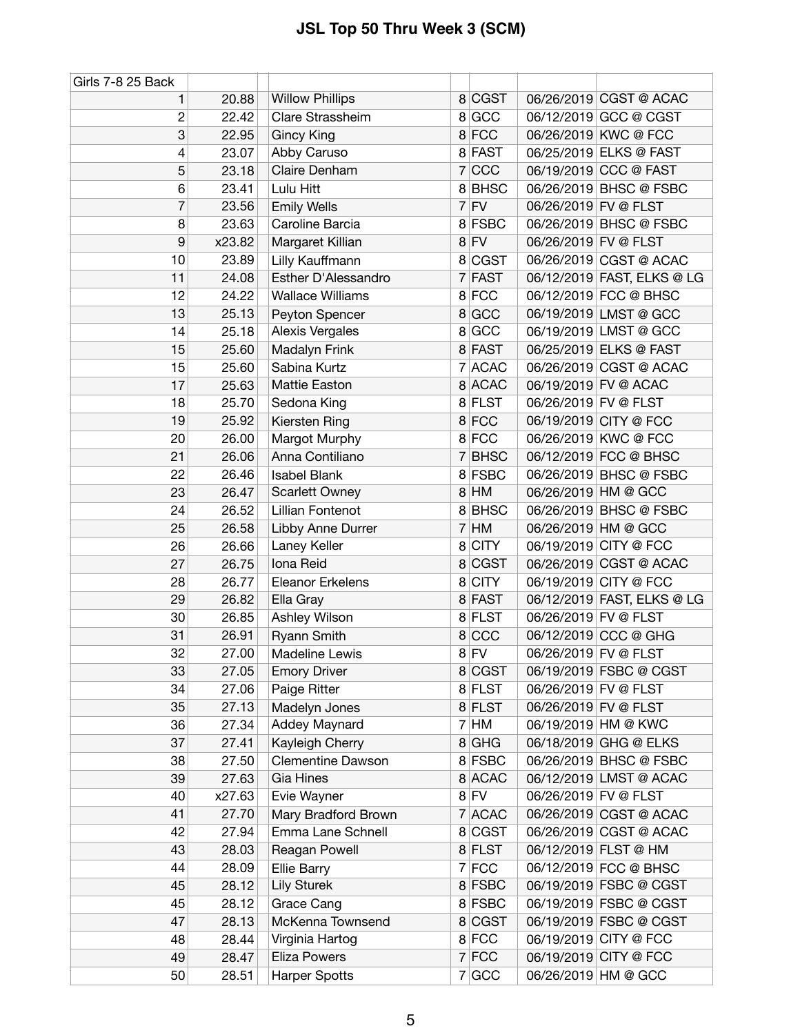# JSL Top 50 Thru Week 3 (SCM)

| Girls 7-8 25 Back | | | | | | | |
|---|---|---|---|---|---|---|---|
| 1 | 20.88 | | Willow Phillips | 8 | CGST | 06/26/2019 | CGST @ ACAC |
| 2 | 22.42 | | Clare Strassheim | 8 | GCC | 06/12/2019 | GCC @ CGST |
| 3 | 22.95 | | Gincy King | 8 | FCC | 06/26/2019 | KWC @ FCC |
| 4 | 23.07 | | Abby Caruso | 8 | FAST | 06/25/2019 | ELKS @ FAST |
| 5 | 23.18 | | Claire Denham | 7 | CCC | 06/19/2019 | CCC @ FAST |
| 6 | 23.41 | | Lulu Hitt | 8 | BHSC | 06/26/2019 | BHSC @ FSBC |
| 7 | 23.56 | | Emily Wells | 7 | FV | 06/26/2019 | FV @ FLST |
| 8 | 23.63 | | Caroline Barcia | 8 | FSBC | 06/26/2019 | BHSC @ FSBC |
| 9 | x23.82 | | Margaret Killian | 8 | FV | 06/26/2019 | FV @ FLST |
| 10 | 23.89 | | Lilly Kauffmann | 8 | CGST | 06/26/2019 | CGST @ ACAC |
| 11 | 24.08 | | Esther D'Alessandro | 7 | FAST | 06/12/2019 | FAST, ELKS @ LG |
| 12 | 24.22 | | Wallace Williams | 8 | FCC | 06/12/2019 | FCC @ BHSC |
| 13 | 25.13 | | Peyton Spencer | 8 | GCC | 06/19/2019 | LMST @ GCC |
| 14 | 25.18 | | Alexis Vergales | 8 | GCC | 06/19/2019 | LMST @ GCC |
| 15 | 25.60 | | Madalyn Frink | 8 | FAST | 06/25/2019 | ELKS @ FAST |
| 15 | 25.60 | | Sabina Kurtz | 7 | ACAC | 06/26/2019 | CGST @ ACAC |
| 17 | 25.63 | | Mattie Easton | 8 | ACAC | 06/19/2019 | FV @ ACAC |
| 18 | 25.70 | | Sedona King | 8 | FLST | 06/26/2019 | FV @ FLST |
| 19 | 25.92 | | Kiersten Ring | 8 | FCC | 06/19/2019 | CITY @ FCC |
| 20 | 26.00 | | Margot Murphy | 8 | FCC | 06/26/2019 | KWC @ FCC |
| 21 | 26.06 | | Anna Contiliano | 7 | BHSC | 06/12/2019 | FCC @ BHSC |
| 22 | 26.46 | | Isabel Blank | 8 | FSBC | 06/26/2019 | BHSC @ FSBC |
| 23 | 26.47 | | Scarlett Owney | 8 | HM | 06/26/2019 | HM @ GCC |
| 24 | 26.52 | | Lillian Fontenot | 8 | BHSC | 06/26/2019 | BHSC @ FSBC |
| 25 | 26.58 | | Libby Anne Durrer | 7 | HM | 06/26/2019 | HM @ GCC |
| 26 | 26.66 | | Laney Keller | 8 | CITY | 06/19/2019 | CITY @ FCC |
| 27 | 26.75 | | Iona Reid | 8 | CGST | 06/26/2019 | CGST @ ACAC |
| 28 | 26.77 | | Eleanor Erkelens | 8 | CITY | 06/19/2019 | CITY @ FCC |
| 29 | 26.82 | | Ella Gray | 8 | FAST | 06/12/2019 | FAST, ELKS @ LG |
| 30 | 26.85 | | Ashley Wilson | 8 | FLST | 06/26/2019 | FV @ FLST |
| 31 | 26.91 | | Ryann Smith | 8 | CCC | 06/12/2019 | CCC @ GHG |
| 32 | 27.00 | | Madeline Lewis | 8 | FV | 06/26/2019 | FV @ FLST |
| 33 | 27.05 | | Emory Driver | 8 | CGST | 06/19/2019 | FSBC @ CGST |
| 34 | 27.06 | | Paige Ritter | 8 | FLST | 06/26/2019 | FV @ FLST |
| 35 | 27.13 | | Madelyn Jones | 8 | FLST | 06/26/2019 | FV @ FLST |
| 36 | 27.34 | | Addey Maynard | 7 | HM | 06/19/2019 | HM @ KWC |
| 37 | 27.41 | | Kayleigh Cherry | 8 | GHG | 06/18/2019 | GHG @ ELKS |
| 38 | 27.50 | | Clementine Dawson | 8 | FSBC | 06/26/2019 | BHSC @ FSBC |
| 39 | 27.63 | | Gia Hines | 8 | ACAC | 06/12/2019 | LMST @ ACAC |
| 40 | x27.63 | | Evie Wayner | 8 | FV | 06/26/2019 | FV @ FLST |
| 41 | 27.70 | | Mary Bradford Brown | 7 | ACAC | 06/26/2019 | CGST @ ACAC |
| 42 | 27.94 | | Emma Lane Schnell | 8 | CGST | 06/26/2019 | CGST @ ACAC |
| 43 | 28.03 | | Reagan Powell | 8 | FLST | 06/12/2019 | FLST @ HM |
| 44 | 28.09 | | Ellie Barry | 7 | FCC | 06/12/2019 | FCC @ BHSC |
| 45 | 28.12 | | Lily Sturek | 8 | FSBC | 06/19/2019 | FSBC @ CGST |
| 45 | 28.12 | | Grace Cang | 8 | FSBC | 06/19/2019 | FSBC @ CGST |
| 47 | 28.13 | | McKenna Townsend | 8 | CGST | 06/19/2019 | FSBC @ CGST |
| 48 | 28.44 | | Virginia Hartog | 8 | FCC | 06/19/2019 | CITY @ FCC |
| 49 | 28.47 | | Eliza Powers | 7 | FCC | 06/19/2019 | CITY @ FCC |
| 50 | 28.51 | | Harper Spotts | 7 | GCC | 06/26/2019 | HM @ GCC |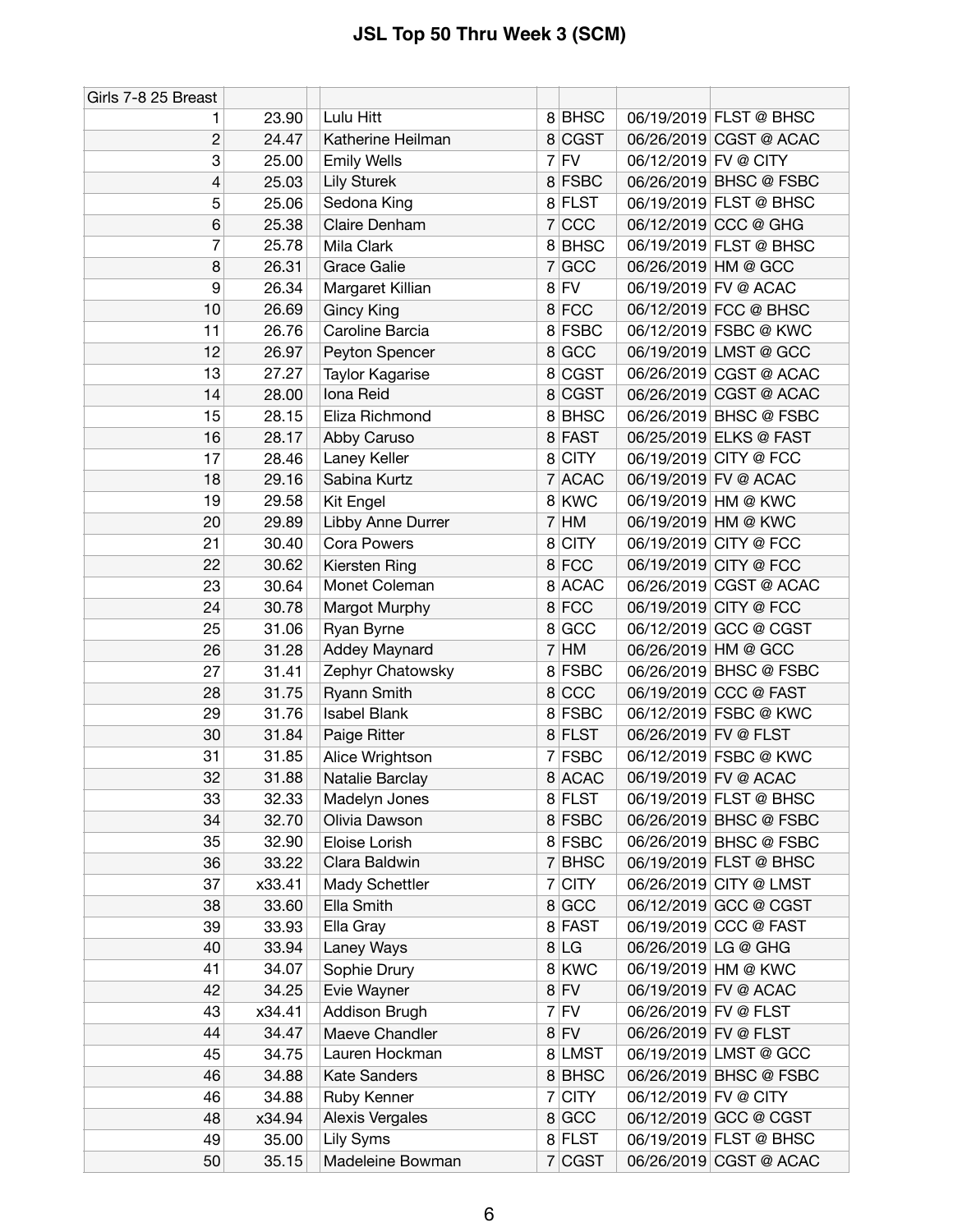# JSL Top 50 Thru Week 3 (SCM)

| Girls 7-8 25 Breast | | | | | | |
|---|---|---|---|---|---|---|
| 1 | 23.90 | Lulu Hitt | 8 | BHSC | 06/19/2019 | FLST @ BHSC |
| 2 | 24.47 | Katherine Heilman | 8 | CGST | 06/26/2019 | CGST @ ACAC |
| 3 | 25.00 | Emily Wells | 7 | FV | 06/12/2019 | FV @ CITY |
| 4 | 25.03 | Lily Sturek | 8 | FSBC | 06/26/2019 | BHSC @ FSBC |
| 5 | 25.06 | Sedona King | 8 | FLST | 06/19/2019 | FLST @ BHSC |
| 6 | 25.38 | Claire Denham | 7 | CCC | 06/12/2019 | CCC @ GHG |
| 7 | 25.78 | Mila Clark | 8 | BHSC | 06/19/2019 | FLST @ BHSC |
| 8 | 26.31 | Grace Galie | 7 | GCC | 06/26/2019 | HM @ GCC |
| 9 | 26.34 | Margaret Killian | 8 | FV | 06/19/2019 | FV @ ACAC |
| 10 | 26.69 | Gincy King | 8 | FCC | 06/12/2019 | FCC @ BHSC |
| 11 | 26.76 | Caroline Barcia | 8 | FSBC | 06/12/2019 | FSBC @ KWC |
| 12 | 26.97 | Peyton Spencer | 8 | GCC | 06/19/2019 | LMST @ GCC |
| 13 | 27.27 | Taylor Kagarise | 8 | CGST | 06/26/2019 | CGST @ ACAC |
| 14 | 28.00 | Iona Reid | 8 | CGST | 06/26/2019 | CGST @ ACAC |
| 15 | 28.15 | Eliza Richmond | 8 | BHSC | 06/26/2019 | BHSC @ FSBC |
| 16 | 28.17 | Abby Caruso | 8 | FAST | 06/25/2019 | ELKS @ FAST |
| 17 | 28.46 | Laney Keller | 8 | CITY | 06/19/2019 | CITY @ FCC |
| 18 | 29.16 | Sabina Kurtz | 7 | ACAC | 06/19/2019 | FV @ ACAC |
| 19 | 29.58 | Kit Engel | 8 | KWC | 06/19/2019 | HM @ KWC |
| 20 | 29.89 | Libby Anne Durrer | 7 | HM | 06/19/2019 | HM @ KWC |
| 21 | 30.40 | Cora Powers | 8 | CITY | 06/19/2019 | CITY @ FCC |
| 22 | 30.62 | Kiersten Ring | 8 | FCC | 06/19/2019 | CITY @ FCC |
| 23 | 30.64 | Monet Coleman | 8 | ACAC | 06/26/2019 | CGST @ ACAC |
| 24 | 30.78 | Margot Murphy | 8 | FCC | 06/19/2019 | CITY @ FCC |
| 25 | 31.06 | Ryan Byrne | 8 | GCC | 06/12/2019 | GCC @ CGST |
| 26 | 31.28 | Addey Maynard | 7 | HM | 06/26/2019 | HM @ GCC |
| 27 | 31.41 | Zephyr Chatowsky | 8 | FSBC | 06/26/2019 | BHSC @ FSBC |
| 28 | 31.75 | Ryann Smith | 8 | CCC | 06/19/2019 | CCC @ FAST |
| 29 | 31.76 | Isabel Blank | 8 | FSBC | 06/12/2019 | FSBC @ KWC |
| 30 | 31.84 | Paige Ritter | 8 | FLST | 06/26/2019 | FV @ FLST |
| 31 | 31.85 | Alice Wrightson | 7 | FSBC | 06/12/2019 | FSBC @ KWC |
| 32 | 31.88 | Natalie Barclay | 8 | ACAC | 06/19/2019 | FV @ ACAC |
| 33 | 32.33 | Madelyn Jones | 8 | FLST | 06/19/2019 | FLST @ BHSC |
| 34 | 32.70 | Olivia Dawson | 8 | FSBC | 06/26/2019 | BHSC @ FSBC |
| 35 | 32.90 | Eloise Lorish | 8 | FSBC | 06/26/2019 | BHSC @ FSBC |
| 36 | 33.22 | Clara Baldwin | 7 | BHSC | 06/19/2019 | FLST @ BHSC |
| 37 | x33.41 | Mady Schettler | 7 | CITY | 06/26/2019 | CITY @ LMST |
| 38 | 33.60 | Ella Smith | 8 | GCC | 06/12/2019 | GCC @ CGST |
| 39 | 33.93 | Ella Gray | 8 | FAST | 06/19/2019 | CCC @ FAST |
| 40 | 33.94 | Laney Ways | 8 | LG | 06/26/2019 | LG @ GHG |
| 41 | 34.07 | Sophie Drury | 8 | KWC | 06/19/2019 | HM @ KWC |
| 42 | 34.25 | Evie Wayner | 8 | FV | 06/19/2019 | FV @ ACAC |
| 43 | x34.41 | Addison Brugh | 7 | FV | 06/26/2019 | FV @ FLST |
| 44 | 34.47 | Maeve Chandler | 8 | FV | 06/26/2019 | FV @ FLST |
| 45 | 34.75 | Lauren Hockman | 8 | LMST | 06/19/2019 | LMST @ GCC |
| 46 | 34.88 | Kate Sanders | 8 | BHSC | 06/26/2019 | BHSC @ FSBC |
| 46 | 34.88 | Ruby Kenner | 7 | CITY | 06/12/2019 | FV @ CITY |
| 48 | x34.94 | Alexis Vergales | 8 | GCC | 06/12/2019 | GCC @ CGST |
| 49 | 35.00 | Lily Syms | 8 | FLST | 06/19/2019 | FLST @ BHSC |
| 50 | 35.15 | Madeleine Bowman | 7 | CGST | 06/26/2019 | CGST @ ACAC |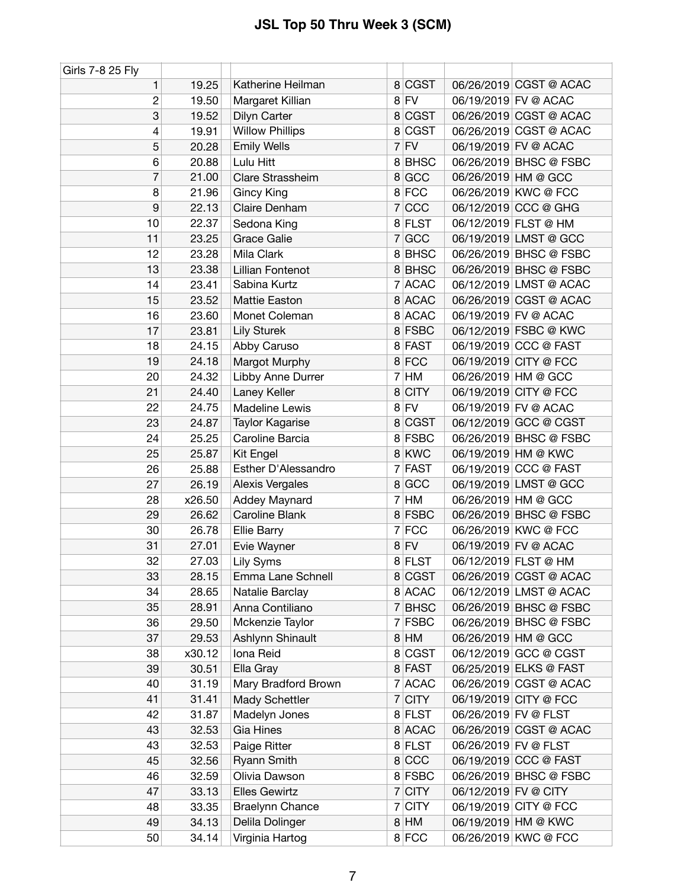# JSL Top 50 Thru Week 3 (SCM)

| Girls 7-8 25 Fly | | | | | | |
|---|---|---|---|---|---|---|
| 1 | 19.25 | Katherine Heilman | 8 | CGST | 06/26/2019 | CGST @ ACAC |
| 2 | 19.50 | Margaret Killian | 8 | FV | 06/19/2019 | FV @ ACAC |
| 3 | 19.52 | Dilyn Carter | 8 | CGST | 06/26/2019 | CGST @ ACAC |
| 4 | 19.91 | Willow Phillips | 8 | CGST | 06/26/2019 | CGST @ ACAC |
| 5 | 20.28 | Emily Wells | 7 | FV | 06/19/2019 | FV @ ACAC |
| 6 | 20.88 | Lulu Hitt | 8 | BHSC | 06/26/2019 | BHSC @ FSBC |
| 7 | 21.00 | Clare Strassheim | 8 | GCC | 06/26/2019 | HM @ GCC |
| 8 | 21.96 | Gincy King | 8 | FCC | 06/26/2019 | KWC @ FCC |
| 9 | 22.13 | Claire Denham | 7 | CCC | 06/12/2019 | CCC @ GHG |
| 10 | 22.37 | Sedona King | 8 | FLST | 06/12/2019 | FLST @ HM |
| 11 | 23.25 | Grace Galie | 7 | GCC | 06/19/2019 | LMST @ GCC |
| 12 | 23.28 | Mila Clark | 8 | BHSC | 06/26/2019 | BHSC @ FSBC |
| 13 | 23.38 | Lillian Fontenot | 8 | BHSC | 06/26/2019 | BHSC @ FSBC |
| 14 | 23.41 | Sabina Kurtz | 7 | ACAC | 06/12/2019 | LMST @ ACAC |
| 15 | 23.52 | Mattie Easton | 8 | ACAC | 06/26/2019 | CGST @ ACAC |
| 16 | 23.60 | Monet Coleman | 8 | ACAC | 06/19/2019 | FV @ ACAC |
| 17 | 23.81 | Lily Sturek | 8 | FSBC | 06/12/2019 | FSBC @ KWC |
| 18 | 24.15 | Abby Caruso | 8 | FAST | 06/19/2019 | CCC @ FAST |
| 19 | 24.18 | Margot Murphy | 8 | FCC | 06/19/2019 | CITY @ FCC |
| 20 | 24.32 | Libby Anne Durrer | 7 | HM | 06/26/2019 | HM @ GCC |
| 21 | 24.40 | Laney Keller | 8 | CITY | 06/19/2019 | CITY @ FCC |
| 22 | 24.75 | Madeline Lewis | 8 | FV | 06/19/2019 | FV @ ACAC |
| 23 | 24.87 | Taylor Kagarise | 8 | CGST | 06/12/2019 | GCC @ CGST |
| 24 | 25.25 | Caroline Barcia | 8 | FSBC | 06/26/2019 | BHSC @ FSBC |
| 25 | 25.87 | Kit Engel | 8 | KWC | 06/19/2019 | HM @ KWC |
| 26 | 25.88 | Esther D'Alessandro | 7 | FAST | 06/19/2019 | CCC @ FAST |
| 27 | 26.19 | Alexis Vergales | 8 | GCC | 06/19/2019 | LMST @ GCC |
| 28 | x26.50 | Addey Maynard | 7 | HM | 06/26/2019 | HM @ GCC |
| 29 | 26.62 | Caroline Blank | 8 | FSBC | 06/26/2019 | BHSC @ FSBC |
| 30 | 26.78 | Ellie Barry | 7 | FCC | 06/26/2019 | KWC @ FCC |
| 31 | 27.01 | Evie Wayner | 8 | FV | 06/19/2019 | FV @ ACAC |
| 32 | 27.03 | Lily Syms | 8 | FLST | 06/12/2019 | FLST @ HM |
| 33 | 28.15 | Emma Lane Schnell | 8 | CGST | 06/26/2019 | CGST @ ACAC |
| 34 | 28.65 | Natalie Barclay | 8 | ACAC | 06/12/2019 | LMST @ ACAC |
| 35 | 28.91 | Anna Contiliano | 7 | BHSC | 06/26/2019 | BHSC @ FSBC |
| 36 | 29.50 | Mckenzie Taylor | 7 | FSBC | 06/26/2019 | BHSC @ FSBC |
| 37 | 29.53 | Ashlynn Shinault | 8 | HM | 06/26/2019 | HM @ GCC |
| 38 | x30.12 | Iona Reid | 8 | CGST | 06/12/2019 | GCC @ CGST |
| 39 | 30.51 | Ella Gray | 8 | FAST | 06/25/2019 | ELKS @ FAST |
| 40 | 31.19 | Mary Bradford Brown | 7 | ACAC | 06/26/2019 | CGST @ ACAC |
| 41 | 31.41 | Mady Schettler | 7 | CITY | 06/19/2019 | CITY @ FCC |
| 42 | 31.87 | Madelyn Jones | 8 | FLST | 06/26/2019 | FV @ FLST |
| 43 | 32.53 | Gia Hines | 8 | ACAC | 06/26/2019 | CGST @ ACAC |
| 43 | 32.53 | Paige Ritter | 8 | FLST | 06/26/2019 | FV @ FLST |
| 45 | 32.56 | Ryann Smith | 8 | CCC | 06/19/2019 | CCC @ FAST |
| 46 | 32.59 | Olivia Dawson | 8 | FSBC | 06/26/2019 | BHSC @ FSBC |
| 47 | 33.13 | Elles Gewirtz | 7 | CITY | 06/12/2019 | FV @ CITY |
| 48 | 33.35 | Braelynn Chance | 7 | CITY | 06/19/2019 | CITY @ FCC |
| 49 | 34.13 | Delila Dolinger | 8 | HM | 06/19/2019 | HM @ KWC |
| 50 | 34.14 | Virginia Hartog | 8 | FCC | 06/26/2019 | KWC @ FCC |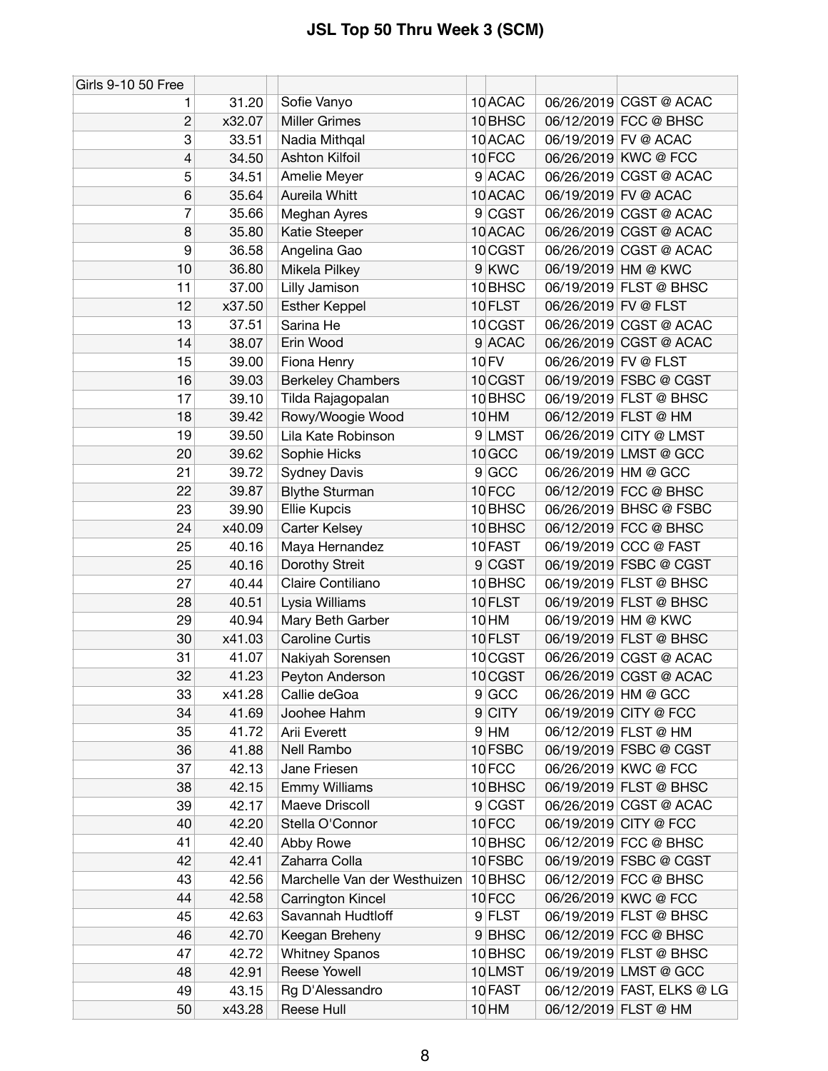# JSL Top 50 Thru Week 3 (SCM)

| Girls 9-10 50 Free | | | | | | | |
|---|---|---|---|---|---|---|---|
| 1 | 31.20 | | Sofie Vanyo | 10 | ACAC | 06/26/2019 | CGST @ ACAC |
| 2 | x32.07 | | Miller Grimes | 10 | BHSC | 06/12/2019 | FCC @ BHSC |
| 3 | 33.51 | | Nadia Mithqal | 10 | ACAC | 06/19/2019 | FV @ ACAC |
| 4 | 34.50 | | Ashton Kilfoil | 10 | FCC | 06/26/2019 | KWC @ FCC |
| 5 | 34.51 | | Amelie Meyer | 9 | ACAC | 06/26/2019 | CGST @ ACAC |
| 6 | 35.64 | | Aureila Whitt | 10 | ACAC | 06/19/2019 | FV @ ACAC |
| 7 | 35.66 | | Meghan Ayres | 9 | CGST | 06/26/2019 | CGST @ ACAC |
| 8 | 35.80 | | Katie Steeper | 10 | ACAC | 06/26/2019 | CGST @ ACAC |
| 9 | 36.58 | | Angelina Gao | 10 | CGST | 06/26/2019 | CGST @ ACAC |
| 10 | 36.80 | | Mikela Pilkey | 9 | KWC | 06/19/2019 | HM @ KWC |
| 11 | 37.00 | | Lilly Jamison | 10 | BHSC | 06/19/2019 | FLST @ BHSC |
| 12 | x37.50 | | Esther Keppel | 10 | FLST | 06/26/2019 | FV @ FLST |
| 13 | 37.51 | | Sarina He | 10 | CGST | 06/26/2019 | CGST @ ACAC |
| 14 | 38.07 | | Erin Wood | 9 | ACAC | 06/26/2019 | CGST @ ACAC |
| 15 | 39.00 | | Fiona Henry | 10 | FV | 06/26/2019 | FV @ FLST |
| 16 | 39.03 | | Berkeley Chambers | 10 | CGST | 06/19/2019 | FSBC @ CGST |
| 17 | 39.10 | | Tilda Rajagopalan | 10 | BHSC | 06/19/2019 | FLST @ BHSC |
| 18 | 39.42 | | Rowy/Woogie Wood | 10 | HM | 06/12/2019 | FLST @ HM |
| 19 | 39.50 | | Lila Kate Robinson | 9 | LMST | 06/26/2019 | CITY @ LMST |
| 20 | 39.62 | | Sophie Hicks | 10 | GCC | 06/19/2019 | LMST @ GCC |
| 21 | 39.72 | | Sydney Davis | 9 | GCC | 06/26/2019 | HM @ GCC |
| 22 | 39.87 | | Blythe Sturman | 10 | FCC | 06/12/2019 | FCC @ BHSC |
| 23 | 39.90 | | Ellie Kupcis | 10 | BHSC | 06/26/2019 | BHSC @ FSBC |
| 24 | x40.09 | | Carter Kelsey | 10 | BHSC | 06/12/2019 | FCC @ BHSC |
| 25 | 40.16 | | Maya Hernandez | 10 | FAST | 06/19/2019 | CCC @ FAST |
| 25 | 40.16 | | Dorothy Streit | 9 | CGST | 06/19/2019 | FSBC @ CGST |
| 27 | 40.44 | | Claire Contiliano | 10 | BHSC | 06/19/2019 | FLST @ BHSC |
| 28 | 40.51 | | Lysia Williams | 10 | FLST | 06/19/2019 | FLST @ BHSC |
| 29 | 40.94 | | Mary Beth Garber | 10 | HM | 06/19/2019 | HM @ KWC |
| 30 | x41.03 | | Caroline Curtis | 10 | FLST | 06/19/2019 | FLST @ BHSC |
| 31 | 41.07 | | Nakiyah Sorensen | 10 | CGST | 06/26/2019 | CGST @ ACAC |
| 32 | 41.23 | | Peyton Anderson | 10 | CGST | 06/26/2019 | CGST @ ACAC |
| 33 | x41.28 | | Callie deGoa | 9 | GCC | 06/26/2019 | HM @ GCC |
| 34 | 41.69 | | Joohee Hahm | 9 | CITY | 06/19/2019 | CITY @ FCC |
| 35 | 41.72 | | Arii Everett | 9 | HM | 06/12/2019 | FLST @ HM |
| 36 | 41.88 | | Nell Rambo | 10 | FSBC | 06/19/2019 | FSBC @ CGST |
| 37 | 42.13 | | Jane Friesen | 10 | FCC | 06/26/2019 | KWC @ FCC |
| 38 | 42.15 | | Emmy Williams | 10 | BHSC | 06/19/2019 | FLST @ BHSC |
| 39 | 42.17 | | Maeve Driscoll | 9 | CGST | 06/26/2019 | CGST @ ACAC |
| 40 | 42.20 | | Stella O'Connor | 10 | FCC | 06/19/2019 | CITY @ FCC |
| 41 | 42.40 | | Abby Rowe | 10 | BHSC | 06/12/2019 | FCC @ BHSC |
| 42 | 42.41 | | Zaharra Colla | 10 | FSBC | 06/19/2019 | FSBC @ CGST |
| 43 | 42.56 | | Marchelle Van der Westhuizen | 10 | BHSC | 06/12/2019 | FCC @ BHSC |
| 44 | 42.58 | | Carrington Kincel | 10 | FCC | 06/26/2019 | KWC @ FCC |
| 45 | 42.63 | | Savannah Hudtloff | 9 | FLST | 06/19/2019 | FLST @ BHSC |
| 46 | 42.70 | | Keegan Breheny | 9 | BHSC | 06/12/2019 | FCC @ BHSC |
| 47 | 42.72 | | Whitney Spanos | 10 | BHSC | 06/19/2019 | FLST @ BHSC |
| 48 | 42.91 | | Reese Yowell | 10 | LMST | 06/19/2019 | LMST @ GCC |
| 49 | 43.15 | | Rg D'Alessandro | 10 | FAST | 06/12/2019 | FAST, ELKS @ LG |
| 50 | x43.28 | | Reese Hull | 10 | HM | 06/12/2019 | FLST @ HM |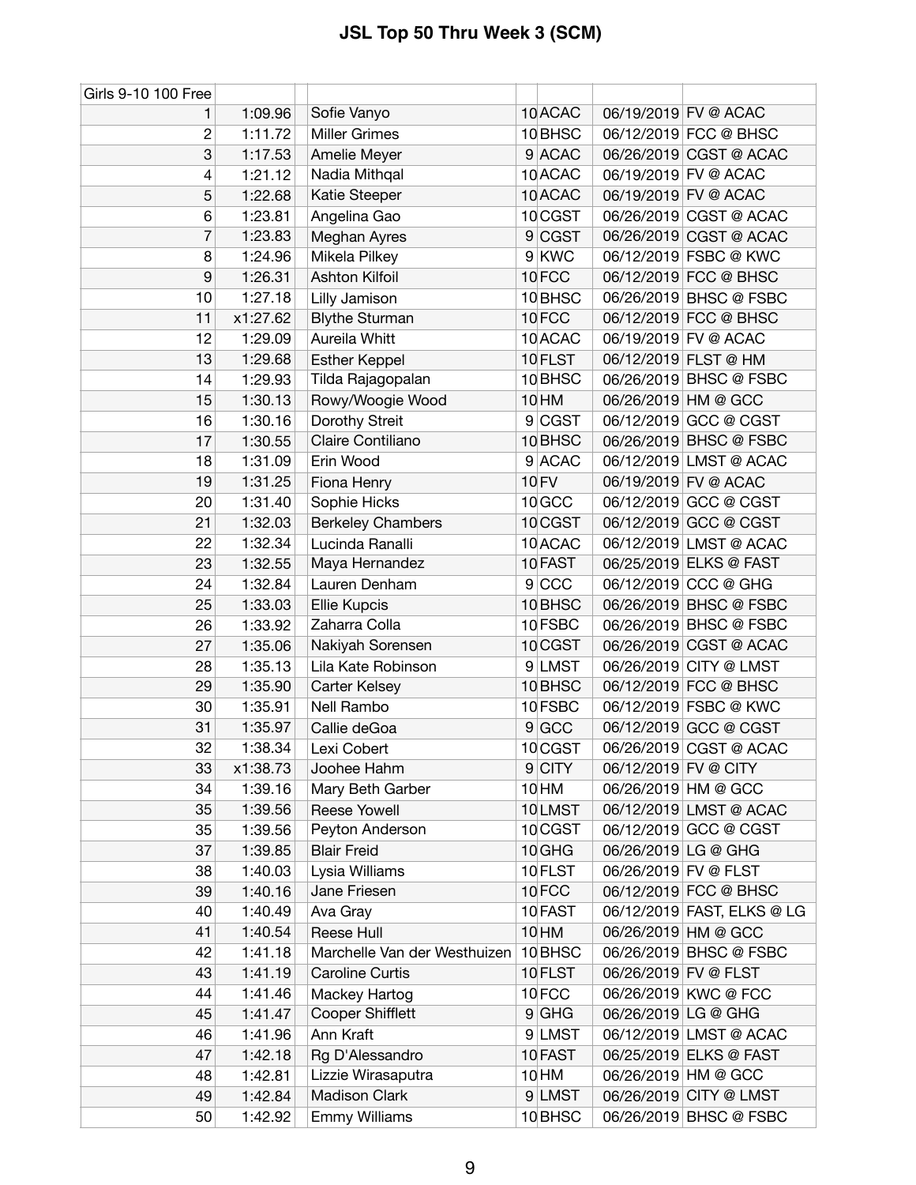# JSL Top 50 Thru Week 3 (SCM)

| Girls 9-10 100 Free | | | | | | |
|---|---|---|---|---|---|---|
| 1 | 1:09.96 | Sofie Vanyo | 10 | ACAC | 06/19/2019 | FV @ ACAC |
| 2 | 1:11.72 | Miller Grimes | 10 | BHSC | 06/12/2019 | FCC @ BHSC |
| 3 | 1:17.53 | Amelie Meyer | 9 | ACAC | 06/26/2019 | CGST @ ACAC |
| 4 | 1:21.12 | Nadia Mithqal | 10 | ACAC | 06/19/2019 | FV @ ACAC |
| 5 | 1:22.68 | Katie Steeper | 10 | ACAC | 06/19/2019 | FV @ ACAC |
| 6 | 1:23.81 | Angelina Gao | 10 | CGST | 06/26/2019 | CGST @ ACAC |
| 7 | 1:23.83 | Meghan Ayres | 9 | CGST | 06/26/2019 | CGST @ ACAC |
| 8 | 1:24.96 | Mikela Pilkey | 9 | KWC | 06/12/2019 | FSBC @ KWC |
| 9 | 1:26.31 | Ashton Kilfoil | 10 | FCC | 06/12/2019 | FCC @ BHSC |
| 10 | 1:27.18 | Lilly Jamison | 10 | BHSC | 06/26/2019 | BHSC @ FSBC |
| 11 | x1:27.62 | Blythe Sturman | 10 | FCC | 06/12/2019 | FCC @ BHSC |
| 12 | 1:29.09 | Aureila Whitt | 10 | ACAC | 06/19/2019 | FV @ ACAC |
| 13 | 1:29.68 | Esther Keppel | 10 | FLST | 06/12/2019 | FLST @ HM |
| 14 | 1:29.93 | Tilda Rajagopalan | 10 | BHSC | 06/26/2019 | BHSC @ FSBC |
| 15 | 1:30.13 | Rowy/Woogie Wood | 10 | HM | 06/26/2019 | HM @ GCC |
| 16 | 1:30.16 | Dorothy Streit | 9 | CGST | 06/12/2019 | GCC @ CGST |
| 17 | 1:30.55 | Claire Contiliano | 10 | BHSC | 06/26/2019 | BHSC @ FSBC |
| 18 | 1:31.09 | Erin Wood | 9 | ACAC | 06/12/2019 | LMST @ ACAC |
| 19 | 1:31.25 | Fiona Henry | 10 | FV | 06/19/2019 | FV @ ACAC |
| 20 | 1:31.40 | Sophie Hicks | 10 | GCC | 06/12/2019 | GCC @ CGST |
| 21 | 1:32.03 | Berkeley Chambers | 10 | CGST | 06/12/2019 | GCC @ CGST |
| 22 | 1:32.34 | Lucinda Ranalli | 10 | ACAC | 06/12/2019 | LMST @ ACAC |
| 23 | 1:32.55 | Maya Hernandez | 10 | FAST | 06/25/2019 | ELKS @ FAST |
| 24 | 1:32.84 | Lauren Denham | 9 | CCC | 06/12/2019 | CCC @ GHG |
| 25 | 1:33.03 | Ellie Kupcis | 10 | BHSC | 06/26/2019 | BHSC @ FSBC |
| 26 | 1:33.92 | Zaharra Colla | 10 | FSBC | 06/26/2019 | BHSC @ FSBC |
| 27 | 1:35.06 | Nakiyah Sorensen | 10 | CGST | 06/26/2019 | CGST @ ACAC |
| 28 | 1:35.13 | Lila Kate Robinson | 9 | LMST | 06/26/2019 | CITY @ LMST |
| 29 | 1:35.90 | Carter Kelsey | 10 | BHSC | 06/12/2019 | FCC @ BHSC |
| 30 | 1:35.91 | Nell Rambo | 10 | FSBC | 06/12/2019 | FSBC @ KWC |
| 31 | 1:35.97 | Callie deGoa | 9 | GCC | 06/12/2019 | GCC @ CGST |
| 32 | 1:38.34 | Lexi Cobert | 10 | CGST | 06/26/2019 | CGST @ ACAC |
| 33 | x1:38.73 | Joohee Hahm | 9 | CITY | 06/12/2019 | FV @ CITY |
| 34 | 1:39.16 | Mary Beth Garber | 10 | HM | 06/26/2019 | HM @ GCC |
| 35 | 1:39.56 | Reese Yowell | 10 | LMST | 06/12/2019 | LMST @ ACAC |
| 35 | 1:39.56 | Peyton Anderson | 10 | CGST | 06/12/2019 | GCC @ CGST |
| 37 | 1:39.85 | Blair Freid | 10 | GHG | 06/26/2019 | LG @ GHG |
| 38 | 1:40.03 | Lysia Williams | 10 | FLST | 06/26/2019 | FV @ FLST |
| 39 | 1:40.16 | Jane Friesen | 10 | FCC | 06/12/2019 | FCC @ BHSC |
| 40 | 1:40.49 | Ava Gray | 10 | FAST | 06/12/2019 | FAST, ELKS @ LG |
| 41 | 1:40.54 | Reese Hull | 10 | HM | 06/26/2019 | HM @ GCC |
| 42 | 1:41.18 | Marchelle Van der Westhuizen | 10 | BHSC | 06/26/2019 | BHSC @ FSBC |
| 43 | 1:41.19 | Caroline Curtis | 10 | FLST | 06/26/2019 | FV @ FLST |
| 44 | 1:41.46 | Mackey Hartog | 10 | FCC | 06/26/2019 | KWC @ FCC |
| 45 | 1:41.47 | Cooper Shifflett | 9 | GHG | 06/26/2019 | LG @ GHG |
| 46 | 1:41.96 | Ann Kraft | 9 | LMST | 06/12/2019 | LMST @ ACAC |
| 47 | 1:42.18 | Rg D'Alessandro | 10 | FAST | 06/25/2019 | ELKS @ FAST |
| 48 | 1:42.81 | Lizzie Wirasaputra | 10 | HM | 06/26/2019 | HM @ GCC |
| 49 | 1:42.84 | Madison Clark | 9 | LMST | 06/26/2019 | CITY @ LMST |
| 50 | 1:42.92 | Emmy Williams | 10 | BHSC | 06/26/2019 | BHSC @ FSBC |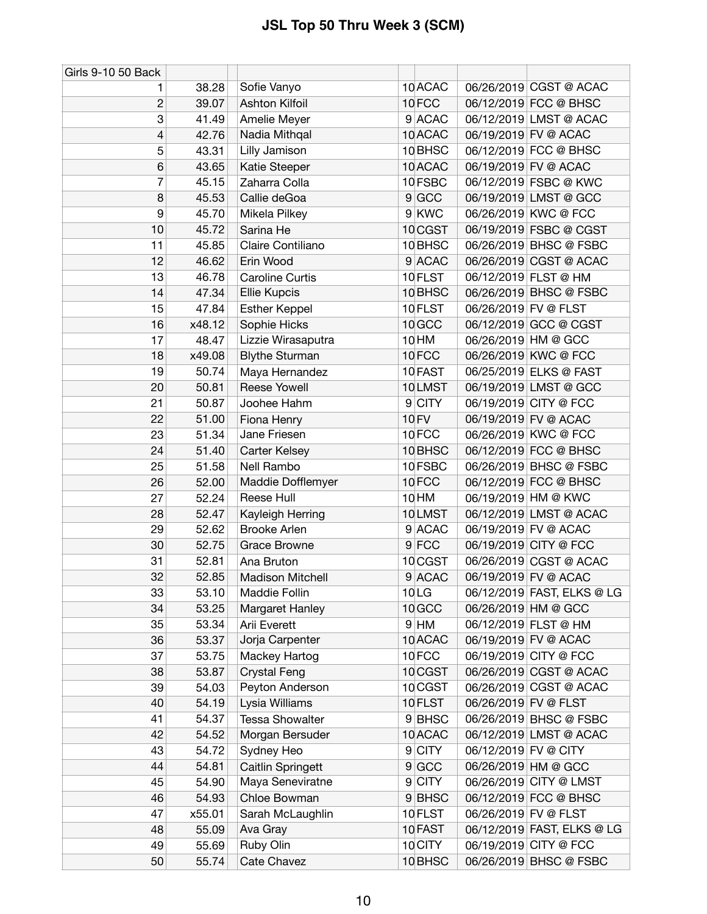# JSL Top 50 Thru Week 3 (SCM)

| Girls 9-10 50 Back | | | | | | | |
|---|---|---|---|---|---|---|---|
| 1 | 38.28 | | Sofie Vanyo | 10 | ACAC | 06/26/2019 | CGST @ ACAC |
| 2 | 39.07 | | Ashton Kilfoil | 10 | FCC | 06/12/2019 | FCC @ BHSC |
| 3 | 41.49 | | Amelie Meyer | 9 | ACAC | 06/12/2019 | LMST @ ACAC |
| 4 | 42.76 | | Nadia Mithqal | 10 | ACAC | 06/19/2019 | FV @ ACAC |
| 5 | 43.31 | | Lilly Jamison | 10 | BHSC | 06/12/2019 | FCC @ BHSC |
| 6 | 43.65 | | Katie Steeper | 10 | ACAC | 06/19/2019 | FV @ ACAC |
| 7 | 45.15 | | Zaharra Colla | 10 | FSBC | 06/12/2019 | FSBC @ KWC |
| 8 | 45.53 | | Callie deGoa | 9 | GCC | 06/19/2019 | LMST @ GCC |
| 9 | 45.70 | | Mikela Pilkey | 9 | KWC | 06/26/2019 | KWC @ FCC |
| 10 | 45.72 | | Sarina He | 10 | CGST | 06/19/2019 | FSBC @ CGST |
| 11 | 45.85 | | Claire Contiliano | 10 | BHSC | 06/26/2019 | BHSC @ FSBC |
| 12 | 46.62 | | Erin Wood | 9 | ACAC | 06/26/2019 | CGST @ ACAC |
| 13 | 46.78 | | Caroline Curtis | 10 | FLST | 06/12/2019 | FLST @ HM |
| 14 | 47.34 | | Ellie Kupcis | 10 | BHSC | 06/26/2019 | BHSC @ FSBC |
| 15 | 47.84 | | Esther Keppel | 10 | FLST | 06/26/2019 | FV @ FLST |
| 16 | x48.12 | | Sophie Hicks | 10 | GCC | 06/12/2019 | GCC @ CGST |
| 17 | 48.47 | | Lizzie Wirasaputra | 10 | HM | 06/26/2019 | HM @ GCC |
| 18 | x49.08 | | Blythe Sturman | 10 | FCC | 06/26/2019 | KWC @ FCC |
| 19 | 50.74 | | Maya Hernandez | 10 | FAST | 06/25/2019 | ELKS @ FAST |
| 20 | 50.81 | | Reese Yowell | 10 | LMST | 06/19/2019 | LMST @ GCC |
| 21 | 50.87 | | Joohee Hahm | 9 | CITY | 06/19/2019 | CITY @ FCC |
| 22 | 51.00 | | Fiona Henry | 10 | FV | 06/19/2019 | FV @ ACAC |
| 23 | 51.34 | | Jane Friesen | 10 | FCC | 06/26/2019 | KWC @ FCC |
| 24 | 51.40 | | Carter Kelsey | 10 | BHSC | 06/12/2019 | FCC @ BHSC |
| 25 | 51.58 | | Nell Rambo | 10 | FSBC | 06/26/2019 | BHSC @ FSBC |
| 26 | 52.00 | | Maddie Dofflemyer | 10 | FCC | 06/12/2019 | FCC @ BHSC |
| 27 | 52.24 | | Reese Hull | 10 | HM | 06/19/2019 | HM @ KWC |
| 28 | 52.47 | | Kayleigh Herring | 10 | LMST | 06/12/2019 | LMST @ ACAC |
| 29 | 52.62 | | Brooke Arlen | 9 | ACAC | 06/19/2019 | FV @ ACAC |
| 30 | 52.75 | | Grace Browne | 9 | FCC | 06/19/2019 | CITY @ FCC |
| 31 | 52.81 | | Ana Bruton | 10 | CGST | 06/26/2019 | CGST @ ACAC |
| 32 | 52.85 | | Madison Mitchell | 9 | ACAC | 06/19/2019 | FV @ ACAC |
| 33 | 53.10 | | Maddie Follin | 10 | LG | 06/12/2019 | FAST, ELKS @ LG |
| 34 | 53.25 | | Margaret Hanley | 10 | GCC | 06/26/2019 | HM @ GCC |
| 35 | 53.34 | | Arii Everett | 9 | HM | 06/12/2019 | FLST @ HM |
| 36 | 53.37 | | Jorja Carpenter | 10 | ACAC | 06/19/2019 | FV @ ACAC |
| 37 | 53.75 | | Mackey Hartog | 10 | FCC | 06/19/2019 | CITY @ FCC |
| 38 | 53.87 | | Crystal Feng | 10 | CGST | 06/26/2019 | CGST @ ACAC |
| 39 | 54.03 | | Peyton Anderson | 10 | CGST | 06/26/2019 | CGST @ ACAC |
| 40 | 54.19 | | Lysia Williams | 10 | FLST | 06/26/2019 | FV @ FLST |
| 41 | 54.37 | | Tessa Showalter | 9 | BHSC | 06/26/2019 | BHSC @ FSBC |
| 42 | 54.52 | | Morgan Bersuder | 10 | ACAC | 06/12/2019 | LMST @ ACAC |
| 43 | 54.72 | | Sydney Heo | 9 | CITY | 06/12/2019 | FV @ CITY |
| 44 | 54.81 | | Caitlin Springett | 9 | GCC | 06/26/2019 | HM @ GCC |
| 45 | 54.90 | | Maya Seneviratne | 9 | CITY | 06/26/2019 | CITY @ LMST |
| 46 | 54.93 | | Chloe Bowman | 9 | BHSC | 06/12/2019 | FCC @ BHSC |
| 47 | x55.01 | | Sarah McLaughlin | 10 | FLST | 06/26/2019 | FV @ FLST |
| 48 | 55.09 | | Ava Gray | 10 | FAST | 06/12/2019 | FAST, ELKS @ LG |
| 49 | 55.69 | | Ruby Olin | 10 | CITY | 06/19/2019 | CITY @ FCC |
| 50 | 55.74 | | Cate Chavez | 10 | BHSC | 06/26/2019 | BHSC @ FSBC |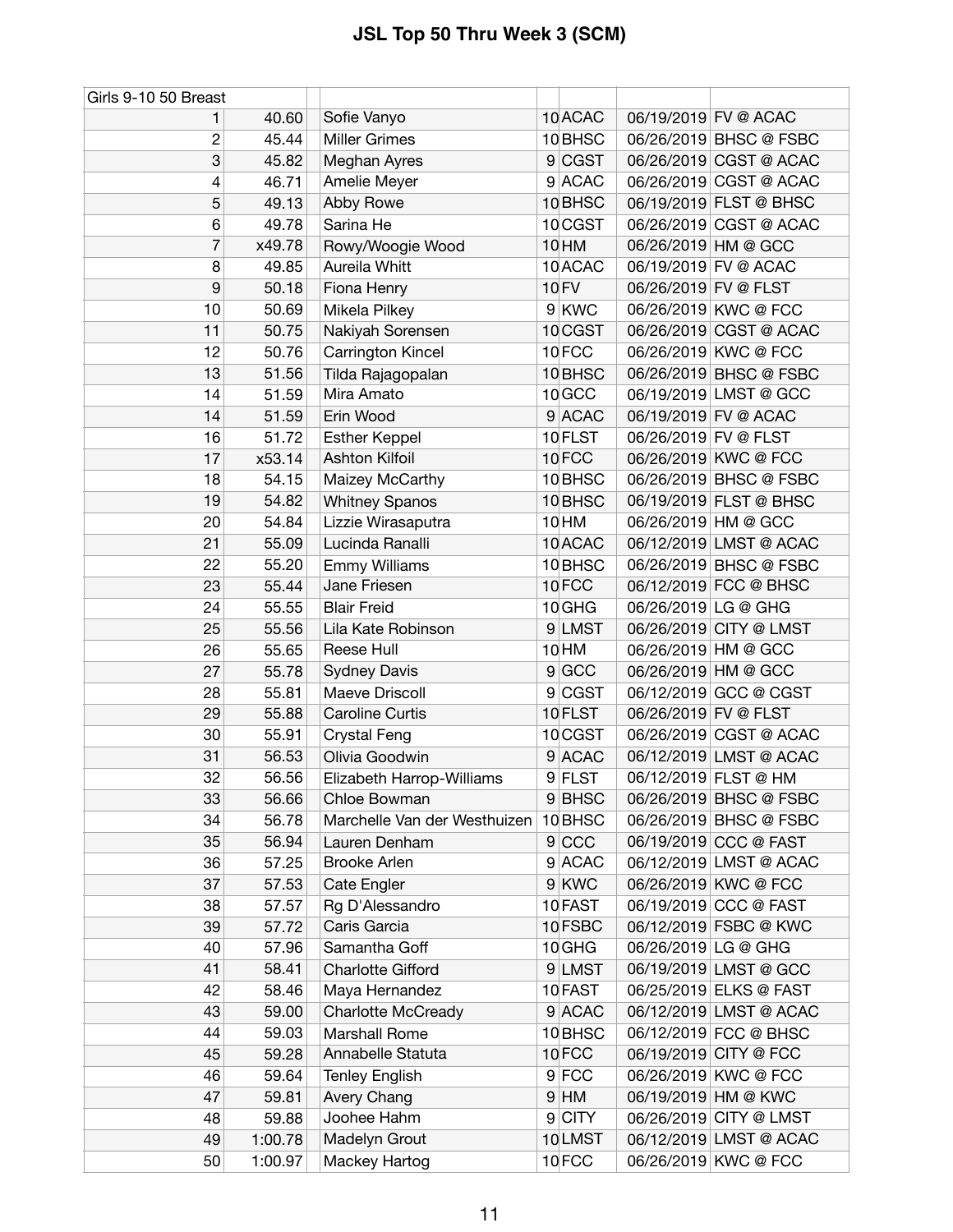# JSL Top 50 Thru Week 3 (SCM)

| Girls 9-10 50 Breast | | | | | | |
|---|---|---|---|---|---|---|
| 1 | 40.60 | Sofie Vanyo | 10 | ACAC | 06/19/2019 | FV @ ACAC |
| 2 | 45.44 | Miller Grimes | 10 | BHSC | 06/26/2019 | BHSC @ FSBC |
| 3 | 45.82 | Meghan Ayres | 9 | CGST | 06/26/2019 | CGST @ ACAC |
| 4 | 46.71 | Amelie Meyer | 9 | ACAC | 06/26/2019 | CGST @ ACAC |
| 5 | 49.13 | Abby Rowe | 10 | BHSC | 06/19/2019 | FLST @ BHSC |
| 6 | 49.78 | Sarina He | 10 | CGST | 06/26/2019 | CGST @ ACAC |
| 7 | x49.78 | Rowy/Woogie Wood | 10 | HM | 06/26/2019 | HM @ GCC |
| 8 | 49.85 | Aureila Whitt | 10 | ACAC | 06/19/2019 | FV @ ACAC |
| 9 | 50.18 | Fiona Henry | 10 | FV | 06/26/2019 | FV @ FLST |
| 10 | 50.69 | Mikela Pilkey | 9 | KWC | 06/26/2019 | KWC @ FCC |
| 11 | 50.75 | Nakiyah Sorensen | 10 | CGST | 06/26/2019 | CGST @ ACAC |
| 12 | 50.76 | Carrington Kincel | 10 | FCC | 06/26/2019 | KWC @ FCC |
| 13 | 51.56 | Tilda Rajagopalan | 10 | BHSC | 06/26/2019 | BHSC @ FSBC |
| 14 | 51.59 | Mira Amato | 10 | GCC | 06/19/2019 | LMST @ GCC |
| 14 | 51.59 | Erin Wood | 9 | ACAC | 06/19/2019 | FV @ ACAC |
| 16 | 51.72 | Esther Keppel | 10 | FLST | 06/26/2019 | FV @ FLST |
| 17 | x53.14 | Ashton Kilfoil | 10 | FCC | 06/26/2019 | KWC @ FCC |
| 18 | 54.15 | Maizey McCarthy | 10 | BHSC | 06/26/2019 | BHSC @ FSBC |
| 19 | 54.82 | Whitney Spanos | 10 | BHSC | 06/19/2019 | FLST @ BHSC |
| 20 | 54.84 | Lizzie Wirasaputra | 10 | HM | 06/26/2019 | HM @ GCC |
| 21 | 55.09 | Lucinda Ranalli | 10 | ACAC | 06/12/2019 | LMST @ ACAC |
| 22 | 55.20 | Emmy Williams | 10 | BHSC | 06/26/2019 | BHSC @ FSBC |
| 23 | 55.44 | Jane Friesen | 10 | FCC | 06/12/2019 | FCC @ BHSC |
| 24 | 55.55 | Blair Freid | 10 | GHG | 06/26/2019 | LG @ GHG |
| 25 | 55.56 | Lila Kate Robinson | 9 | LMST | 06/26/2019 | CITY @ LMST |
| 26 | 55.65 | Reese Hull | 10 | HM | 06/26/2019 | HM @ GCC |
| 27 | 55.78 | Sydney Davis | 9 | GCC | 06/26/2019 | HM @ GCC |
| 28 | 55.81 | Maeve Driscoll | 9 | CGST | 06/12/2019 | GCC @ CGST |
| 29 | 55.88 | Caroline Curtis | 10 | FLST | 06/26/2019 | FV @ FLST |
| 30 | 55.91 | Crystal Feng | 10 | CGST | 06/26/2019 | CGST @ ACAC |
| 31 | 56.53 | Olivia Goodwin | 9 | ACAC | 06/12/2019 | LMST @ ACAC |
| 32 | 56.56 | Elizabeth Harrop-Williams | 9 | FLST | 06/12/2019 | FLST @ HM |
| 33 | 56.66 | Chloe Bowman | 9 | BHSC | 06/26/2019 | BHSC @ FSBC |
| 34 | 56.78 | Marchelle Van der Westhuizen | 10 | BHSC | 06/26/2019 | BHSC @ FSBC |
| 35 | 56.94 | Lauren Denham | 9 | CCC | 06/19/2019 | CCC @ FAST |
| 36 | 57.25 | Brooke Arlen | 9 | ACAC | 06/12/2019 | LMST @ ACAC |
| 37 | 57.53 | Cate Engler | 9 | KWC | 06/26/2019 | KWC @ FCC |
| 38 | 57.57 | Rg D'Alessandro | 10 | FAST | 06/19/2019 | CCC @ FAST |
| 39 | 57.72 | Caris Garcia | 10 | FSBC | 06/12/2019 | FSBC @ KWC |
| 40 | 57.96 | Samantha Goff | 10 | GHG | 06/26/2019 | LG @ GHG |
| 41 | 58.41 | Charlotte Gifford | 9 | LMST | 06/19/2019 | LMST @ GCC |
| 42 | 58.46 | Maya Hernandez | 10 | FAST | 06/25/2019 | ELKS @ FAST |
| 43 | 59.00 | Charlotte McCready | 9 | ACAC | 06/12/2019 | LMST @ ACAC |
| 44 | 59.03 | Marshall Rome | 10 | BHSC | 06/12/2019 | FCC @ BHSC |
| 45 | 59.28 | Annabelle Statuta | 10 | FCC | 06/19/2019 | CITY @ FCC |
| 46 | 59.64 | Tenley English | 9 | FCC | 06/26/2019 | KWC @ FCC |
| 47 | 59.81 | Avery Chang | 9 | HM | 06/19/2019 | HM @ KWC |
| 48 | 59.88 | Joohee Hahm | 9 | CITY | 06/26/2019 | CITY @ LMST |
| 49 | 1:00.78 | Madelyn Grout | 10 | LMST | 06/12/2019 | LMST @ ACAC |
| 50 | 1:00.97 | Mackey Hartog | 10 | FCC | 06/26/2019 | KWC @ FCC |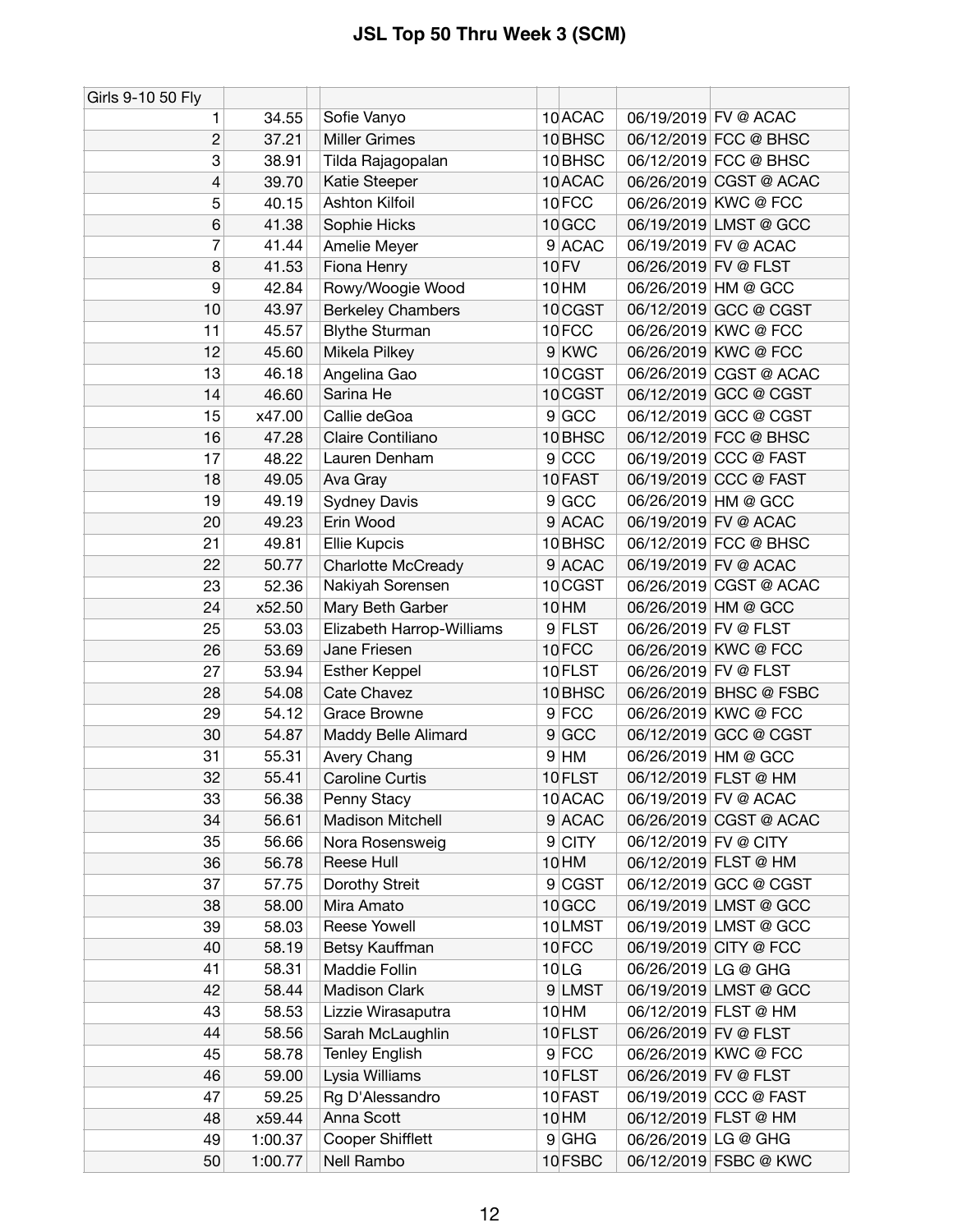# JSL Top 50 Thru Week 3 (SCM)

| Girls 9-10 50 Fly | | | | | | | |
|---|---|---|---|---|---|---|---|
| 1 | 34.55 | | Sofie Vanyo | 10 | ACAC | 06/19/2019 | FV @ ACAC |
| 2 | 37.21 | | Miller Grimes | 10 | BHSC | 06/12/2019 | FCC @ BHSC |
| 3 | 38.91 | | Tilda Rajagopalan | 10 | BHSC | 06/12/2019 | FCC @ BHSC |
| 4 | 39.70 | | Katie Steeper | 10 | ACAC | 06/26/2019 | CGST @ ACAC |
| 5 | 40.15 | | Ashton Kilfoil | 10 | FCC | 06/26/2019 | KWC @ FCC |
| 6 | 41.38 | | Sophie Hicks | 10 | GCC | 06/19/2019 | LMST @ GCC |
| 7 | 41.44 | | Amelie Meyer | 9 | ACAC | 06/19/2019 | FV @ ACAC |
| 8 | 41.53 | | Fiona Henry | 10 | FV | 06/26/2019 | FV @ FLST |
| 9 | 42.84 | | Rowy/Woogie Wood | 10 | HM | 06/26/2019 | HM @ GCC |
| 10 | 43.97 | | Berkeley Chambers | 10 | CGST | 06/12/2019 | GCC @ CGST |
| 11 | 45.57 | | Blythe Sturman | 10 | FCC | 06/26/2019 | KWC @ FCC |
| 12 | 45.60 | | Mikela Pilkey | 9 | KWC | 06/26/2019 | KWC @ FCC |
| 13 | 46.18 | | Angelina Gao | 10 | CGST | 06/26/2019 | CGST @ ACAC |
| 14 | 46.60 | | Sarina He | 10 | CGST | 06/12/2019 | GCC @ CGST |
| 15 | x47.00 | | Callie deGoa | 9 | GCC | 06/12/2019 | GCC @ CGST |
| 16 | 47.28 | | Claire Contiliano | 10 | BHSC | 06/12/2019 | FCC @ BHSC |
| 17 | 48.22 | | Lauren Denham | 9 | CCC | 06/19/2019 | CCC @ FAST |
| 18 | 49.05 | | Ava Gray | 10 | FAST | 06/19/2019 | CCC @ FAST |
| 19 | 49.19 | | Sydney Davis | 9 | GCC | 06/26/2019 | HM @ GCC |
| 20 | 49.23 | | Erin Wood | 9 | ACAC | 06/19/2019 | FV @ ACAC |
| 21 | 49.81 | | Ellie Kupcis | 10 | BHSC | 06/12/2019 | FCC @ BHSC |
| 22 | 50.77 | | Charlotte McCready | 9 | ACAC | 06/19/2019 | FV @ ACAC |
| 23 | 52.36 | | Nakiyah Sorensen | 10 | CGST | 06/26/2019 | CGST @ ACAC |
| 24 | x52.50 | | Mary Beth Garber | 10 | HM | 06/26/2019 | HM @ GCC |
| 25 | 53.03 | | Elizabeth Harrop-Williams | 9 | FLST | 06/26/2019 | FV @ FLST |
| 26 | 53.69 | | Jane Friesen | 10 | FCC | 06/26/2019 | KWC @ FCC |
| 27 | 53.94 | | Esther Keppel | 10 | FLST | 06/26/2019 | FV @ FLST |
| 28 | 54.08 | | Cate Chavez | 10 | BHSC | 06/26/2019 | BHSC @ FSBC |
| 29 | 54.12 | | Grace Browne | 9 | FCC | 06/26/2019 | KWC @ FCC |
| 30 | 54.87 | | Maddy Belle Alimard | 9 | GCC | 06/12/2019 | GCC @ CGST |
| 31 | 55.31 | | Avery Chang | 9 | HM | 06/26/2019 | HM @ GCC |
| 32 | 55.41 | | Caroline Curtis | 10 | FLST | 06/12/2019 | FLST @ HM |
| 33 | 56.38 | | Penny Stacy | 10 | ACAC | 06/19/2019 | FV @ ACAC |
| 34 | 56.61 | | Madison Mitchell | 9 | ACAC | 06/26/2019 | CGST @ ACAC |
| 35 | 56.66 | | Nora Rosensweig | 9 | CITY | 06/12/2019 | FV @ CITY |
| 36 | 56.78 | | Reese Hull | 10 | HM | 06/12/2019 | FLST @ HM |
| 37 | 57.75 | | Dorothy Streit | 9 | CGST | 06/12/2019 | GCC @ CGST |
| 38 | 58.00 | | Mira Amato | 10 | GCC | 06/19/2019 | LMST @ GCC |
| 39 | 58.03 | | Reese Yowell | 10 | LMST | 06/19/2019 | LMST @ GCC |
| 40 | 58.19 | | Betsy Kauffman | 10 | FCC | 06/19/2019 | CITY @ FCC |
| 41 | 58.31 | | Maddie Follin | 10 | LG | 06/26/2019 | LG @ GHG |
| 42 | 58.44 | | Madison Clark | 9 | LMST | 06/19/2019 | LMST @ GCC |
| 43 | 58.53 | | Lizzie Wirasaputra | 10 | HM | 06/12/2019 | FLST @ HM |
| 44 | 58.56 | | Sarah McLaughlin | 10 | FLST | 06/26/2019 | FV @ FLST |
| 45 | 58.78 | | Tenley English | 9 | FCC | 06/26/2019 | KWC @ FCC |
| 46 | 59.00 | | Lysia Williams | 10 | FLST | 06/26/2019 | FV @ FLST |
| 47 | 59.25 | | Rg D'Alessandro | 10 | FAST | 06/19/2019 | CCC @ FAST |
| 48 | x59.44 | | Anna Scott | 10 | HM | 06/12/2019 | FLST @ HM |
| 49 | 1:00.37 | | Cooper Shifflett | 9 | GHG | 06/26/2019 | LG @ GHG |
| 50 | 1:00.77 | | Nell Rambo | 10 | FSBC | 06/12/2019 | FSBC @ KWC |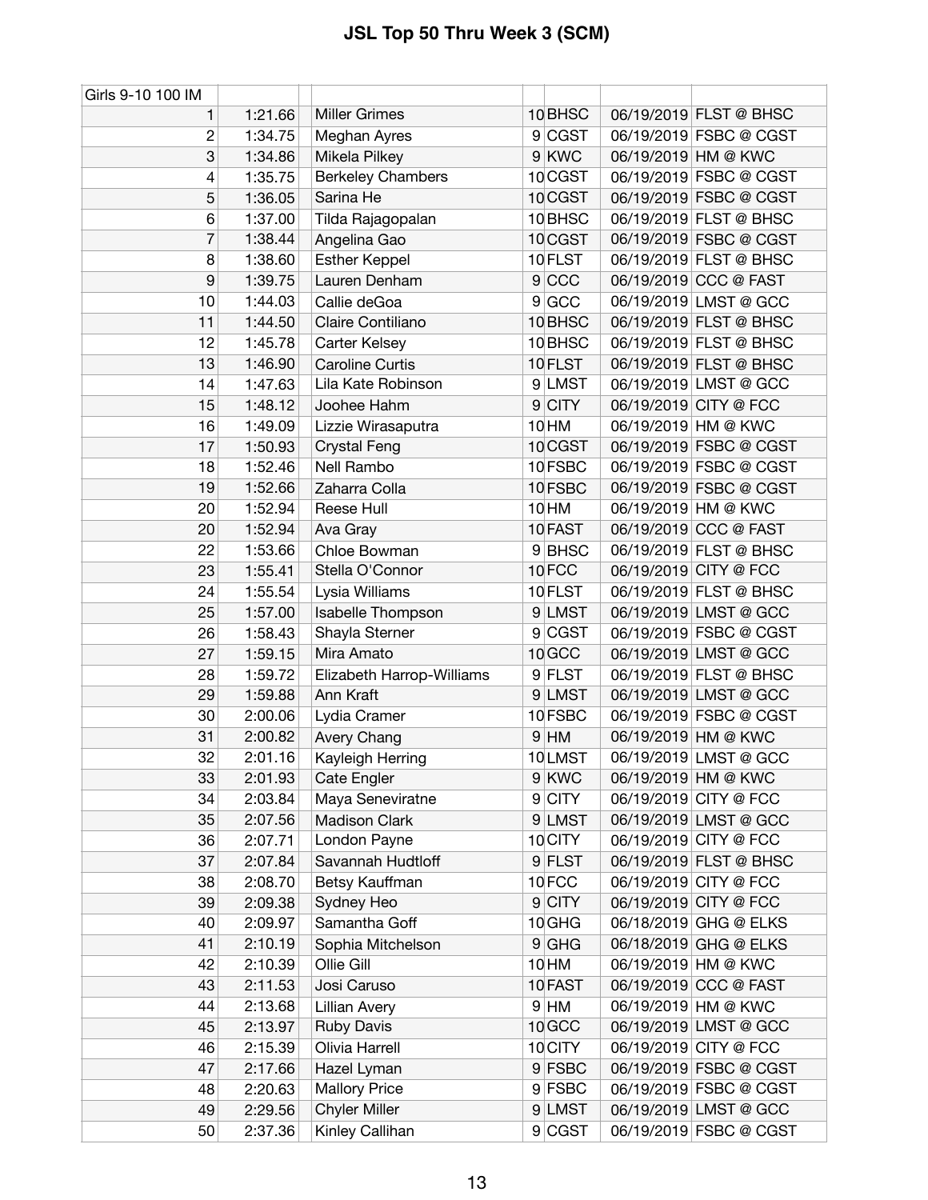# JSL Top 50 Thru Week 3 (SCM)

| Girls 9-10 100 IM | | | | | | | |
|---|---|---|---|---|---|---|---|
| 1 | 1:21.66 | | Miller Grimes | 10 | BHSC | 06/19/2019 | FLST @ BHSC |
| 2 | 1:34.75 | | Meghan Ayres | 9 | CGST | 06/19/2019 | FSBC @ CGST |
| 3 | 1:34.86 | | Mikela Pilkey | 9 | KWC | 06/19/2019 | HM @ KWC |
| 4 | 1:35.75 | | Berkeley Chambers | 10 | CGST | 06/19/2019 | FSBC @ CGST |
| 5 | 1:36.05 | | Sarina He | 10 | CGST | 06/19/2019 | FSBC @ CGST |
| 6 | 1:37.00 | | Tilda Rajagopalan | 10 | BHSC | 06/19/2019 | FLST @ BHSC |
| 7 | 1:38.44 | | Angelina Gao | 10 | CGST | 06/19/2019 | FSBC @ CGST |
| 8 | 1:38.60 | | Esther Keppel | 10 | FLST | 06/19/2019 | FLST @ BHSC |
| 9 | 1:39.75 | | Lauren Denham | 9 | CCC | 06/19/2019 | CCC @ FAST |
| 10 | 1:44.03 | | Callie deGoa | 9 | GCC | 06/19/2019 | LMST @ GCC |
| 11 | 1:44.50 | | Claire Contiliano | 10 | BHSC | 06/19/2019 | FLST @ BHSC |
| 12 | 1:45.78 | | Carter Kelsey | 10 | BHSC | 06/19/2019 | FLST @ BHSC |
| 13 | 1:46.90 | | Caroline Curtis | 10 | FLST | 06/19/2019 | FLST @ BHSC |
| 14 | 1:47.63 | | Lila Kate Robinson | 9 | LMST | 06/19/2019 | LMST @ GCC |
| 15 | 1:48.12 | | Joohee Hahm | 9 | CITY | 06/19/2019 | CITY @ FCC |
| 16 | 1:49.09 | | Lizzie Wirasaputra | 10 | HM | 06/19/2019 | HM @ KWC |
| 17 | 1:50.93 | | Crystal Feng | 10 | CGST | 06/19/2019 | FSBC @ CGST |
| 18 | 1:52.46 | | Nell Rambo | 10 | FSBC | 06/19/2019 | FSBC @ CGST |
| 19 | 1:52.66 | | Zaharra Colla | 10 | FSBC | 06/19/2019 | FSBC @ CGST |
| 20 | 1:52.94 | | Reese Hull | 10 | HM | 06/19/2019 | HM @ KWC |
| 20 | 1:52.94 | | Ava Gray | 10 | FAST | 06/19/2019 | CCC @ FAST |
| 22 | 1:53.66 | | Chloe Bowman | 9 | BHSC | 06/19/2019 | FLST @ BHSC |
| 23 | 1:55.41 | | Stella O'Connor | 10 | FCC | 06/19/2019 | CITY @ FCC |
| 24 | 1:55.54 | | Lysia Williams | 10 | FLST | 06/19/2019 | FLST @ BHSC |
| 25 | 1:57.00 | | Isabelle Thompson | 9 | LMST | 06/19/2019 | LMST @ GCC |
| 26 | 1:58.43 | | Shayla Sterner | 9 | CGST | 06/19/2019 | FSBC @ CGST |
| 27 | 1:59.15 | | Mira Amato | 10 | GCC | 06/19/2019 | LMST @ GCC |
| 28 | 1:59.72 | | Elizabeth Harrop-Williams | 9 | FLST | 06/19/2019 | FLST @ BHSC |
| 29 | 1:59.88 | | Ann Kraft | 9 | LMST | 06/19/2019 | LMST @ GCC |
| 30 | 2:00.06 | | Lydia Cramer | 10 | FSBC | 06/19/2019 | FSBC @ CGST |
| 31 | 2:00.82 | | Avery Chang | 9 | HM | 06/19/2019 | HM @ KWC |
| 32 | 2:01.16 | | Kayleigh Herring | 10 | LMST | 06/19/2019 | LMST @ GCC |
| 33 | 2:01.93 | | Cate Engler | 9 | KWC | 06/19/2019 | HM @ KWC |
| 34 | 2:03.84 | | Maya Seneviratne | 9 | CITY | 06/19/2019 | CITY @ FCC |
| 35 | 2:07.56 | | Madison Clark | 9 | LMST | 06/19/2019 | LMST @ GCC |
| 36 | 2:07.71 | | London Payne | 10 | CITY | 06/19/2019 | CITY @ FCC |
| 37 | 2:07.84 | | Savannah Hudtloff | 9 | FLST | 06/19/2019 | FLST @ BHSC |
| 38 | 2:08.70 | | Betsy Kauffman | 10 | FCC | 06/19/2019 | CITY @ FCC |
| 39 | 2:09.38 | | Sydney Heo | 9 | CITY | 06/19/2019 | CITY @ FCC |
| 40 | 2:09.97 | | Samantha Goff | 10 | GHG | 06/18/2019 | GHG @ ELKS |
| 41 | 2:10.19 | | Sophia Mitchelson | 9 | GHG | 06/18/2019 | GHG @ ELKS |
| 42 | 2:10.39 | | Ollie Gill | 10 | HM | 06/19/2019 | HM @ KWC |
| 43 | 2:11.53 | | Josi Caruso | 10 | FAST | 06/19/2019 | CCC @ FAST |
| 44 | 2:13.68 | | Lillian Avery | 9 | HM | 06/19/2019 | HM @ KWC |
| 45 | 2:13.97 | | Ruby Davis | 10 | GCC | 06/19/2019 | LMST @ GCC |
| 46 | 2:15.39 | | Olivia Harrell | 10 | CITY | 06/19/2019 | CITY @ FCC |
| 47 | 2:17.66 | | Hazel Lyman | 9 | FSBC | 06/19/2019 | FSBC @ CGST |
| 48 | 2:20.63 | | Mallory Price | 9 | FSBC | 06/19/2019 | FSBC @ CGST |
| 49 | 2:29.56 | | Chyler Miller | 9 | LMST | 06/19/2019 | LMST @ GCC |
| 50 | 2:37.36 | | Kinley Callihan | 9 | CGST | 06/19/2019 | FSBC @ CGST |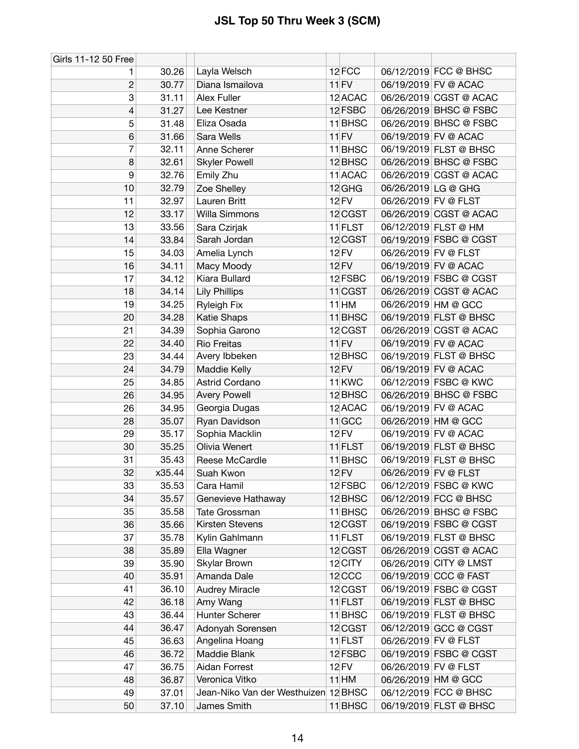# JSL Top 50 Thru Week 3 (SCM)

| Girls 11-12 50 Free | | | | | | | |
|---|---|---|---|---|---|---|---|
| 1 | 30.26 | | Layla Welsch | 12 | FCC | 06/12/2019 | FCC @ BHSC |
| 2 | 30.77 | | Diana Ismailova | 11 | FV | 06/19/2019 | FV @ ACAC |
| 3 | 31.11 | | Alex Fuller | 12 | ACAC | 06/26/2019 | CGST @ ACAC |
| 4 | 31.27 | | Lee Kestner | 12 | FSBC | 06/26/2019 | BHSC @ FSBC |
| 5 | 31.48 | | Eliza Osada | 11 | BHSC | 06/26/2019 | BHSC @ FSBC |
| 6 | 31.66 | | Sara Wells | 11 | FV | 06/19/2019 | FV @ ACAC |
| 7 | 32.11 | | Anne Scherer | 11 | BHSC | 06/19/2019 | FLST @ BHSC |
| 8 | 32.61 | | Skyler Powell | 12 | BHSC | 06/26/2019 | BHSC @ FSBC |
| 9 | 32.76 | | Emily Zhu | 11 | ACAC | 06/26/2019 | CGST @ ACAC |
| 10 | 32.79 | | Zoe Shelley | 12 | GHG | 06/26/2019 | LG @ GHG |
| 11 | 32.97 | | Lauren Britt | 12 | FV | 06/26/2019 | FV @ FLST |
| 12 | 33.17 | | Willa Simmons | 12 | CGST | 06/26/2019 | CGST @ ACAC |
| 13 | 33.56 | | Sara Czirjak | 11 | FLST | 06/12/2019 | FLST @ HM |
| 14 | 33.84 | | Sarah Jordan | 12 | CGST | 06/19/2019 | FSBC @ CGST |
| 15 | 34.03 | | Amelia Lynch | 12 | FV | 06/26/2019 | FV @ FLST |
| 16 | 34.11 | | Macy Moody | 12 | FV | 06/19/2019 | FV @ ACAC |
| 17 | 34.12 | | Kiara Bullard | 12 | FSBC | 06/19/2019 | FSBC @ CGST |
| 18 | 34.14 | | Lily Phillips | 11 | CGST | 06/26/2019 | CGST @ ACAC |
| 19 | 34.25 | | Ryleigh Fix | 11 | HM | 06/26/2019 | HM @ GCC |
| 20 | 34.28 | | Katie Shaps | 11 | BHSC | 06/19/2019 | FLST @ BHSC |
| 21 | 34.39 | | Sophia Garono | 12 | CGST | 06/26/2019 | CGST @ ACAC |
| 22 | 34.40 | | Rio Freitas | 11 | FV | 06/19/2019 | FV @ ACAC |
| 23 | 34.44 | | Avery Ibbeken | 12 | BHSC | 06/19/2019 | FLST @ BHSC |
| 24 | 34.79 | | Maddie Kelly | 12 | FV | 06/19/2019 | FV @ ACAC |
| 25 | 34.85 | | Astrid Cordano | 11 | KWC | 06/12/2019 | FSBC @ KWC |
| 26 | 34.95 | | Avery Powell | 12 | BHSC | 06/26/2019 | BHSC @ FSBC |
| 26 | 34.95 | | Georgia Dugas | 12 | ACAC | 06/19/2019 | FV @ ACAC |
| 28 | 35.07 | | Ryan Davidson | 11 | GCC | 06/26/2019 | HM @ GCC |
| 29 | 35.17 | | Sophia Macklin | 12 | FV | 06/19/2019 | FV @ ACAC |
| 30 | 35.25 | | Olivia Wenert | 11 | FLST | 06/19/2019 | FLST @ BHSC |
| 31 | 35.43 | | Reese McCardle | 11 | BHSC | 06/19/2019 | FLST @ BHSC |
| 32 | x35.44 | | Suah Kwon | 12 | FV | 06/26/2019 | FV @ FLST |
| 33 | 35.53 | | Cara Hamil | 12 | FSBC | 06/12/2019 | FSBC @ KWC |
| 34 | 35.57 | | Genevieve Hathaway | 12 | BHSC | 06/12/2019 | FCC @ BHSC |
| 35 | 35.58 | | Tate Grossman | 11 | BHSC | 06/26/2019 | BHSC @ FSBC |
| 36 | 35.66 | | Kirsten Stevens | 12 | CGST | 06/19/2019 | FSBC @ CGST |
| 37 | 35.78 | | Kylin Gahlmann | 11 | FLST | 06/19/2019 | FLST @ BHSC |
| 38 | 35.89 | | Ella Wagner | 12 | CGST | 06/26/2019 | CGST @ ACAC |
| 39 | 35.90 | | Skylar Brown | 12 | CITY | 06/26/2019 | CITY @ LMST |
| 40 | 35.91 | | Amanda Dale | 12 | CCC | 06/19/2019 | CCC @ FAST |
| 41 | 36.10 | | Audrey Miracle | 12 | CGST | 06/19/2019 | FSBC @ CGST |
| 42 | 36.18 | | Amy Wang | 11 | FLST | 06/19/2019 | FLST @ BHSC |
| 43 | 36.44 | | Hunter Scherer | 11 | BHSC | 06/19/2019 | FLST @ BHSC |
| 44 | 36.47 | | Adonyah Sorensen | 12 | CGST | 06/12/2019 | GCC @ CGST |
| 45 | 36.63 | | Angelina Hoang | 11 | FLST | 06/26/2019 | FV @ FLST |
| 46 | 36.72 | | Maddie Blank | 12 | FSBC | 06/19/2019 | FSBC @ CGST |
| 47 | 36.75 | | Aidan Forrest | 12 | FV | 06/26/2019 | FV @ FLST |
| 48 | 36.87 | | Veronica Vitko | 11 | HM | 06/26/2019 | HM @ GCC |
| 49 | 37.01 | | Jean-Niko Van der Westhuizen | 12 | BHSC | 06/12/2019 | FCC @ BHSC |
| 50 | 37.10 | | James Smith | 11 | BHSC | 06/19/2019 | FLST @ BHSC |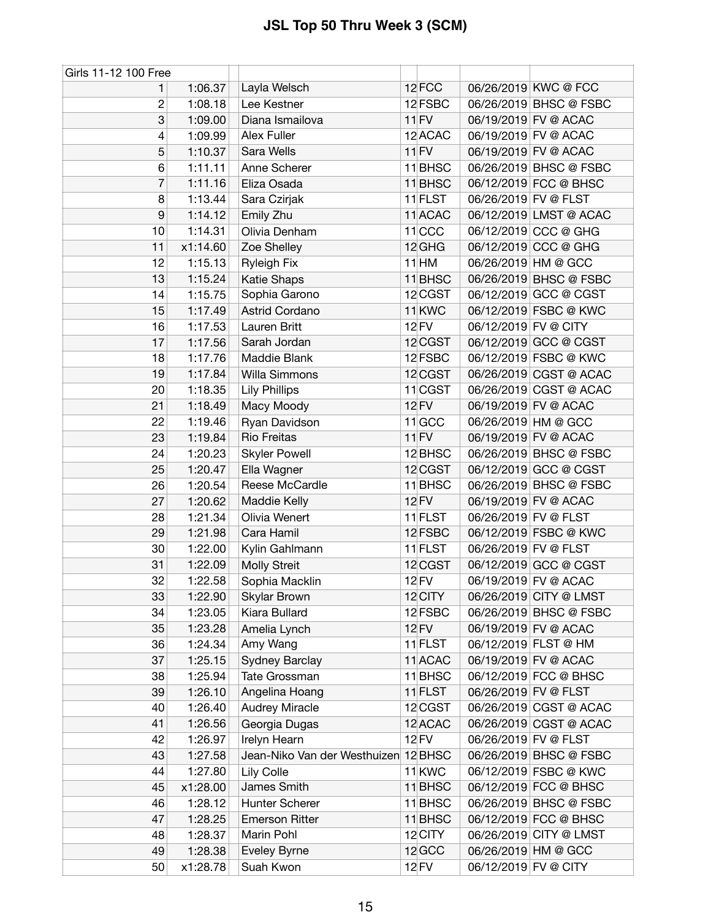# JSL Top 50 Thru Week 3 (SCM)

| Girls 11-12 100 Free | | | | | | |
|---|---|---|---|---|---|---|
| 1 | 1:06.37 | Layla Welsch | 12 | FCC | 06/26/2019 | KWC @ FCC |
| 2 | 1:08.18 | Lee Kestner | 12 | FSBC | 06/26/2019 | BHSC @ FSBC |
| 3 | 1:09.00 | Diana Ismailova | 11 | FV | 06/19/2019 | FV @ ACAC |
| 4 | 1:09.99 | Alex Fuller | 12 | ACAC | 06/19/2019 | FV @ ACAC |
| 5 | 1:10.37 | Sara Wells | 11 | FV | 06/19/2019 | FV @ ACAC |
| 6 | 1:11.11 | Anne Scherer | 11 | BHSC | 06/26/2019 | BHSC @ FSBC |
| 7 | 1:11.16 | Eliza Osada | 11 | BHSC | 06/12/2019 | FCC @ BHSC |
| 8 | 1:13.44 | Sara Czirjak | 11 | FLST | 06/26/2019 | FV @ FLST |
| 9 | 1:14.12 | Emily Zhu | 11 | ACAC | 06/12/2019 | LMST @ ACAC |
| 10 | 1:14.31 | Olivia Denham | 11 | CCC | 06/12/2019 | CCC @ GHG |
| 11 | x1:14.60 | Zoe Shelley | 12 | GHG | 06/12/2019 | CCC @ GHG |
| 12 | 1:15.13 | Ryleigh Fix | 11 | HM | 06/26/2019 | HM @ GCC |
| 13 | 1:15.24 | Katie Shaps | 11 | BHSC | 06/26/2019 | BHSC @ FSBC |
| 14 | 1:15.75 | Sophia Garono | 12 | CGST | 06/12/2019 | GCC @ CGST |
| 15 | 1:17.49 | Astrid Cordano | 11 | KWC | 06/12/2019 | FSBC @ KWC |
| 16 | 1:17.53 | Lauren Britt | 12 | FV | 06/12/2019 | FV @ CITY |
| 17 | 1:17.56 | Sarah Jordan | 12 | CGST | 06/12/2019 | GCC @ CGST |
| 18 | 1:17.76 | Maddie Blank | 12 | FSBC | 06/12/2019 | FSBC @ KWC |
| 19 | 1:17.84 | Willa Simmons | 12 | CGST | 06/26/2019 | CGST @ ACAC |
| 20 | 1:18.35 | Lily Phillips | 11 | CGST | 06/26/2019 | CGST @ ACAC |
| 21 | 1:18.49 | Macy Moody | 12 | FV | 06/19/2019 | FV @ ACAC |
| 22 | 1:19.46 | Ryan Davidson | 11 | GCC | 06/26/2019 | HM @ GCC |
| 23 | 1:19.84 | Rio Freitas | 11 | FV | 06/19/2019 | FV @ ACAC |
| 24 | 1:20.23 | Skyler Powell | 12 | BHSC | 06/26/2019 | BHSC @ FSBC |
| 25 | 1:20.47 | Ella Wagner | 12 | CGST | 06/12/2019 | GCC @ CGST |
| 26 | 1:20.54 | Reese McCardle | 11 | BHSC | 06/26/2019 | BHSC @ FSBC |
| 27 | 1:20.62 | Maddie Kelly | 12 | FV | 06/19/2019 | FV @ ACAC |
| 28 | 1:21.34 | Olivia Wenert | 11 | FLST | 06/26/2019 | FV @ FLST |
| 29 | 1:21.98 | Cara Hamil | 12 | FSBC | 06/12/2019 | FSBC @ KWC |
| 30 | 1:22.00 | Kylin Gahlmann | 11 | FLST | 06/26/2019 | FV @ FLST |
| 31 | 1:22.09 | Molly Streit | 12 | CGST | 06/12/2019 | GCC @ CGST |
| 32 | 1:22.58 | Sophia Macklin | 12 | FV | 06/19/2019 | FV @ ACAC |
| 33 | 1:22.90 | Skylar Brown | 12 | CITY | 06/26/2019 | CITY @ LMST |
| 34 | 1:23.05 | Kiara Bullard | 12 | FSBC | 06/26/2019 | BHSC @ FSBC |
| 35 | 1:23.28 | Amelia Lynch | 12 | FV | 06/19/2019 | FV @ ACAC |
| 36 | 1:24.34 | Amy Wang | 11 | FLST | 06/12/2019 | FLST @ HM |
| 37 | 1:25.15 | Sydney Barclay | 11 | ACAC | 06/19/2019 | FV @ ACAC |
| 38 | 1:25.94 | Tate Grossman | 11 | BHSC | 06/12/2019 | FCC @ BHSC |
| 39 | 1:26.10 | Angelina Hoang | 11 | FLST | 06/26/2019 | FV @ FLST |
| 40 | 1:26.40 | Audrey Miracle | 12 | CGST | 06/26/2019 | CGST @ ACAC |
| 41 | 1:26.56 | Georgia Dugas | 12 | ACAC | 06/26/2019 | CGST @ ACAC |
| 42 | 1:26.97 | Irelyn Hearn | 12 | FV | 06/26/2019 | FV @ FLST |
| 43 | 1:27.58 | Jean-Niko Van der Westhuizen | 12 | BHSC | 06/26/2019 | BHSC @ FSBC |
| 44 | 1:27.80 | Lily Colle | 11 | KWC | 06/12/2019 | FSBC @ KWC |
| 45 | x1:28.00 | James Smith | 11 | BHSC | 06/12/2019 | FCC @ BHSC |
| 46 | 1:28.12 | Hunter Scherer | 11 | BHSC | 06/26/2019 | BHSC @ FSBC |
| 47 | 1:28.25 | Emerson Ritter | 11 | BHSC | 06/12/2019 | FCC @ BHSC |
| 48 | 1:28.37 | Marin Pohl | 12 | CITY | 06/26/2019 | CITY @ LMST |
| 49 | 1:28.38 | Eveley Byrne | 12 | GCC | 06/26/2019 | HM @ GCC |
| 50 | x1:28.78 | Suah Kwon | 12 | FV | 06/12/2019 | FV @ CITY |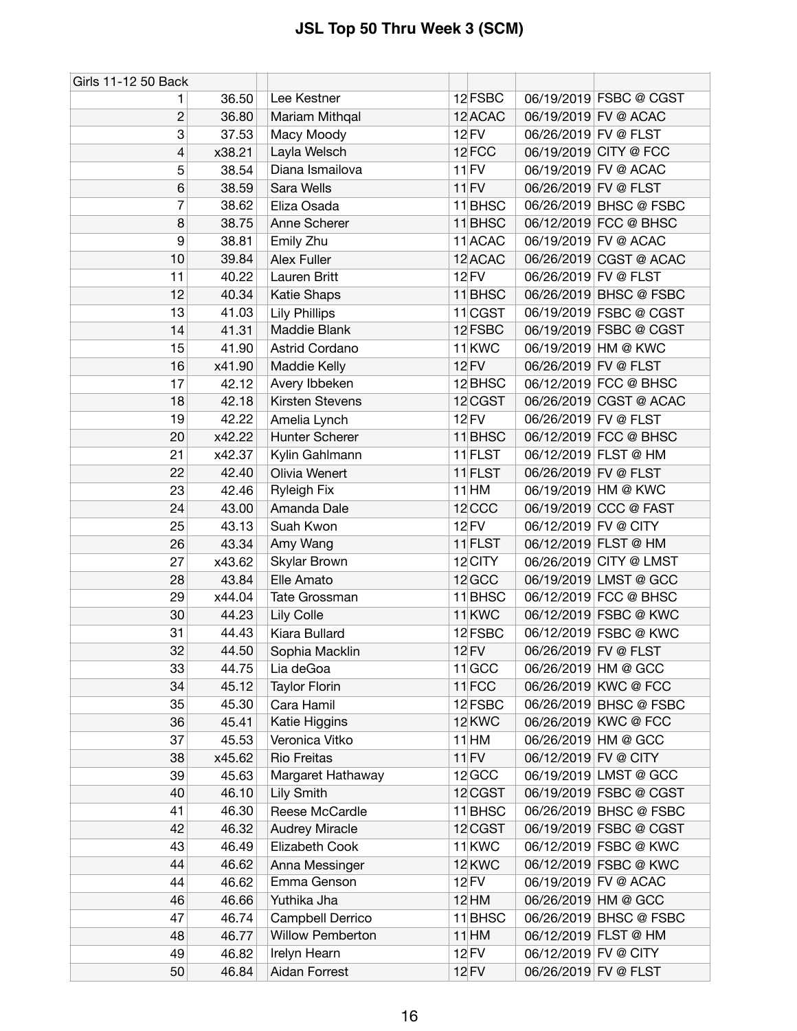# JSL Top 50 Thru Week 3 (SCM)

| Girls 11-12 50 Back | | | | | | | |
|---|---|---|---|---|---|---|---|
| 1 | 36.50 | | Lee Kestner | 12 | FSBC | 06/19/2019 | FSBC @ CGST |
| 2 | 36.80 | | Mariam Mithqal | 12 | ACAC | 06/19/2019 | FV @ ACAC |
| 3 | 37.53 | | Macy Moody | 12 | FV | 06/26/2019 | FV @ FLST |
| 4 | x38.21 | | Layla Welsch | 12 | FCC | 06/19/2019 | CITY @ FCC |
| 5 | 38.54 | | Diana Ismailova | 11 | FV | 06/19/2019 | FV @ ACAC |
| 6 | 38.59 | | Sara Wells | 11 | FV | 06/26/2019 | FV @ FLST |
| 7 | 38.62 | | Eliza Osada | 11 | BHSC | 06/26/2019 | BHSC @ FSBC |
| 8 | 38.75 | | Anne Scherer | 11 | BHSC | 06/12/2019 | FCC @ BHSC |
| 9 | 38.81 | | Emily Zhu | 11 | ACAC | 06/19/2019 | FV @ ACAC |
| 10 | 39.84 | | Alex Fuller | 12 | ACAC | 06/26/2019 | CGST @ ACAC |
| 11 | 40.22 | | Lauren Britt | 12 | FV | 06/26/2019 | FV @ FLST |
| 12 | 40.34 | | Katie Shaps | 11 | BHSC | 06/26/2019 | BHSC @ FSBC |
| 13 | 41.03 | | Lily Phillips | 11 | CGST | 06/19/2019 | FSBC @ CGST |
| 14 | 41.31 | | Maddie Blank | 12 | FSBC | 06/19/2019 | FSBC @ CGST |
| 15 | 41.90 | | Astrid Cordano | 11 | KWC | 06/19/2019 | HM @ KWC |
| 16 | x41.90 | | Maddie Kelly | 12 | FV | 06/26/2019 | FV @ FLST |
| 17 | 42.12 | | Avery Ibbeken | 12 | BHSC | 06/12/2019 | FCC @ BHSC |
| 18 | 42.18 | | Kirsten Stevens | 12 | CGST | 06/26/2019 | CGST @ ACAC |
| 19 | 42.22 | | Amelia Lynch | 12 | FV | 06/26/2019 | FV @ FLST |
| 20 | x42.22 | | Hunter Scherer | 11 | BHSC | 06/12/2019 | FCC @ BHSC |
| 21 | x42.37 | | Kylin Gahlmann | 11 | FLST | 06/12/2019 | FLST @ HM |
| 22 | 42.40 | | Olivia Wenert | 11 | FLST | 06/26/2019 | FV @ FLST |
| 23 | 42.46 | | Ryleigh Fix | 11 | HM | 06/19/2019 | HM @ KWC |
| 24 | 43.00 | | Amanda Dale | 12 | CCC | 06/19/2019 | CCC @ FAST |
| 25 | 43.13 | | Suah Kwon | 12 | FV | 06/12/2019 | FV @ CITY |
| 26 | 43.34 | | Amy Wang | 11 | FLST | 06/12/2019 | FLST @ HM |
| 27 | x43.62 | | Skylar Brown | 12 | CITY | 06/26/2019 | CITY @ LMST |
| 28 | 43.84 | | Elle Amato | 12 | GCC | 06/19/2019 | LMST @ GCC |
| 29 | x44.04 | | Tate Grossman | 11 | BHSC | 06/12/2019 | FCC @ BHSC |
| 30 | 44.23 | | Lily Colle | 11 | KWC | 06/12/2019 | FSBC @ KWC |
| 31 | 44.43 | | Kiara Bullard | 12 | FSBC | 06/12/2019 | FSBC @ KWC |
| 32 | 44.50 | | Sophia Macklin | 12 | FV | 06/26/2019 | FV @ FLST |
| 33 | 44.75 | | Lia deGoa | 11 | GCC | 06/26/2019 | HM @ GCC |
| 34 | 45.12 | | Taylor Florin | 11 | FCC | 06/26/2019 | KWC @ FCC |
| 35 | 45.30 | | Cara Hamil | 12 | FSBC | 06/26/2019 | BHSC @ FSBC |
| 36 | 45.41 | | Katie Higgins | 12 | KWC | 06/26/2019 | KWC @ FCC |
| 37 | 45.53 | | Veronica Vitko | 11 | HM | 06/26/2019 | HM @ GCC |
| 38 | x45.62 | | Rio Freitas | 11 | FV | 06/12/2019 | FV @ CITY |
| 39 | 45.63 | | Margaret Hathaway | 12 | GCC | 06/19/2019 | LMST @ GCC |
| 40 | 46.10 | | Lily Smith | 12 | CGST | 06/19/2019 | FSBC @ CGST |
| 41 | 46.30 | | Reese McCardle | 11 | BHSC | 06/26/2019 | BHSC @ FSBC |
| 42 | 46.32 | | Audrey Miracle | 12 | CGST | 06/19/2019 | FSBC @ CGST |
| 43 | 46.49 | | Elizabeth Cook | 11 | KWC | 06/12/2019 | FSBC @ KWC |
| 44 | 46.62 | | Anna Messinger | 12 | KWC | 06/12/2019 | FSBC @ KWC |
| 44 | 46.62 | | Emma Genson | 12 | FV | 06/19/2019 | FV @ ACAC |
| 46 | 46.66 | | Yuthika Jha | 12 | HM | 06/26/2019 | HM @ GCC |
| 47 | 46.74 | | Campbell Derrico | 11 | BHSC | 06/26/2019 | BHSC @ FSBC |
| 48 | 46.77 | | Willow Pemberton | 11 | HM | 06/12/2019 | FLST @ HM |
| 49 | 46.82 | | Irelyn Hearn | 12 | FV | 06/12/2019 | FV @ CITY |
| 50 | 46.84 | | Aidan Forrest | 12 | FV | 06/26/2019 | FV @ FLST |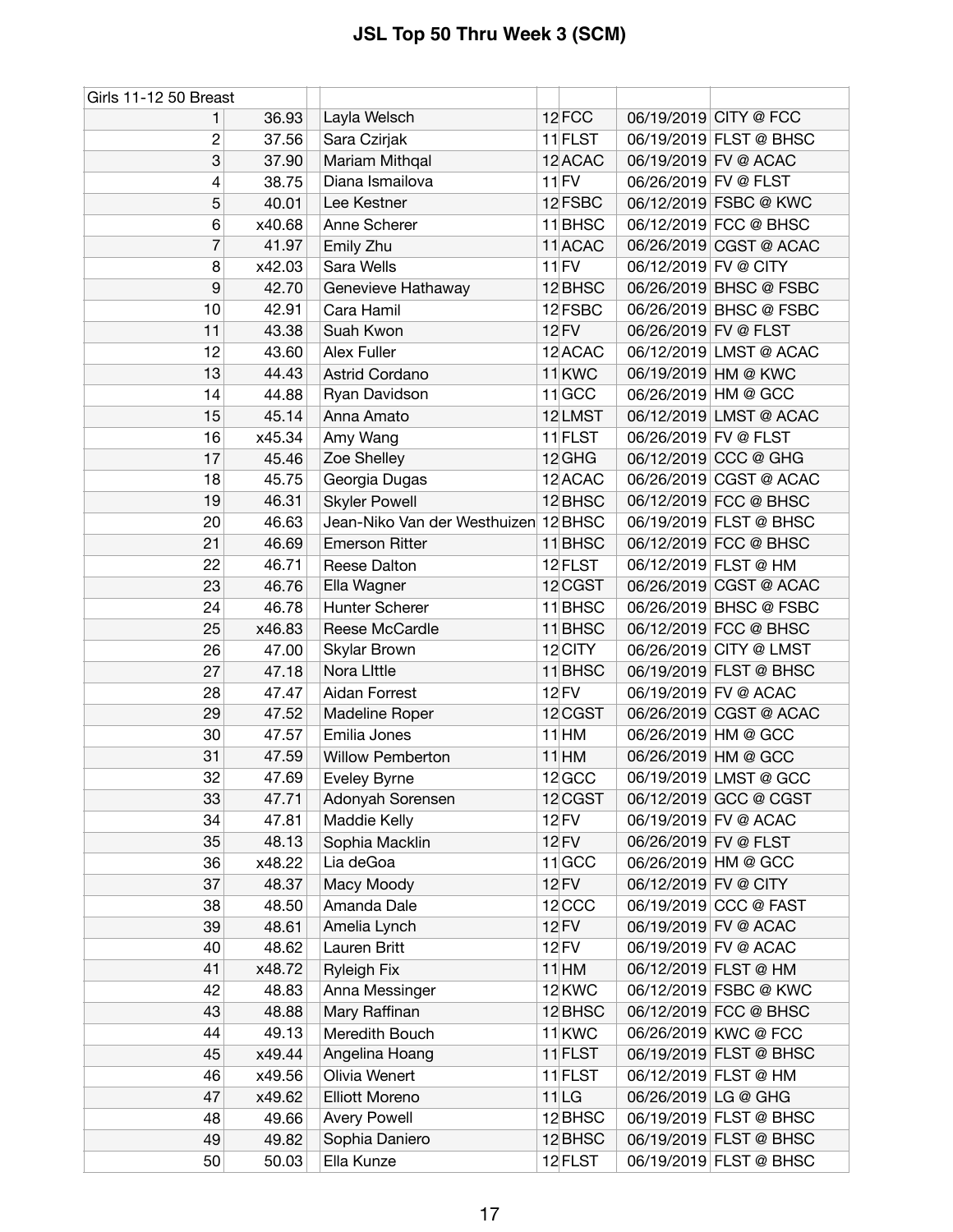# JSL Top 50 Thru Week 3 (SCM)

| Girls 11-12 50 Breast | | | | | | | |
|---|---|---|---|---|---|---|---|
| 1 | 36.93 | | Layla Welsch | 12 | FCC | 06/19/2019 | CITY @ FCC |
| 2 | 37.56 | | Sara Czirjak | 11 | FLST | 06/19/2019 | FLST @ BHSC |
| 3 | 37.90 | | Mariam Mithqal | 12 | ACAC | 06/19/2019 | FV @ ACAC |
| 4 | 38.75 | | Diana Ismailova | 11 | FV | 06/26/2019 | FV @ FLST |
| 5 | 40.01 | | Lee Kestner | 12 | FSBC | 06/12/2019 | FSBC @ KWC |
| 6 | x40.68 | | Anne Scherer | 11 | BHSC | 06/12/2019 | FCC @ BHSC |
| 7 | 41.97 | | Emily Zhu | 11 | ACAC | 06/26/2019 | CGST @ ACAC |
| 8 | x42.03 | | Sara Wells | 11 | FV | 06/12/2019 | FV @ CITY |
| 9 | 42.70 | | Genevieve Hathaway | 12 | BHSC | 06/26/2019 | BHSC @ FSBC |
| 10 | 42.91 | | Cara Hamil | 12 | FSBC | 06/26/2019 | BHSC @ FSBC |
| 11 | 43.38 | | Suah Kwon | 12 | FV | 06/26/2019 | FV @ FLST |
| 12 | 43.60 | | Alex Fuller | 12 | ACAC | 06/12/2019 | LMST @ ACAC |
| 13 | 44.43 | | Astrid Cordano | 11 | KWC | 06/19/2019 | HM @ KWC |
| 14 | 44.88 | | Ryan Davidson | 11 | GCC | 06/26/2019 | HM @ GCC |
| 15 | 45.14 | | Anna Amato | 12 | LMST | 06/12/2019 | LMST @ ACAC |
| 16 | x45.34 | | Amy Wang | 11 | FLST | 06/26/2019 | FV @ FLST |
| 17 | 45.46 | | Zoe Shelley | 12 | GHG | 06/12/2019 | CCC @ GHG |
| 18 | 45.75 | | Georgia Dugas | 12 | ACAC | 06/26/2019 | CGST @ ACAC |
| 19 | 46.31 | | Skyler Powell | 12 | BHSC | 06/12/2019 | FCC @ BHSC |
| 20 | 46.63 | | Jean-Niko Van der Westhuizen | 12 | BHSC | 06/19/2019 | FLST @ BHSC |
| 21 | 46.69 | | Emerson Ritter | 11 | BHSC | 06/12/2019 | FCC @ BHSC |
| 22 | 46.71 | | Reese Dalton | 12 | FLST | 06/12/2019 | FLST @ HM |
| 23 | 46.76 | | Ella Wagner | 12 | CGST | 06/26/2019 | CGST @ ACAC |
| 24 | 46.78 | | Hunter Scherer | 11 | BHSC | 06/26/2019 | BHSC @ FSBC |
| 25 | x46.83 | | Reese McCardle | 11 | BHSC | 06/12/2019 | FCC @ BHSC |
| 26 | 47.00 | | Skylar Brown | 12 | CITY | 06/26/2019 | CITY @ LMST |
| 27 | 47.18 | | Nora LIttle | 11 | BHSC | 06/19/2019 | FLST @ BHSC |
| 28 | 47.47 | | Aidan Forrest | 12 | FV | 06/19/2019 | FV @ ACAC |
| 29 | 47.52 | | Madeline Roper | 12 | CGST | 06/26/2019 | CGST @ ACAC |
| 30 | 47.57 | | Emilia Jones | 11 | HM | 06/26/2019 | HM @ GCC |
| 31 | 47.59 | | Willow Pemberton | 11 | HM | 06/26/2019 | HM @ GCC |
| 32 | 47.69 | | Eveley Byrne | 12 | GCC | 06/19/2019 | LMST @ GCC |
| 33 | 47.71 | | Adonyah Sorensen | 12 | CGST | 06/12/2019 | GCC @ CGST |
| 34 | 47.81 | | Maddie Kelly | 12 | FV | 06/19/2019 | FV @ ACAC |
| 35 | 48.13 | | Sophia Macklin | 12 | FV | 06/26/2019 | FV @ FLST |
| 36 | x48.22 | | Lia deGoa | 11 | GCC | 06/26/2019 | HM @ GCC |
| 37 | 48.37 | | Macy Moody | 12 | FV | 06/12/2019 | FV @ CITY |
| 38 | 48.50 | | Amanda Dale | 12 | CCC | 06/19/2019 | CCC @ FAST |
| 39 | 48.61 | | Amelia Lynch | 12 | FV | 06/19/2019 | FV @ ACAC |
| 40 | 48.62 | | Lauren Britt | 12 | FV | 06/19/2019 | FV @ ACAC |
| 41 | x48.72 | | Ryleigh Fix | 11 | HM | 06/12/2019 | FLST @ HM |
| 42 | 48.83 | | Anna Messinger | 12 | KWC | 06/12/2019 | FSBC @ KWC |
| 43 | 48.88 | | Mary Raffinan | 12 | BHSC | 06/12/2019 | FCC @ BHSC |
| 44 | 49.13 | | Meredith Bouch | 11 | KWC | 06/26/2019 | KWC @ FCC |
| 45 | x49.44 | | Angelina Hoang | 11 | FLST | 06/19/2019 | FLST @ BHSC |
| 46 | x49.56 | | Olivia Wenert | 11 | FLST | 06/12/2019 | FLST @ HM |
| 47 | x49.62 | | Elliott Moreno | 11 | LG | 06/26/2019 | LG @ GHG |
| 48 | 49.66 | | Avery Powell | 12 | BHSC | 06/19/2019 | FLST @ BHSC |
| 49 | 49.82 | | Sophia Daniero | 12 | BHSC | 06/19/2019 | FLST @ BHSC |
| 50 | 50.03 | | Ella Kunze | 12 | FLST | 06/19/2019 | FLST @ BHSC |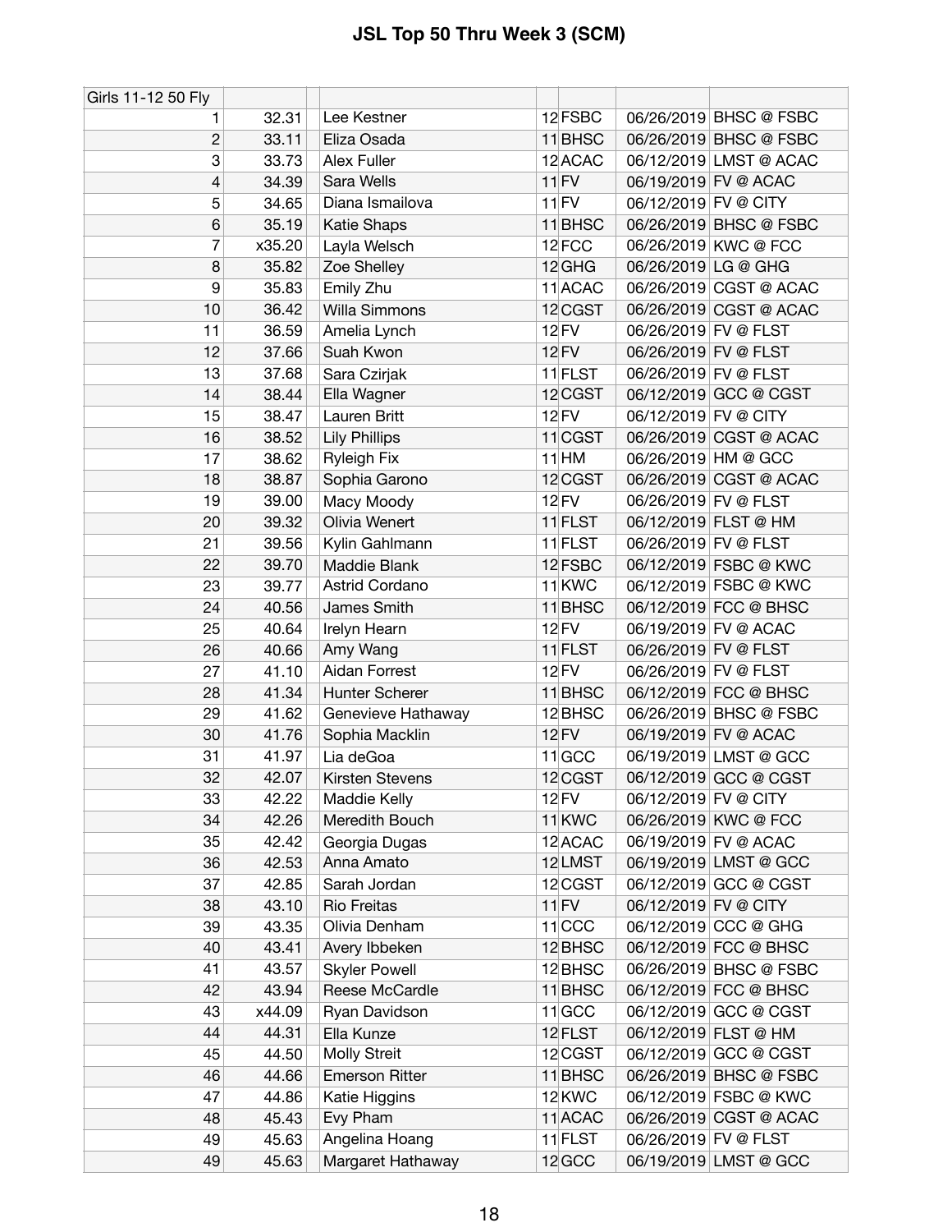# JSL Top 50 Thru Week 3 (SCM)

| Girls 11-12 50 Fly | | | | | | |
|---|---|---|---|---|---|---|
| 1 | 32.31 | Lee Kestner | 12 | FSBC | 06/26/2019 | BHSC @ FSBC |
| 2 | 33.11 | Eliza Osada | 11 | BHSC | 06/26/2019 | BHSC @ FSBC |
| 3 | 33.73 | Alex Fuller | 12 | ACAC | 06/12/2019 | LMST @ ACAC |
| 4 | 34.39 | Sara Wells | 11 | FV | 06/19/2019 | FV @ ACAC |
| 5 | 34.65 | Diana Ismailova | 11 | FV | 06/12/2019 | FV @ CITY |
| 6 | 35.19 | Katie Shaps | 11 | BHSC | 06/26/2019 | BHSC @ FSBC |
| 7 | x35.20 | Layla Welsch | 12 | FCC | 06/26/2019 | KWC @ FCC |
| 8 | 35.82 | Zoe Shelley | 12 | GHG | 06/26/2019 | LG @ GHG |
| 9 | 35.83 | Emily Zhu | 11 | ACAC | 06/26/2019 | CGST @ ACAC |
| 10 | 36.42 | Willa Simmons | 12 | CGST | 06/26/2019 | CGST @ ACAC |
| 11 | 36.59 | Amelia Lynch | 12 | FV | 06/26/2019 | FV @ FLST |
| 12 | 37.66 | Suah Kwon | 12 | FV | 06/26/2019 | FV @ FLST |
| 13 | 37.68 | Sara Czirjak | 11 | FLST | 06/26/2019 | FV @ FLST |
| 14 | 38.44 | Ella Wagner | 12 | CGST | 06/12/2019 | GCC @ CGST |
| 15 | 38.47 | Lauren Britt | 12 | FV | 06/12/2019 | FV @ CITY |
| 16 | 38.52 | Lily Phillips | 11 | CGST | 06/26/2019 | CGST @ ACAC |
| 17 | 38.62 | Ryleigh Fix | 11 | HM | 06/26/2019 | HM @ GCC |
| 18 | 38.87 | Sophia Garono | 12 | CGST | 06/26/2019 | CGST @ ACAC |
| 19 | 39.00 | Macy Moody | 12 | FV | 06/26/2019 | FV @ FLST |
| 20 | 39.32 | Olivia Wenert | 11 | FLST | 06/12/2019 | FLST @ HM |
| 21 | 39.56 | Kylin Gahlmann | 11 | FLST | 06/26/2019 | FV @ FLST |
| 22 | 39.70 | Maddie Blank | 12 | FSBC | 06/12/2019 | FSBC @ KWC |
| 23 | 39.77 | Astrid Cordano | 11 | KWC | 06/12/2019 | FSBC @ KWC |
| 24 | 40.56 | James Smith | 11 | BHSC | 06/12/2019 | FCC @ BHSC |
| 25 | 40.64 | Irelyn Hearn | 12 | FV | 06/19/2019 | FV @ ACAC |
| 26 | 40.66 | Amy Wang | 11 | FLST | 06/26/2019 | FV @ FLST |
| 27 | 41.10 | Aidan Forrest | 12 | FV | 06/26/2019 | FV @ FLST |
| 28 | 41.34 | Hunter Scherer | 11 | BHSC | 06/12/2019 | FCC @ BHSC |
| 29 | 41.62 | Genevieve Hathaway | 12 | BHSC | 06/26/2019 | BHSC @ FSBC |
| 30 | 41.76 | Sophia Macklin | 12 | FV | 06/19/2019 | FV @ ACAC |
| 31 | 41.97 | Lia deGoa | 11 | GCC | 06/19/2019 | LMST @ GCC |
| 32 | 42.07 | Kirsten Stevens | 12 | CGST | 06/12/2019 | GCC @ CGST |
| 33 | 42.22 | Maddie Kelly | 12 | FV | 06/12/2019 | FV @ CITY |
| 34 | 42.26 | Meredith Bouch | 11 | KWC | 06/26/2019 | KWC @ FCC |
| 35 | 42.42 | Georgia Dugas | 12 | ACAC | 06/19/2019 | FV @ ACAC |
| 36 | 42.53 | Anna Amato | 12 | LMST | 06/19/2019 | LMST @ GCC |
| 37 | 42.85 | Sarah Jordan | 12 | CGST | 06/12/2019 | GCC @ CGST |
| 38 | 43.10 | Rio Freitas | 11 | FV | 06/12/2019 | FV @ CITY |
| 39 | 43.35 | Olivia Denham | 11 | CCC | 06/12/2019 | CCC @ GHG |
| 40 | 43.41 | Avery Ibbeken | 12 | BHSC | 06/12/2019 | FCC @ BHSC |
| 41 | 43.57 | Skyler Powell | 12 | BHSC | 06/26/2019 | BHSC @ FSBC |
| 42 | 43.94 | Reese McCardle | 11 | BHSC | 06/12/2019 | FCC @ BHSC |
| 43 | x44.09 | Ryan Davidson | 11 | GCC | 06/12/2019 | GCC @ CGST |
| 44 | 44.31 | Ella Kunze | 12 | FLST | 06/12/2019 | FLST @ HM |
| 45 | 44.50 | Molly Streit | 12 | CGST | 06/12/2019 | GCC @ CGST |
| 46 | 44.66 | Emerson Ritter | 11 | BHSC | 06/26/2019 | BHSC @ FSBC |
| 47 | 44.86 | Katie Higgins | 12 | KWC | 06/12/2019 | FSBC @ KWC |
| 48 | 45.43 | Evy Pham | 11 | ACAC | 06/26/2019 | CGST @ ACAC |
| 49 | 45.63 | Angelina Hoang | 11 | FLST | 06/26/2019 | FV @ FLST |
| 49 | 45.63 | Margaret Hathaway | 12 | GCC | 06/19/2019 | LMST @ GCC |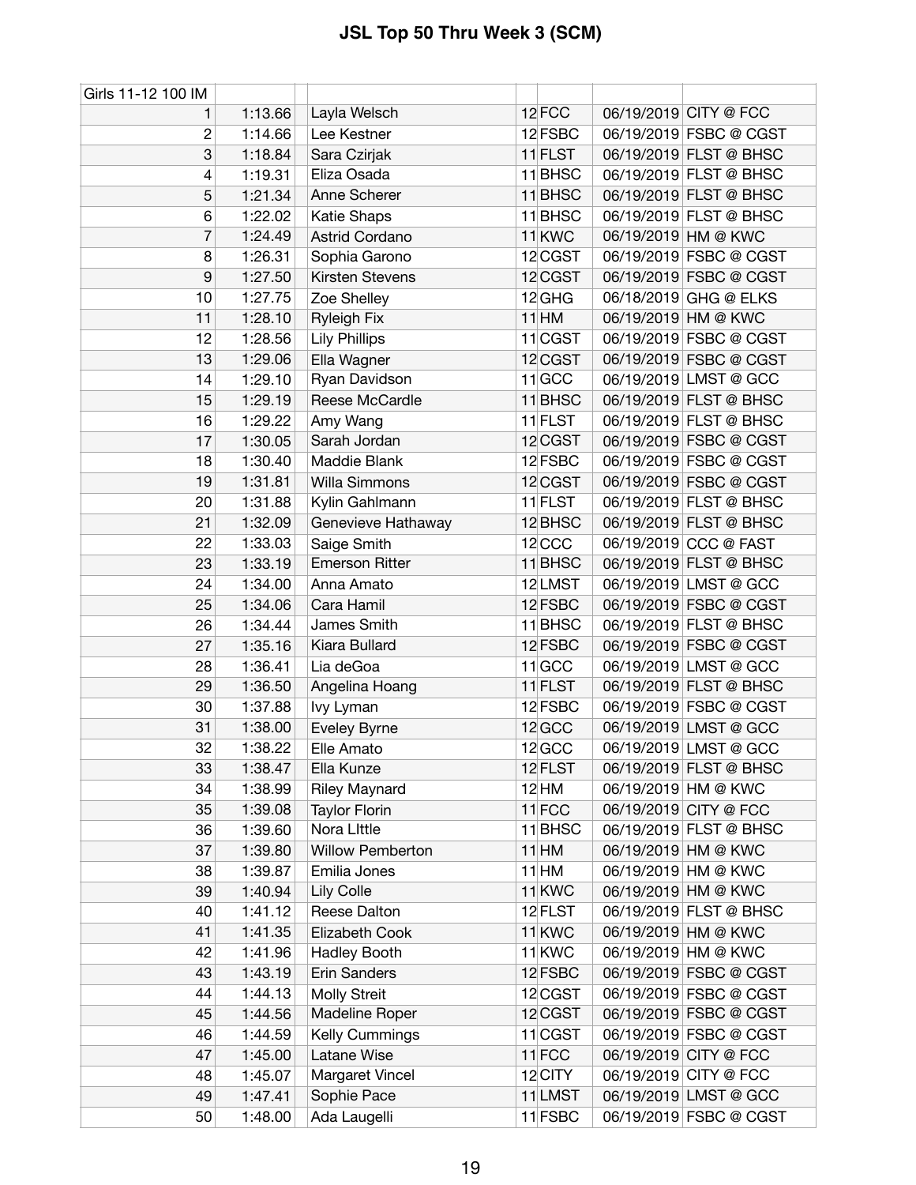# JSL Top 50 Thru Week 3 (SCM)

| Girls 11-12 100 IM | | | | | | | |
|---|---|---|---|---|---|---|---|
| 1 | 1:13.66 | | Layla Welsch | 12 | FCC | 06/19/2019 | CITY @ FCC |
| 2 | 1:14.66 | | Lee Kestner | 12 | FSBC | 06/19/2019 | FSBC @ CGST |
| 3 | 1:18.84 | | Sara Czirjak | 11 | FLST | 06/19/2019 | FLST @ BHSC |
| 4 | 1:19.31 | | Eliza Osada | 11 | BHSC | 06/19/2019 | FLST @ BHSC |
| 5 | 1:21.34 | | Anne Scherer | 11 | BHSC | 06/19/2019 | FLST @ BHSC |
| 6 | 1:22.02 | | Katie Shaps | 11 | BHSC | 06/19/2019 | FLST @ BHSC |
| 7 | 1:24.49 | | Astrid Cordano | 11 | KWC | 06/19/2019 | HM @ KWC |
| 8 | 1:26.31 | | Sophia Garono | 12 | CGST | 06/19/2019 | FSBC @ CGST |
| 9 | 1:27.50 | | Kirsten Stevens | 12 | CGST | 06/19/2019 | FSBC @ CGST |
| 10 | 1:27.75 | | Zoe Shelley | 12 | GHG | 06/18/2019 | GHG @ ELKS |
| 11 | 1:28.10 | | Ryleigh Fix | 11 | HM | 06/19/2019 | HM @ KWC |
| 12 | 1:28.56 | | Lily Phillips | 11 | CGST | 06/19/2019 | FSBC @ CGST |
| 13 | 1:29.06 | | Ella Wagner | 12 | CGST | 06/19/2019 | FSBC @ CGST |
| 14 | 1:29.10 | | Ryan Davidson | 11 | GCC | 06/19/2019 | LMST @ GCC |
| 15 | 1:29.19 | | Reese McCardle | 11 | BHSC | 06/19/2019 | FLST @ BHSC |
| 16 | 1:29.22 | | Amy Wang | 11 | FLST | 06/19/2019 | FLST @ BHSC |
| 17 | 1:30.05 | | Sarah Jordan | 12 | CGST | 06/19/2019 | FSBC @ CGST |
| 18 | 1:30.40 | | Maddie Blank | 12 | FSBC | 06/19/2019 | FSBC @ CGST |
| 19 | 1:31.81 | | Willa Simmons | 12 | CGST | 06/19/2019 | FSBC @ CGST |
| 20 | 1:31.88 | | Kylin Gahlmann | 11 | FLST | 06/19/2019 | FLST @ BHSC |
| 21 | 1:32.09 | | Genevieve Hathaway | 12 | BHSC | 06/19/2019 | FLST @ BHSC |
| 22 | 1:33.03 | | Saige Smith | 12 | CCC | 06/19/2019 | CCC @ FAST |
| 23 | 1:33.19 | | Emerson Ritter | 11 | BHSC | 06/19/2019 | FLST @ BHSC |
| 24 | 1:34.00 | | Anna Amato | 12 | LMST | 06/19/2019 | LMST @ GCC |
| 25 | 1:34.06 | | Cara Hamil | 12 | FSBC | 06/19/2019 | FSBC @ CGST |
| 26 | 1:34.44 | | James Smith | 11 | BHSC | 06/19/2019 | FLST @ BHSC |
| 27 | 1:35.16 | | Kiara Bullard | 12 | FSBC | 06/19/2019 | FSBC @ CGST |
| 28 | 1:36.41 | | Lia deGoa | 11 | GCC | 06/19/2019 | LMST @ GCC |
| 29 | 1:36.50 | | Angelina Hoang | 11 | FLST | 06/19/2019 | FLST @ BHSC |
| 30 | 1:37.88 | | Ivy Lyman | 12 | FSBC | 06/19/2019 | FSBC @ CGST |
| 31 | 1:38.00 | | Eveley Byrne | 12 | GCC | 06/19/2019 | LMST @ GCC |
| 32 | 1:38.22 | | Elle Amato | 12 | GCC | 06/19/2019 | LMST @ GCC |
| 33 | 1:38.47 | | Ella Kunze | 12 | FLST | 06/19/2019 | FLST @ BHSC |
| 34 | 1:38.99 | | Riley Maynard | 12 | HM | 06/19/2019 | HM @ KWC |
| 35 | 1:39.08 | | Taylor Florin | 11 | FCC | 06/19/2019 | CITY @ FCC |
| 36 | 1:39.60 | | Nora LIttle | 11 | BHSC | 06/19/2019 | FLST @ BHSC |
| 37 | 1:39.80 | | Willow Pemberton | 11 | HM | 06/19/2019 | HM @ KWC |
| 38 | 1:39.87 | | Emilia Jones | 11 | HM | 06/19/2019 | HM @ KWC |
| 39 | 1:40.94 | | Lily Colle | 11 | KWC | 06/19/2019 | HM @ KWC |
| 40 | 1:41.12 | | Reese Dalton | 12 | FLST | 06/19/2019 | FLST @ BHSC |
| 41 | 1:41.35 | | Elizabeth Cook | 11 | KWC | 06/19/2019 | HM @ KWC |
| 42 | 1:41.96 | | Hadley Booth | 11 | KWC | 06/19/2019 | HM @ KWC |
| 43 | 1:43.19 | | Erin Sanders | 12 | FSBC | 06/19/2019 | FSBC @ CGST |
| 44 | 1:44.13 | | Molly Streit | 12 | CGST | 06/19/2019 | FSBC @ CGST |
| 45 | 1:44.56 | | Madeline Roper | 12 | CGST | 06/19/2019 | FSBC @ CGST |
| 46 | 1:44.59 | | Kelly Cummings | 11 | CGST | 06/19/2019 | FSBC @ CGST |
| 47 | 1:45.00 | | Latane Wise | 11 | FCC | 06/19/2019 | CITY @ FCC |
| 48 | 1:45.07 | | Margaret Vincel | 12 | CITY | 06/19/2019 | CITY @ FCC |
| 49 | 1:47.41 | | Sophie Pace | 11 | LMST | 06/19/2019 | LMST @ GCC |
| 50 | 1:48.00 | | Ada Laugelli | 11 | FSBC | 06/19/2019 | FSBC @ CGST |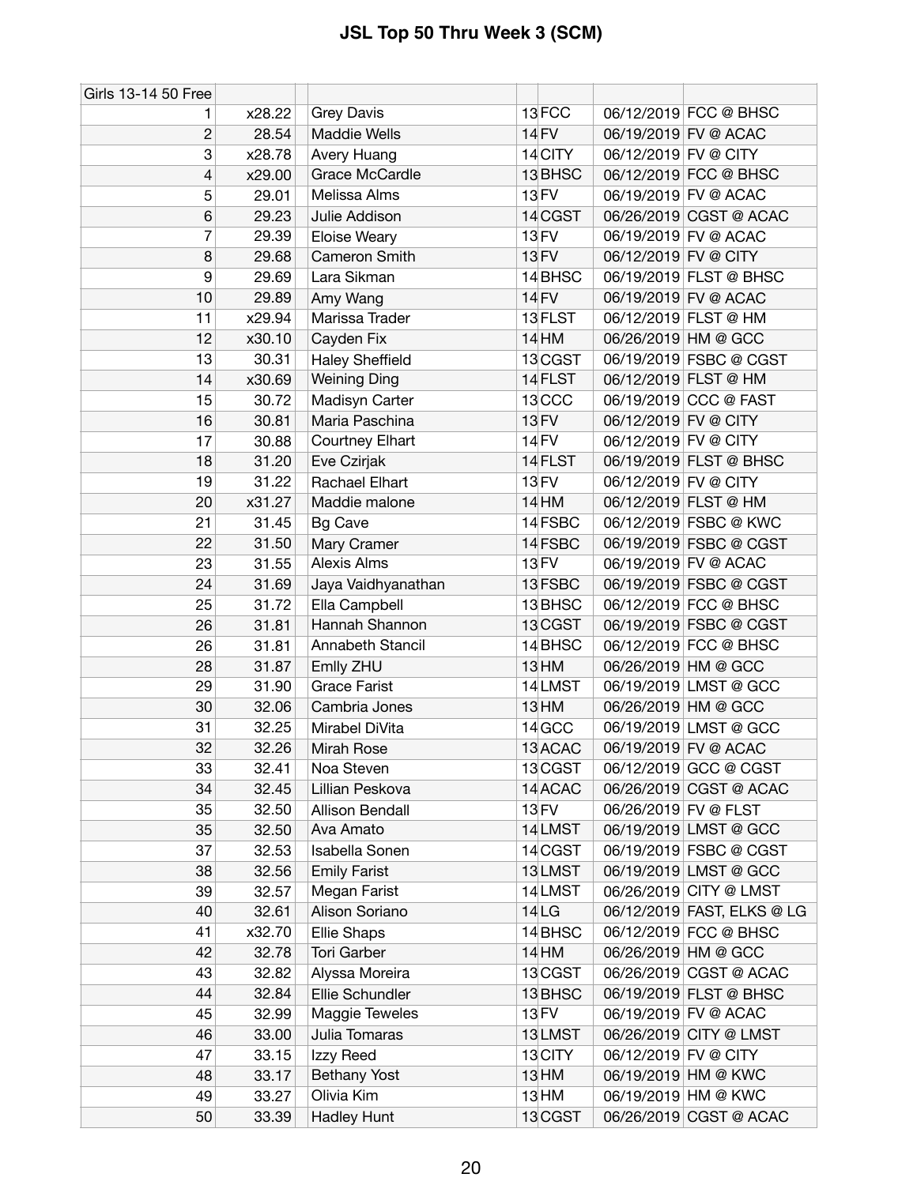# JSL Top 50 Thru Week 3 (SCM)

| Girls 13-14 50 Free | | | | | | | | |
|---|---|---|---|---|---|---|---|---|
| 1 | x28.22 | | Grey Davis | | 13 | FCC | 06/12/2019 | FCC @ BHSC |
| 2 | 28.54 | | Maddie Wells | | 14 | FV | 06/19/2019 | FV @ ACAC |
| 3 | x28.78 | | Avery Huang | | 14 | CITY | 06/12/2019 | FV @ CITY |
| 4 | x29.00 | | Grace McCardle | | 13 | BHSC | 06/12/2019 | FCC @ BHSC |
| 5 | 29.01 | | Melissa Alms | | 13 | FV | 06/19/2019 | FV @ ACAC |
| 6 | 29.23 | | Julie Addison | | 14 | CGST | 06/26/2019 | CGST @ ACAC |
| 7 | 29.39 | | Eloise Weary | | 13 | FV | 06/19/2019 | FV @ ACAC |
| 8 | 29.68 | | Cameron Smith | | 13 | FV | 06/12/2019 | FV @ CITY |
| 9 | 29.69 | | Lara Sikman | | 14 | BHSC | 06/19/2019 | FLST @ BHSC |
| 10 | 29.89 | | Amy Wang | | 14 | FV | 06/19/2019 | FV @ ACAC |
| 11 | x29.94 | | Marissa Trader | | 13 | FLST | 06/12/2019 | FLST @ HM |
| 12 | x30.10 | | Cayden Fix | | 14 | HM | 06/26/2019 | HM @ GCC |
| 13 | 30.31 | | Haley Sheffield | | 13 | CGST | 06/19/2019 | FSBC @ CGST |
| 14 | x30.69 | | Weining Ding | | 14 | FLST | 06/12/2019 | FLST @ HM |
| 15 | 30.72 | | Madisyn Carter | | 13 | CCC | 06/19/2019 | CCC @ FAST |
| 16 | 30.81 | | Maria Paschina | | 13 | FV | 06/12/2019 | FV @ CITY |
| 17 | 30.88 | | Courtney Elhart | | 14 | FV | 06/12/2019 | FV @ CITY |
| 18 | 31.20 | | Eve Czirjak | | 14 | FLST | 06/19/2019 | FLST @ BHSC |
| 19 | 31.22 | | Rachael Elhart | | 13 | FV | 06/12/2019 | FV @ CITY |
| 20 | x31.27 | | Maddie malone | | 14 | HM | 06/12/2019 | FLST @ HM |
| 21 | 31.45 | | Bg Cave | | 14 | FSBC | 06/12/2019 | FSBC @ KWC |
| 22 | 31.50 | | Mary Cramer | | 14 | FSBC | 06/19/2019 | FSBC @ CGST |
| 23 | 31.55 | | Alexis Alms | | 13 | FV | 06/19/2019 | FV @ ACAC |
| 24 | 31.69 | | Jaya Vaidhyanathan | | 13 | FSBC | 06/19/2019 | FSBC @ CGST |
| 25 | 31.72 | | Ella Campbell | | 13 | BHSC | 06/12/2019 | FCC @ BHSC |
| 26 | 31.81 | | Hannah Shannon | | 13 | CGST | 06/19/2019 | FSBC @ CGST |
| 26 | 31.81 | | Annabeth Stancil | | 14 | BHSC | 06/12/2019 | FCC @ BHSC |
| 28 | 31.87 | | Emlly ZHU | | 13 | HM | 06/26/2019 | HM @ GCC |
| 29 | 31.90 | | Grace Farist | | 14 | LMST | 06/19/2019 | LMST @ GCC |
| 30 | 32.06 | | Cambria Jones | | 13 | HM | 06/26/2019 | HM @ GCC |
| 31 | 32.25 | | Mirabel DiVita | | 14 | GCC | 06/19/2019 | LMST @ GCC |
| 32 | 32.26 | | Mirah Rose | | 13 | ACAC | 06/19/2019 | FV @ ACAC |
| 33 | 32.41 | | Noa Steven | | 13 | CGST | 06/12/2019 | GCC @ CGST |
| 34 | 32.45 | | Lillian Peskova | | 14 | ACAC | 06/26/2019 | CGST @ ACAC |
| 35 | 32.50 | | Allison Bendall | | 13 | FV | 06/26/2019 | FV @ FLST |
| 35 | 32.50 | | Ava Amato | | 14 | LMST | 06/19/2019 | LMST @ GCC |
| 37 | 32.53 | | Isabella Sonen | | 14 | CGST | 06/19/2019 | FSBC @ CGST |
| 38 | 32.56 | | Emily Farist | | 13 | LMST | 06/19/2019 | LMST @ GCC |
| 39 | 32.57 | | Megan Farist | | 14 | LMST | 06/26/2019 | CITY @ LMST |
| 40 | 32.61 | | Alison Soriano | | 14 | LG | 06/12/2019 | FAST, ELKS @ LG |
| 41 | x32.70 | | Ellie Shaps | | 14 | BHSC | 06/12/2019 | FCC @ BHSC |
| 42 | 32.78 | | Tori Garber | | 14 | HM | 06/26/2019 | HM @ GCC |
| 43 | 32.82 | | Alyssa Moreira | | 13 | CGST | 06/26/2019 | CGST @ ACAC |
| 44 | 32.84 | | Ellie Schundler | | 13 | BHSC | 06/19/2019 | FLST @ BHSC |
| 45 | 32.99 | | Maggie Teweles | | 13 | FV | 06/19/2019 | FV @ ACAC |
| 46 | 33.00 | | Julia Tomaras | | 13 | LMST | 06/26/2019 | CITY @ LMST |
| 47 | 33.15 | | Izzy Reed | | 13 | CITY | 06/12/2019 | FV @ CITY |
| 48 | 33.17 | | Bethany Yost | | 13 | HM | 06/19/2019 | HM @ KWC |
| 49 | 33.27 | | Olivia Kim | | 13 | HM | 06/19/2019 | HM @ KWC |
| 50 | 33.39 | | Hadley Hunt | | 13 | CGST | 06/26/2019 | CGST @ ACAC |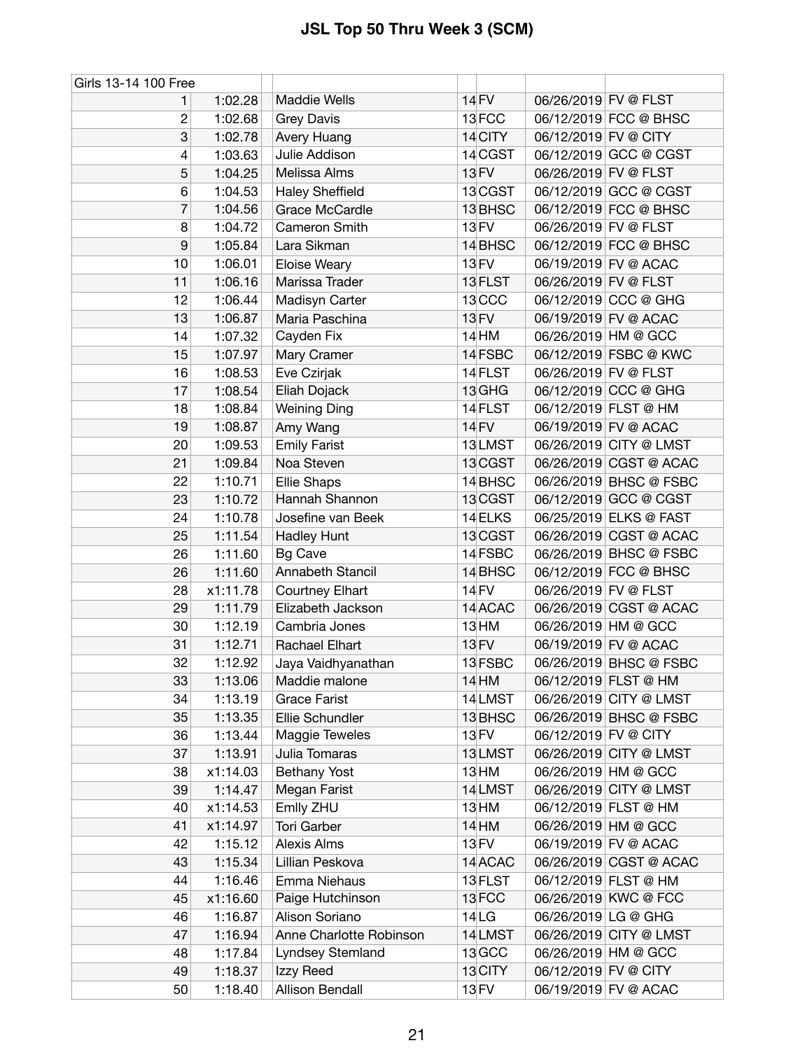# JSL Top 50 Thru Week 3 (SCM)

| Girls 13-14 100 Free | | | | | | | |
|---|---|---|---|---|---|---|---|
| 1 | 1:02.28 | | Maddie Wells | 14 | FV | 06/26/2019 | FV @ FLST |
| 2 | 1:02.68 | | Grey Davis | 13 | FCC | 06/12/2019 | FCC @ BHSC |
| 3 | 1:02.78 | | Avery Huang | 14 | CITY | 06/12/2019 | FV @ CITY |
| 4 | 1:03.63 | | Julie Addison | 14 | CGST | 06/12/2019 | GCC @ CGST |
| 5 | 1:04.25 | | Melissa Alms | 13 | FV | 06/26/2019 | FV @ FLST |
| 6 | 1:04.53 | | Haley Sheffield | 13 | CGST | 06/12/2019 | GCC @ CGST |
| 7 | 1:04.56 | | Grace McCardle | 13 | BHSC | 06/12/2019 | FCC @ BHSC |
| 8 | 1:04.72 | | Cameron Smith | 13 | FV | 06/26/2019 | FV @ FLST |
| 9 | 1:05.84 | | Lara Sikman | 14 | BHSC | 06/12/2019 | FCC @ BHSC |
| 10 | 1:06.01 | | Eloise Weary | 13 | FV | 06/19/2019 | FV @ ACAC |
| 11 | 1:06.16 | | Marissa Trader | 13 | FLST | 06/26/2019 | FV @ FLST |
| 12 | 1:06.44 | | Madisyn Carter | 13 | CCC | 06/12/2019 | CCC @ GHG |
| 13 | 1:06.87 | | Maria Paschina | 13 | FV | 06/19/2019 | FV @ ACAC |
| 14 | 1:07.32 | | Cayden Fix | 14 | HM | 06/26/2019 | HM @ GCC |
| 15 | 1:07.97 | | Mary Cramer | 14 | FSBC | 06/12/2019 | FSBC @ KWC |
| 16 | 1:08.53 | | Eve Czirjak | 14 | FLST | 06/26/2019 | FV @ FLST |
| 17 | 1:08.54 | | Eliah Dojack | 13 | GHG | 06/12/2019 | CCC @ GHG |
| 18 | 1:08.84 | | Weining Ding | 14 | FLST | 06/12/2019 | FLST @ HM |
| 19 | 1:08.87 | | Amy Wang | 14 | FV | 06/19/2019 | FV @ ACAC |
| 20 | 1:09.53 | | Emily Farist | 13 | LMST | 06/26/2019 | CITY @ LMST |
| 21 | 1:09.84 | | Noa Steven | 13 | CGST | 06/26/2019 | CGST @ ACAC |
| 22 | 1:10.71 | | Ellie Shaps | 14 | BHSC | 06/26/2019 | BHSC @ FSBC |
| 23 | 1:10.72 | | Hannah Shannon | 13 | CGST | 06/12/2019 | GCC @ CGST |
| 24 | 1:10.78 | | Josefine van Beek | 14 | ELKS | 06/25/2019 | ELKS @ FAST |
| 25 | 1:11.54 | | Hadley Hunt | 13 | CGST | 06/26/2019 | CGST @ ACAC |
| 26 | 1:11.60 | | Bg Cave | 14 | FSBC | 06/26/2019 | BHSC @ FSBC |
| 26 | 1:11.60 | | Annabeth Stancil | 14 | BHSC | 06/12/2019 | FCC @ BHSC |
| 28 | x1:11.78 | | Courtney Elhart | 14 | FV | 06/26/2019 | FV @ FLST |
| 29 | 1:11.79 | | Elizabeth Jackson | 14 | ACAC | 06/26/2019 | CGST @ ACAC |
| 30 | 1:12.19 | | Cambria Jones | 13 | HM | 06/26/2019 | HM @ GCC |
| 31 | 1:12.71 | | Rachael Elhart | 13 | FV | 06/19/2019 | FV @ ACAC |
| 32 | 1:12.92 | | Jaya Vaidhyanathan | 13 | FSBC | 06/26/2019 | BHSC @ FSBC |
| 33 | 1:13.06 | | Maddie malone | 14 | HM | 06/12/2019 | FLST @ HM |
| 34 | 1:13.19 | | Grace Farist | 14 | LMST | 06/26/2019 | CITY @ LMST |
| 35 | 1:13.35 | | Ellie Schundler | 13 | BHSC | 06/26/2019 | BHSC @ FSBC |
| 36 | 1:13.44 | | Maggie Teweles | 13 | FV | 06/12/2019 | FV @ CITY |
| 37 | 1:13.91 | | Julia Tomaras | 13 | LMST | 06/26/2019 | CITY @ LMST |
| 38 | x1:14.03 | | Bethany Yost | 13 | HM | 06/26/2019 | HM @ GCC |
| 39 | 1:14.47 | | Megan Farist | 14 | LMST | 06/26/2019 | CITY @ LMST |
| 40 | x1:14.53 | | Emlly ZHU | 13 | HM | 06/12/2019 | FLST @ HM |
| 41 | x1:14.97 | | Tori Garber | 14 | HM | 06/26/2019 | HM @ GCC |
| 42 | 1:15.12 | | Alexis Alms | 13 | FV | 06/19/2019 | FV @ ACAC |
| 43 | 1:15.34 | | Lillian Peskova | 14 | ACAC | 06/26/2019 | CGST @ ACAC |
| 44 | 1:16.46 | | Emma Niehaus | 13 | FLST | 06/12/2019 | FLST @ HM |
| 45 | x1:16.60 | | Paige Hutchinson | 13 | FCC | 06/26/2019 | KWC @ FCC |
| 46 | 1:16.87 | | Alison Soriano | 14 | LG | 06/26/2019 | LG @ GHG |
| 47 | 1:16.94 | | Anne Charlotte Robinson | 14 | LMST | 06/26/2019 | CITY @ LMST |
| 48 | 1:17.84 | | Lyndsey Stemland | 13 | GCC | 06/26/2019 | HM @ GCC |
| 49 | 1:18.37 | | Izzy Reed | 13 | CITY | 06/12/2019 | FV @ CITY |
| 50 | 1:18.40 | | Allison Bendall | 13 | FV | 06/19/2019 | FV @ ACAC |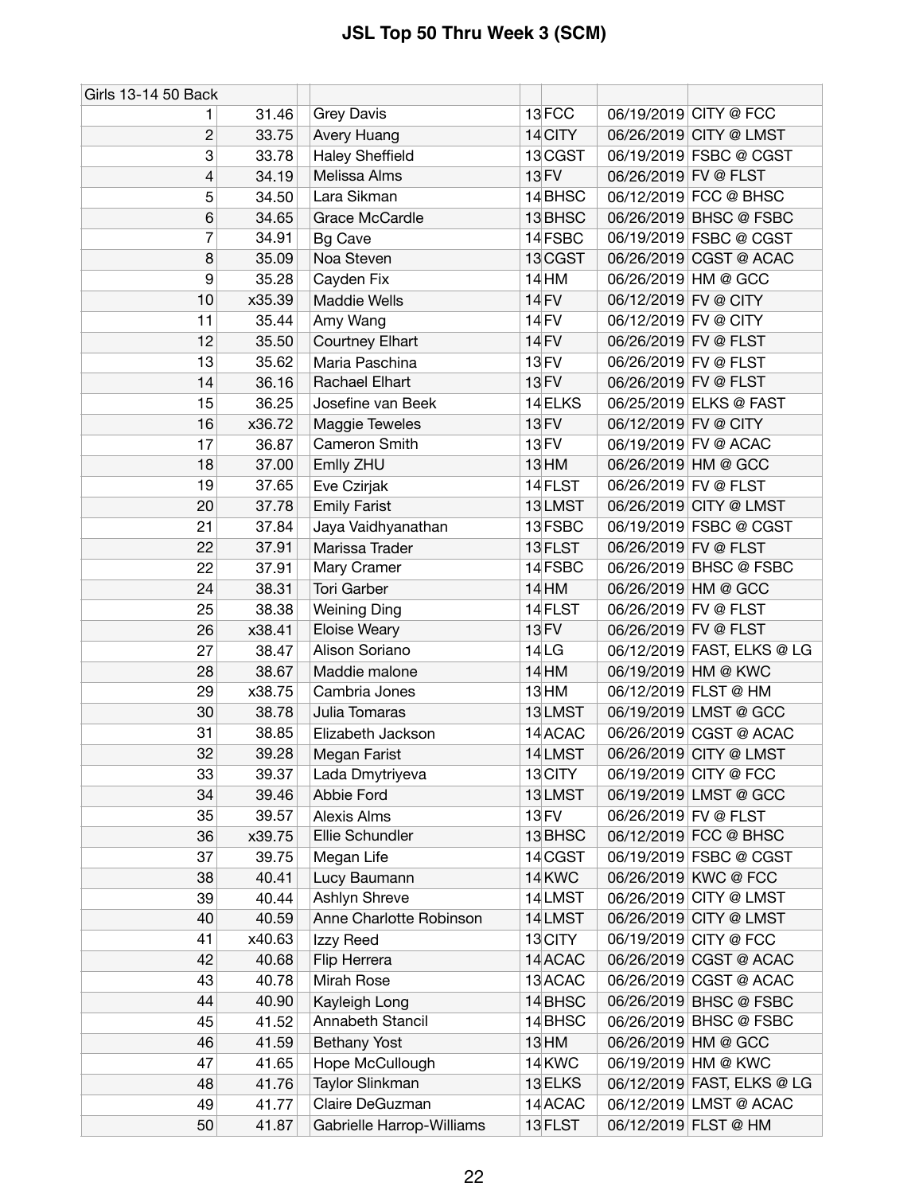# JSL Top 50 Thru Week 3 (SCM)

| Girls 13-14 50 Back | | | | | | | |
|---|---|---|---|---|---|---|---|
| 1 | 31.46 | | Grey Davis | 13 | FCC | 06/19/2019 | CITY @ FCC |
| 2 | 33.75 | | Avery Huang | 14 | CITY | 06/26/2019 | CITY @ LMST |
| 3 | 33.78 | | Haley Sheffield | 13 | CGST | 06/19/2019 | FSBC @ CGST |
| 4 | 34.19 | | Melissa Alms | 13 | FV | 06/26/2019 | FV @ FLST |
| 5 | 34.50 | | Lara Sikman | 14 | BHSC | 06/12/2019 | FCC @ BHSC |
| 6 | 34.65 | | Grace McCardle | 13 | BHSC | 06/26/2019 | BHSC @ FSBC |
| 7 | 34.91 | | Bg Cave | 14 | FSBC | 06/19/2019 | FSBC @ CGST |
| 8 | 35.09 | | Noa Steven | 13 | CGST | 06/26/2019 | CGST @ ACAC |
| 9 | 35.28 | | Cayden Fix | 14 | HM | 06/26/2019 | HM @ GCC |
| 10 | x35.39 | | Maddie Wells | 14 | FV | 06/12/2019 | FV @ CITY |
| 11 | 35.44 | | Amy Wang | 14 | FV | 06/12/2019 | FV @ CITY |
| 12 | 35.50 | | Courtney Elhart | 14 | FV | 06/26/2019 | FV @ FLST |
| 13 | 35.62 | | Maria Paschina | 13 | FV | 06/26/2019 | FV @ FLST |
| 14 | 36.16 | | Rachael Elhart | 13 | FV | 06/26/2019 | FV @ FLST |
| 15 | 36.25 | | Josefine van Beek | 14 | ELKS | 06/25/2019 | ELKS @ FAST |
| 16 | x36.72 | | Maggie Teweles | 13 | FV | 06/12/2019 | FV @ CITY |
| 17 | 36.87 | | Cameron Smith | 13 | FV | 06/19/2019 | FV @ ACAC |
| 18 | 37.00 | | Emlly ZHU | 13 | HM | 06/26/2019 | HM @ GCC |
| 19 | 37.65 | | Eve Czirjak | 14 | FLST | 06/26/2019 | FV @ FLST |
| 20 | 37.78 | | Emily Farist | 13 | LMST | 06/26/2019 | CITY @ LMST |
| 21 | 37.84 | | Jaya Vaidhyanathan | 13 | FSBC | 06/19/2019 | FSBC @ CGST |
| 22 | 37.91 | | Marissa Trader | 13 | FLST | 06/26/2019 | FV @ FLST |
| 22 | 37.91 | | Mary Cramer | 14 | FSBC | 06/26/2019 | BHSC @ FSBC |
| 24 | 38.31 | | Tori Garber | 14 | HM | 06/26/2019 | HM @ GCC |
| 25 | 38.38 | | Weining Ding | 14 | FLST | 06/26/2019 | FV @ FLST |
| 26 | x38.41 | | Eloise Weary | 13 | FV | 06/26/2019 | FV @ FLST |
| 27 | 38.47 | | Alison Soriano | 14 | LG | 06/12/2019 | FAST, ELKS @ LG |
| 28 | 38.67 | | Maddie malone | 14 | HM | 06/19/2019 | HM @ KWC |
| 29 | x38.75 | | Cambria Jones | 13 | HM | 06/12/2019 | FLST @ HM |
| 30 | 38.78 | | Julia Tomaras | 13 | LMST | 06/19/2019 | LMST @ GCC |
| 31 | 38.85 | | Elizabeth Jackson | 14 | ACAC | 06/26/2019 | CGST @ ACAC |
| 32 | 39.28 | | Megan Farist | 14 | LMST | 06/26/2019 | CITY @ LMST |
| 33 | 39.37 | | Lada Dmytriyeva | 13 | CITY | 06/19/2019 | CITY @ FCC |
| 34 | 39.46 | | Abbie Ford | 13 | LMST | 06/19/2019 | LMST @ GCC |
| 35 | 39.57 | | Alexis Alms | 13 | FV | 06/26/2019 | FV @ FLST |
| 36 | x39.75 | | Ellie Schundler | 13 | BHSC | 06/12/2019 | FCC @ BHSC |
| 37 | 39.75 | | Megan Life | 14 | CGST | 06/19/2019 | FSBC @ CGST |
| 38 | 40.41 | | Lucy Baumann | 14 | KWC | 06/26/2019 | KWC @ FCC |
| 39 | 40.44 | | Ashlyn Shreve | 14 | LMST | 06/26/2019 | CITY @ LMST |
| 40 | 40.59 | | Anne Charlotte Robinson | 14 | LMST | 06/26/2019 | CITY @ LMST |
| 41 | x40.63 | | Izzy Reed | 13 | CITY | 06/19/2019 | CITY @ FCC |
| 42 | 40.68 | | Flip Herrera | 14 | ACAC | 06/26/2019 | CGST @ ACAC |
| 43 | 40.78 | | Mirah Rose | 13 | ACAC | 06/26/2019 | CGST @ ACAC |
| 44 | 40.90 | | Kayleigh Long | 14 | BHSC | 06/26/2019 | BHSC @ FSBC |
| 45 | 41.52 | | Annabeth Stancil | 14 | BHSC | 06/26/2019 | BHSC @ FSBC |
| 46 | 41.59 | | Bethany Yost | 13 | HM | 06/26/2019 | HM @ GCC |
| 47 | 41.65 | | Hope McCullough | 14 | KWC | 06/19/2019 | HM @ KWC |
| 48 | 41.76 | | Taylor Slinkman | 13 | ELKS | 06/12/2019 | FAST, ELKS @ LG |
| 49 | 41.77 | | Claire DeGuzman | 14 | ACAC | 06/12/2019 | LMST @ ACAC |
| 50 | 41.87 | | Gabrielle Harrop-Williams | 13 | FLST | 06/12/2019 | FLST @ HM |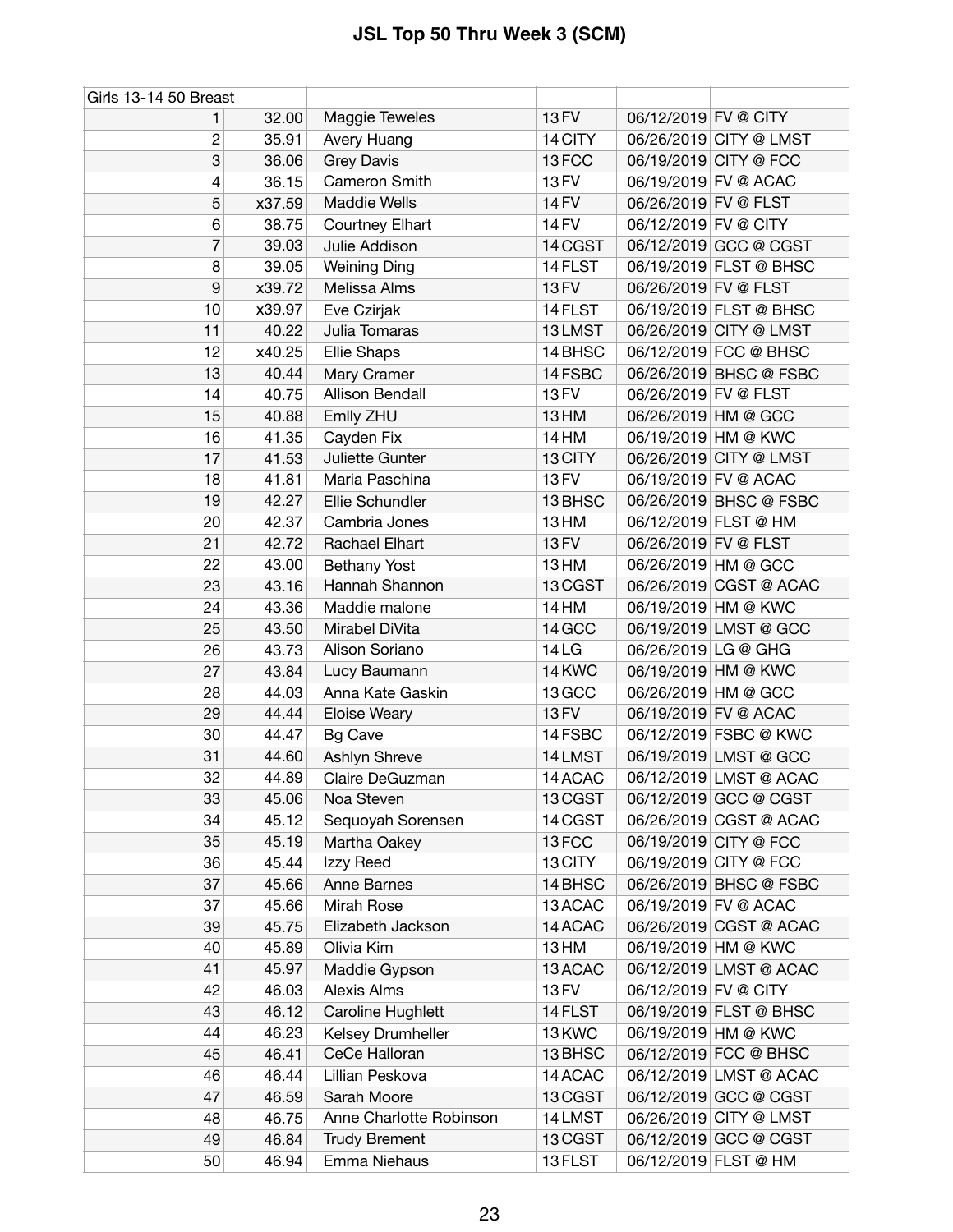# JSL Top 50 Thru Week 3 (SCM)

| Girls 13-14 50 Breast | | | | | | |
|---|---|---|---|---|---|---|
| 1 | 32.00 | Maggie Teweles | 13 | FV | 06/12/2019 | FV @ CITY |
| 2 | 35.91 | Avery Huang | 14 | CITY | 06/26/2019 | CITY @ LMST |
| 3 | 36.06 | Grey Davis | 13 | FCC | 06/19/2019 | CITY @ FCC |
| 4 | 36.15 | Cameron Smith | 13 | FV | 06/19/2019 | FV @ ACAC |
| 5 | x37.59 | Maddie Wells | 14 | FV | 06/26/2019 | FV @ FLST |
| 6 | 38.75 | Courtney Elhart | 14 | FV | 06/12/2019 | FV @ CITY |
| 7 | 39.03 | Julie Addison | 14 | CGST | 06/12/2019 | GCC @ CGST |
| 8 | 39.05 | Weining Ding | 14 | FLST | 06/19/2019 | FLST @ BHSC |
| 9 | x39.72 | Melissa Alms | 13 | FV | 06/26/2019 | FV @ FLST |
| 10 | x39.97 | Eve Czirjak | 14 | FLST | 06/19/2019 | FLST @ BHSC |
| 11 | 40.22 | Julia Tomaras | 13 | LMST | 06/26/2019 | CITY @ LMST |
| 12 | x40.25 | Ellie Shaps | 14 | BHSC | 06/12/2019 | FCC @ BHSC |
| 13 | 40.44 | Mary Cramer | 14 | FSBC | 06/26/2019 | BHSC @ FSBC |
| 14 | 40.75 | Allison Bendall | 13 | FV | 06/26/2019 | FV @ FLST |
| 15 | 40.88 | Emlly ZHU | 13 | HM | 06/26/2019 | HM @ GCC |
| 16 | 41.35 | Cayden Fix | 14 | HM | 06/19/2019 | HM @ KWC |
| 17 | 41.53 | Juliette Gunter | 13 | CITY | 06/26/2019 | CITY @ LMST |
| 18 | 41.81 | Maria Paschina | 13 | FV | 06/19/2019 | FV @ ACAC |
| 19 | 42.27 | Ellie Schundler | 13 | BHSC | 06/26/2019 | BHSC @ FSBC |
| 20 | 42.37 | Cambria Jones | 13 | HM | 06/12/2019 | FLST @ HM |
| 21 | 42.72 | Rachael Elhart | 13 | FV | 06/26/2019 | FV @ FLST |
| 22 | 43.00 | Bethany Yost | 13 | HM | 06/26/2019 | HM @ GCC |
| 23 | 43.16 | Hannah Shannon | 13 | CGST | 06/26/2019 | CGST @ ACAC |
| 24 | 43.36 | Maddie malone | 14 | HM | 06/19/2019 | HM @ KWC |
| 25 | 43.50 | Mirabel DiVita | 14 | GCC | 06/19/2019 | LMST @ GCC |
| 26 | 43.73 | Alison Soriano | 14 | LG | 06/26/2019 | LG @ GHG |
| 27 | 43.84 | Lucy Baumann | 14 | KWC | 06/19/2019 | HM @ KWC |
| 28 | 44.03 | Anna Kate Gaskin | 13 | GCC | 06/26/2019 | HM @ GCC |
| 29 | 44.44 | Eloise Weary | 13 | FV | 06/19/2019 | FV @ ACAC |
| 30 | 44.47 | Bg Cave | 14 | FSBC | 06/12/2019 | FSBC @ KWC |
| 31 | 44.60 | Ashlyn Shreve | 14 | LMST | 06/19/2019 | LMST @ GCC |
| 32 | 44.89 | Claire DeGuzman | 14 | ACAC | 06/12/2019 | LMST @ ACAC |
| 33 | 45.06 | Noa Steven | 13 | CGST | 06/12/2019 | GCC @ CGST |
| 34 | 45.12 | Sequoyah Sorensen | 14 | CGST | 06/26/2019 | CGST @ ACAC |
| 35 | 45.19 | Martha Oakey | 13 | FCC | 06/19/2019 | CITY @ FCC |
| 36 | 45.44 | Izzy Reed | 13 | CITY | 06/19/2019 | CITY @ FCC |
| 37 | 45.66 | Anne Barnes | 14 | BHSC | 06/26/2019 | BHSC @ FSBC |
| 37 | 45.66 | Mirah Rose | 13 | ACAC | 06/19/2019 | FV @ ACAC |
| 39 | 45.75 | Elizabeth Jackson | 14 | ACAC | 06/26/2019 | CGST @ ACAC |
| 40 | 45.89 | Olivia Kim | 13 | HM | 06/19/2019 | HM @ KWC |
| 41 | 45.97 | Maddie Gypson | 13 | ACAC | 06/12/2019 | LMST @ ACAC |
| 42 | 46.03 | Alexis Alms | 13 | FV | 06/12/2019 | FV @ CITY |
| 43 | 46.12 | Caroline Hughlett | 14 | FLST | 06/19/2019 | FLST @ BHSC |
| 44 | 46.23 | Kelsey Drumheller | 13 | KWC | 06/19/2019 | HM @ KWC |
| 45 | 46.41 | CeCe Halloran | 13 | BHSC | 06/12/2019 | FCC @ BHSC |
| 46 | 46.44 | Lillian Peskova | 14 | ACAC | 06/12/2019 | LMST @ ACAC |
| 47 | 46.59 | Sarah Moore | 13 | CGST | 06/12/2019 | GCC @ CGST |
| 48 | 46.75 | Anne Charlotte Robinson | 14 | LMST | 06/26/2019 | CITY @ LMST |
| 49 | 46.84 | Trudy Brement | 13 | CGST | 06/12/2019 | GCC @ CGST |
| 50 | 46.94 | Emma Niehaus | 13 | FLST | 06/12/2019 | FLST @ HM |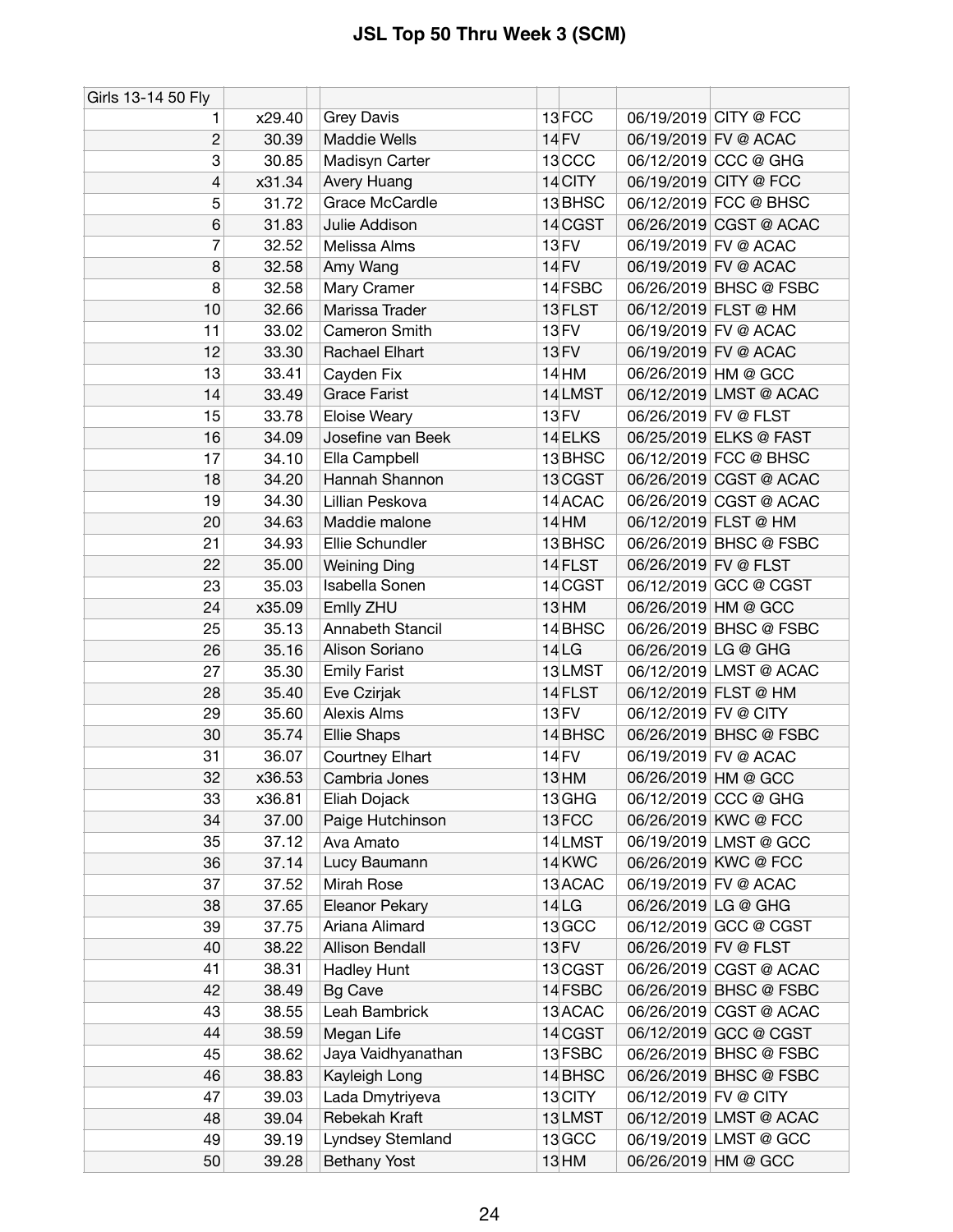# JSL Top 50 Thru Week 3 (SCM)

| Girls 13-14 50 Fly | | | | | | | | |
|---|---|---|---|---|---|---|---|---|
| 1 | x29.40 | | Grey Davis | 13 | FCC | | 06/19/2019 | CITY @ FCC |
| 2 | 30.39 | | Maddie Wells | 14 | FV | | 06/19/2019 | FV @ ACAC |
| 3 | 30.85 | | Madisyn Carter | 13 | CCC | | 06/12/2019 | CCC @ GHG |
| 4 | x31.34 | | Avery Huang | 14 | CITY | | 06/19/2019 | CITY @ FCC |
| 5 | 31.72 | | Grace McCardle | 13 | BHSC | | 06/12/2019 | FCC @ BHSC |
| 6 | 31.83 | | Julie Addison | 14 | CGST | | 06/26/2019 | CGST @ ACAC |
| 7 | 32.52 | | Melissa Alms | 13 | FV | | 06/19/2019 | FV @ ACAC |
| 8 | 32.58 | | Amy Wang | 14 | FV | | 06/19/2019 | FV @ ACAC |
| 8 | 32.58 | | Mary Cramer | 14 | FSBC | | 06/26/2019 | BHSC @ FSBC |
| 10 | 32.66 | | Marissa Trader | 13 | FLST | | 06/12/2019 | FLST @ HM |
| 11 | 33.02 | | Cameron Smith | 13 | FV | | 06/19/2019 | FV @ ACAC |
| 12 | 33.30 | | Rachael Elhart | 13 | FV | | 06/19/2019 | FV @ ACAC |
| 13 | 33.41 | | Cayden Fix | 14 | HM | | 06/26/2019 | HM @ GCC |
| 14 | 33.49 | | Grace Farist | 14 | LMST | | 06/12/2019 | LMST @ ACAC |
| 15 | 33.78 | | Eloise Weary | 13 | FV | | 06/26/2019 | FV @ FLST |
| 16 | 34.09 | | Josefine van Beek | 14 | ELKS | | 06/25/2019 | ELKS @ FAST |
| 17 | 34.10 | | Ella Campbell | 13 | BHSC | | 06/12/2019 | FCC @ BHSC |
| 18 | 34.20 | | Hannah Shannon | 13 | CGST | | 06/26/2019 | CGST @ ACAC |
| 19 | 34.30 | | Lillian Peskova | 14 | ACAC | | 06/26/2019 | CGST @ ACAC |
| 20 | 34.63 | | Maddie malone | 14 | HM | | 06/12/2019 | FLST @ HM |
| 21 | 34.93 | | Ellie Schundler | 13 | BHSC | | 06/26/2019 | BHSC @ FSBC |
| 22 | 35.00 | | Weining Ding | 14 | FLST | | 06/26/2019 | FV @ FLST |
| 23 | 35.03 | | Isabella Sonen | 14 | CGST | | 06/12/2019 | GCC @ CGST |
| 24 | x35.09 | | Emlly ZHU | 13 | HM | | 06/26/2019 | HM @ GCC |
| 25 | 35.13 | | Annabeth Stancil | 14 | BHSC | | 06/26/2019 | BHSC @ FSBC |
| 26 | 35.16 | | Alison Soriano | 14 | LG | | 06/26/2019 | LG @ GHG |
| 27 | 35.30 | | Emily Farist | 13 | LMST | | 06/12/2019 | LMST @ ACAC |
| 28 | 35.40 | | Eve Czirjak | 14 | FLST | | 06/12/2019 | FLST @ HM |
| 29 | 35.60 | | Alexis Alms | 13 | FV | | 06/12/2019 | FV @ CITY |
| 30 | 35.74 | | Ellie Shaps | 14 | BHSC | | 06/26/2019 | BHSC @ FSBC |
| 31 | 36.07 | | Courtney Elhart | 14 | FV | | 06/19/2019 | FV @ ACAC |
| 32 | x36.53 | | Cambria Jones | 13 | HM | | 06/26/2019 | HM @ GCC |
| 33 | x36.81 | | Eliah Dojack | 13 | GHG | | 06/12/2019 | CCC @ GHG |
| 34 | 37.00 | | Paige Hutchinson | 13 | FCC | | 06/26/2019 | KWC @ FCC |
| 35 | 37.12 | | Ava Amato | 14 | LMST | | 06/19/2019 | LMST @ GCC |
| 36 | 37.14 | | Lucy Baumann | 14 | KWC | | 06/26/2019 | KWC @ FCC |
| 37 | 37.52 | | Mirah Rose | 13 | ACAC | | 06/19/2019 | FV @ ACAC |
| 38 | 37.65 | | Eleanor Pekary | 14 | LG | | 06/26/2019 | LG @ GHG |
| 39 | 37.75 | | Ariana Alimard | 13 | GCC | | 06/12/2019 | GCC @ CGST |
| 40 | 38.22 | | Allison Bendall | 13 | FV | | 06/26/2019 | FV @ FLST |
| 41 | 38.31 | | Hadley Hunt | 13 | CGST | | 06/26/2019 | CGST @ ACAC |
| 42 | 38.49 | | Bg Cave | 14 | FSBC | | 06/26/2019 | BHSC @ FSBC |
| 43 | 38.55 | | Leah Bambrick | 13 | ACAC | | 06/26/2019 | CGST @ ACAC |
| 44 | 38.59 | | Megan Life | 14 | CGST | | 06/12/2019 | GCC @ CGST |
| 45 | 38.62 | | Jaya Vaidhyanathan | 13 | FSBC | | 06/26/2019 | BHSC @ FSBC |
| 46 | 38.83 | | Kayleigh Long | 14 | BHSC | | 06/26/2019 | BHSC @ FSBC |
| 47 | 39.03 | | Lada Dmytriyeva | 13 | CITY | | 06/12/2019 | FV @ CITY |
| 48 | 39.04 | | Rebekah Kraft | 13 | LMST | | 06/12/2019 | LMST @ ACAC |
| 49 | 39.19 | | Lyndsey Stemland | 13 | GCC | | 06/19/2019 | LMST @ GCC |
| 50 | 39.28 | | Bethany Yost | 13 | HM | | 06/26/2019 | HM @ GCC |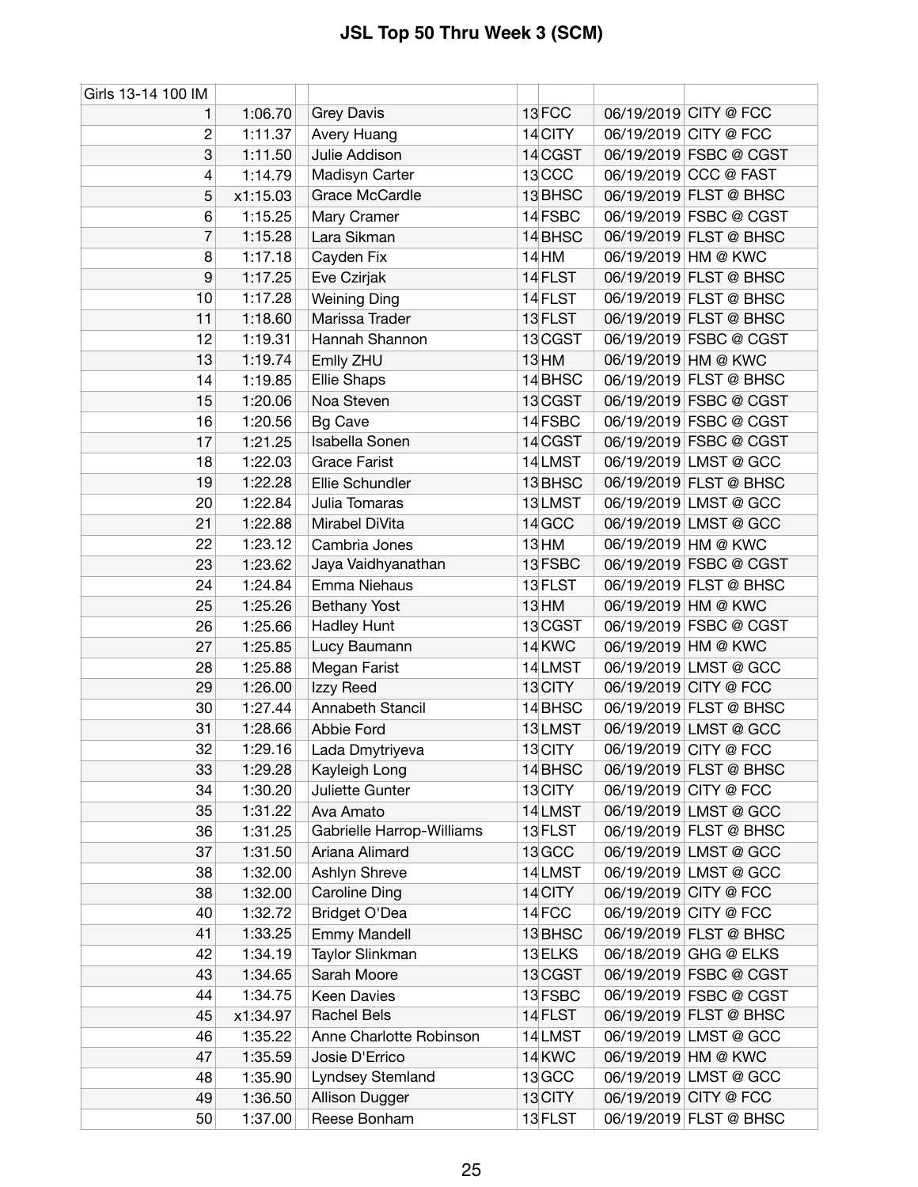# JSL Top 50 Thru Week 3 (SCM)

| Girls 13-14 100 IM | | | | | |
|---|---|---|---|---|---|
| 1 | 1:06.70 | Grey Davis | 13 FCC | 06/19/2019 | CITY @ FCC |
| 2 | 1:11.37 | Avery Huang | 14 CITY | 06/19/2019 | CITY @ FCC |
| 3 | 1:11.50 | Julie Addison | 14 CGST | 06/19/2019 | FSBC @ CGST |
| 4 | 1:14.79 | Madisyn Carter | 13 CCC | 06/19/2019 | CCC @ FAST |
| 5 | x1:15.03 | Grace McCardle | 13 BHSC | 06/19/2019 | FLST @ BHSC |
| 6 | 1:15.25 | Mary Cramer | 14 FSBC | 06/19/2019 | FSBC @ CGST |
| 7 | 1:15.28 | Lara Sikman | 14 BHSC | 06/19/2019 | FLST @ BHSC |
| 8 | 1:17.18 | Cayden Fix | 14 HM | 06/19/2019 | HM @ KWC |
| 9 | 1:17.25 | Eve Czirjak | 14 FLST | 06/19/2019 | FLST @ BHSC |
| 10 | 1:17.28 | Weining Ding | 14 FLST | 06/19/2019 | FLST @ BHSC |
| 11 | 1:18.60 | Marissa Trader | 13 FLST | 06/19/2019 | FLST @ BHSC |
| 12 | 1:19.31 | Hannah Shannon | 13 CGST | 06/19/2019 | FSBC @ CGST |
| 13 | 1:19.74 | Emlly ZHU | 13 HM | 06/19/2019 | HM @ KWC |
| 14 | 1:19.85 | Ellie Shaps | 14 BHSC | 06/19/2019 | FLST @ BHSC |
| 15 | 1:20.06 | Noa Steven | 13 CGST | 06/19/2019 | FSBC @ CGST |
| 16 | 1:20.56 | Bg Cave | 14 FSBC | 06/19/2019 | FSBC @ CGST |
| 17 | 1:21.25 | Isabella Sonen | 14 CGST | 06/19/2019 | FSBC @ CGST |
| 18 | 1:22.03 | Grace Farist | 14 LMST | 06/19/2019 | LMST @ GCC |
| 19 | 1:22.28 | Ellie Schundler | 13 BHSC | 06/19/2019 | FLST @ BHSC |
| 20 | 1:22.84 | Julia Tomaras | 13 LMST | 06/19/2019 | LMST @ GCC |
| 21 | 1:22.88 | Mirabel DiVita | 14 GCC | 06/19/2019 | LMST @ GCC |
| 22 | 1:23.12 | Cambria Jones | 13 HM | 06/19/2019 | HM @ KWC |
| 23 | 1:23.62 | Jaya Vaidhyanathan | 13 FSBC | 06/19/2019 | FSBC @ CGST |
| 24 | 1:24.84 | Emma Niehaus | 13 FLST | 06/19/2019 | FLST @ BHSC |
| 25 | 1:25.26 | Bethany Yost | 13 HM | 06/19/2019 | HM @ KWC |
| 26 | 1:25.66 | Hadley Hunt | 13 CGST | 06/19/2019 | FSBC @ CGST |
| 27 | 1:25.85 | Lucy Baumann | 14 KWC | 06/19/2019 | HM @ KWC |
| 28 | 1:25.88 | Megan Farist | 14 LMST | 06/19/2019 | LMST @ GCC |
| 29 | 1:26.00 | Izzy Reed | 13 CITY | 06/19/2019 | CITY @ FCC |
| 30 | 1:27.44 | Annabeth Stancil | 14 BHSC | 06/19/2019 | FLST @ BHSC |
| 31 | 1:28.66 | Abbie Ford | 13 LMST | 06/19/2019 | LMST @ GCC |
| 32 | 1:29.16 | Lada Dmytriyeva | 13 CITY | 06/19/2019 | CITY @ FCC |
| 33 | 1:29.28 | Kayleigh Long | 14 BHSC | 06/19/2019 | FLST @ BHSC |
| 34 | 1:30.20 | Juliette Gunter | 13 CITY | 06/19/2019 | CITY @ FCC |
| 35 | 1:31.22 | Ava Amato | 14 LMST | 06/19/2019 | LMST @ GCC |
| 36 | 1:31.25 | Gabrielle Harrop-Williams | 13 FLST | 06/19/2019 | FLST @ BHSC |
| 37 | 1:31.50 | Ariana Alimard | 13 GCC | 06/19/2019 | LMST @ GCC |
| 38 | 1:32.00 | Ashlyn Shreve | 14 LMST | 06/19/2019 | LMST @ GCC |
| 38 | 1:32.00 | Caroline Ding | 14 CITY | 06/19/2019 | CITY @ FCC |
| 40 | 1:32.72 | Bridget O'Dea | 14 FCC | 06/19/2019 | CITY @ FCC |
| 41 | 1:33.25 | Emmy Mandell | 13 BHSC | 06/19/2019 | FLST @ BHSC |
| 42 | 1:34.19 | Taylor Slinkman | 13 ELKS | 06/18/2019 | GHG @ ELKS |
| 43 | 1:34.65 | Sarah Moore | 13 CGST | 06/19/2019 | FSBC @ CGST |
| 44 | 1:34.75 | Keen Davies | 13 FSBC | 06/19/2019 | FSBC @ CGST |
| 45 | x1:34.97 | Rachel Bels | 14 FLST | 06/19/2019 | FLST @ BHSC |
| 46 | 1:35.22 | Anne Charlotte Robinson | 14 LMST | 06/19/2019 | LMST @ GCC |
| 47 | 1:35.59 | Josie D'Errico | 14 KWC | 06/19/2019 | HM @ KWC |
| 48 | 1:35.90 | Lyndsey Stemland | 13 GCC | 06/19/2019 | LMST @ GCC |
| 49 | 1:36.50 | Allison Dugger | 13 CITY | 06/19/2019 | CITY @ FCC |
| 50 | 1:37.00 | Reese Bonham | 13 FLST | 06/19/2019 | FLST @ BHSC |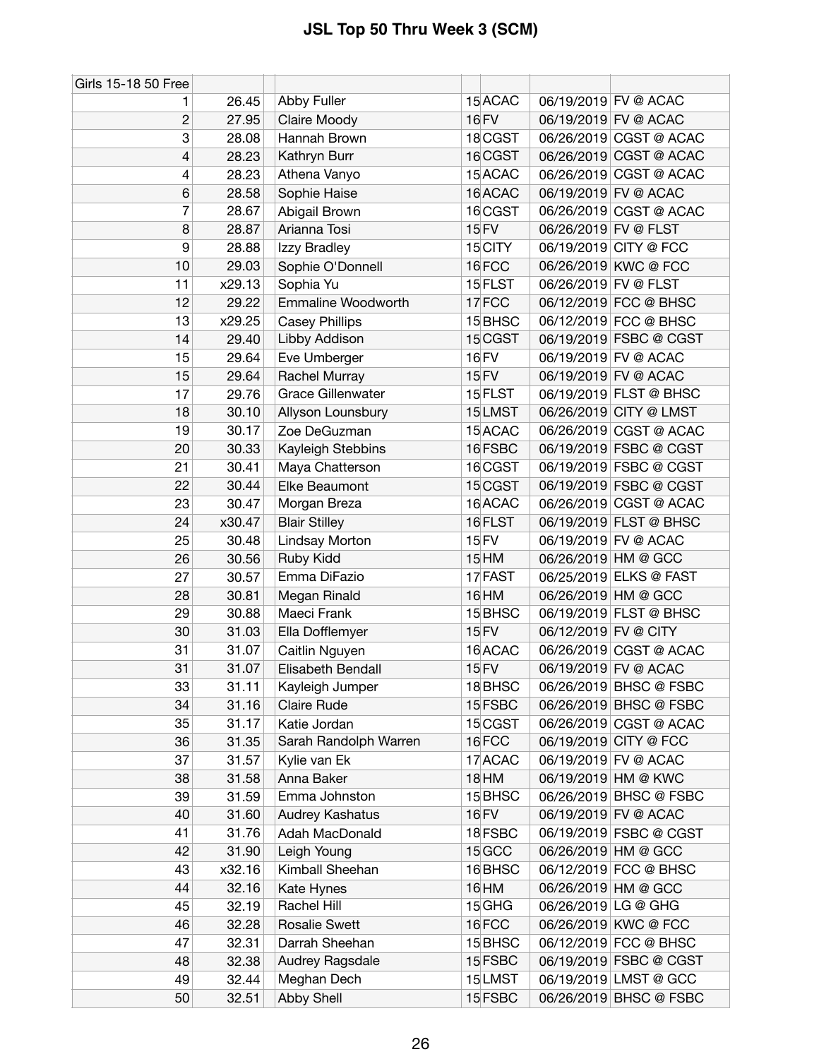# JSL Top 50 Thru Week 3 (SCM)

| Girls 15-18 50 Free | | | | | | | |
|---|---|---|---|---|---|---|---|
| 1 | 26.45 | | Abby Fuller | 15 | ACAC | 06/19/2019 | FV @ ACAC |
| 2 | 27.95 | | Claire Moody | 16 | FV | 06/19/2019 | FV @ ACAC |
| 3 | 28.08 | | Hannah Brown | 18 | CGST | 06/26/2019 | CGST @ ACAC |
| 4 | 28.23 | | Kathryn Burr | 16 | CGST | 06/26/2019 | CGST @ ACAC |
| 4 | 28.23 | | Athena Vanyo | 15 | ACAC | 06/26/2019 | CGST @ ACAC |
| 6 | 28.58 | | Sophie Haise | 16 | ACAC | 06/19/2019 | FV @ ACAC |
| 7 | 28.67 | | Abigail Brown | 16 | CGST | 06/26/2019 | CGST @ ACAC |
| 8 | 28.87 | | Arianna Tosi | 15 | FV | 06/26/2019 | FV @ FLST |
| 9 | 28.88 | | Izzy Bradley | 15 | CITY | 06/19/2019 | CITY @ FCC |
| 10 | 29.03 | | Sophie O'Donnell | 16 | FCC | 06/26/2019 | KWC @ FCC |
| 11 | x29.13 | | Sophia Yu | 15 | FLST | 06/26/2019 | FV @ FLST |
| 12 | 29.22 | | Emmaline Woodworth | 17 | FCC | 06/12/2019 | FCC @ BHSC |
| 13 | x29.25 | | Casey Phillips | 15 | BHSC | 06/12/2019 | FCC @ BHSC |
| 14 | 29.40 | | Libby Addison | 15 | CGST | 06/19/2019 | FSBC @ CGST |
| 15 | 29.64 | | Eve Umberger | 16 | FV | 06/19/2019 | FV @ ACAC |
| 15 | 29.64 | | Rachel Murray | 15 | FV | 06/19/2019 | FV @ ACAC |
| 17 | 29.76 | | Grace Gillenwater | 15 | FLST | 06/19/2019 | FLST @ BHSC |
| 18 | 30.10 | | Allyson Lounsbury | 15 | LMST | 06/26/2019 | CITY @ LMST |
| 19 | 30.17 | | Zoe DeGuzman | 15 | ACAC | 06/26/2019 | CGST @ ACAC |
| 20 | 30.33 | | Kayleigh Stebbins | 16 | FSBC | 06/19/2019 | FSBC @ CGST |
| 21 | 30.41 | | Maya Chatterson | 16 | CGST | 06/19/2019 | FSBC @ CGST |
| 22 | 30.44 | | Elke Beaumont | 15 | CGST | 06/19/2019 | FSBC @ CGST |
| 23 | 30.47 | | Morgan Breza | 16 | ACAC | 06/26/2019 | CGST @ ACAC |
| 24 | x30.47 | | Blair Stilley | 16 | FLST | 06/19/2019 | FLST @ BHSC |
| 25 | 30.48 | | Lindsay Morton | 15 | FV | 06/19/2019 | FV @ ACAC |
| 26 | 30.56 | | Ruby Kidd | 15 | HM | 06/26/2019 | HM @ GCC |
| 27 | 30.57 | | Emma DiFazio | 17 | FAST | 06/25/2019 | ELKS @ FAST |
| 28 | 30.81 | | Megan Rinald | 16 | HM | 06/26/2019 | HM @ GCC |
| 29 | 30.88 | | Maeci Frank | 15 | BHSC | 06/19/2019 | FLST @ BHSC |
| 30 | 31.03 | | Ella Dofflemyer | 15 | FV | 06/12/2019 | FV @ CITY |
| 31 | 31.07 | | Caitlin Nguyen | 16 | ACAC | 06/26/2019 | CGST @ ACAC |
| 31 | 31.07 | | Elisabeth Bendall | 15 | FV | 06/19/2019 | FV @ ACAC |
| 33 | 31.11 | | Kayleigh Jumper | 18 | BHSC | 06/26/2019 | BHSC @ FSBC |
| 34 | 31.16 | | Claire Rude | 15 | FSBC | 06/26/2019 | BHSC @ FSBC |
| 35 | 31.17 | | Katie Jordan | 15 | CGST | 06/26/2019 | CGST @ ACAC |
| 36 | 31.35 | | Sarah Randolph Warren | 16 | FCC | 06/19/2019 | CITY @ FCC |
| 37 | 31.57 | | Kylie van Ek | 17 | ACAC | 06/19/2019 | FV @ ACAC |
| 38 | 31.58 | | Anna Baker | 18 | HM | 06/19/2019 | HM @ KWC |
| 39 | 31.59 | | Emma Johnston | 15 | BHSC | 06/26/2019 | BHSC @ FSBC |
| 40 | 31.60 | | Audrey Kashatus | 16 | FV | 06/19/2019 | FV @ ACAC |
| 41 | 31.76 | | Adah MacDonald | 18 | FSBC | 06/19/2019 | FSBC @ CGST |
| 42 | 31.90 | | Leigh Young | 15 | GCC | 06/26/2019 | HM @ GCC |
| 43 | x32.16 | | Kimball Sheehan | 16 | BHSC | 06/12/2019 | FCC @ BHSC |
| 44 | 32.16 | | Kate Hynes | 16 | HM | 06/26/2019 | HM @ GCC |
| 45 | 32.19 | | Rachel Hill | 15 | GHG | 06/26/2019 | LG @ GHG |
| 46 | 32.28 | | Rosalie Swett | 16 | FCC | 06/26/2019 | KWC @ FCC |
| 47 | 32.31 | | Darrah Sheehan | 15 | BHSC | 06/12/2019 | FCC @ BHSC |
| 48 | 32.38 | | Audrey Ragsdale | 15 | FSBC | 06/19/2019 | FSBC @ CGST |
| 49 | 32.44 | | Meghan Dech | 15 | LMST | 06/19/2019 | LMST @ GCC |
| 50 | 32.51 | | Abby Shell | 15 | FSBC | 06/26/2019 | BHSC @ FSBC |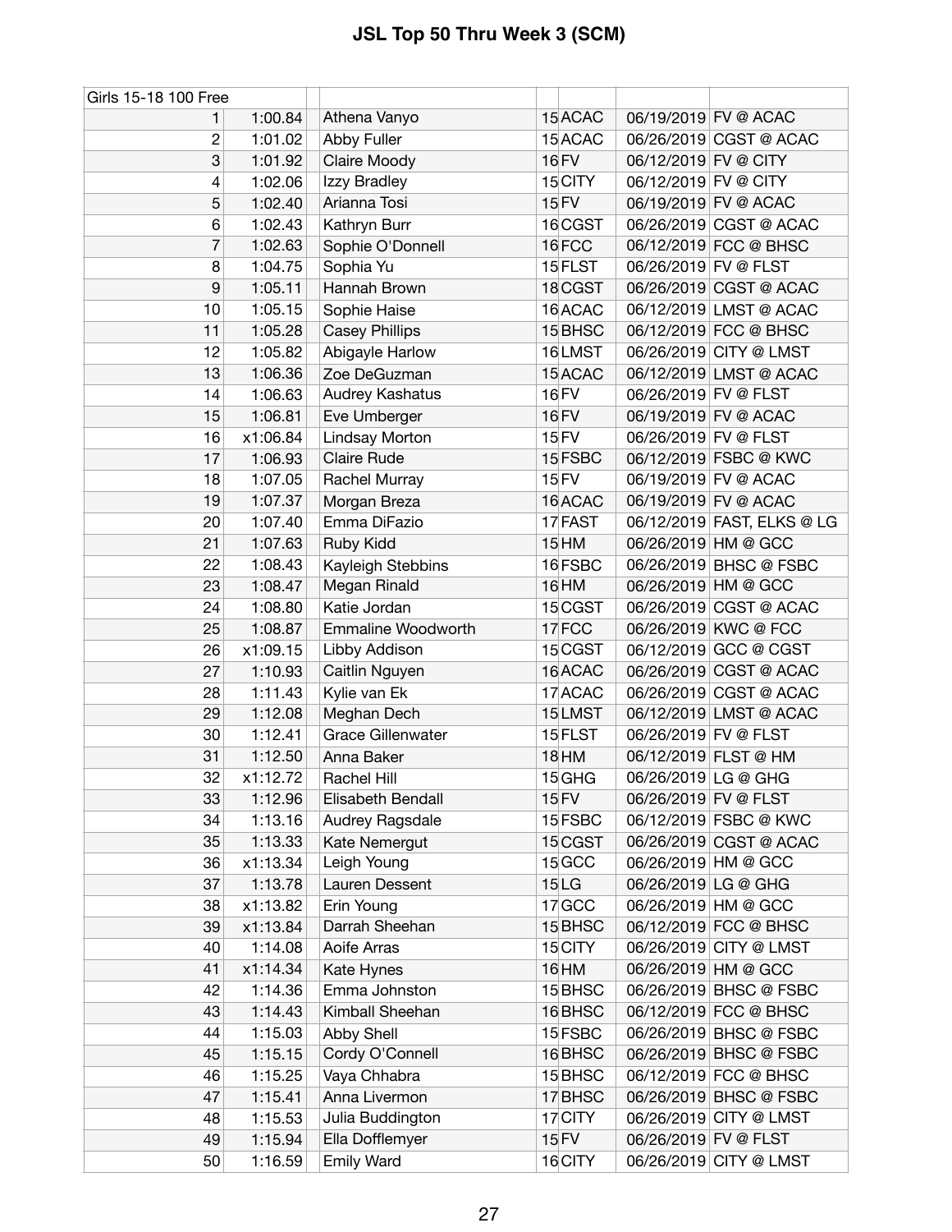# JSL Top 50 Thru Week 3 (SCM)

| Girls 15-18 100 Free | | | | | | |
|---|---|---|---|---|---|---|
| 1 | 1:00.84 | Athena Vanyo | 15 | ACAC | 06/19/2019 | FV @ ACAC |
| 2 | 1:01.02 | Abby Fuller | 15 | ACAC | 06/26/2019 | CGST @ ACAC |
| 3 | 1:01.92 | Claire Moody | 16 | FV | 06/12/2019 | FV @ CITY |
| 4 | 1:02.06 | Izzy Bradley | 15 | CITY | 06/12/2019 | FV @ CITY |
| 5 | 1:02.40 | Arianna Tosi | 15 | FV | 06/19/2019 | FV @ ACAC |
| 6 | 1:02.43 | Kathryn Burr | 16 | CGST | 06/26/2019 | CGST @ ACAC |
| 7 | 1:02.63 | Sophie O'Donnell | 16 | FCC | 06/12/2019 | FCC @ BHSC |
| 8 | 1:04.75 | Sophia Yu | 15 | FLST | 06/26/2019 | FV @ FLST |
| 9 | 1:05.11 | Hannah Brown | 18 | CGST | 06/26/2019 | CGST @ ACAC |
| 10 | 1:05.15 | Sophie Haise | 16 | ACAC | 06/12/2019 | LMST @ ACAC |
| 11 | 1:05.28 | Casey Phillips | 15 | BHSC | 06/12/2019 | FCC @ BHSC |
| 12 | 1:05.82 | Abigayle Harlow | 16 | LMST | 06/26/2019 | CITY @ LMST |
| 13 | 1:06.36 | Zoe DeGuzman | 15 | ACAC | 06/12/2019 | LMST @ ACAC |
| 14 | 1:06.63 | Audrey Kashatus | 16 | FV | 06/26/2019 | FV @ FLST |
| 15 | 1:06.81 | Eve Umberger | 16 | FV | 06/19/2019 | FV @ ACAC |
| 16 | x1:06.84 | Lindsay Morton | 15 | FV | 06/26/2019 | FV @ FLST |
| 17 | 1:06.93 | Claire Rude | 15 | FSBC | 06/12/2019 | FSBC @ KWC |
| 18 | 1:07.05 | Rachel Murray | 15 | FV | 06/19/2019 | FV @ ACAC |
| 19 | 1:07.37 | Morgan Breza | 16 | ACAC | 06/19/2019 | FV @ ACAC |
| 20 | 1:07.40 | Emma DiFazio | 17 | FAST | 06/12/2019 | FAST, ELKS @ LG |
| 21 | 1:07.63 | Ruby Kidd | 15 | HM | 06/26/2019 | HM @ GCC |
| 22 | 1:08.43 | Kayleigh Stebbins | 16 | FSBC | 06/26/2019 | BHSC @ FSBC |
| 23 | 1:08.47 | Megan Rinald | 16 | HM | 06/26/2019 | HM @ GCC |
| 24 | 1:08.80 | Katie Jordan | 15 | CGST | 06/26/2019 | CGST @ ACAC |
| 25 | 1:08.87 | Emmaline Woodworth | 17 | FCC | 06/26/2019 | KWC @ FCC |
| 26 | x1:09.15 | Libby Addison | 15 | CGST | 06/12/2019 | GCC @ CGST |
| 27 | 1:10.93 | Caitlin Nguyen | 16 | ACAC | 06/26/2019 | CGST @ ACAC |
| 28 | 1:11.43 | Kylie van Ek | 17 | ACAC | 06/26/2019 | CGST @ ACAC |
| 29 | 1:12.08 | Meghan Dech | 15 | LMST | 06/12/2019 | LMST @ ACAC |
| 30 | 1:12.41 | Grace Gillenwater | 15 | FLST | 06/26/2019 | FV @ FLST |
| 31 | 1:12.50 | Anna Baker | 18 | HM | 06/12/2019 | FLST @ HM |
| 32 | x1:12.72 | Rachel Hill | 15 | GHG | 06/26/2019 | LG @ GHG |
| 33 | 1:12.96 | Elisabeth Bendall | 15 | FV | 06/26/2019 | FV @ FLST |
| 34 | 1:13.16 | Audrey Ragsdale | 15 | FSBC | 06/12/2019 | FSBC @ KWC |
| 35 | 1:13.33 | Kate Nemergut | 15 | CGST | 06/26/2019 | CGST @ ACAC |
| 36 | x1:13.34 | Leigh Young | 15 | GCC | 06/26/2019 | HM @ GCC |
| 37 | 1:13.78 | Lauren Dessent | 15 | LG | 06/26/2019 | LG @ GHG |
| 38 | x1:13.82 | Erin Young | 17 | GCC | 06/26/2019 | HM @ GCC |
| 39 | x1:13.84 | Darrah Sheehan | 15 | BHSC | 06/12/2019 | FCC @ BHSC |
| 40 | 1:14.08 | Aoife Arras | 15 | CITY | 06/26/2019 | CITY @ LMST |
| 41 | x1:14.34 | Kate Hynes | 16 | HM | 06/26/2019 | HM @ GCC |
| 42 | 1:14.36 | Emma Johnston | 15 | BHSC | 06/26/2019 | BHSC @ FSBC |
| 43 | 1:14.43 | Kimball Sheehan | 16 | BHSC | 06/12/2019 | FCC @ BHSC |
| 44 | 1:15.03 | Abby Shell | 15 | FSBC | 06/26/2019 | BHSC @ FSBC |
| 45 | 1:15.15 | Cordy O'Connell | 16 | BHSC | 06/26/2019 | BHSC @ FSBC |
| 46 | 1:15.25 | Vaya Chhabra | 15 | BHSC | 06/12/2019 | FCC @ BHSC |
| 47 | 1:15.41 | Anna Livermon | 17 | BHSC | 06/26/2019 | BHSC @ FSBC |
| 48 | 1:15.53 | Julia Buddington | 17 | CITY | 06/26/2019 | CITY @ LMST |
| 49 | 1:15.94 | Ella Dofflemyer | 15 | FV | 06/26/2019 | FV @ FLST |
| 50 | 1:16.59 | Emily Ward | 16 | CITY | 06/26/2019 | CITY @ LMST |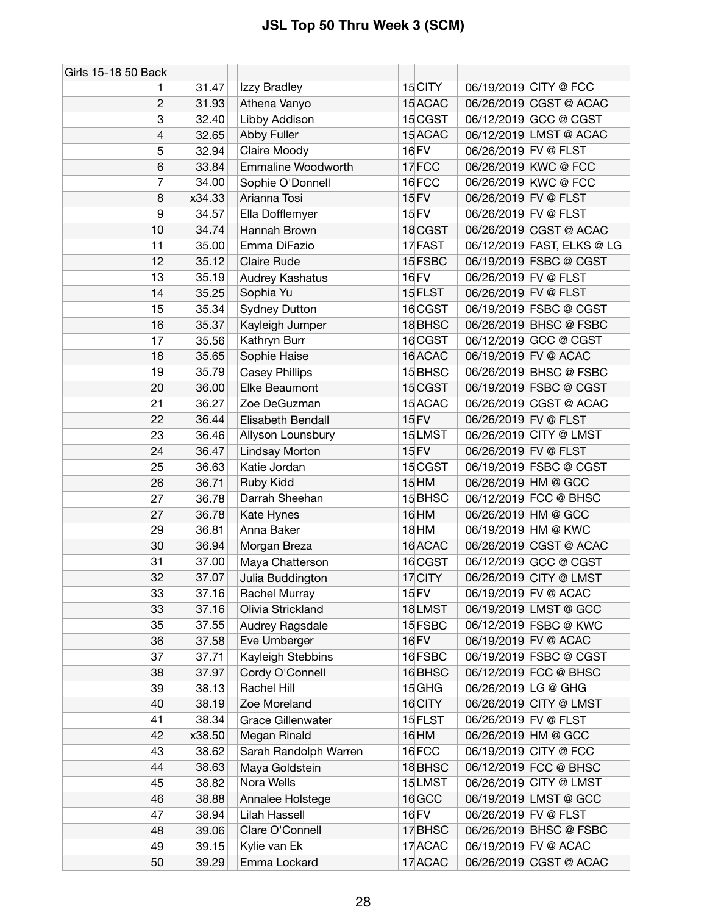# JSL Top 50 Thru Week 3 (SCM)

| Girls 15-18 50 Back | | | | | | |
|---|---|---|---|---|---|---|
| 1 | 31.47 | Izzy Bradley | 15 | CITY | 06/19/2019 | CITY @ FCC |
| 2 | 31.93 | Athena Vanyo | 15 | ACAC | 06/26/2019 | CGST @ ACAC |
| 3 | 32.40 | Libby Addison | 15 | CGST | 06/12/2019 | GCC @ CGST |
| 4 | 32.65 | Abby Fuller | 15 | ACAC | 06/12/2019 | LMST @ ACAC |
| 5 | 32.94 | Claire Moody | 16 | FV | 06/26/2019 | FV @ FLST |
| 6 | 33.84 | Emmaline Woodworth | 17 | FCC | 06/26/2019 | KWC @ FCC |
| 7 | 34.00 | Sophie O'Donnell | 16 | FCC | 06/26/2019 | KWC @ FCC |
| 8 | x34.33 | Arianna Tosi | 15 | FV | 06/26/2019 | FV @ FLST |
| 9 | 34.57 | Ella Dofflemyer | 15 | FV | 06/26/2019 | FV @ FLST |
| 10 | 34.74 | Hannah Brown | 18 | CGST | 06/26/2019 | CGST @ ACAC |
| 11 | 35.00 | Emma DiFazio | 17 | FAST | 06/12/2019 | FAST, ELKS @ LG |
| 12 | 35.12 | Claire Rude | 15 | FSBC | 06/19/2019 | FSBC @ CGST |
| 13 | 35.19 | Audrey Kashatus | 16 | FV | 06/26/2019 | FV @ FLST |
| 14 | 35.25 | Sophia Yu | 15 | FLST | 06/26/2019 | FV @ FLST |
| 15 | 35.34 | Sydney Dutton | 16 | CGST | 06/19/2019 | FSBC @ CGST |
| 16 | 35.37 | Kayleigh Jumper | 18 | BHSC | 06/26/2019 | BHSC @ FSBC |
| 17 | 35.56 | Kathryn Burr | 16 | CGST | 06/12/2019 | GCC @ CGST |
| 18 | 35.65 | Sophie Haise | 16 | ACAC | 06/19/2019 | FV @ ACAC |
| 19 | 35.79 | Casey Phillips | 15 | BHSC | 06/26/2019 | BHSC @ FSBC |
| 20 | 36.00 | Elke Beaumont | 15 | CGST | 06/19/2019 | FSBC @ CGST |
| 21 | 36.27 | Zoe DeGuzman | 15 | ACAC | 06/26/2019 | CGST @ ACAC |
| 22 | 36.44 | Elisabeth Bendall | 15 | FV | 06/26/2019 | FV @ FLST |
| 23 | 36.46 | Allyson Lounsbury | 15 | LMST | 06/26/2019 | CITY @ LMST |
| 24 | 36.47 | Lindsay Morton | 15 | FV | 06/26/2019 | FV @ FLST |
| 25 | 36.63 | Katie Jordan | 15 | CGST | 06/19/2019 | FSBC @ CGST |
| 26 | 36.71 | Ruby Kidd | 15 | HM | 06/26/2019 | HM @ GCC |
| 27 | 36.78 | Darrah Sheehan | 15 | BHSC | 06/12/2019 | FCC @ BHSC |
| 27 | 36.78 | Kate Hynes | 16 | HM | 06/26/2019 | HM @ GCC |
| 29 | 36.81 | Anna Baker | 18 | HM | 06/19/2019 | HM @ KWC |
| 30 | 36.94 | Morgan Breza | 16 | ACAC | 06/26/2019 | CGST @ ACAC |
| 31 | 37.00 | Maya Chatterson | 16 | CGST | 06/12/2019 | GCC @ CGST |
| 32 | 37.07 | Julia Buddington | 17 | CITY | 06/26/2019 | CITY @ LMST |
| 33 | 37.16 | Rachel Murray | 15 | FV | 06/19/2019 | FV @ ACAC |
| 33 | 37.16 | Olivia Strickland | 18 | LMST | 06/19/2019 | LMST @ GCC |
| 35 | 37.55 | Audrey Ragsdale | 15 | FSBC | 06/12/2019 | FSBC @ KWC |
| 36 | 37.58 | Eve Umberger | 16 | FV | 06/19/2019 | FV @ ACAC |
| 37 | 37.71 | Kayleigh Stebbins | 16 | FSBC | 06/19/2019 | FSBC @ CGST |
| 38 | 37.97 | Cordy O'Connell | 16 | BHSC | 06/12/2019 | FCC @ BHSC |
| 39 | 38.13 | Rachel Hill | 15 | GHG | 06/26/2019 | LG @ GHG |
| 40 | 38.19 | Zoe Moreland | 16 | CITY | 06/26/2019 | CITY @ LMST |
| 41 | 38.34 | Grace Gillenwater | 15 | FLST | 06/26/2019 | FV @ FLST |
| 42 | x38.50 | Megan Rinald | 16 | HM | 06/26/2019 | HM @ GCC |
| 43 | 38.62 | Sarah Randolph Warren | 16 | FCC | 06/19/2019 | CITY @ FCC |
| 44 | 38.63 | Maya Goldstein | 18 | BHSC | 06/12/2019 | FCC @ BHSC |
| 45 | 38.82 | Nora Wells | 15 | LMST | 06/26/2019 | CITY @ LMST |
| 46 | 38.88 | Annalee Holstege | 16 | GCC | 06/19/2019 | LMST @ GCC |
| 47 | 38.94 | Lilah Hassell | 16 | FV | 06/26/2019 | FV @ FLST |
| 48 | 39.06 | Clare O'Connell | 17 | BHSC | 06/26/2019 | BHSC @ FSBC |
| 49 | 39.15 | Kylie van Ek | 17 | ACAC | 06/19/2019 | FV @ ACAC |
| 50 | 39.29 | Emma Lockard | 17 | ACAC | 06/26/2019 | CGST @ ACAC |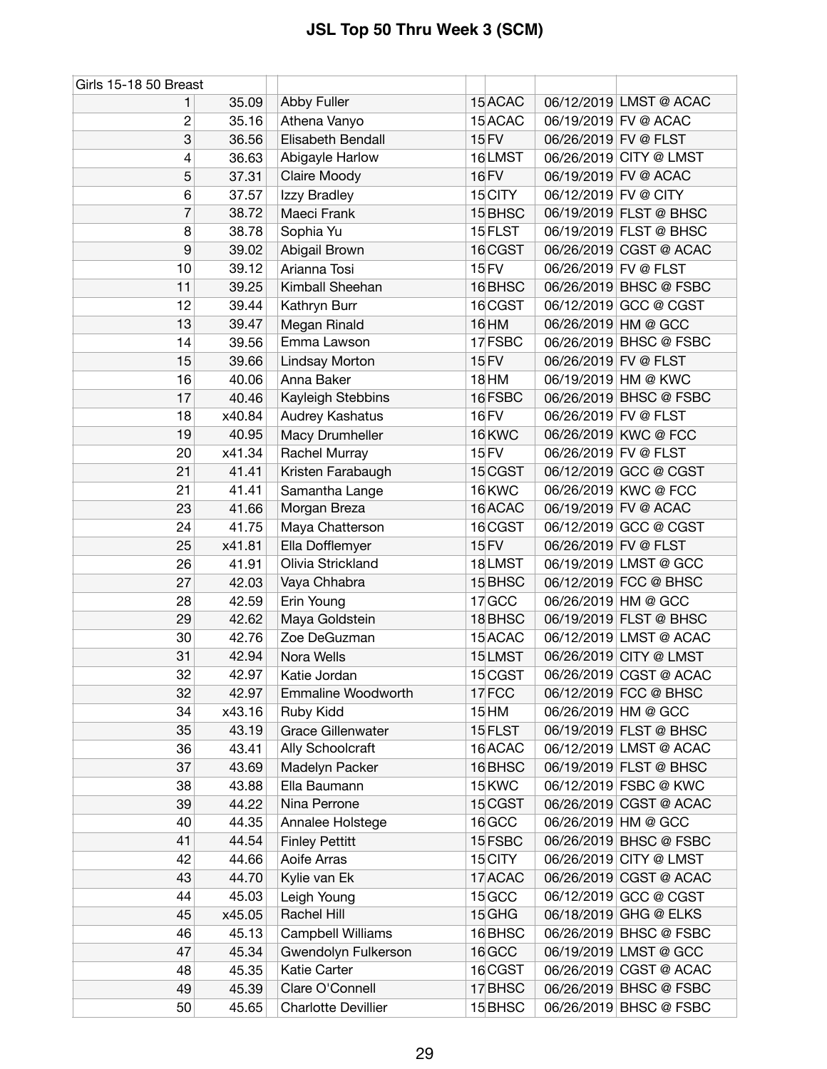# JSL Top 50 Thru Week 3 (SCM)

| Girls 15-18 50 Breast | | | | | | |
|---|---|---|---|---|---|---|
| 1 | 35.09 | Abby Fuller | 15 | ACAC | 06/12/2019 | LMST @ ACAC |
| 2 | 35.16 | Athena Vanyo | 15 | ACAC | 06/19/2019 | FV @ ACAC |
| 3 | 36.56 | Elisabeth Bendall | 15 | FV | 06/26/2019 | FV @ FLST |
| 4 | 36.63 | Abigayle Harlow | 16 | LMST | 06/26/2019 | CITY @ LMST |
| 5 | 37.31 | Claire Moody | 16 | FV | 06/19/2019 | FV @ ACAC |
| 6 | 37.57 | Izzy Bradley | 15 | CITY | 06/12/2019 | FV @ CITY |
| 7 | 38.72 | Maeci Frank | 15 | BHSC | 06/19/2019 | FLST @ BHSC |
| 8 | 38.78 | Sophia Yu | 15 | FLST | 06/19/2019 | FLST @ BHSC |
| 9 | 39.02 | Abigail Brown | 16 | CGST | 06/26/2019 | CGST @ ACAC |
| 10 | 39.12 | Arianna Tosi | 15 | FV | 06/26/2019 | FV @ FLST |
| 11 | 39.25 | Kimball Sheehan | 16 | BHSC | 06/26/2019 | BHSC @ FSBC |
| 12 | 39.44 | Kathryn Burr | 16 | CGST | 06/12/2019 | GCC @ CGST |
| 13 | 39.47 | Megan Rinald | 16 | HM | 06/26/2019 | HM @ GCC |
| 14 | 39.56 | Emma Lawson | 17 | FSBC | 06/26/2019 | BHSC @ FSBC |
| 15 | 39.66 | Lindsay Morton | 15 | FV | 06/26/2019 | FV @ FLST |
| 16 | 40.06 | Anna Baker | 18 | HM | 06/19/2019 | HM @ KWC |
| 17 | 40.46 | Kayleigh Stebbins | 16 | FSBC | 06/26/2019 | BHSC @ FSBC |
| 18 | x40.84 | Audrey Kashatus | 16 | FV | 06/26/2019 | FV @ FLST |
| 19 | 40.95 | Macy Drumheller | 16 | KWC | 06/26/2019 | KWC @ FCC |
| 20 | x41.34 | Rachel Murray | 15 | FV | 06/26/2019 | FV @ FLST |
| 21 | 41.41 | Kristen Farabaugh | 15 | CGST | 06/12/2019 | GCC @ CGST |
| 21 | 41.41 | Samantha Lange | 16 | KWC | 06/26/2019 | KWC @ FCC |
| 23 | 41.66 | Morgan Breza | 16 | ACAC | 06/19/2019 | FV @ ACAC |
| 24 | 41.75 | Maya Chatterson | 16 | CGST | 06/12/2019 | GCC @ CGST |
| 25 | x41.81 | Ella Dofflemyer | 15 | FV | 06/26/2019 | FV @ FLST |
| 26 | 41.91 | Olivia Strickland | 18 | LMST | 06/19/2019 | LMST @ GCC |
| 27 | 42.03 | Vaya Chhabra | 15 | BHSC | 06/12/2019 | FCC @ BHSC |
| 28 | 42.59 | Erin Young | 17 | GCC | 06/26/2019 | HM @ GCC |
| 29 | 42.62 | Maya Goldstein | 18 | BHSC | 06/19/2019 | FLST @ BHSC |
| 30 | 42.76 | Zoe DeGuzman | 15 | ACAC | 06/12/2019 | LMST @ ACAC |
| 31 | 42.94 | Nora Wells | 15 | LMST | 06/26/2019 | CITY @ LMST |
| 32 | 42.97 | Katie Jordan | 15 | CGST | 06/26/2019 | CGST @ ACAC |
| 32 | 42.97 | Emmaline Woodworth | 17 | FCC | 06/12/2019 | FCC @ BHSC |
| 34 | x43.16 | Ruby Kidd | 15 | HM | 06/26/2019 | HM @ GCC |
| 35 | 43.19 | Grace Gillenwater | 15 | FLST | 06/19/2019 | FLST @ BHSC |
| 36 | 43.41 | Ally Schoolcraft | 16 | ACAC | 06/12/2019 | LMST @ ACAC |
| 37 | 43.69 | Madelyn Packer | 16 | BHSC | 06/19/2019 | FLST @ BHSC |
| 38 | 43.88 | Ella Baumann | 15 | KWC | 06/12/2019 | FSBC @ KWC |
| 39 | 44.22 | Nina Perrone | 15 | CGST | 06/26/2019 | CGST @ ACAC |
| 40 | 44.35 | Annalee Holstege | 16 | GCC | 06/26/2019 | HM @ GCC |
| 41 | 44.54 | Finley Pettitt | 15 | FSBC | 06/26/2019 | BHSC @ FSBC |
| 42 | 44.66 | Aoife Arras | 15 | CITY | 06/26/2019 | CITY @ LMST |
| 43 | 44.70 | Kylie van Ek | 17 | ACAC | 06/26/2019 | CGST @ ACAC |
| 44 | 45.03 | Leigh Young | 15 | GCC | 06/12/2019 | GCC @ CGST |
| 45 | x45.05 | Rachel Hill | 15 | GHG | 06/18/2019 | GHG @ ELKS |
| 46 | 45.13 | Campbell Williams | 16 | BHSC | 06/26/2019 | BHSC @ FSBC |
| 47 | 45.34 | Gwendolyn Fulkerson | 16 | GCC | 06/19/2019 | LMST @ GCC |
| 48 | 45.35 | Katie Carter | 16 | CGST | 06/26/2019 | CGST @ ACAC |
| 49 | 45.39 | Clare O'Connell | 17 | BHSC | 06/26/2019 | BHSC @ FSBC |
| 50 | 45.65 | Charlotte Devillier | 15 | BHSC | 06/26/2019 | BHSC @ FSBC |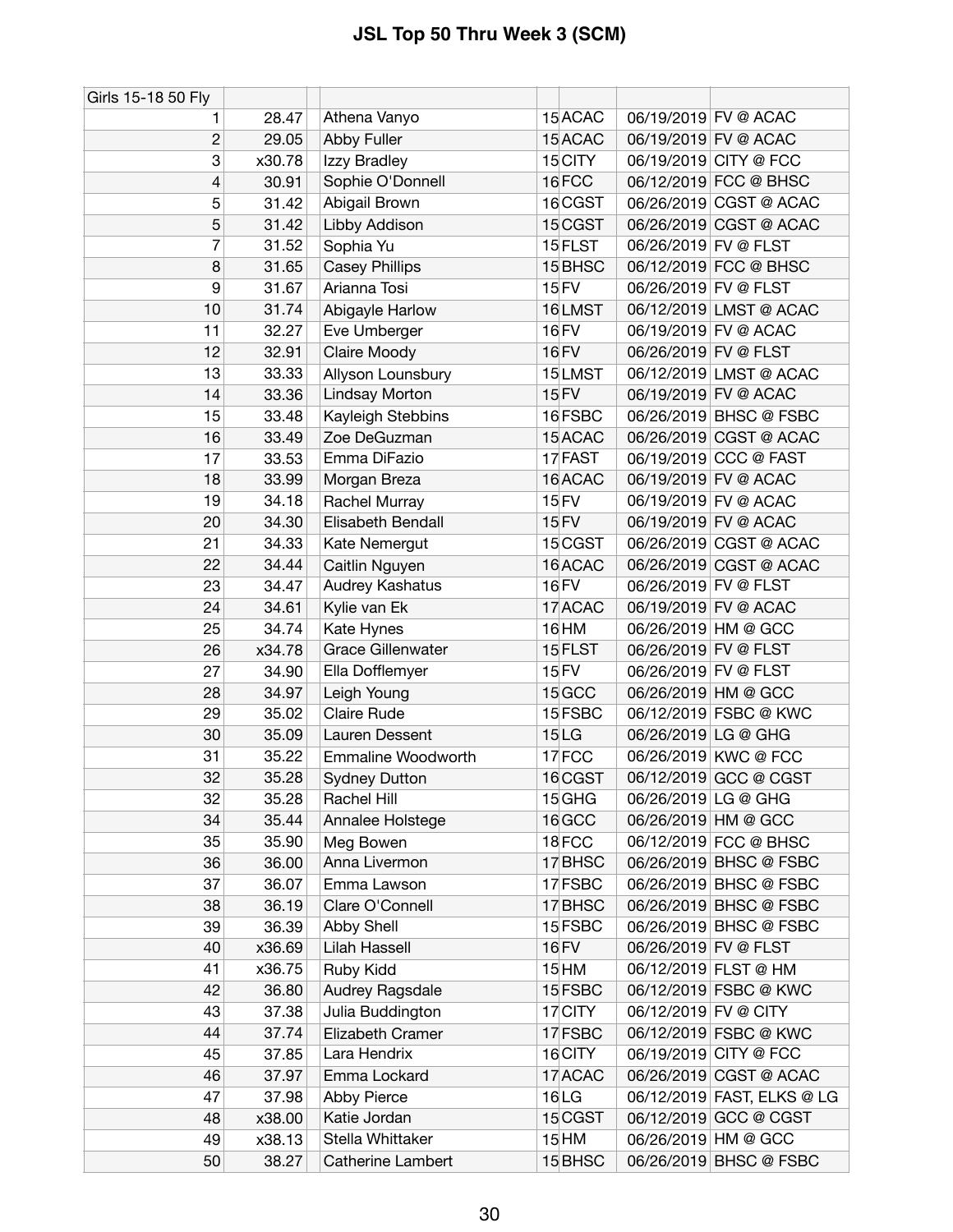# JSL Top 50 Thru Week 3 (SCM)

| Girls 15-18 50 Fly | | | | | | |
|---|---|---|---|---|---|---|
| 1 | 28.47 | Athena Vanyo | 15 | ACAC | 06/19/2019 | FV @ ACAC |
| 2 | 29.05 | Abby Fuller | 15 | ACAC | 06/19/2019 | FV @ ACAC |
| 3 | x30.78 | Izzy Bradley | 15 | CITY | 06/19/2019 | CITY @ FCC |
| 4 | 30.91 | Sophie O'Donnell | 16 | FCC | 06/12/2019 | FCC @ BHSC |
| 5 | 31.42 | Abigail Brown | 16 | CGST | 06/26/2019 | CGST @ ACAC |
| 5 | 31.42 | Libby Addison | 15 | CGST | 06/26/2019 | CGST @ ACAC |
| 7 | 31.52 | Sophia Yu | 15 | FLST | 06/26/2019 | FV @ FLST |
| 8 | 31.65 | Casey Phillips | 15 | BHSC | 06/12/2019 | FCC @ BHSC |
| 9 | 31.67 | Arianna Tosi | 15 | FV | 06/26/2019 | FV @ FLST |
| 10 | 31.74 | Abigayle Harlow | 16 | LMST | 06/12/2019 | LMST @ ACAC |
| 11 | 32.27 | Eve Umberger | 16 | FV | 06/19/2019 | FV @ ACAC |
| 12 | 32.91 | Claire Moody | 16 | FV | 06/26/2019 | FV @ FLST |
| 13 | 33.33 | Allyson Lounsbury | 15 | LMST | 06/12/2019 | LMST @ ACAC |
| 14 | 33.36 | Lindsay Morton | 15 | FV | 06/19/2019 | FV @ ACAC |
| 15 | 33.48 | Kayleigh Stebbins | 16 | FSBC | 06/26/2019 | BHSC @ FSBC |
| 16 | 33.49 | Zoe DeGuzman | 15 | ACAC | 06/26/2019 | CGST @ ACAC |
| 17 | 33.53 | Emma DiFazio | 17 | FAST | 06/19/2019 | CCC @ FAST |
| 18 | 33.99 | Morgan Breza | 16 | ACAC | 06/19/2019 | FV @ ACAC |
| 19 | 34.18 | Rachel Murray | 15 | FV | 06/19/2019 | FV @ ACAC |
| 20 | 34.30 | Elisabeth Bendall | 15 | FV | 06/19/2019 | FV @ ACAC |
| 21 | 34.33 | Kate Nemergut | 15 | CGST | 06/26/2019 | CGST @ ACAC |
| 22 | 34.44 | Caitlin Nguyen | 16 | ACAC | 06/26/2019 | CGST @ ACAC |
| 23 | 34.47 | Audrey Kashatus | 16 | FV | 06/26/2019 | FV @ FLST |
| 24 | 34.61 | Kylie van Ek | 17 | ACAC | 06/19/2019 | FV @ ACAC |
| 25 | 34.74 | Kate Hynes | 16 | HM | 06/26/2019 | HM @ GCC |
| 26 | x34.78 | Grace Gillenwater | 15 | FLST | 06/26/2019 | FV @ FLST |
| 27 | 34.90 | Ella Dofflemyer | 15 | FV | 06/26/2019 | FV @ FLST |
| 28 | 34.97 | Leigh Young | 15 | GCC | 06/26/2019 | HM @ GCC |
| 29 | 35.02 | Claire Rude | 15 | FSBC | 06/12/2019 | FSBC @ KWC |
| 30 | 35.09 | Lauren Dessent | 15 | LG | 06/26/2019 | LG @ GHG |
| 31 | 35.22 | Emmaline Woodworth | 17 | FCC | 06/26/2019 | KWC @ FCC |
| 32 | 35.28 | Sydney Dutton | 16 | CGST | 06/12/2019 | GCC @ CGST |
| 32 | 35.28 | Rachel Hill | 15 | GHG | 06/26/2019 | LG @ GHG |
| 34 | 35.44 | Annalee Holstege | 16 | GCC | 06/26/2019 | HM @ GCC |
| 35 | 35.90 | Meg Bowen | 18 | FCC | 06/12/2019 | FCC @ BHSC |
| 36 | 36.00 | Anna Livermon | 17 | BHSC | 06/26/2019 | BHSC @ FSBC |
| 37 | 36.07 | Emma Lawson | 17 | FSBC | 06/26/2019 | BHSC @ FSBC |
| 38 | 36.19 | Clare O'Connell | 17 | BHSC | 06/26/2019 | BHSC @ FSBC |
| 39 | 36.39 | Abby Shell | 15 | FSBC | 06/26/2019 | BHSC @ FSBC |
| 40 | x36.69 | Lilah Hassell | 16 | FV | 06/26/2019 | FV @ FLST |
| 41 | x36.75 | Ruby Kidd | 15 | HM | 06/12/2019 | FLST @ HM |
| 42 | 36.80 | Audrey Ragsdale | 15 | FSBC | 06/12/2019 | FSBC @ KWC |
| 43 | 37.38 | Julia Buddington | 17 | CITY | 06/12/2019 | FV @ CITY |
| 44 | 37.74 | Elizabeth Cramer | 17 | FSBC | 06/12/2019 | FSBC @ KWC |
| 45 | 37.85 | Lara Hendrix | 16 | CITY | 06/19/2019 | CITY @ FCC |
| 46 | 37.97 | Emma Lockard | 17 | ACAC | 06/26/2019 | CGST @ ACAC |
| 47 | 37.98 | Abby Pierce | 16 | LG | 06/12/2019 | FAST, ELKS @ LG |
| 48 | x38.00 | Katie Jordan | 15 | CGST | 06/12/2019 | GCC @ CGST |
| 49 | x38.13 | Stella Whittaker | 15 | HM | 06/26/2019 | HM @ GCC |
| 50 | 38.27 | Catherine Lambert | 15 | BHSC | 06/26/2019 | BHSC @ FSBC |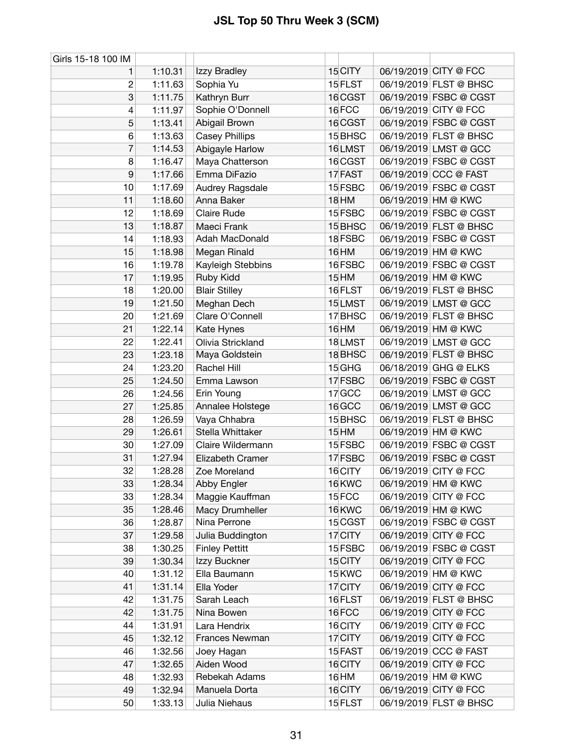# JSL Top 50 Thru Week 3 (SCM)

| Girls 15-18 100 IM | | | | | | | |
|---|---|---|---|---|---|---|---|
| 1 | 1:10.31 | | Izzy Bradley | 15 | CITY | 06/19/2019 | CITY @ FCC |
| 2 | 1:11.63 | | Sophia Yu | 15 | FLST | 06/19/2019 | FLST @ BHSC |
| 3 | 1:11.75 | | Kathryn Burr | 16 | CGST | 06/19/2019 | FSBC @ CGST |
| 4 | 1:11.97 | | Sophie O'Donnell | 16 | FCC | 06/19/2019 | CITY @ FCC |
| 5 | 1:13.41 | | Abigail Brown | 16 | CGST | 06/19/2019 | FSBC @ CGST |
| 6 | 1:13.63 | | Casey Phillips | 15 | BHSC | 06/19/2019 | FLST @ BHSC |
| 7 | 1:14.53 | | Abigayle Harlow | 16 | LMST | 06/19/2019 | LMST @ GCC |
| 8 | 1:16.47 | | Maya Chatterson | 16 | CGST | 06/19/2019 | FSBC @ CGST |
| 9 | 1:17.66 | | Emma DiFazio | 17 | FAST | 06/19/2019 | CCC @ FAST |
| 10 | 1:17.69 | | Audrey Ragsdale | 15 | FSBC | 06/19/2019 | FSBC @ CGST |
| 11 | 1:18.60 | | Anna Baker | 18 | HM | 06/19/2019 | HM @ KWC |
| 12 | 1:18.69 | | Claire Rude | 15 | FSBC | 06/19/2019 | FSBC @ CGST |
| 13 | 1:18.87 | | Maeci Frank | 15 | BHSC | 06/19/2019 | FLST @ BHSC |
| 14 | 1:18.93 | | Adah MacDonald | 18 | FSBC | 06/19/2019 | FSBC @ CGST |
| 15 | 1:18.98 | | Megan Rinald | 16 | HM | 06/19/2019 | HM @ KWC |
| 16 | 1:19.78 | | Kayleigh Stebbins | 16 | FSBC | 06/19/2019 | FSBC @ CGST |
| 17 | 1:19.95 | | Ruby Kidd | 15 | HM | 06/19/2019 | HM @ KWC |
| 18 | 1:20.00 | | Blair Stilley | 16 | FLST | 06/19/2019 | FLST @ BHSC |
| 19 | 1:21.50 | | Meghan Dech | 15 | LMST | 06/19/2019 | LMST @ GCC |
| 20 | 1:21.69 | | Clare O'Connell | 17 | BHSC | 06/19/2019 | FLST @ BHSC |
| 21 | 1:22.14 | | Kate Hynes | 16 | HM | 06/19/2019 | HM @ KWC |
| 22 | 1:22.41 | | Olivia Strickland | 18 | LMST | 06/19/2019 | LMST @ GCC |
| 23 | 1:23.18 | | Maya Goldstein | 18 | BHSC | 06/19/2019 | FLST @ BHSC |
| 24 | 1:23.20 | | Rachel Hill | 15 | GHG | 06/18/2019 | GHG @ ELKS |
| 25 | 1:24.50 | | Emma Lawson | 17 | FSBC | 06/19/2019 | FSBC @ CGST |
| 26 | 1:24.56 | | Erin Young | 17 | GCC | 06/19/2019 | LMST @ GCC |
| 27 | 1:25.85 | | Annalee Holstege | 16 | GCC | 06/19/2019 | LMST @ GCC |
| 28 | 1:26.59 | | Vaya Chhabra | 15 | BHSC | 06/19/2019 | FLST @ BHSC |
| 29 | 1:26.61 | | Stella Whittaker | 15 | HM | 06/19/2019 | HM @ KWC |
| 30 | 1:27.09 | | Claire Wildermann | 15 | FSBC | 06/19/2019 | FSBC @ CGST |
| 31 | 1:27.94 | | Elizabeth Cramer | 17 | FSBC | 06/19/2019 | FSBC @ CGST |
| 32 | 1:28.28 | | Zoe Moreland | 16 | CITY | 06/19/2019 | CITY @ FCC |
| 33 | 1:28.34 | | Abby Engler | 16 | KWC | 06/19/2019 | HM @ KWC |
| 33 | 1:28.34 | | Maggie Kauffman | 15 | FCC | 06/19/2019 | CITY @ FCC |
| 35 | 1:28.46 | | Macy Drumheller | 16 | KWC | 06/19/2019 | HM @ KWC |
| 36 | 1:28.87 | | Nina Perrone | 15 | CGST | 06/19/2019 | FSBC @ CGST |
| 37 | 1:29.58 | | Julia Buddington | 17 | CITY | 06/19/2019 | CITY @ FCC |
| 38 | 1:30.25 | | Finley Pettitt | 15 | FSBC | 06/19/2019 | FSBC @ CGST |
| 39 | 1:30.34 | | Izzy Buckner | 15 | CITY | 06/19/2019 | CITY @ FCC |
| 40 | 1:31.12 | | Ella Baumann | 15 | KWC | 06/19/2019 | HM @ KWC |
| 41 | 1:31.14 | | Ella Yoder | 17 | CITY | 06/19/2019 | CITY @ FCC |
| 42 | 1:31.75 | | Sarah Leach | 16 | FLST | 06/19/2019 | FLST @ BHSC |
| 42 | 1:31.75 | | Nina Bowen | 16 | FCC | 06/19/2019 | CITY @ FCC |
| 44 | 1:31.91 | | Lara Hendrix | 16 | CITY | 06/19/2019 | CITY @ FCC |
| 45 | 1:32.12 | | Frances Newman | 17 | CITY | 06/19/2019 | CITY @ FCC |
| 46 | 1:32.56 | | Joey Hagan | 15 | FAST | 06/19/2019 | CCC @ FAST |
| 47 | 1:32.65 | | Aiden Wood | 16 | CITY | 06/19/2019 | CITY @ FCC |
| 48 | 1:32.93 | | Rebekah Adams | 16 | HM | 06/19/2019 | HM @ KWC |
| 49 | 1:32.94 | | Manuela Dorta | 16 | CITY | 06/19/2019 | CITY @ FCC |
| 50 | 1:33.13 | | Julia Niehaus | 15 | FLST | 06/19/2019 | FLST @ BHSC |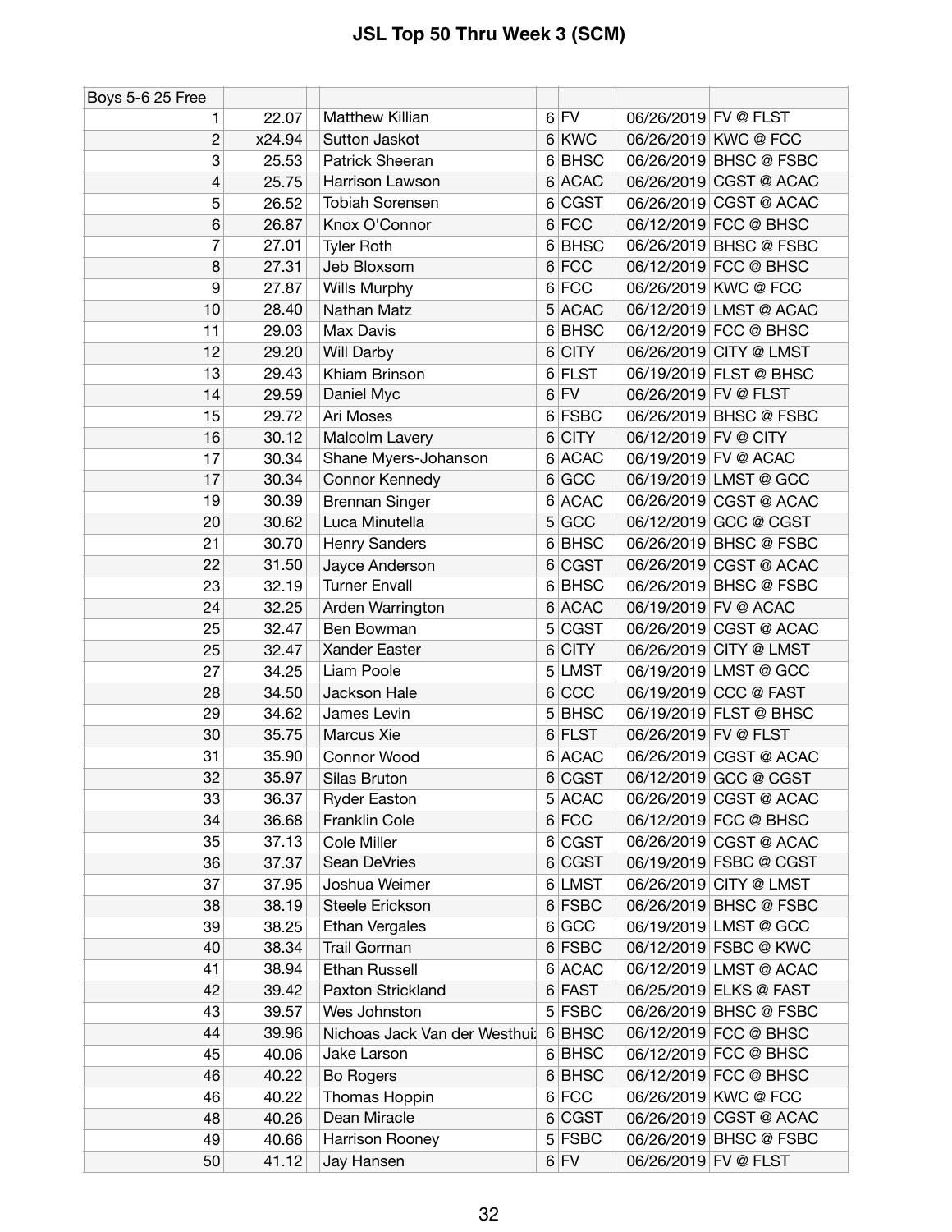# JSL Top 50 Thru Week 3 (SCM)

| Boys 5-6 25 Free | | | | | | |
|---|---|---|---|---|---|---|
| 1 | 22.07 | Matthew Killian | 6 | FV | 06/26/2019 | FV @ FLST |
| 2 | x24.94 | Sutton Jaskot | 6 | KWC | 06/26/2019 | KWC @ FCC |
| 3 | 25.53 | Patrick Sheeran | 6 | BHSC | 06/26/2019 | BHSC @ FSBC |
| 4 | 25.75 | Harrison Lawson | 6 | ACAC | 06/26/2019 | CGST @ ACAC |
| 5 | 26.52 | Tobiah Sorensen | 6 | CGST | 06/26/2019 | CGST @ ACAC |
| 6 | 26.87 | Knox O'Connor | 6 | FCC | 06/12/2019 | FCC @ BHSC |
| 7 | 27.01 | Tyler Roth | 6 | BHSC | 06/26/2019 | BHSC @ FSBC |
| 8 | 27.31 | Jeb Bloxsom | 6 | FCC | 06/12/2019 | FCC @ BHSC |
| 9 | 27.87 | Wills Murphy | 6 | FCC | 06/26/2019 | KWC @ FCC |
| 10 | 28.40 | Nathan Matz | 5 | ACAC | 06/12/2019 | LMST @ ACAC |
| 11 | 29.03 | Max Davis | 6 | BHSC | 06/12/2019 | FCC @ BHSC |
| 12 | 29.20 | Will Darby | 6 | CITY | 06/26/2019 | CITY @ LMST |
| 13 | 29.43 | Khiam Brinson | 6 | FLST | 06/19/2019 | FLST @ BHSC |
| 14 | 29.59 | Daniel Myc | 6 | FV | 06/26/2019 | FV @ FLST |
| 15 | 29.72 | Ari Moses | 6 | FSBC | 06/26/2019 | BHSC @ FSBC |
| 16 | 30.12 | Malcolm Lavery | 6 | CITY | 06/12/2019 | FV @ CITY |
| 17 | 30.34 | Shane Myers-Johanson | 6 | ACAC | 06/19/2019 | FV @ ACAC |
| 17 | 30.34 | Connor Kennedy | 6 | GCC | 06/19/2019 | LMST @ GCC |
| 19 | 30.39 | Brennan Singer | 6 | ACAC | 06/26/2019 | CGST @ ACAC |
| 20 | 30.62 | Luca Minutella | 5 | GCC | 06/12/2019 | GCC @ CGST |
| 21 | 30.70 | Henry Sanders | 6 | BHSC | 06/26/2019 | BHSC @ FSBC |
| 22 | 31.50 | Jayce Anderson | 6 | CGST | 06/26/2019 | CGST @ ACAC |
| 23 | 32.19 | Turner Envall | 6 | BHSC | 06/26/2019 | BHSC @ FSBC |
| 24 | 32.25 | Arden Warrington | 6 | ACAC | 06/19/2019 | FV @ ACAC |
| 25 | 32.47 | Ben Bowman | 5 | CGST | 06/26/2019 | CGST @ ACAC |
| 25 | 32.47 | Xander Easter | 6 | CITY | 06/26/2019 | CITY @ LMST |
| 27 | 34.25 | Liam Poole | 5 | LMST | 06/19/2019 | LMST @ GCC |
| 28 | 34.50 | Jackson Hale | 6 | CCC | 06/19/2019 | CCC @ FAST |
| 29 | 34.62 | James Levin | 5 | BHSC | 06/19/2019 | FLST @ BHSC |
| 30 | 35.75 | Marcus Xie | 6 | FLST | 06/26/2019 | FV @ FLST |
| 31 | 35.90 | Connor Wood | 6 | ACAC | 06/26/2019 | CGST @ ACAC |
| 32 | 35.97 | Silas Bruton | 6 | CGST | 06/12/2019 | GCC @ CGST |
| 33 | 36.37 | Ryder Easton | 5 | ACAC | 06/26/2019 | CGST @ ACAC |
| 34 | 36.68 | Franklin Cole | 6 | FCC | 06/12/2019 | FCC @ BHSC |
| 35 | 37.13 | Cole Miller | 6 | CGST | 06/26/2019 | CGST @ ACAC |
| 36 | 37.37 | Sean DeVries | 6 | CGST | 06/19/2019 | FSBC @ CGST |
| 37 | 37.95 | Joshua Weimer | 6 | LMST | 06/26/2019 | CITY @ LMST |
| 38 | 38.19 | Steele Erickson | 6 | FSBC | 06/26/2019 | BHSC @ FSBC |
| 39 | 38.25 | Ethan Vergales | 6 | GCC | 06/19/2019 | LMST @ GCC |
| 40 | 38.34 | Trail Gorman | 6 | FSBC | 06/12/2019 | FSBC @ KWC |
| 41 | 38.94 | Ethan Russell | 6 | ACAC | 06/12/2019 | LMST @ ACAC |
| 42 | 39.42 | Paxton Strickland | 6 | FAST | 06/25/2019 | ELKS @ FAST |
| 43 | 39.57 | Wes Johnston | 5 | FSBC | 06/26/2019 | BHSC @ FSBC |
| 44 | 39.96 | Nichoas Jack Van der Westhui: | 6 | BHSC | 06/12/2019 | FCC @ BHSC |
| 45 | 40.06 | Jake Larson | 6 | BHSC | 06/12/2019 | FCC @ BHSC |
| 46 | 40.22 | Bo Rogers | 6 | BHSC | 06/12/2019 | FCC @ BHSC |
| 46 | 40.22 | Thomas Hoppin | 6 | FCC | 06/26/2019 | KWC @ FCC |
| 48 | 40.26 | Dean Miracle | 6 | CGST | 06/26/2019 | CGST @ ACAC |
| 49 | 40.66 | Harrison Rooney | 5 | FSBC | 06/26/2019 | BHSC @ FSBC |
| 50 | 41.12 | Jay Hansen | 6 | FV | 06/26/2019 | FV @ FLST |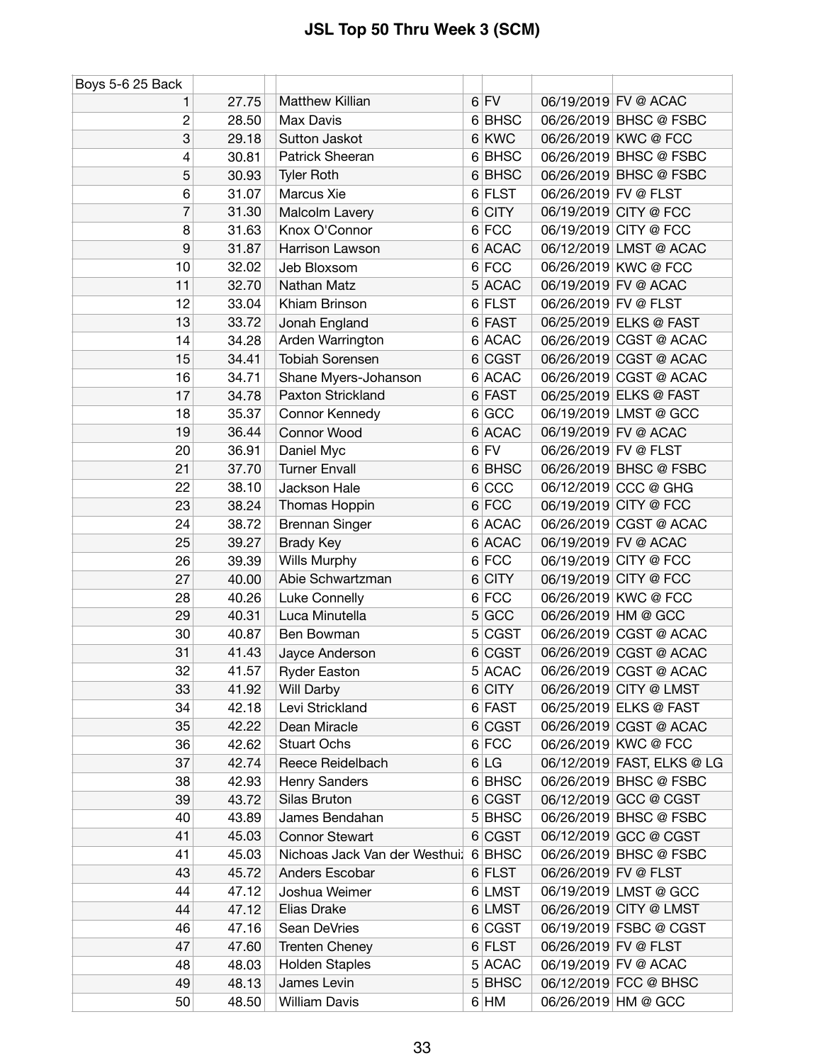# JSL Top 50 Thru Week 3 (SCM)

| Boys 5-6 25 Back | | | | | | | |
|---|---|---|---|---|---|---|---|
| 1 | 27.75 | | Matthew Killian | 6 | FV | 06/19/2019 | FV @ ACAC |
| 2 | 28.50 | | Max Davis | 6 | BHSC | 06/26/2019 | BHSC @ FSBC |
| 3 | 29.18 | | Sutton Jaskot | 6 | KWC | 06/26/2019 | KWC @ FCC |
| 4 | 30.81 | | Patrick Sheeran | 6 | BHSC | 06/26/2019 | BHSC @ FSBC |
| 5 | 30.93 | | Tyler Roth | 6 | BHSC | 06/26/2019 | BHSC @ FSBC |
| 6 | 31.07 | | Marcus Xie | 6 | FLST | 06/26/2019 | FV @ FLST |
| 7 | 31.30 | | Malcolm Lavery | 6 | CITY | 06/19/2019 | CITY @ FCC |
| 8 | 31.63 | | Knox O'Connor | 6 | FCC | 06/19/2019 | CITY @ FCC |
| 9 | 31.87 | | Harrison Lawson | 6 | ACAC | 06/12/2019 | LMST @ ACAC |
| 10 | 32.02 | | Jeb Bloxsom | 6 | FCC | 06/26/2019 | KWC @ FCC |
| 11 | 32.70 | | Nathan Matz | 5 | ACAC | 06/19/2019 | FV @ ACAC |
| 12 | 33.04 | | Khiam Brinson | 6 | FLST | 06/26/2019 | FV @ FLST |
| 13 | 33.72 | | Jonah England | 6 | FAST | 06/25/2019 | ELKS @ FAST |
| 14 | 34.28 | | Arden Warrington | 6 | ACAC | 06/26/2019 | CGST @ ACAC |
| 15 | 34.41 | | Tobiah Sorensen | 6 | CGST | 06/26/2019 | CGST @ ACAC |
| 16 | 34.71 | | Shane Myers-Johanson | 6 | ACAC | 06/26/2019 | CGST @ ACAC |
| 17 | 34.78 | | Paxton Strickland | 6 | FAST | 06/25/2019 | ELKS @ FAST |
| 18 | 35.37 | | Connor Kennedy | 6 | GCC | 06/19/2019 | LMST @ GCC |
| 19 | 36.44 | | Connor Wood | 6 | ACAC | 06/19/2019 | FV @ ACAC |
| 20 | 36.91 | | Daniel Myc | 6 | FV | 06/26/2019 | FV @ FLST |
| 21 | 37.70 | | Turner Envall | 6 | BHSC | 06/26/2019 | BHSC @ FSBC |
| 22 | 38.10 | | Jackson Hale | 6 | CCC | 06/12/2019 | CCC @ GHG |
| 23 | 38.24 | | Thomas Hoppin | 6 | FCC | 06/19/2019 | CITY @ FCC |
| 24 | 38.72 | | Brennan Singer | 6 | ACAC | 06/26/2019 | CGST @ ACAC |
| 25 | 39.27 | | Brady Key | 6 | ACAC | 06/19/2019 | FV @ ACAC |
| 26 | 39.39 | | Wills Murphy | 6 | FCC | 06/19/2019 | CITY @ FCC |
| 27 | 40.00 | | Abie Schwartzman | 6 | CITY | 06/19/2019 | CITY @ FCC |
| 28 | 40.26 | | Luke Connelly | 6 | FCC | 06/26/2019 | KWC @ FCC |
| 29 | 40.31 | | Luca Minutella | 5 | GCC | 06/26/2019 | HM @ GCC |
| 30 | 40.87 | | Ben Bowman | 5 | CGST | 06/26/2019 | CGST @ ACAC |
| 31 | 41.43 | | Jayce Anderson | 6 | CGST | 06/26/2019 | CGST @ ACAC |
| 32 | 41.57 | | Ryder Easton | 5 | ACAC | 06/26/2019 | CGST @ ACAC |
| 33 | 41.92 | | Will Darby | 6 | CITY | 06/26/2019 | CITY @ LMST |
| 34 | 42.18 | | Levi Strickland | 6 | FAST | 06/25/2019 | ELKS @ FAST |
| 35 | 42.22 | | Dean Miracle | 6 | CGST | 06/26/2019 | CGST @ ACAC |
| 36 | 42.62 | | Stuart Ochs | 6 | FCC | 06/26/2019 | KWC @ FCC |
| 37 | 42.74 | | Reece Reidelbach | 6 | LG | 06/12/2019 | FAST, ELKS @ LG |
| 38 | 42.93 | | Henry Sanders | 6 | BHSC | 06/26/2019 | BHSC @ FSBC |
| 39 | 43.72 | | Silas Bruton | 6 | CGST | 06/12/2019 | GCC @ CGST |
| 40 | 43.89 | | James Bendahan | 5 | BHSC | 06/26/2019 | BHSC @ FSBC |
| 41 | 45.03 | | Connor Stewart | 6 | CGST | 06/12/2019 | GCC @ CGST |
| 41 | 45.03 | | Nichoas Jack Van der Westhui | 6 | BHSC | 06/26/2019 | BHSC @ FSBC |
| 43 | 45.72 | | Anders Escobar | 6 | FLST | 06/26/2019 | FV @ FLST |
| 44 | 47.12 | | Joshua Weimer | 6 | LMST | 06/19/2019 | LMST @ GCC |
| 44 | 47.12 | | Elias Drake | 6 | LMST | 06/26/2019 | CITY @ LMST |
| 46 | 47.16 | | Sean DeVries | 6 | CGST | 06/19/2019 | FSBC @ CGST |
| 47 | 47.60 | | Trenten Cheney | 6 | FLST | 06/26/2019 | FV @ FLST |
| 48 | 48.03 | | Holden Staples | 5 | ACAC | 06/19/2019 | FV @ ACAC |
| 49 | 48.13 | | James Levin | 5 | BHSC | 06/12/2019 | FCC @ BHSC |
| 50 | 48.50 | | William Davis | 6 | HM | 06/26/2019 | HM @ GCC |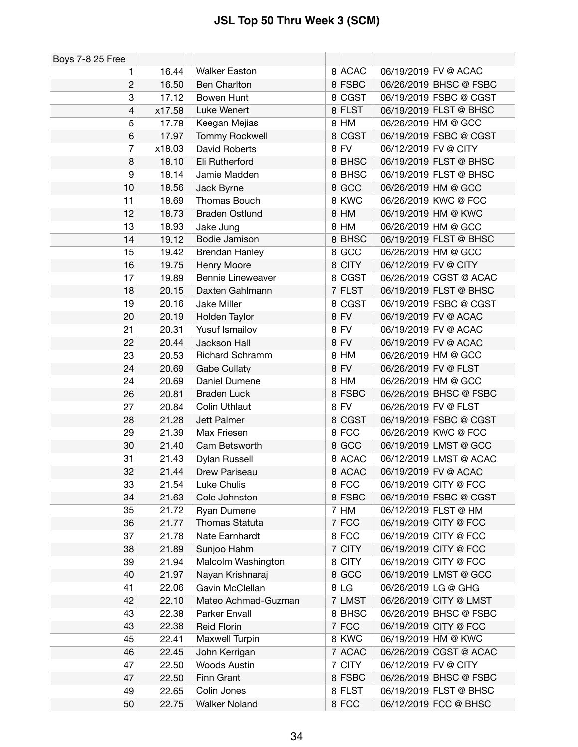# JSL Top 50 Thru Week 3 (SCM)

| Boys 7-8 25 Free | | | | | | | | |
|---|---|---|---|---|---|---|---|---|
| 1 | 16.44 | | Walker Easton | 8 | ACAC | | 06/19/2019 | FV @ ACAC |
| 2 | 16.50 | | Ben Charlton | 8 | FSBC | | 06/26/2019 | BHSC @ FSBC |
| 3 | 17.12 | | Bowen Hunt | 8 | CGST | | 06/19/2019 | FSBC @ CGST |
| 4 | x17.58 | | Luke Wenert | 8 | FLST | | 06/19/2019 | FLST @ BHSC |
| 5 | 17.78 | | Keegan Mejias | 8 | HM | | 06/26/2019 | HM @ GCC |
| 6 | 17.97 | | Tommy Rockwell | 8 | CGST | | 06/19/2019 | FSBC @ CGST |
| 7 | x18.03 | | David Roberts | 8 | FV | | 06/12/2019 | FV @ CITY |
| 8 | 18.10 | | Eli Rutherford | 8 | BHSC | | 06/19/2019 | FLST @ BHSC |
| 9 | 18.14 | | Jamie Madden | 8 | BHSC | | 06/19/2019 | FLST @ BHSC |
| 10 | 18.56 | | Jack Byrne | 8 | GCC | | 06/26/2019 | HM @ GCC |
| 11 | 18.69 | | Thomas Bouch | 8 | KWC | | 06/26/2019 | KWC @ FCC |
| 12 | 18.73 | | Braden Ostlund | 8 | HM | | 06/19/2019 | HM @ KWC |
| 13 | 18.93 | | Jake Jung | 8 | HM | | 06/26/2019 | HM @ GCC |
| 14 | 19.12 | | Bodie Jamison | 8 | BHSC | | 06/19/2019 | FLST @ BHSC |
| 15 | 19.42 | | Brendan Hanley | 8 | GCC | | 06/26/2019 | HM @ GCC |
| 16 | 19.75 | | Henry Moore | 8 | CITY | | 06/12/2019 | FV @ CITY |
| 17 | 19.89 | | Bennie Lineweaver | 8 | CGST | | 06/26/2019 | CGST @ ACAC |
| 18 | 20.15 | | Daxten Gahlmann | 7 | FLST | | 06/19/2019 | FLST @ BHSC |
| 19 | 20.16 | | Jake Miller | 8 | CGST | | 06/19/2019 | FSBC @ CGST |
| 20 | 20.19 | | Holden Taylor | 8 | FV | | 06/19/2019 | FV @ ACAC |
| 21 | 20.31 | | Yusuf Ismailov | 8 | FV | | 06/19/2019 | FV @ ACAC |
| 22 | 20.44 | | Jackson Hall | 8 | FV | | 06/19/2019 | FV @ ACAC |
| 23 | 20.53 | | Richard Schramm | 8 | HM | | 06/26/2019 | HM @ GCC |
| 24 | 20.69 | | Gabe Cullaty | 8 | FV | | 06/26/2019 | FV @ FLST |
| 24 | 20.69 | | Daniel Dumene | 8 | HM | | 06/26/2019 | HM @ GCC |
| 26 | 20.81 | | Braden Luck | 8 | FSBC | | 06/26/2019 | BHSC @ FSBC |
| 27 | 20.84 | | Colin Uthlaut | 8 | FV | | 06/26/2019 | FV @ FLST |
| 28 | 21.28 | | Jett Palmer | 8 | CGST | | 06/19/2019 | FSBC @ CGST |
| 29 | 21.39 | | Max Friesen | 8 | FCC | | 06/26/2019 | KWC @ FCC |
| 30 | 21.40 | | Cam Betsworth | 8 | GCC | | 06/19/2019 | LMST @ GCC |
| 31 | 21.43 | | Dylan Russell | 8 | ACAC | | 06/12/2019 | LMST @ ACAC |
| 32 | 21.44 | | Drew Pariseau | 8 | ACAC | | 06/19/2019 | FV @ ACAC |
| 33 | 21.54 | | Luke Chulis | 8 | FCC | | 06/19/2019 | CITY @ FCC |
| 34 | 21.63 | | Cole Johnston | 8 | FSBC | | 06/19/2019 | FSBC @ CGST |
| 35 | 21.72 | | Ryan Dumene | 7 | HM | | 06/12/2019 | FLST @ HM |
| 36 | 21.77 | | Thomas Statuta | 7 | FCC | | 06/19/2019 | CITY @ FCC |
| 37 | 21.78 | | Nate Earnhardt | 8 | FCC | | 06/19/2019 | CITY @ FCC |
| 38 | 21.89 | | Sunjoo Hahm | 7 | CITY | | 06/19/2019 | CITY @ FCC |
| 39 | 21.94 | | Malcolm Washington | 8 | CITY | | 06/19/2019 | CITY @ FCC |
| 40 | 21.97 | | Nayan Krishnaraj | 8 | GCC | | 06/19/2019 | LMST @ GCC |
| 41 | 22.06 | | Gavin McClellan | 8 | LG | | 06/26/2019 | LG @ GHG |
| 42 | 22.10 | | Mateo Achmad-Guzman | 7 | LMST | | 06/26/2019 | CITY @ LMST |
| 43 | 22.38 | | Parker Envall | 8 | BHSC | | 06/26/2019 | BHSC @ FSBC |
| 43 | 22.38 | | Reid Florin | 7 | FCC | | 06/19/2019 | CITY @ FCC |
| 45 | 22.41 | | Maxwell Turpin | 8 | KWC | | 06/19/2019 | HM @ KWC |
| 46 | 22.45 | | John Kerrigan | 7 | ACAC | | 06/26/2019 | CGST @ ACAC |
| 47 | 22.50 | | Woods Austin | 7 | CITY | | 06/12/2019 | FV @ CITY |
| 47 | 22.50 | | Finn Grant | 8 | FSBC | | 06/26/2019 | BHSC @ FSBC |
| 49 | 22.65 | | Colin Jones | 8 | FLST | | 06/19/2019 | FLST @ BHSC |
| 50 | 22.75 | | Walker Noland | 8 | FCC | | 06/12/2019 | FCC @ BHSC |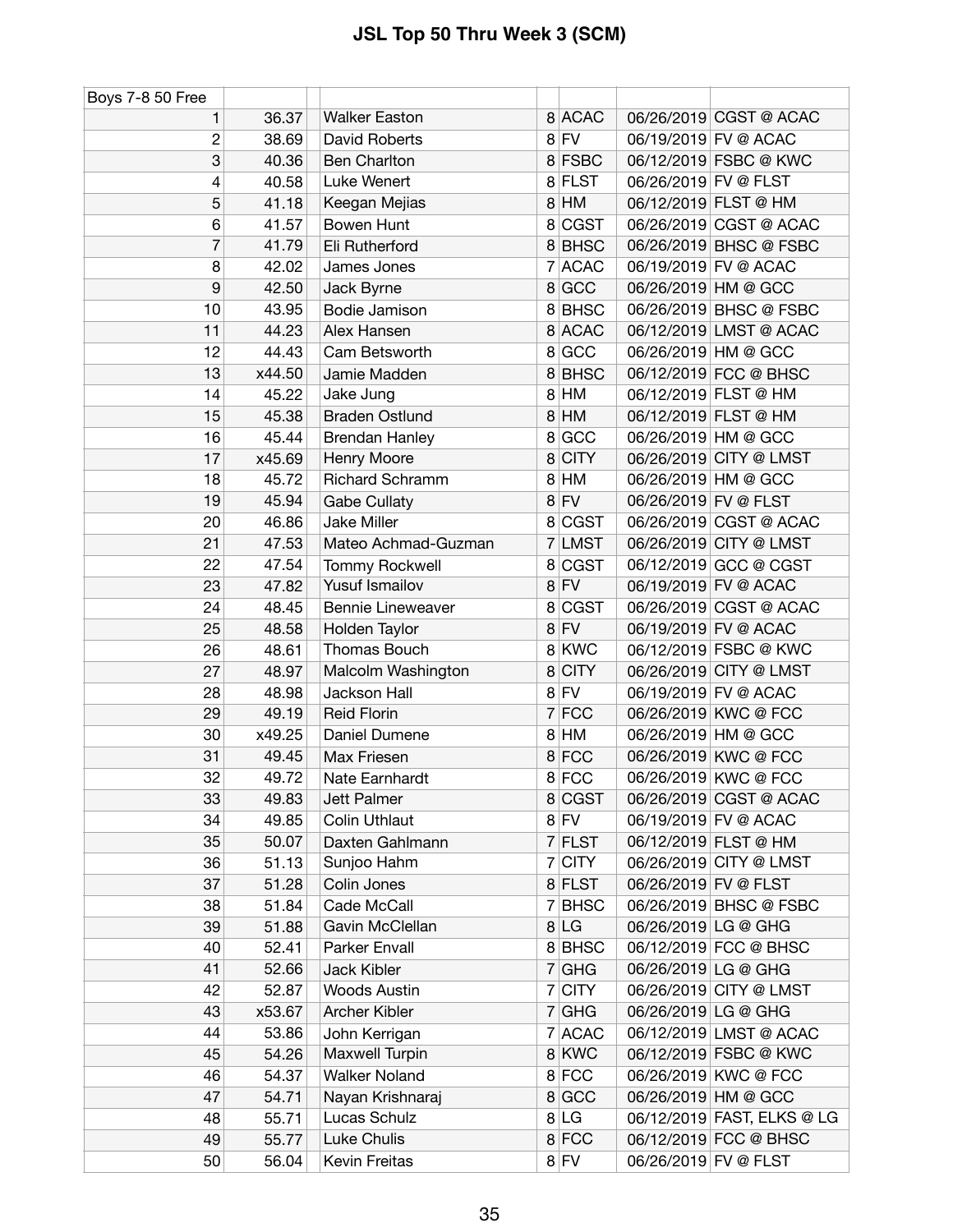# JSL Top 50 Thru Week 3 (SCM)

| Boys 7-8 50 Free | | | | | | | |
|---|---|---|---|---|---|---|---|
| 1 | 36.37 | | Walker Easton | 8 | ACAC | 06/26/2019 | CGST @ ACAC |
| 2 | 38.69 | | David Roberts | 8 | FV | 06/19/2019 | FV @ ACAC |
| 3 | 40.36 | | Ben Charlton | 8 | FSBC | 06/12/2019 | FSBC @ KWC |
| 4 | 40.58 | | Luke Wenert | 8 | FLST | 06/26/2019 | FV @ FLST |
| 5 | 41.18 | | Keegan Mejias | 8 | HM | 06/12/2019 | FLST @ HM |
| 6 | 41.57 | | Bowen Hunt | 8 | CGST | 06/26/2019 | CGST @ ACAC |
| 7 | 41.79 | | Eli Rutherford | 8 | BHSC | 06/26/2019 | BHSC @ FSBC |
| 8 | 42.02 | | James Jones | 7 | ACAC | 06/19/2019 | FV @ ACAC |
| 9 | 42.50 | | Jack Byrne | 8 | GCC | 06/26/2019 | HM @ GCC |
| 10 | 43.95 | | Bodie Jamison | 8 | BHSC | 06/26/2019 | BHSC @ FSBC |
| 11 | 44.23 | | Alex Hansen | 8 | ACAC | 06/12/2019 | LMST @ ACAC |
| 12 | 44.43 | | Cam Betsworth | 8 | GCC | 06/26/2019 | HM @ GCC |
| 13 | x44.50 | | Jamie Madden | 8 | BHSC | 06/12/2019 | FCC @ BHSC |
| 14 | 45.22 | | Jake Jung | 8 | HM | 06/12/2019 | FLST @ HM |
| 15 | 45.38 | | Braden Ostlund | 8 | HM | 06/12/2019 | FLST @ HM |
| 16 | 45.44 | | Brendan Hanley | 8 | GCC | 06/26/2019 | HM @ GCC |
| 17 | x45.69 | | Henry Moore | 8 | CITY | 06/26/2019 | CITY @ LMST |
| 18 | 45.72 | | Richard Schramm | 8 | HM | 06/26/2019 | HM @ GCC |
| 19 | 45.94 | | Gabe Cullaty | 8 | FV | 06/26/2019 | FV @ FLST |
| 20 | 46.86 | | Jake Miller | 8 | CGST | 06/26/2019 | CGST @ ACAC |
| 21 | 47.53 | | Mateo Achmad-Guzman | 7 | LMST | 06/26/2019 | CITY @ LMST |
| 22 | 47.54 | | Tommy Rockwell | 8 | CGST | 06/12/2019 | GCC @ CGST |
| 23 | 47.82 | | Yusuf Ismailov | 8 | FV | 06/19/2019 | FV @ ACAC |
| 24 | 48.45 | | Bennie Lineweaver | 8 | CGST | 06/26/2019 | CGST @ ACAC |
| 25 | 48.58 | | Holden Taylor | 8 | FV | 06/19/2019 | FV @ ACAC |
| 26 | 48.61 | | Thomas Bouch | 8 | KWC | 06/12/2019 | FSBC @ KWC |
| 27 | 48.97 | | Malcolm Washington | 8 | CITY | 06/26/2019 | CITY @ LMST |
| 28 | 48.98 | | Jackson Hall | 8 | FV | 06/19/2019 | FV @ ACAC |
| 29 | 49.19 | | Reid Florin | 7 | FCC | 06/26/2019 | KWC @ FCC |
| 30 | x49.25 | | Daniel Dumene | 8 | HM | 06/26/2019 | HM @ GCC |
| 31 | 49.45 | | Max Friesen | 8 | FCC | 06/26/2019 | KWC @ FCC |
| 32 | 49.72 | | Nate Earnhardt | 8 | FCC | 06/26/2019 | KWC @ FCC |
| 33 | 49.83 | | Jett Palmer | 8 | CGST | 06/26/2019 | CGST @ ACAC |
| 34 | 49.85 | | Colin Uthlaut | 8 | FV | 06/19/2019 | FV @ ACAC |
| 35 | 50.07 | | Daxten Gahlmann | 7 | FLST | 06/12/2019 | FLST @ HM |
| 36 | 51.13 | | Sunjoo Hahm | 7 | CITY | 06/26/2019 | CITY @ LMST |
| 37 | 51.28 | | Colin Jones | 8 | FLST | 06/26/2019 | FV @ FLST |
| 38 | 51.84 | | Cade McCall | 7 | BHSC | 06/26/2019 | BHSC @ FSBC |
| 39 | 51.88 | | Gavin McClellan | 8 | LG | 06/26/2019 | LG @ GHG |
| 40 | 52.41 | | Parker Envall | 8 | BHSC | 06/12/2019 | FCC @ BHSC |
| 41 | 52.66 | | Jack Kibler | 7 | GHG | 06/26/2019 | LG @ GHG |
| 42 | 52.87 | | Woods Austin | 7 | CITY | 06/26/2019 | CITY @ LMST |
| 43 | x53.67 | | Archer Kibler | 7 | GHG | 06/26/2019 | LG @ GHG |
| 44 | 53.86 | | John Kerrigan | 7 | ACAC | 06/12/2019 | LMST @ ACAC |
| 45 | 54.26 | | Maxwell Turpin | 8 | KWC | 06/12/2019 | FSBC @ KWC |
| 46 | 54.37 | | Walker Noland | 8 | FCC | 06/26/2019 | KWC @ FCC |
| 47 | 54.71 | | Nayan Krishnaraj | 8 | GCC | 06/26/2019 | HM @ GCC |
| 48 | 55.71 | | Lucas Schulz | 8 | LG | 06/12/2019 | FAST, ELKS @ LG |
| 49 | 55.77 | | Luke Chulis | 8 | FCC | 06/12/2019 | FCC @ BHSC |
| 50 | 56.04 | | Kevin Freitas | 8 | FV | 06/26/2019 | FV @ FLST |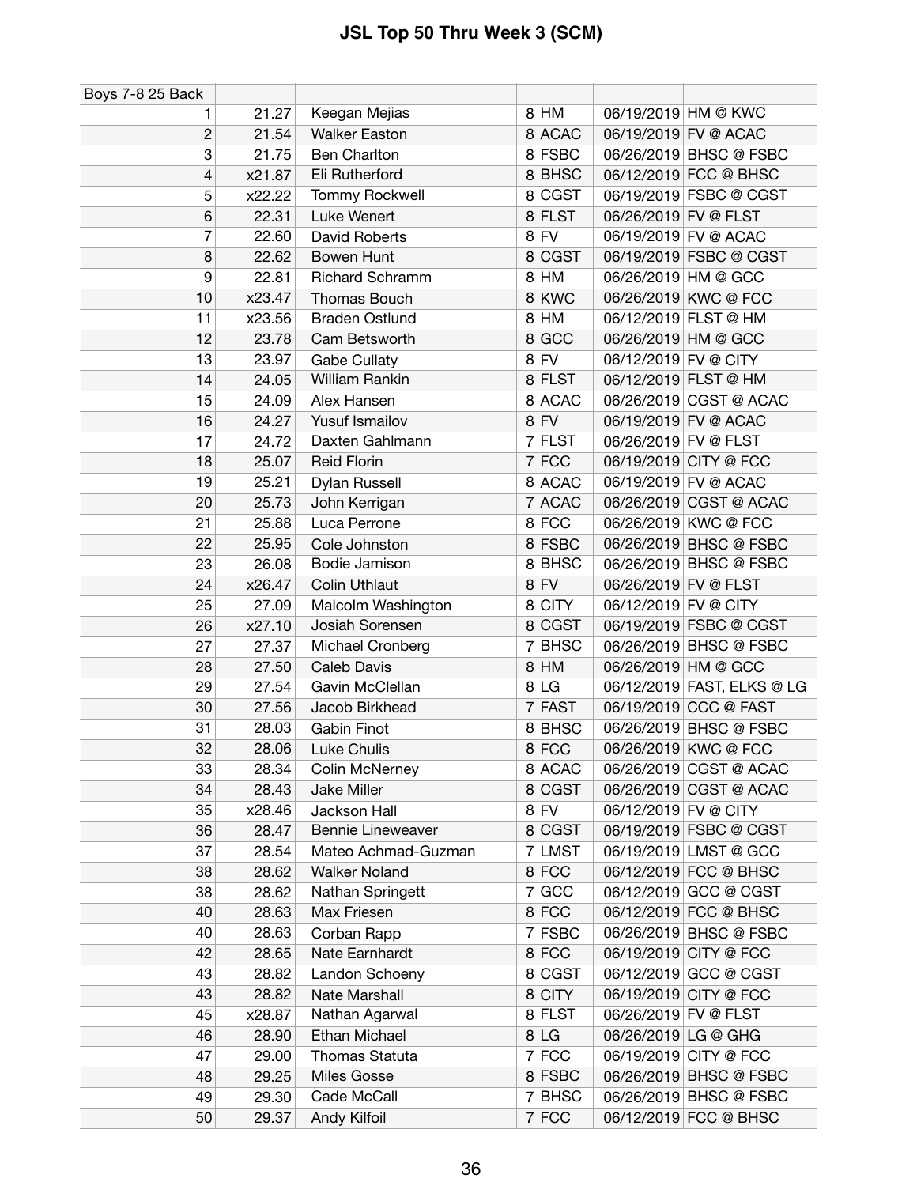# JSL Top 50 Thru Week 3 (SCM)

| Boys 7-8 25 Back | | | | | | | |
|---|---|---|---|---|---|---|---|
| 1 | 21.27 | | Keegan Mejias | 8 | HM | 06/19/2019 | HM @ KWC |
| 2 | 21.54 | | Walker Easton | 8 | ACAC | 06/19/2019 | FV @ ACAC |
| 3 | 21.75 | | Ben Charlton | 8 | FSBC | 06/26/2019 | BHSC @ FSBC |
| 4 | x21.87 | | Eli Rutherford | 8 | BHSC | 06/12/2019 | FCC @ BHSC |
| 5 | x22.22 | | Tommy Rockwell | 8 | CGST | 06/19/2019 | FSBC @ CGST |
| 6 | 22.31 | | Luke Wenert | 8 | FLST | 06/26/2019 | FV @ FLST |
| 7 | 22.60 | | David Roberts | 8 | FV | 06/19/2019 | FV @ ACAC |
| 8 | 22.62 | | Bowen Hunt | 8 | CGST | 06/19/2019 | FSBC @ CGST |
| 9 | 22.81 | | Richard Schramm | 8 | HM | 06/26/2019 | HM @ GCC |
| 10 | x23.47 | | Thomas Bouch | 8 | KWC | 06/26/2019 | KWC @ FCC |
| 11 | x23.56 | | Braden Ostlund | 8 | HM | 06/12/2019 | FLST @ HM |
| 12 | 23.78 | | Cam Betsworth | 8 | GCC | 06/26/2019 | HM @ GCC |
| 13 | 23.97 | | Gabe Cullaty | 8 | FV | 06/12/2019 | FV @ CITY |
| 14 | 24.05 | | William Rankin | 8 | FLST | 06/12/2019 | FLST @ HM |
| 15 | 24.09 | | Alex Hansen | 8 | ACAC | 06/26/2019 | CGST @ ACAC |
| 16 | 24.27 | | Yusuf Ismailov | 8 | FV | 06/19/2019 | FV @ ACAC |
| 17 | 24.72 | | Daxten Gahlmann | 7 | FLST | 06/26/2019 | FV @ FLST |
| 18 | 25.07 | | Reid Florin | 7 | FCC | 06/19/2019 | CITY @ FCC |
| 19 | 25.21 | | Dylan Russell | 8 | ACAC | 06/19/2019 | FV @ ACAC |
| 20 | 25.73 | | John Kerrigan | 7 | ACAC | 06/26/2019 | CGST @ ACAC |
| 21 | 25.88 | | Luca Perrone | 8 | FCC | 06/26/2019 | KWC @ FCC |
| 22 | 25.95 | | Cole Johnston | 8 | FSBC | 06/26/2019 | BHSC @ FSBC |
| 23 | 26.08 | | Bodie Jamison | 8 | BHSC | 06/26/2019 | BHSC @ FSBC |
| 24 | x26.47 | | Colin Uthlaut | 8 | FV | 06/26/2019 | FV @ FLST |
| 25 | 27.09 | | Malcolm Washington | 8 | CITY | 06/12/2019 | FV @ CITY |
| 26 | x27.10 | | Josiah Sorensen | 8 | CGST | 06/19/2019 | FSBC @ CGST |
| 27 | 27.37 | | Michael Cronberg | 7 | BHSC | 06/26/2019 | BHSC @ FSBC |
| 28 | 27.50 | | Caleb Davis | 8 | HM | 06/26/2019 | HM @ GCC |
| 29 | 27.54 | | Gavin McClellan | 8 | LG | 06/12/2019 | FAST, ELKS @ LG |
| 30 | 27.56 | | Jacob Birkhead | 7 | FAST | 06/19/2019 | CCC @ FAST |
| 31 | 28.03 | | Gabin Finot | 8 | BHSC | 06/26/2019 | BHSC @ FSBC |
| 32 | 28.06 | | Luke Chulis | 8 | FCC | 06/26/2019 | KWC @ FCC |
| 33 | 28.34 | | Colin McNerney | 8 | ACAC | 06/26/2019 | CGST @ ACAC |
| 34 | 28.43 | | Jake Miller | 8 | CGST | 06/26/2019 | CGST @ ACAC |
| 35 | x28.46 | | Jackson Hall | 8 | FV | 06/12/2019 | FV @ CITY |
| 36 | 28.47 | | Bennie Lineweaver | 8 | CGST | 06/19/2019 | FSBC @ CGST |
| 37 | 28.54 | | Mateo Achmad-Guzman | 7 | LMST | 06/19/2019 | LMST @ GCC |
| 38 | 28.62 | | Walker Noland | 8 | FCC | 06/12/2019 | FCC @ BHSC |
| 38 | 28.62 | | Nathan Springett | 7 | GCC | 06/12/2019 | GCC @ CGST |
| 40 | 28.63 | | Max Friesen | 8 | FCC | 06/12/2019 | FCC @ BHSC |
| 40 | 28.63 | | Corban Rapp | 7 | FSBC | 06/26/2019 | BHSC @ FSBC |
| 42 | 28.65 | | Nate Earnhardt | 8 | FCC | 06/19/2019 | CITY @ FCC |
| 43 | 28.82 | | Landon Schoeny | 8 | CGST | 06/12/2019 | GCC @ CGST |
| 43 | 28.82 | | Nate Marshall | 8 | CITY | 06/19/2019 | CITY @ FCC |
| 45 | x28.87 | | Nathan Agarwal | 8 | FLST | 06/26/2019 | FV @ FLST |
| 46 | 28.90 | | Ethan Michael | 8 | LG | 06/26/2019 | LG @ GHG |
| 47 | 29.00 | | Thomas Statuta | 7 | FCC | 06/19/2019 | CITY @ FCC |
| 48 | 29.25 | | Miles Gosse | 8 | FSBC | 06/26/2019 | BHSC @ FSBC |
| 49 | 29.30 | | Cade McCall | 7 | BHSC | 06/26/2019 | BHSC @ FSBC |
| 50 | 29.37 | | Andy Kilfoil | 7 | FCC | 06/12/2019 | FCC @ BHSC |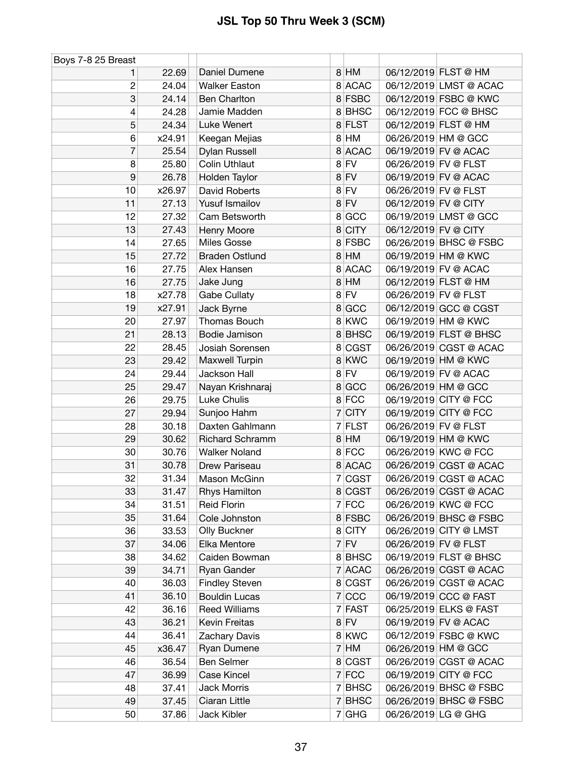# JSL Top 50 Thru Week 3 (SCM)

| Boys 7-8 25 Breast | | | | | | | |
|---|---|---|---|---|---|---|---|
| 1 | 22.69 | | Daniel Dumene | 8 | HM | 06/12/2019 | FLST @ HM |
| 2 | 24.04 | | Walker Easton | 8 | ACAC | 06/12/2019 | LMST @ ACAC |
| 3 | 24.14 | | Ben Charlton | 8 | FSBC | 06/12/2019 | FSBC @ KWC |
| 4 | 24.28 | | Jamie Madden | 8 | BHSC | 06/12/2019 | FCC @ BHSC |
| 5 | 24.34 | | Luke Wenert | 8 | FLST | 06/12/2019 | FLST @ HM |
| 6 | x24.91 | | Keegan Mejias | 8 | HM | 06/26/2019 | HM @ GCC |
| 7 | 25.54 | | Dylan Russell | 8 | ACAC | 06/19/2019 | FV @ ACAC |
| 8 | 25.80 | | Colin Uthlaut | 8 | FV | 06/26/2019 | FV @ FLST |
| 9 | 26.78 | | Holden Taylor | 8 | FV | 06/19/2019 | FV @ ACAC |
| 10 | x26.97 | | David Roberts | 8 | FV | 06/26/2019 | FV @ FLST |
| 11 | 27.13 | | Yusuf Ismailov | 8 | FV | 06/12/2019 | FV @ CITY |
| 12 | 27.32 | | Cam Betsworth | 8 | GCC | 06/19/2019 | LMST @ GCC |
| 13 | 27.43 | | Henry Moore | 8 | CITY | 06/12/2019 | FV @ CITY |
| 14 | 27.65 | | Miles Gosse | 8 | FSBC | 06/26/2019 | BHSC @ FSBC |
| 15 | 27.72 | | Braden Ostlund | 8 | HM | 06/19/2019 | HM @ KWC |
| 16 | 27.75 | | Alex Hansen | 8 | ACAC | 06/19/2019 | FV @ ACAC |
| 16 | 27.75 | | Jake Jung | 8 | HM | 06/12/2019 | FLST @ HM |
| 18 | x27.78 | | Gabe Cullaty | 8 | FV | 06/26/2019 | FV @ FLST |
| 19 | x27.91 | | Jack Byrne | 8 | GCC | 06/12/2019 | GCC @ CGST |
| 20 | 27.97 | | Thomas Bouch | 8 | KWC | 06/19/2019 | HM @ KWC |
| 21 | 28.13 | | Bodie Jamison | 8 | BHSC | 06/19/2019 | FLST @ BHSC |
| 22 | 28.45 | | Josiah Sorensen | 8 | CGST | 06/26/2019 | CGST @ ACAC |
| 23 | 29.42 | | Maxwell Turpin | 8 | KWC | 06/19/2019 | HM @ KWC |
| 24 | 29.44 | | Jackson Hall | 8 | FV | 06/19/2019 | FV @ ACAC |
| 25 | 29.47 | | Nayan Krishnaraj | 8 | GCC | 06/26/2019 | HM @ GCC |
| 26 | 29.75 | | Luke Chulis | 8 | FCC | 06/19/2019 | CITY @ FCC |
| 27 | 29.94 | | Sunjoo Hahm | 7 | CITY | 06/19/2019 | CITY @ FCC |
| 28 | 30.18 | | Daxten Gahlmann | 7 | FLST | 06/26/2019 | FV @ FLST |
| 29 | 30.62 | | Richard Schramm | 8 | HM | 06/19/2019 | HM @ KWC |
| 30 | 30.76 | | Walker Noland | 8 | FCC | 06/26/2019 | KWC @ FCC |
| 31 | 30.78 | | Drew Pariseau | 8 | ACAC | 06/26/2019 | CGST @ ACAC |
| 32 | 31.34 | | Mason McGinn | 7 | CGST | 06/26/2019 | CGST @ ACAC |
| 33 | 31.47 | | Rhys Hamilton | 8 | CGST | 06/26/2019 | CGST @ ACAC |
| 34 | 31.51 | | Reid Florin | 7 | FCC | 06/26/2019 | KWC @ FCC |
| 35 | 31.64 | | Cole Johnston | 8 | FSBC | 06/26/2019 | BHSC @ FSBC |
| 36 | 33.53 | | Olly Buckner | 8 | CITY | 06/26/2019 | CITY @ LMST |
| 37 | 34.06 | | Elka Mentore | 7 | FV | 06/26/2019 | FV @ FLST |
| 38 | 34.62 | | Caiden Bowman | 8 | BHSC | 06/19/2019 | FLST @ BHSC |
| 39 | 34.71 | | Ryan Gander | 7 | ACAC | 06/26/2019 | CGST @ ACAC |
| 40 | 36.03 | | Findley Steven | 8 | CGST | 06/26/2019 | CGST @ ACAC |
| 41 | 36.10 | | Bouldin Lucas | 7 | CCC | 06/19/2019 | CCC @ FAST |
| 42 | 36.16 | | Reed Williams | 7 | FAST | 06/25/2019 | ELKS @ FAST |
| 43 | 36.21 | | Kevin Freitas | 8 | FV | 06/19/2019 | FV @ ACAC |
| 44 | 36.41 | | Zachary Davis | 8 | KWC | 06/12/2019 | FSBC @ KWC |
| 45 | x36.47 | | Ryan Dumene | 7 | HM | 06/26/2019 | HM @ GCC |
| 46 | 36.54 | | Ben Selmer | 8 | CGST | 06/26/2019 | CGST @ ACAC |
| 47 | 36.99 | | Case Kincel | 7 | FCC | 06/19/2019 | CITY @ FCC |
| 48 | 37.41 | | Jack Morris | 7 | BHSC | 06/26/2019 | BHSC @ FSBC |
| 49 | 37.45 | | Ciaran Little | 7 | BHSC | 06/26/2019 | BHSC @ FSBC |
| 50 | 37.86 | | Jack Kibler | 7 | GHG | 06/26/2019 | LG @ GHG |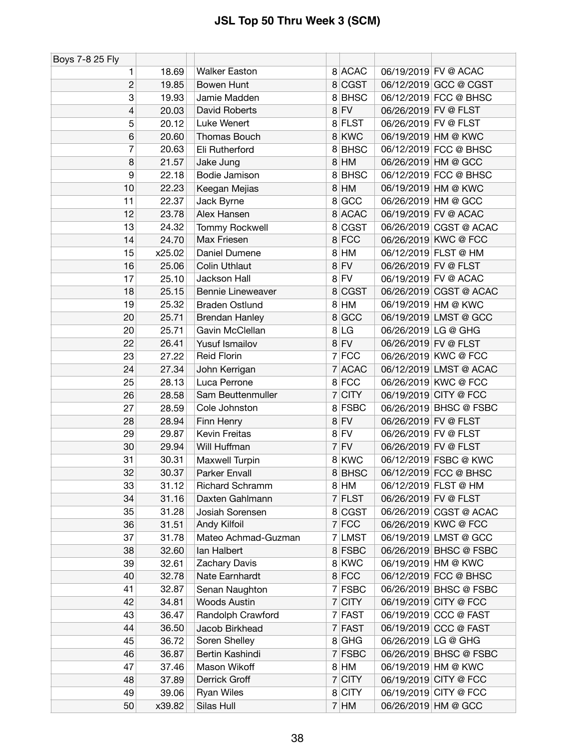# JSL Top 50 Thru Week 3 (SCM)

| Boys 7-8 25 Fly | | | | | | | |
|---|---|---|---|---|---|---|---|
| 1 | 18.69 | | Walker Easton | 8 | ACAC | 06/19/2019 | FV @ ACAC |
| 2 | 19.85 | | Bowen Hunt | 8 | CGST | 06/12/2019 | GCC @ CGST |
| 3 | 19.93 | | Jamie Madden | 8 | BHSC | 06/12/2019 | FCC @ BHSC |
| 4 | 20.03 | | David Roberts | 8 | FV | 06/26/2019 | FV @ FLST |
| 5 | 20.12 | | Luke Wenert | 8 | FLST | 06/26/2019 | FV @ FLST |
| 6 | 20.60 | | Thomas Bouch | 8 | KWC | 06/19/2019 | HM @ KWC |
| 7 | 20.63 | | Eli Rutherford | 8 | BHSC | 06/12/2019 | FCC @ BHSC |
| 8 | 21.57 | | Jake Jung | 8 | HM | 06/26/2019 | HM @ GCC |
| 9 | 22.18 | | Bodie Jamison | 8 | BHSC | 06/12/2019 | FCC @ BHSC |
| 10 | 22.23 | | Keegan Mejias | 8 | HM | 06/19/2019 | HM @ KWC |
| 11 | 22.37 | | Jack Byrne | 8 | GCC | 06/26/2019 | HM @ GCC |
| 12 | 23.78 | | Alex Hansen | 8 | ACAC | 06/19/2019 | FV @ ACAC |
| 13 | 24.32 | | Tommy Rockwell | 8 | CGST | 06/26/2019 | CGST @ ACAC |
| 14 | 24.70 | | Max Friesen | 8 | FCC | 06/26/2019 | KWC @ FCC |
| 15 | x25.02 | | Daniel Dumene | 8 | HM | 06/12/2019 | FLST @ HM |
| 16 | 25.06 | | Colin Uthlaut | 8 | FV | 06/26/2019 | FV @ FLST |
| 17 | 25.10 | | Jackson Hall | 8 | FV | 06/19/2019 | FV @ ACAC |
| 18 | 25.15 | | Bennie Lineweaver | 8 | CGST | 06/26/2019 | CGST @ ACAC |
| 19 | 25.32 | | Braden Ostlund | 8 | HM | 06/19/2019 | HM @ KWC |
| 20 | 25.71 | | Brendan Hanley | 8 | GCC | 06/19/2019 | LMST @ GCC |
| 20 | 25.71 | | Gavin McClellan | 8 | LG | 06/26/2019 | LG @ GHG |
| 22 | 26.41 | | Yusuf Ismailov | 8 | FV | 06/26/2019 | FV @ FLST |
| 23 | 27.22 | | Reid Florin | 7 | FCC | 06/26/2019 | KWC @ FCC |
| 24 | 27.34 | | John Kerrigan | 7 | ACAC | 06/12/2019 | LMST @ ACAC |
| 25 | 28.13 | | Luca Perrone | 8 | FCC | 06/26/2019 | KWC @ FCC |
| 26 | 28.58 | | Sam Beuttenmuller | 7 | CITY | 06/19/2019 | CITY @ FCC |
| 27 | 28.59 | | Cole Johnston | 8 | FSBC | 06/26/2019 | BHSC @ FSBC |
| 28 | 28.94 | | Finn Henry | 8 | FV | 06/26/2019 | FV @ FLST |
| 29 | 29.87 | | Kevin Freitas | 8 | FV | 06/26/2019 | FV @ FLST |
| 30 | 29.94 | | Will Huffman | 7 | FV | 06/26/2019 | FV @ FLST |
| 31 | 30.31 | | Maxwell Turpin | 8 | KWC | 06/12/2019 | FSBC @ KWC |
| 32 | 30.37 | | Parker Envall | 8 | BHSC | 06/12/2019 | FCC @ BHSC |
| 33 | 31.12 | | Richard Schramm | 8 | HM | 06/12/2019 | FLST @ HM |
| 34 | 31.16 | | Daxten Gahlmann | 7 | FLST | 06/26/2019 | FV @ FLST |
| 35 | 31.28 | | Josiah Sorensen | 8 | CGST | 06/26/2019 | CGST @ ACAC |
| 36 | 31.51 | | Andy Kilfoil | 7 | FCC | 06/26/2019 | KWC @ FCC |
| 37 | 31.78 | | Mateo Achmad-Guzman | 7 | LMST | 06/19/2019 | LMST @ GCC |
| 38 | 32.60 | | Ian Halbert | 8 | FSBC | 06/26/2019 | BHSC @ FSBC |
| 39 | 32.61 | | Zachary Davis | 8 | KWC | 06/19/2019 | HM @ KWC |
| 40 | 32.78 | | Nate Earnhardt | 8 | FCC | 06/12/2019 | FCC @ BHSC |
| 41 | 32.87 | | Senan Naughton | 7 | FSBC | 06/26/2019 | BHSC @ FSBC |
| 42 | 34.81 | | Woods Austin | 7 | CITY | 06/19/2019 | CITY @ FCC |
| 43 | 36.47 | | Randolph Crawford | 7 | FAST | 06/19/2019 | CCC @ FAST |
| 44 | 36.50 | | Jacob Birkhead | 7 | FAST | 06/19/2019 | CCC @ FAST |
| 45 | 36.72 | | Soren Shelley | 8 | GHG | 06/26/2019 | LG @ GHG |
| 46 | 36.87 | | Bertin Kashindi | 7 | FSBC | 06/26/2019 | BHSC @ FSBC |
| 47 | 37.46 | | Mason Wikoff | 8 | HM | 06/19/2019 | HM @ KWC |
| 48 | 37.89 | | Derrick Groff | 7 | CITY | 06/19/2019 | CITY @ FCC |
| 49 | 39.06 | | Ryan Wiles | 8 | CITY | 06/19/2019 | CITY @ FCC |
| 50 | x39.82 | | Silas Hull | 7 | HM | 06/26/2019 | HM @ GCC |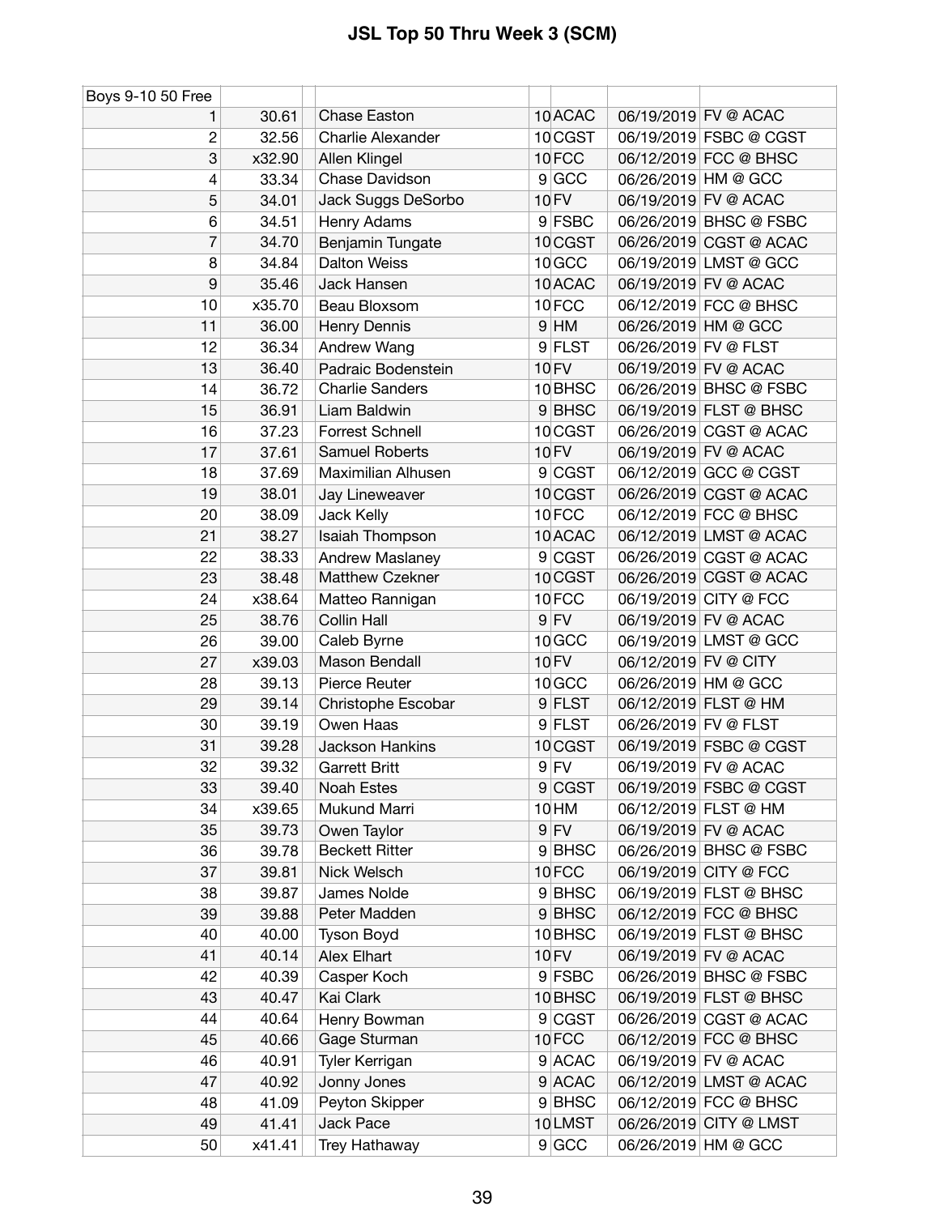# JSL Top 50 Thru Week 3 (SCM)

| Boys 9-10 50 Free | | | | | | | |
|---|---|---|---|---|---|---|---|
| 1 | 30.61 | | Chase Easton | 10 | ACAC | 06/19/2019 | FV @ ACAC |
| 2 | 32.56 | | Charlie Alexander | 10 | CGST | 06/19/2019 | FSBC @ CGST |
| 3 | x32.90 | | Allen Klingel | 10 | FCC | 06/12/2019 | FCC @ BHSC |
| 4 | 33.34 | | Chase Davidson | 9 | GCC | 06/26/2019 | HM @ GCC |
| 5 | 34.01 | | Jack Suggs DeSorbo | 10 | FV | 06/19/2019 | FV @ ACAC |
| 6 | 34.51 | | Henry Adams | 9 | FSBC | 06/26/2019 | BHSC @ FSBC |
| 7 | 34.70 | | Benjamin Tungate | 10 | CGST | 06/26/2019 | CGST @ ACAC |
| 8 | 34.84 | | Dalton Weiss | 10 | GCC | 06/19/2019 | LMST @ GCC |
| 9 | 35.46 | | Jack Hansen | 10 | ACAC | 06/19/2019 | FV @ ACAC |
| 10 | x35.70 | | Beau Bloxsom | 10 | FCC | 06/12/2019 | FCC @ BHSC |
| 11 | 36.00 | | Henry Dennis | 9 | HM | 06/26/2019 | HM @ GCC |
| 12 | 36.34 | | Andrew Wang | 9 | FLST | 06/26/2019 | FV @ FLST |
| 13 | 36.40 | | Padraic Bodenstein | 10 | FV | 06/19/2019 | FV @ ACAC |
| 14 | 36.72 | | Charlie Sanders | 10 | BHSC | 06/26/2019 | BHSC @ FSBC |
| 15 | 36.91 | | Liam Baldwin | 9 | BHSC | 06/19/2019 | FLST @ BHSC |
| 16 | 37.23 | | Forrest Schnell | 10 | CGST | 06/26/2019 | CGST @ ACAC |
| 17 | 37.61 | | Samuel Roberts | 10 | FV | 06/19/2019 | FV @ ACAC |
| 18 | 37.69 | | Maximilian Alhusen | 9 | CGST | 06/12/2019 | GCC @ CGST |
| 19 | 38.01 | | Jay Lineweaver | 10 | CGST | 06/26/2019 | CGST @ ACAC |
| 20 | 38.09 | | Jack Kelly | 10 | FCC | 06/12/2019 | FCC @ BHSC |
| 21 | 38.27 | | Isaiah Thompson | 10 | ACAC | 06/12/2019 | LMST @ ACAC |
| 22 | 38.33 | | Andrew Maslaney | 9 | CGST | 06/26/2019 | CGST @ ACAC |
| 23 | 38.48 | | Matthew Czekner | 10 | CGST | 06/26/2019 | CGST @ ACAC |
| 24 | x38.64 | | Matteo Rannigan | 10 | FCC | 06/19/2019 | CITY @ FCC |
| 25 | 38.76 | | Collin Hall | 9 | FV | 06/19/2019 | FV @ ACAC |
| 26 | 39.00 | | Caleb Byrne | 10 | GCC | 06/19/2019 | LMST @ GCC |
| 27 | x39.03 | | Mason Bendall | 10 | FV | 06/12/2019 | FV @ CITY |
| 28 | 39.13 | | Pierce Reuter | 10 | GCC | 06/26/2019 | HM @ GCC |
| 29 | 39.14 | | Christophe Escobar | 9 | FLST | 06/12/2019 | FLST @ HM |
| 30 | 39.19 | | Owen Haas | 9 | FLST | 06/26/2019 | FV @ FLST |
| 31 | 39.28 | | Jackson Hankins | 10 | CGST | 06/19/2019 | FSBC @ CGST |
| 32 | 39.32 | | Garrett Britt | 9 | FV | 06/19/2019 | FV @ ACAC |
| 33 | 39.40 | | Noah Estes | 9 | CGST | 06/19/2019 | FSBC @ CGST |
| 34 | x39.65 | | Mukund Marri | 10 | HM | 06/12/2019 | FLST @ HM |
| 35 | 39.73 | | Owen Taylor | 9 | FV | 06/19/2019 | FV @ ACAC |
| 36 | 39.78 | | Beckett Ritter | 9 | BHSC | 06/26/2019 | BHSC @ FSBC |
| 37 | 39.81 | | Nick Welsch | 10 | FCC | 06/19/2019 | CITY @ FCC |
| 38 | 39.87 | | James Nolde | 9 | BHSC | 06/19/2019 | FLST @ BHSC |
| 39 | 39.88 | | Peter Madden | 9 | BHSC | 06/12/2019 | FCC @ BHSC |
| 40 | 40.00 | | Tyson Boyd | 10 | BHSC | 06/19/2019 | FLST @ BHSC |
| 41 | 40.14 | | Alex Elhart | 10 | FV | 06/19/2019 | FV @ ACAC |
| 42 | 40.39 | | Casper Koch | 9 | FSBC | 06/26/2019 | BHSC @ FSBC |
| 43 | 40.47 | | Kai Clark | 10 | BHSC | 06/19/2019 | FLST @ BHSC |
| 44 | 40.64 | | Henry Bowman | 9 | CGST | 06/26/2019 | CGST @ ACAC |
| 45 | 40.66 | | Gage Sturman | 10 | FCC | 06/12/2019 | FCC @ BHSC |
| 46 | 40.91 | | Tyler Kerrigan | 9 | ACAC | 06/19/2019 | FV @ ACAC |
| 47 | 40.92 | | Jonny Jones | 9 | ACAC | 06/12/2019 | LMST @ ACAC |
| 48 | 41.09 | | Peyton Skipper | 9 | BHSC | 06/12/2019 | FCC @ BHSC |
| 49 | 41.41 | | Jack Pace | 10 | LMST | 06/26/2019 | CITY @ LMST |
| 50 | x41.41 | | Trey Hathaway | 9 | GCC | 06/26/2019 | HM @ GCC |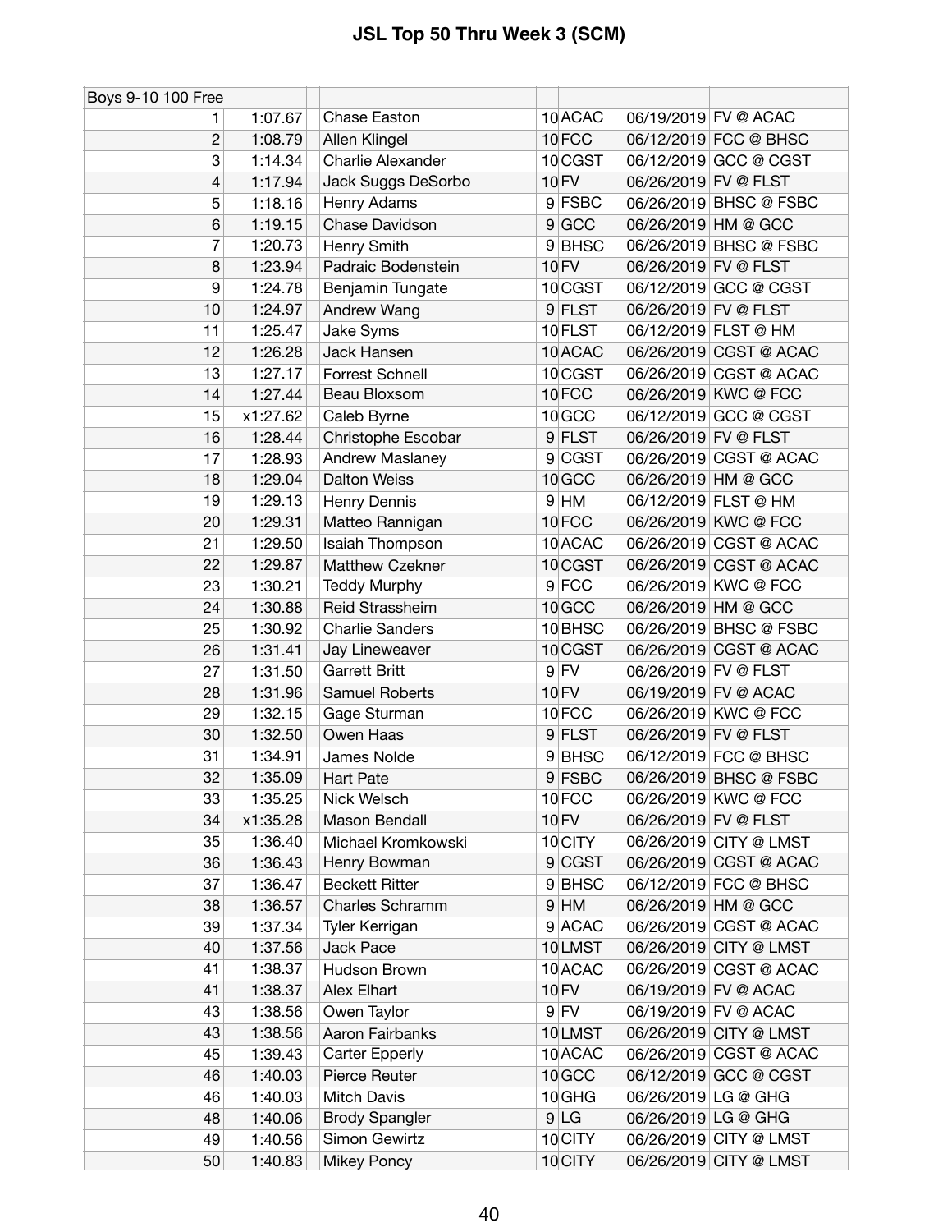# JSL Top 50 Thru Week 3 (SCM)

| Boys 9-10 100 Free | | | | | | | |
|---|---|---|---|---|---|---|---|
| 1 | 1:07.67 | | Chase Easton | 10 | ACAC | 06/19/2019 | FV @ ACAC |
| 2 | 1:08.79 | | Allen Klingel | 10 | FCC | 06/12/2019 | FCC @ BHSC |
| 3 | 1:14.34 | | Charlie Alexander | 10 | CGST | 06/12/2019 | GCC @ CGST |
| 4 | 1:17.94 | | Jack Suggs DeSorbo | 10 | FV | 06/26/2019 | FV @ FLST |
| 5 | 1:18.16 | | Henry Adams | 9 | FSBC | 06/26/2019 | BHSC @ FSBC |
| 6 | 1:19.15 | | Chase Davidson | 9 | GCC | 06/26/2019 | HM @ GCC |
| 7 | 1:20.73 | | Henry Smith | 9 | BHSC | 06/26/2019 | BHSC @ FSBC |
| 8 | 1:23.94 | | Padraic Bodenstein | 10 | FV | 06/26/2019 | FV @ FLST |
| 9 | 1:24.78 | | Benjamin Tungate | 10 | CGST | 06/12/2019 | GCC @ CGST |
| 10 | 1:24.97 | | Andrew Wang | 9 | FLST | 06/26/2019 | FV @ FLST |
| 11 | 1:25.47 | | Jake Syms | 10 | FLST | 06/12/2019 | FLST @ HM |
| 12 | 1:26.28 | | Jack Hansen | 10 | ACAC | 06/26/2019 | CGST @ ACAC |
| 13 | 1:27.17 | | Forrest Schnell | 10 | CGST | 06/26/2019 | CGST @ ACAC |
| 14 | 1:27.44 | | Beau Bloxsom | 10 | FCC | 06/26/2019 | KWC @ FCC |
| 15 | x1:27.62 | | Caleb Byrne | 10 | GCC | 06/12/2019 | GCC @ CGST |
| 16 | 1:28.44 | | Christophe Escobar | 9 | FLST | 06/26/2019 | FV @ FLST |
| 17 | 1:28.93 | | Andrew Maslaney | 9 | CGST | 06/26/2019 | CGST @ ACAC |
| 18 | 1:29.04 | | Dalton Weiss | 10 | GCC | 06/26/2019 | HM @ GCC |
| 19 | 1:29.13 | | Henry Dennis | 9 | HM | 06/12/2019 | FLST @ HM |
| 20 | 1:29.31 | | Matteo Rannigan | 10 | FCC | 06/26/2019 | KWC @ FCC |
| 21 | 1:29.50 | | Isaiah Thompson | 10 | ACAC | 06/26/2019 | CGST @ ACAC |
| 22 | 1:29.87 | | Matthew Czekner | 10 | CGST | 06/26/2019 | CGST @ ACAC |
| 23 | 1:30.21 | | Teddy Murphy | 9 | FCC | 06/26/2019 | KWC @ FCC |
| 24 | 1:30.88 | | Reid Strassheim | 10 | GCC | 06/26/2019 | HM @ GCC |
| 25 | 1:30.92 | | Charlie Sanders | 10 | BHSC | 06/26/2019 | BHSC @ FSBC |
| 26 | 1:31.41 | | Jay Lineweaver | 10 | CGST | 06/26/2019 | CGST @ ACAC |
| 27 | 1:31.50 | | Garrett Britt | 9 | FV | 06/26/2019 | FV @ FLST |
| 28 | 1:31.96 | | Samuel Roberts | 10 | FV | 06/19/2019 | FV @ ACAC |
| 29 | 1:32.15 | | Gage Sturman | 10 | FCC | 06/26/2019 | KWC @ FCC |
| 30 | 1:32.50 | | Owen Haas | 9 | FLST | 06/26/2019 | FV @ FLST |
| 31 | 1:34.91 | | James Nolde | 9 | BHSC | 06/12/2019 | FCC @ BHSC |
| 32 | 1:35.09 | | Hart Pate | 9 | FSBC | 06/26/2019 | BHSC @ FSBC |
| 33 | 1:35.25 | | Nick Welsch | 10 | FCC | 06/26/2019 | KWC @ FCC |
| 34 | x1:35.28 | | Mason Bendall | 10 | FV | 06/26/2019 | FV @ FLST |
| 35 | 1:36.40 | | Michael Kromkowski | 10 | CITY | 06/26/2019 | CITY @ LMST |
| 36 | 1:36.43 | | Henry Bowman | 9 | CGST | 06/26/2019 | CGST @ ACAC |
| 37 | 1:36.47 | | Beckett Ritter | 9 | BHSC | 06/12/2019 | FCC @ BHSC |
| 38 | 1:36.57 | | Charles Schramm | 9 | HM | 06/26/2019 | HM @ GCC |
| 39 | 1:37.34 | | Tyler Kerrigan | 9 | ACAC | 06/26/2019 | CGST @ ACAC |
| 40 | 1:37.56 | | Jack Pace | 10 | LMST | 06/26/2019 | CITY @ LMST |
| 41 | 1:38.37 | | Hudson Brown | 10 | ACAC | 06/26/2019 | CGST @ ACAC |
| 41 | 1:38.37 | | Alex Elhart | 10 | FV | 06/19/2019 | FV @ ACAC |
| 43 | 1:38.56 | | Owen Taylor | 9 | FV | 06/19/2019 | FV @ ACAC |
| 43 | 1:38.56 | | Aaron Fairbanks | 10 | LMST | 06/26/2019 | CITY @ LMST |
| 45 | 1:39.43 | | Carter Epperly | 10 | ACAC | 06/26/2019 | CGST @ ACAC |
| 46 | 1:40.03 | | Pierce Reuter | 10 | GCC | 06/12/2019 | GCC @ CGST |
| 46 | 1:40.03 | | Mitch Davis | 10 | GHG | 06/26/2019 | LG @ GHG |
| 48 | 1:40.06 | | Brody Spangler | 9 | LG | 06/26/2019 | LG @ GHG |
| 49 | 1:40.56 | | Simon Gewirtz | 10 | CITY | 06/26/2019 | CITY @ LMST |
| 50 | 1:40.83 | | Mikey Poncy | 10 | CITY | 06/26/2019 | CITY @ LMST |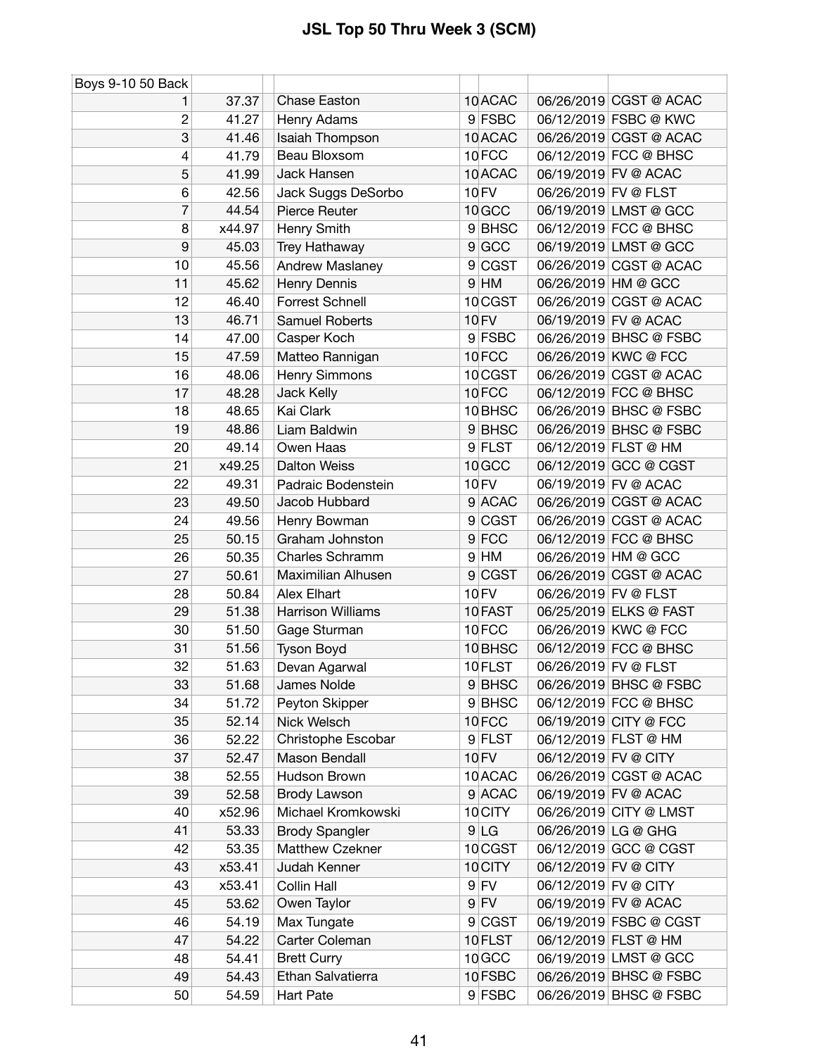# JSL Top 50 Thru Week 3 (SCM)

| Boys 9-10 50 Back | | | | | | | |
|---|---|---|---|---|---|---|---|
| 1 | 37.37 | | Chase Easton | 10 | ACAC | 06/26/2019 | CGST @ ACAC |
| 2 | 41.27 | | Henry Adams | 9 | FSBC | 06/12/2019 | FSBC @ KWC |
| 3 | 41.46 | | Isaiah Thompson | 10 | ACAC | 06/26/2019 | CGST @ ACAC |
| 4 | 41.79 | | Beau Bloxsom | 10 | FCC | 06/12/2019 | FCC @ BHSC |
| 5 | 41.99 | | Jack Hansen | 10 | ACAC | 06/19/2019 | FV @ ACAC |
| 6 | 42.56 | | Jack Suggs DeSorbo | 10 | FV | 06/26/2019 | FV @ FLST |
| 7 | 44.54 | | Pierce Reuter | 10 | GCC | 06/19/2019 | LMST @ GCC |
| 8 | x44.97 | | Henry Smith | 9 | BHSC | 06/12/2019 | FCC @ BHSC |
| 9 | 45.03 | | Trey Hathaway | 9 | GCC | 06/19/2019 | LMST @ GCC |
| 10 | 45.56 | | Andrew Maslaney | 9 | CGST | 06/26/2019 | CGST @ ACAC |
| 11 | 45.62 | | Henry Dennis | 9 | HM | 06/26/2019 | HM @ GCC |
| 12 | 46.40 | | Forrest Schnell | 10 | CGST | 06/26/2019 | CGST @ ACAC |
| 13 | 46.71 | | Samuel Roberts | 10 | FV | 06/19/2019 | FV @ ACAC |
| 14 | 47.00 | | Casper Koch | 9 | FSBC | 06/26/2019 | BHSC @ FSBC |
| 15 | 47.59 | | Matteo Rannigan | 10 | FCC | 06/26/2019 | KWC @ FCC |
| 16 | 48.06 | | Henry Simmons | 10 | CGST | 06/26/2019 | CGST @ ACAC |
| 17 | 48.28 | | Jack Kelly | 10 | FCC | 06/12/2019 | FCC @ BHSC |
| 18 | 48.65 | | Kai Clark | 10 | BHSC | 06/26/2019 | BHSC @ FSBC |
| 19 | 48.86 | | Liam Baldwin | 9 | BHSC | 06/26/2019 | BHSC @ FSBC |
| 20 | 49.14 | | Owen Haas | 9 | FLST | 06/12/2019 | FLST @ HM |
| 21 | x49.25 | | Dalton Weiss | 10 | GCC | 06/12/2019 | GCC @ CGST |
| 22 | 49.31 | | Padraic Bodenstein | 10 | FV | 06/19/2019 | FV @ ACAC |
| 23 | 49.50 | | Jacob Hubbard | 9 | ACAC | 06/26/2019 | CGST @ ACAC |
| 24 | 49.56 | | Henry Bowman | 9 | CGST | 06/26/2019 | CGST @ ACAC |
| 25 | 50.15 | | Graham Johnston | 9 | FCC | 06/12/2019 | FCC @ BHSC |
| 26 | 50.35 | | Charles Schramm | 9 | HM | 06/26/2019 | HM @ GCC |
| 27 | 50.61 | | Maximilian Alhusen | 9 | CGST | 06/26/2019 | CGST @ ACAC |
| 28 | 50.84 | | Alex Elhart | 10 | FV | 06/26/2019 | FV @ FLST |
| 29 | 51.38 | | Harrison Williams | 10 | FAST | 06/25/2019 | ELKS @ FAST |
| 30 | 51.50 | | Gage Sturman | 10 | FCC | 06/26/2019 | KWC @ FCC |
| 31 | 51.56 | | Tyson Boyd | 10 | BHSC | 06/12/2019 | FCC @ BHSC |
| 32 | 51.63 | | Devan Agarwal | 10 | FLST | 06/26/2019 | FV @ FLST |
| 33 | 51.68 | | James Nolde | 9 | BHSC | 06/26/2019 | BHSC @ FSBC |
| 34 | 51.72 | | Peyton Skipper | 9 | BHSC | 06/12/2019 | FCC @ BHSC |
| 35 | 52.14 | | Nick Welsch | 10 | FCC | 06/19/2019 | CITY @ FCC |
| 36 | 52.22 | | Christophe Escobar | 9 | FLST | 06/12/2019 | FLST @ HM |
| 37 | 52.47 | | Mason Bendall | 10 | FV | 06/12/2019 | FV @ CITY |
| 38 | 52.55 | | Hudson Brown | 10 | ACAC | 06/26/2019 | CGST @ ACAC |
| 39 | 52.58 | | Brody Lawson | 9 | ACAC | 06/19/2019 | FV @ ACAC |
| 40 | x52.96 | | Michael Kromkowski | 10 | CITY | 06/26/2019 | CITY @ LMST |
| 41 | 53.33 | | Brody Spangler | 9 | LG | 06/26/2019 | LG @ GHG |
| 42 | 53.35 | | Matthew Czekner | 10 | CGST | 06/12/2019 | GCC @ CGST |
| 43 | x53.41 | | Judah Kenner | 10 | CITY | 06/12/2019 | FV @ CITY |
| 43 | x53.41 | | Collin Hall | 9 | FV | 06/12/2019 | FV @ CITY |
| 45 | 53.62 | | Owen Taylor | 9 | FV | 06/19/2019 | FV @ ACAC |
| 46 | 54.19 | | Max Tungate | 9 | CGST | 06/19/2019 | FSBC @ CGST |
| 47 | 54.22 | | Carter Coleman | 10 | FLST | 06/12/2019 | FLST @ HM |
| 48 | 54.41 | | Brett Curry | 10 | GCC | 06/19/2019 | LMST @ GCC |
| 49 | 54.43 | | Ethan Salvatierra | 10 | FSBC | 06/26/2019 | BHSC @ FSBC |
| 50 | 54.59 | | Hart Pate | 9 | FSBC | 06/26/2019 | BHSC @ FSBC |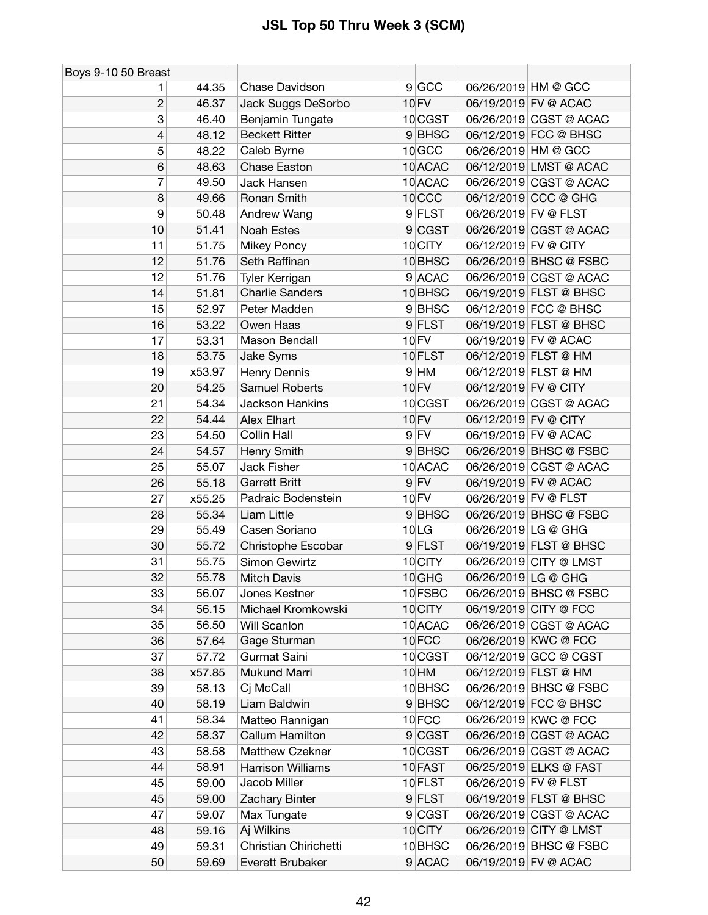# JSL Top 50 Thru Week 3 (SCM)

| Boys 9-10 50 Breast | | | | | | |
|---|---|---|---|---|---|---|
| 1 | 44.35 | Chase Davidson | 9 | GCC | 06/26/2019 | HM @ GCC |
| 2 | 46.37 | Jack Suggs DeSorbo | 10 | FV | 06/19/2019 | FV @ ACAC |
| 3 | 46.40 | Benjamin Tungate | 10 | CGST | 06/26/2019 | CGST @ ACAC |
| 4 | 48.12 | Beckett Ritter | 9 | BHSC | 06/12/2019 | FCC @ BHSC |
| 5 | 48.22 | Caleb Byrne | 10 | GCC | 06/26/2019 | HM @ GCC |
| 6 | 48.63 | Chase Easton | 10 | ACAC | 06/12/2019 | LMST @ ACAC |
| 7 | 49.50 | Jack Hansen | 10 | ACAC | 06/26/2019 | CGST @ ACAC |
| 8 | 49.66 | Ronan Smith | 10 | CCC | 06/12/2019 | CCC @ GHG |
| 9 | 50.48 | Andrew Wang | 9 | FLST | 06/26/2019 | FV @ FLST |
| 10 | 51.41 | Noah Estes | 9 | CGST | 06/26/2019 | CGST @ ACAC |
| 11 | 51.75 | Mikey Poncy | 10 | CITY | 06/12/2019 | FV @ CITY |
| 12 | 51.76 | Seth Raffinan | 10 | BHSC | 06/26/2019 | BHSC @ FSBC |
| 12 | 51.76 | Tyler Kerrigan | 9 | ACAC | 06/26/2019 | CGST @ ACAC |
| 14 | 51.81 | Charlie Sanders | 10 | BHSC | 06/19/2019 | FLST @ BHSC |
| 15 | 52.97 | Peter Madden | 9 | BHSC | 06/12/2019 | FCC @ BHSC |
| 16 | 53.22 | Owen Haas | 9 | FLST | 06/19/2019 | FLST @ BHSC |
| 17 | 53.31 | Mason Bendall | 10 | FV | 06/19/2019 | FV @ ACAC |
| 18 | 53.75 | Jake Syms | 10 | FLST | 06/12/2019 | FLST @ HM |
| 19 | x53.97 | Henry Dennis | 9 | HM | 06/12/2019 | FLST @ HM |
| 20 | 54.25 | Samuel Roberts | 10 | FV | 06/12/2019 | FV @ CITY |
| 21 | 54.34 | Jackson Hankins | 10 | CGST | 06/26/2019 | CGST @ ACAC |
| 22 | 54.44 | Alex Elhart | 10 | FV | 06/12/2019 | FV @ CITY |
| 23 | 54.50 | Collin Hall | 9 | FV | 06/19/2019 | FV @ ACAC |
| 24 | 54.57 | Henry Smith | 9 | BHSC | 06/26/2019 | BHSC @ FSBC |
| 25 | 55.07 | Jack Fisher | 10 | ACAC | 06/26/2019 | CGST @ ACAC |
| 26 | 55.18 | Garrett Britt | 9 | FV | 06/19/2019 | FV @ ACAC |
| 27 | x55.25 | Padraic Bodenstein | 10 | FV | 06/26/2019 | FV @ FLST |
| 28 | 55.34 | Liam Little | 9 | BHSC | 06/26/2019 | BHSC @ FSBC |
| 29 | 55.49 | Casen Soriano | 10 | LG | 06/26/2019 | LG @ GHG |
| 30 | 55.72 | Christophe Escobar | 9 | FLST | 06/19/2019 | FLST @ BHSC |
| 31 | 55.75 | Simon Gewirtz | 10 | CITY | 06/26/2019 | CITY @ LMST |
| 32 | 55.78 | Mitch Davis | 10 | GHG | 06/26/2019 | LG @ GHG |
| 33 | 56.07 | Jones Kestner | 10 | FSBC | 06/26/2019 | BHSC @ FSBC |
| 34 | 56.15 | Michael Kromkowski | 10 | CITY | 06/19/2019 | CITY @ FCC |
| 35 | 56.50 | Will Scanlon | 10 | ACAC | 06/26/2019 | CGST @ ACAC |
| 36 | 57.64 | Gage Sturman | 10 | FCC | 06/26/2019 | KWC @ FCC |
| 37 | 57.72 | Gurmat Saini | 10 | CGST | 06/12/2019 | GCC @ CGST |
| 38 | x57.85 | Mukund Marri | 10 | HM | 06/12/2019 | FLST @ HM |
| 39 | 58.13 | Cj McCall | 10 | BHSC | 06/26/2019 | BHSC @ FSBC |
| 40 | 58.19 | Liam Baldwin | 9 | BHSC | 06/12/2019 | FCC @ BHSC |
| 41 | 58.34 | Matteo Rannigan | 10 | FCC | 06/26/2019 | KWC @ FCC |
| 42 | 58.37 | Callum Hamilton | 9 | CGST | 06/26/2019 | CGST @ ACAC |
| 43 | 58.58 | Matthew Czekner | 10 | CGST | 06/26/2019 | CGST @ ACAC |
| 44 | 58.91 | Harrison Williams | 10 | FAST | 06/25/2019 | ELKS @ FAST |
| 45 | 59.00 | Jacob Miller | 10 | FLST | 06/26/2019 | FV @ FLST |
| 45 | 59.00 | Zachary Binter | 9 | FLST | 06/19/2019 | FLST @ BHSC |
| 47 | 59.07 | Max Tungate | 9 | CGST | 06/26/2019 | CGST @ ACAC |
| 48 | 59.16 | Aj Wilkins | 10 | CITY | 06/26/2019 | CITY @ LMST |
| 49 | 59.31 | Christian Chirichetti | 10 | BHSC | 06/26/2019 | BHSC @ FSBC |
| 50 | 59.69 | Everett Brubaker | 9 | ACAC | 06/19/2019 | FV @ ACAC |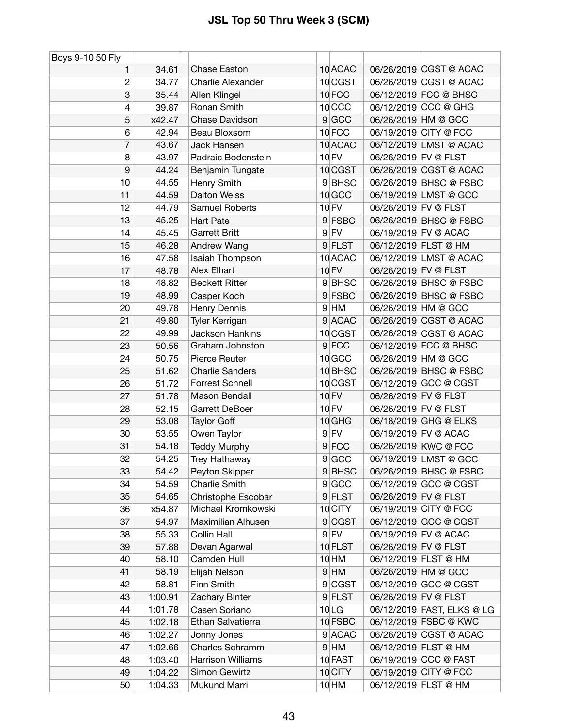# JSL Top 50 Thru Week 3 (SCM)

| Boys 9-10 50 Fly | | | | | | | |
|---|---|---|---|---|---|---|---|
| 1 | 34.61 | | Chase Easton | 10 | ACAC | 06/26/2019 | CGST @ ACAC |
| 2 | 34.77 | | Charlie Alexander | 10 | CGST | 06/26/2019 | CGST @ ACAC |
| 3 | 35.44 | | Allen Klingel | 10 | FCC | 06/12/2019 | FCC @ BHSC |
| 4 | 39.87 | | Ronan Smith | 10 | CCC | 06/12/2019 | CCC @ GHG |
| 5 | x42.47 | | Chase Davidson | 9 | GCC | 06/26/2019 | HM @ GCC |
| 6 | 42.94 | | Beau Bloxsom | 10 | FCC | 06/19/2019 | CITY @ FCC |
| 7 | 43.67 | | Jack Hansen | 10 | ACAC | 06/12/2019 | LMST @ ACAC |
| 8 | 43.97 | | Padraic Bodenstein | 10 | FV | 06/26/2019 | FV @ FLST |
| 9 | 44.24 | | Benjamin Tungate | 10 | CGST | 06/26/2019 | CGST @ ACAC |
| 10 | 44.55 | | Henry Smith | 9 | BHSC | 06/26/2019 | BHSC @ FSBC |
| 11 | 44.59 | | Dalton Weiss | 10 | GCC | 06/19/2019 | LMST @ GCC |
| 12 | 44.79 | | Samuel Roberts | 10 | FV | 06/26/2019 | FV @ FLST |
| 13 | 45.25 | | Hart Pate | 9 | FSBC | 06/26/2019 | BHSC @ FSBC |
| 14 | 45.45 | | Garrett Britt | 9 | FV | 06/19/2019 | FV @ ACAC |
| 15 | 46.28 | | Andrew Wang | 9 | FLST | 06/12/2019 | FLST @ HM |
| 16 | 47.58 | | Isaiah Thompson | 10 | ACAC | 06/12/2019 | LMST @ ACAC |
| 17 | 48.78 | | Alex Elhart | 10 | FV | 06/26/2019 | FV @ FLST |
| 18 | 48.82 | | Beckett Ritter | 9 | BHSC | 06/26/2019 | BHSC @ FSBC |
| 19 | 48.99 | | Casper Koch | 9 | FSBC | 06/26/2019 | BHSC @ FSBC |
| 20 | 49.78 | | Henry Dennis | 9 | HM | 06/26/2019 | HM @ GCC |
| 21 | 49.80 | | Tyler Kerrigan | 9 | ACAC | 06/26/2019 | CGST @ ACAC |
| 22 | 49.99 | | Jackson Hankins | 10 | CGST | 06/26/2019 | CGST @ ACAC |
| 23 | 50.56 | | Graham Johnston | 9 | FCC | 06/12/2019 | FCC @ BHSC |
| 24 | 50.75 | | Pierce Reuter | 10 | GCC | 06/26/2019 | HM @ GCC |
| 25 | 51.62 | | Charlie Sanders | 10 | BHSC | 06/26/2019 | BHSC @ FSBC |
| 26 | 51.72 | | Forrest Schnell | 10 | CGST | 06/12/2019 | GCC @ CGST |
| 27 | 51.78 | | Mason Bendall | 10 | FV | 06/26/2019 | FV @ FLST |
| 28 | 52.15 | | Garrett DeBoer | 10 | FV | 06/26/2019 | FV @ FLST |
| 29 | 53.08 | | Taylor Goff | 10 | GHG | 06/18/2019 | GHG @ ELKS |
| 30 | 53.55 | | Owen Taylor | 9 | FV | 06/19/2019 | FV @ ACAC |
| 31 | 54.18 | | Teddy Murphy | 9 | FCC | 06/26/2019 | KWC @ FCC |
| 32 | 54.25 | | Trey Hathaway | 9 | GCC | 06/19/2019 | LMST @ GCC |
| 33 | 54.42 | | Peyton Skipper | 9 | BHSC | 06/26/2019 | BHSC @ FSBC |
| 34 | 54.59 | | Charlie Smith | 9 | GCC | 06/12/2019 | GCC @ CGST |
| 35 | 54.65 | | Christophe Escobar | 9 | FLST | 06/26/2019 | FV @ FLST |
| 36 | x54.87 | | Michael Kromkowski | 10 | CITY | 06/19/2019 | CITY @ FCC |
| 37 | 54.97 | | Maximilian Alhusen | 9 | CGST | 06/12/2019 | GCC @ CGST |
| 38 | 55.33 | | Collin Hall | 9 | FV | 06/19/2019 | FV @ ACAC |
| 39 | 57.88 | | Devan Agarwal | 10 | FLST | 06/26/2019 | FV @ FLST |
| 40 | 58.10 | | Camden Hull | 10 | HM | 06/12/2019 | FLST @ HM |
| 41 | 58.19 | | Elijah Nelson | 9 | HM | 06/26/2019 | HM @ GCC |
| 42 | 58.81 | | Finn Smith | 9 | CGST | 06/12/2019 | GCC @ CGST |
| 43 | 1:00.91 | | Zachary Binter | 9 | FLST | 06/26/2019 | FV @ FLST |
| 44 | 1:01.78 | | Casen Soriano | 10 | LG | 06/12/2019 | FAST, ELKS @ LG |
| 45 | 1:02.18 | | Ethan Salvatierra | 10 | FSBC | 06/12/2019 | FSBC @ KWC |
| 46 | 1:02.27 | | Jonny Jones | 9 | ACAC | 06/26/2019 | CGST @ ACAC |
| 47 | 1:02.66 | | Charles Schramm | 9 | HM | 06/12/2019 | FLST @ HM |
| 48 | 1:03.40 | | Harrison Williams | 10 | FAST | 06/19/2019 | CCC @ FAST |
| 49 | 1:04.22 | | Simon Gewirtz | 10 | CITY | 06/19/2019 | CITY @ FCC |
| 50 | 1:04.33 | | Mukund Marri | 10 | HM | 06/12/2019 | FLST @ HM |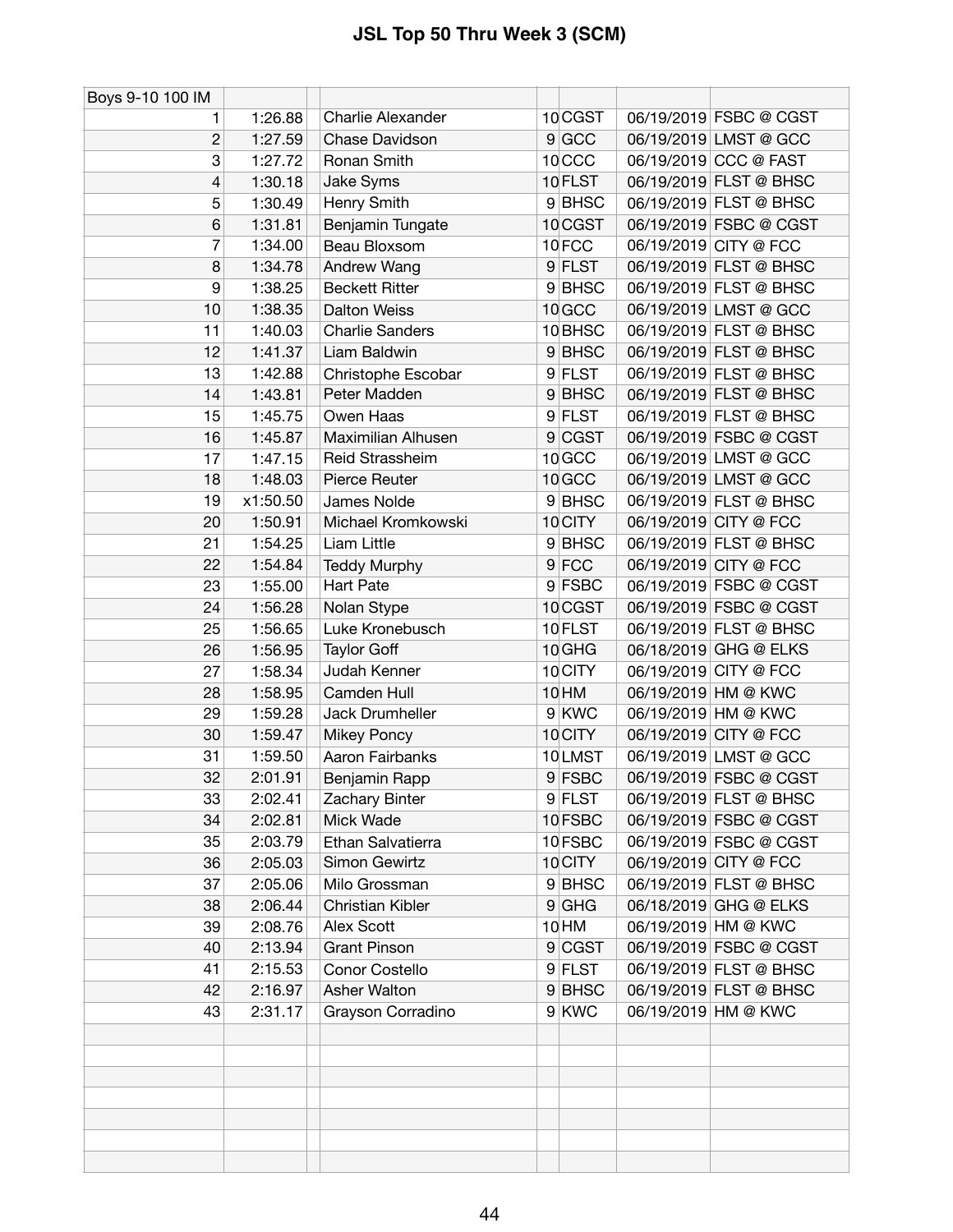# JSL Top 50 Thru Week 3 (SCM)

| Boys 9-10 100 IM | | | | | | | |
|---|---|---|---|---|---|---|---|
| 1 | 1:26.88 | | Charlie Alexander | 10 | CGST | 06/19/2019 | FSBC @ CGST |
| 2 | 1:27.59 | | Chase Davidson | 9 | GCC | 06/19/2019 | LMST @ GCC |
| 3 | 1:27.72 | | Ronan Smith | 10 | CCC | 06/19/2019 | CCC @ FAST |
| 4 | 1:30.18 | | Jake Syms | 10 | FLST | 06/19/2019 | FLST @ BHSC |
| 5 | 1:30.49 | | Henry Smith | 9 | BHSC | 06/19/2019 | FLST @ BHSC |
| 6 | 1:31.81 | | Benjamin Tungate | 10 | CGST | 06/19/2019 | FSBC @ CGST |
| 7 | 1:34.00 | | Beau Bloxsom | 10 | FCC | 06/19/2019 | CITY @ FCC |
| 8 | 1:34.78 | | Andrew Wang | 9 | FLST | 06/19/2019 | FLST @ BHSC |
| 9 | 1:38.25 | | Beckett Ritter | 9 | BHSC | 06/19/2019 | FLST @ BHSC |
| 10 | 1:38.35 | | Dalton Weiss | 10 | GCC | 06/19/2019 | LMST @ GCC |
| 11 | 1:40.03 | | Charlie Sanders | 10 | BHSC | 06/19/2019 | FLST @ BHSC |
| 12 | 1:41.37 | | Liam Baldwin | 9 | BHSC | 06/19/2019 | FLST @ BHSC |
| 13 | 1:42.88 | | Christophe Escobar | 9 | FLST | 06/19/2019 | FLST @ BHSC |
| 14 | 1:43.81 | | Peter Madden | 9 | BHSC | 06/19/2019 | FLST @ BHSC |
| 15 | 1:45.75 | | Owen Haas | 9 | FLST | 06/19/2019 | FLST @ BHSC |
| 16 | 1:45.87 | | Maximilian Alhusen | 9 | CGST | 06/19/2019 | FSBC @ CGST |
| 17 | 1:47.15 | | Reid Strassheim | 10 | GCC | 06/19/2019 | LMST @ GCC |
| 18 | 1:48.03 | | Pierce Reuter | 10 | GCC | 06/19/2019 | LMST @ GCC |
| 19 | x1:50.50 | | James Nolde | 9 | BHSC | 06/19/2019 | FLST @ BHSC |
| 20 | 1:50.91 | | Michael Kromkowski | 10 | CITY | 06/19/2019 | CITY @ FCC |
| 21 | 1:54.25 | | Liam Little | 9 | BHSC | 06/19/2019 | FLST @ BHSC |
| 22 | 1:54.84 | | Teddy Murphy | 9 | FCC | 06/19/2019 | CITY @ FCC |
| 23 | 1:55.00 | | Hart Pate | 9 | FSBC | 06/19/2019 | FSBC @ CGST |
| 24 | 1:56.28 | | Nolan Stype | 10 | CGST | 06/19/2019 | FSBC @ CGST |
| 25 | 1:56.65 | | Luke Kronebusch | 10 | FLST | 06/19/2019 | FLST @ BHSC |
| 26 | 1:56.95 | | Taylor Goff | 10 | GHG | 06/18/2019 | GHG @ ELKS |
| 27 | 1:58.34 | | Judah Kenner | 10 | CITY | 06/19/2019 | CITY @ FCC |
| 28 | 1:58.95 | | Camden Hull | 10 | HM | 06/19/2019 | HM @ KWC |
| 29 | 1:59.28 | | Jack Drumheller | 9 | KWC | 06/19/2019 | HM @ KWC |
| 30 | 1:59.47 | | Mikey Poncy | 10 | CITY | 06/19/2019 | CITY @ FCC |
| 31 | 1:59.50 | | Aaron Fairbanks | 10 | LMST | 06/19/2019 | LMST @ GCC |
| 32 | 2:01.91 | | Benjamin Rapp | 9 | FSBC | 06/19/2019 | FSBC @ CGST |
| 33 | 2:02.41 | | Zachary Binter | 9 | FLST | 06/19/2019 | FLST @ BHSC |
| 34 | 2:02.81 | | Mick Wade | 10 | FSBC | 06/19/2019 | FSBC @ CGST |
| 35 | 2:03.79 | | Ethan Salvatierra | 10 | FSBC | 06/19/2019 | FSBC @ CGST |
| 36 | 2:05.03 | | Simon Gewirtz | 10 | CITY | 06/19/2019 | CITY @ FCC |
| 37 | 2:05.06 | | Milo Grossman | 9 | BHSC | 06/19/2019 | FLST @ BHSC |
| 38 | 2:06.44 | | Christian Kibler | 9 | GHG | 06/18/2019 | GHG @ ELKS |
| 39 | 2:08.76 | | Alex Scott | 10 | HM | 06/19/2019 | HM @ KWC |
| 40 | 2:13.94 | | Grant Pinson | 9 | CGST | 06/19/2019 | FSBC @ CGST |
| 41 | 2:15.53 | | Conor Costello | 9 | FLST | 06/19/2019 | FLST @ BHSC |
| 42 | 2:16.97 | | Asher Walton | 9 | BHSC | 06/19/2019 | FLST @ BHSC |
| 43 | 2:31.17 | | Grayson Corradino | 9 | KWC | 06/19/2019 | HM @ KWC |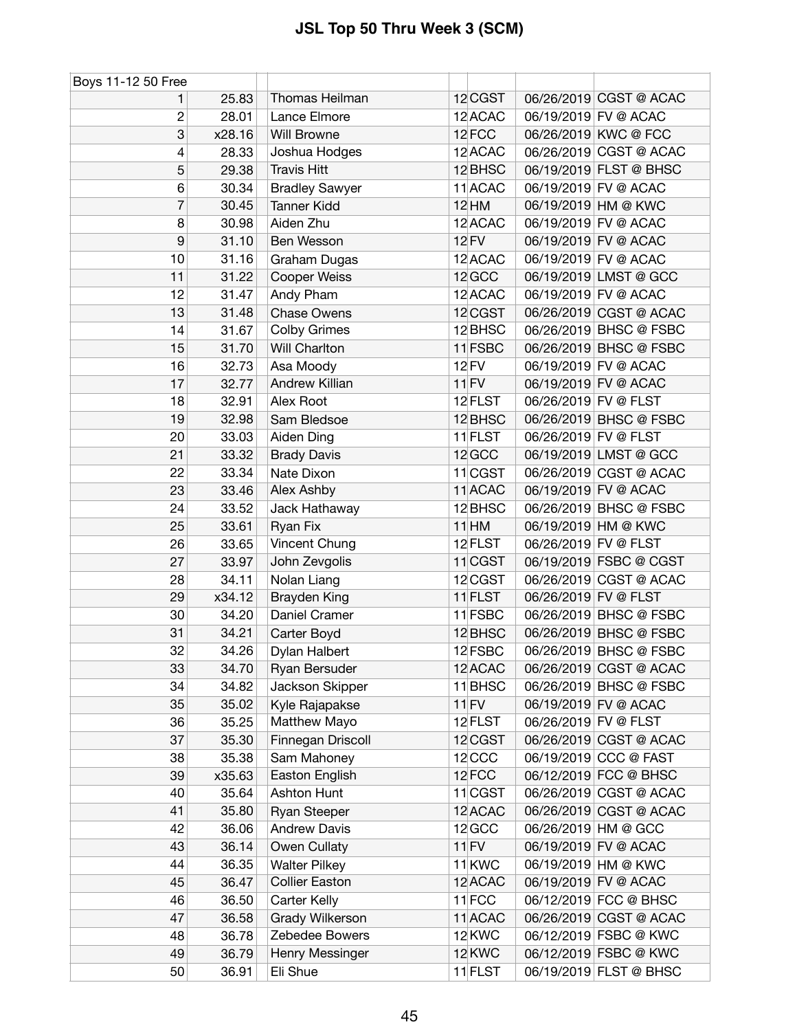# JSL Top 50 Thru Week 3 (SCM)

| Boys 11-12 50 Free | | | | | | |
|---|---|---|---|---|---|---|
| 1 | 25.83 | Thomas Heilman | 12 | CGST | 06/26/2019 | CGST @ ACAC |
| 2 | 28.01 | Lance Elmore | 12 | ACAC | 06/19/2019 | FV @ ACAC |
| 3 | x28.16 | Will Browne | 12 | FCC | 06/26/2019 | KWC @ FCC |
| 4 | 28.33 | Joshua Hodges | 12 | ACAC | 06/26/2019 | CGST @ ACAC |
| 5 | 29.38 | Travis Hitt | 12 | BHSC | 06/19/2019 | FLST @ BHSC |
| 6 | 30.34 | Bradley Sawyer | 11 | ACAC | 06/19/2019 | FV @ ACAC |
| 7 | 30.45 | Tanner Kidd | 12 | HM | 06/19/2019 | HM @ KWC |
| 8 | 30.98 | Aiden Zhu | 12 | ACAC | 06/19/2019 | FV @ ACAC |
| 9 | 31.10 | Ben Wesson | 12 | FV | 06/19/2019 | FV @ ACAC |
| 10 | 31.16 | Graham Dugas | 12 | ACAC | 06/19/2019 | FV @ ACAC |
| 11 | 31.22 | Cooper Weiss | 12 | GCC | 06/19/2019 | LMST @ GCC |
| 12 | 31.47 | Andy Pham | 12 | ACAC | 06/19/2019 | FV @ ACAC |
| 13 | 31.48 | Chase Owens | 12 | CGST | 06/26/2019 | CGST @ ACAC |
| 14 | 31.67 | Colby Grimes | 12 | BHSC | 06/26/2019 | BHSC @ FSBC |
| 15 | 31.70 | Will Charlton | 11 | FSBC | 06/26/2019 | BHSC @ FSBC |
| 16 | 32.73 | Asa Moody | 12 | FV | 06/19/2019 | FV @ ACAC |
| 17 | 32.77 | Andrew Killian | 11 | FV | 06/19/2019 | FV @ ACAC |
| 18 | 32.91 | Alex Root | 12 | FLST | 06/26/2019 | FV @ FLST |
| 19 | 32.98 | Sam Bledsoe | 12 | BHSC | 06/26/2019 | BHSC @ FSBC |
| 20 | 33.03 | Aiden Ding | 11 | FLST | 06/26/2019 | FV @ FLST |
| 21 | 33.32 | Brady Davis | 12 | GCC | 06/19/2019 | LMST @ GCC |
| 22 | 33.34 | Nate Dixon | 11 | CGST | 06/26/2019 | CGST @ ACAC |
| 23 | 33.46 | Alex Ashby | 11 | ACAC | 06/19/2019 | FV @ ACAC |
| 24 | 33.52 | Jack Hathaway | 12 | BHSC | 06/26/2019 | BHSC @ FSBC |
| 25 | 33.61 | Ryan Fix | 11 | HM | 06/19/2019 | HM @ KWC |
| 26 | 33.65 | Vincent Chung | 12 | FLST | 06/26/2019 | FV @ FLST |
| 27 | 33.97 | John Zevgolis | 11 | CGST | 06/19/2019 | FSBC @ CGST |
| 28 | 34.11 | Nolan Liang | 12 | CGST | 06/26/2019 | CGST @ ACAC |
| 29 | x34.12 | Brayden King | 11 | FLST | 06/26/2019 | FV @ FLST |
| 30 | 34.20 | Daniel Cramer | 11 | FSBC | 06/26/2019 | BHSC @ FSBC |
| 31 | 34.21 | Carter Boyd | 12 | BHSC | 06/26/2019 | BHSC @ FSBC |
| 32 | 34.26 | Dylan Halbert | 12 | FSBC | 06/26/2019 | BHSC @ FSBC |
| 33 | 34.70 | Ryan Bersuder | 12 | ACAC | 06/26/2019 | CGST @ ACAC |
| 34 | 34.82 | Jackson Skipper | 11 | BHSC | 06/26/2019 | BHSC @ FSBC |
| 35 | 35.02 | Kyle Rajapakse | 11 | FV | 06/19/2019 | FV @ ACAC |
| 36 | 35.25 | Matthew Mayo | 12 | FLST | 06/26/2019 | FV @ FLST |
| 37 | 35.30 | Finnegan Driscoll | 12 | CGST | 06/26/2019 | CGST @ ACAC |
| 38 | 35.38 | Sam Mahoney | 12 | CCC | 06/19/2019 | CCC @ FAST |
| 39 | x35.63 | Easton English | 12 | FCC | 06/12/2019 | FCC @ BHSC |
| 40 | 35.64 | Ashton Hunt | 11 | CGST | 06/26/2019 | CGST @ ACAC |
| 41 | 35.80 | Ryan Steeper | 12 | ACAC | 06/26/2019 | CGST @ ACAC |
| 42 | 36.06 | Andrew Davis | 12 | GCC | 06/26/2019 | HM @ GCC |
| 43 | 36.14 | Owen Cullaty | 11 | FV | 06/19/2019 | FV @ ACAC |
| 44 | 36.35 | Walter Pilkey | 11 | KWC | 06/19/2019 | HM @ KWC |
| 45 | 36.47 | Collier Easton | 12 | ACAC | 06/19/2019 | FV @ ACAC |
| 46 | 36.50 | Carter Kelly | 11 | FCC | 06/12/2019 | FCC @ BHSC |
| 47 | 36.58 | Grady Wilkerson | 11 | ACAC | 06/26/2019 | CGST @ ACAC |
| 48 | 36.78 | Zebedee Bowers | 12 | KWC | 06/12/2019 | FSBC @ KWC |
| 49 | 36.79 | Henry Messinger | 12 | KWC | 06/12/2019 | FSBC @ KWC |
| 50 | 36.91 | Eli Shue | 11 | FLST | 06/19/2019 | FLST @ BHSC |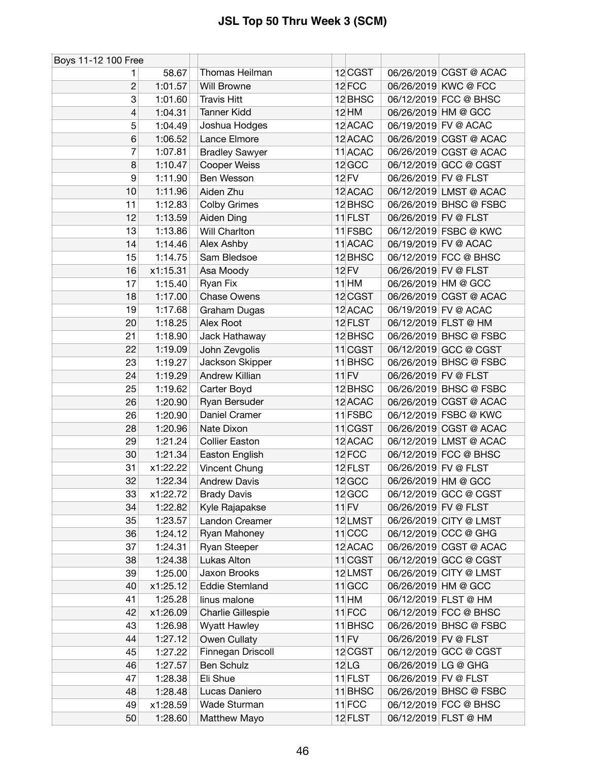# JSL Top 50 Thru Week 3 (SCM)

| Boys 11-12 100 Free | | | | | | | |
|---|---|---|---|---|---|---|---|
| 1 | 58.67 | Thomas Heilman | 12 | CGST | | 06/26/2019 | CGST @ ACAC |
| 2 | 1:01.57 | Will Browne | 12 | FCC | | 06/26/2019 | KWC @ FCC |
| 3 | 1:01.60 | Travis Hitt | 12 | BHSC | | 06/12/2019 | FCC @ BHSC |
| 4 | 1:04.31 | Tanner Kidd | 12 | HM | | 06/26/2019 | HM @ GCC |
| 5 | 1:04.49 | Joshua Hodges | 12 | ACAC | | 06/19/2019 | FV @ ACAC |
| 6 | 1:06.52 | Lance Elmore | 12 | ACAC | | 06/26/2019 | CGST @ ACAC |
| 7 | 1:07.81 | Bradley Sawyer | 11 | ACAC | | 06/26/2019 | CGST @ ACAC |
| 8 | 1:10.47 | Cooper Weiss | 12 | GCC | | 06/12/2019 | GCC @ CGST |
| 9 | 1:11.90 | Ben Wesson | 12 | FV | | 06/26/2019 | FV @ FLST |
| 10 | 1:11.96 | Aiden Zhu | 12 | ACAC | | 06/12/2019 | LMST @ ACAC |
| 11 | 1:12.83 | Colby Grimes | 12 | BHSC | | 06/26/2019 | BHSC @ FSBC |
| 12 | 1:13.59 | Aiden Ding | 11 | FLST | | 06/26/2019 | FV @ FLST |
| 13 | 1:13.86 | Will Charlton | 11 | FSBC | | 06/12/2019 | FSBC @ KWC |
| 14 | 1:14.46 | Alex Ashby | 11 | ACAC | | 06/19/2019 | FV @ ACAC |
| 15 | 1:14.75 | Sam Bledsoe | 12 | BHSC | | 06/12/2019 | FCC @ BHSC |
| 16 | x1:15.31 | Asa Moody | 12 | FV | | 06/26/2019 | FV @ FLST |
| 17 | 1:15.40 | Ryan Fix | 11 | HM | | 06/26/2019 | HM @ GCC |
| 18 | 1:17.00 | Chase Owens | 12 | CGST | | 06/26/2019 | CGST @ ACAC |
| 19 | 1:17.68 | Graham Dugas | 12 | ACAC | | 06/19/2019 | FV @ ACAC |
| 20 | 1:18.25 | Alex Root | 12 | FLST | | 06/12/2019 | FLST @ HM |
| 21 | 1:18.90 | Jack Hathaway | 12 | BHSC | | 06/26/2019 | BHSC @ FSBC |
| 22 | 1:19.09 | John Zevgolis | 11 | CGST | | 06/12/2019 | GCC @ CGST |
| 23 | 1:19.27 | Jackson Skipper | 11 | BHSC | | 06/26/2019 | BHSC @ FSBC |
| 24 | 1:19.29 | Andrew Killian | 11 | FV | | 06/26/2019 | FV @ FLST |
| 25 | 1:19.62 | Carter Boyd | 12 | BHSC | | 06/26/2019 | BHSC @ FSBC |
| 26 | 1:20.90 | Ryan Bersuder | 12 | ACAC | | 06/26/2019 | CGST @ ACAC |
| 26 | 1:20.90 | Daniel Cramer | 11 | FSBC | | 06/12/2019 | FSBC @ KWC |
| 28 | 1:20.96 | Nate Dixon | 11 | CGST | | 06/26/2019 | CGST @ ACAC |
| 29 | 1:21.24 | Collier Easton | 12 | ACAC | | 06/12/2019 | LMST @ ACAC |
| 30 | 1:21.34 | Easton English | 12 | FCC | | 06/12/2019 | FCC @ BHSC |
| 31 | x1:22.22 | Vincent Chung | 12 | FLST | | 06/26/2019 | FV @ FLST |
| 32 | 1:22.34 | Andrew Davis | 12 | GCC | | 06/26/2019 | HM @ GCC |
| 33 | x1:22.72 | Brady Davis | 12 | GCC | | 06/12/2019 | GCC @ CGST |
| 34 | 1:22.82 | Kyle Rajapakse | 11 | FV | | 06/26/2019 | FV @ FLST |
| 35 | 1:23.57 | Landon Creamer | 12 | LMST | | 06/26/2019 | CITY @ LMST |
| 36 | 1:24.12 | Ryan Mahoney | 11 | CCC | | 06/12/2019 | CCC @ GHG |
| 37 | 1:24.31 | Ryan Steeper | 12 | ACAC | | 06/26/2019 | CGST @ ACAC |
| 38 | 1:24.38 | Lukas Alton | 11 | CGST | | 06/12/2019 | GCC @ CGST |
| 39 | 1:25.00 | Jaxon Brooks | 12 | LMST | | 06/26/2019 | CITY @ LMST |
| 40 | x1:25.12 | Eddie Stemland | 11 | GCC | | 06/26/2019 | HM @ GCC |
| 41 | 1:25.28 | linus malone | 11 | HM | | 06/12/2019 | FLST @ HM |
| 42 | x1:26.09 | Charlie Gillespie | 11 | FCC | | 06/12/2019 | FCC @ BHSC |
| 43 | 1:26.98 | Wyatt Hawley | 11 | BHSC | | 06/26/2019 | BHSC @ FSBC |
| 44 | 1:27.12 | Owen Cullaty | 11 | FV | | 06/26/2019 | FV @ FLST |
| 45 | 1:27.22 | Finnegan Driscoll | 12 | CGST | | 06/12/2019 | GCC @ CGST |
| 46 | 1:27.57 | Ben Schulz | 12 | LG | | 06/26/2019 | LG @ GHG |
| 47 | 1:28.38 | Eli Shue | 11 | FLST | | 06/26/2019 | FV @ FLST |
| 48 | 1:28.48 | Lucas Daniero | 11 | BHSC | | 06/26/2019 | BHSC @ FSBC |
| 49 | x1:28.59 | Wade Sturman | 11 | FCC | | 06/12/2019 | FCC @ BHSC |
| 50 | 1:28.60 | Matthew Mayo | 12 | FLST | | 06/12/2019 | FLST @ HM |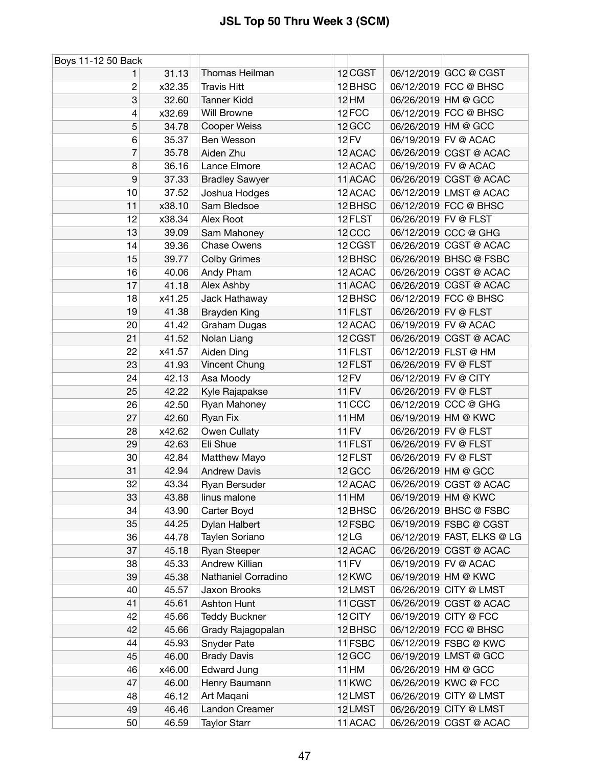# JSL Top 50 Thru Week 3 (SCM)

| Boys 11-12 50 Back | | | | | | |
|---|---|---|---|---|---|---|
| 1 | 31.13 | Thomas Heilman | 12 | CGST | 06/12/2019 | GCC @ CGST |
| 2 | x32.35 | Travis Hitt | 12 | BHSC | 06/12/2019 | FCC @ BHSC |
| 3 | 32.60 | Tanner Kidd | 12 | HM | 06/26/2019 | HM @ GCC |
| 4 | x32.69 | Will Browne | 12 | FCC | 06/12/2019 | FCC @ BHSC |
| 5 | 34.78 | Cooper Weiss | 12 | GCC | 06/26/2019 | HM @ GCC |
| 6 | 35.37 | Ben Wesson | 12 | FV | 06/19/2019 | FV @ ACAC |
| 7 | 35.78 | Aiden Zhu | 12 | ACAC | 06/26/2019 | CGST @ ACAC |
| 8 | 36.16 | Lance Elmore | 12 | ACAC | 06/19/2019 | FV @ ACAC |
| 9 | 37.33 | Bradley Sawyer | 11 | ACAC | 06/26/2019 | CGST @ ACAC |
| 10 | 37.52 | Joshua Hodges | 12 | ACAC | 06/12/2019 | LMST @ ACAC |
| 11 | x38.10 | Sam Bledsoe | 12 | BHSC | 06/12/2019 | FCC @ BHSC |
| 12 | x38.34 | Alex Root | 12 | FLST | 06/26/2019 | FV @ FLST |
| 13 | 39.09 | Sam Mahoney | 12 | CCC | 06/12/2019 | CCC @ GHG |
| 14 | 39.36 | Chase Owens | 12 | CGST | 06/26/2019 | CGST @ ACAC |
| 15 | 39.77 | Colby Grimes | 12 | BHSC | 06/26/2019 | BHSC @ FSBC |
| 16 | 40.06 | Andy Pham | 12 | ACAC | 06/26/2019 | CGST @ ACAC |
| 17 | 41.18 | Alex Ashby | 11 | ACAC | 06/26/2019 | CGST @ ACAC |
| 18 | x41.25 | Jack Hathaway | 12 | BHSC | 06/12/2019 | FCC @ BHSC |
| 19 | 41.38 | Brayden King | 11 | FLST | 06/26/2019 | FV @ FLST |
| 20 | 41.42 | Graham Dugas | 12 | ACAC | 06/19/2019 | FV @ ACAC |
| 21 | 41.52 | Nolan Liang | 12 | CGST | 06/26/2019 | CGST @ ACAC |
| 22 | x41.57 | Aiden Ding | 11 | FLST | 06/12/2019 | FLST @ HM |
| 23 | 41.93 | Vincent Chung | 12 | FLST | 06/26/2019 | FV @ FLST |
| 24 | 42.13 | Asa Moody | 12 | FV | 06/12/2019 | FV @ CITY |
| 25 | 42.22 | Kyle Rajapakse | 11 | FV | 06/26/2019 | FV @ FLST |
| 26 | 42.50 | Ryan Mahoney | 11 | CCC | 06/12/2019 | CCC @ GHG |
| 27 | 42.60 | Ryan Fix | 11 | HM | 06/19/2019 | HM @ KWC |
| 28 | x42.62 | Owen Cullaty | 11 | FV | 06/26/2019 | FV @ FLST |
| 29 | 42.63 | Eli Shue | 11 | FLST | 06/26/2019 | FV @ FLST |
| 30 | 42.84 | Matthew Mayo | 12 | FLST | 06/26/2019 | FV @ FLST |
| 31 | 42.94 | Andrew Davis | 12 | GCC | 06/26/2019 | HM @ GCC |
| 32 | 43.34 | Ryan Bersuder | 12 | ACAC | 06/26/2019 | CGST @ ACAC |
| 33 | 43.88 | linus malone | 11 | HM | 06/19/2019 | HM @ KWC |
| 34 | 43.90 | Carter Boyd | 12 | BHSC | 06/26/2019 | BHSC @ FSBC |
| 35 | 44.25 | Dylan Halbert | 12 | FSBC | 06/19/2019 | FSBC @ CGST |
| 36 | 44.78 | Taylen Soriano | 12 | LG | 06/12/2019 | FAST, ELKS @ LG |
| 37 | 45.18 | Ryan Steeper | 12 | ACAC | 06/26/2019 | CGST @ ACAC |
| 38 | 45.33 | Andrew Killian | 11 | FV | 06/19/2019 | FV @ ACAC |
| 39 | 45.38 | Nathaniel Corradino | 12 | KWC | 06/19/2019 | HM @ KWC |
| 40 | 45.57 | Jaxon Brooks | 12 | LMST | 06/26/2019 | CITY @ LMST |
| 41 | 45.61 | Ashton Hunt | 11 | CGST | 06/26/2019 | CGST @ ACAC |
| 42 | 45.66 | Teddy Buckner | 12 | CITY | 06/19/2019 | CITY @ FCC |
| 42 | 45.66 | Grady Rajagopalan | 12 | BHSC | 06/12/2019 | FCC @ BHSC |
| 44 | 45.93 | Snyder Pate | 11 | FSBC | 06/12/2019 | FSBC @ KWC |
| 45 | 46.00 | Brady Davis | 12 | GCC | 06/19/2019 | LMST @ GCC |
| 46 | x46.00 | Edward Jung | 11 | HM | 06/26/2019 | HM @ GCC |
| 47 | 46.00 | Henry Baumann | 11 | KWC | 06/26/2019 | KWC @ FCC |
| 48 | 46.12 | Art Maqani | 12 | LMST | 06/26/2019 | CITY @ LMST |
| 49 | 46.46 | Landon Creamer | 12 | LMST | 06/26/2019 | CITY @ LMST |
| 50 | 46.59 | Taylor Starr | 11 | ACAC | 06/26/2019 | CGST @ ACAC |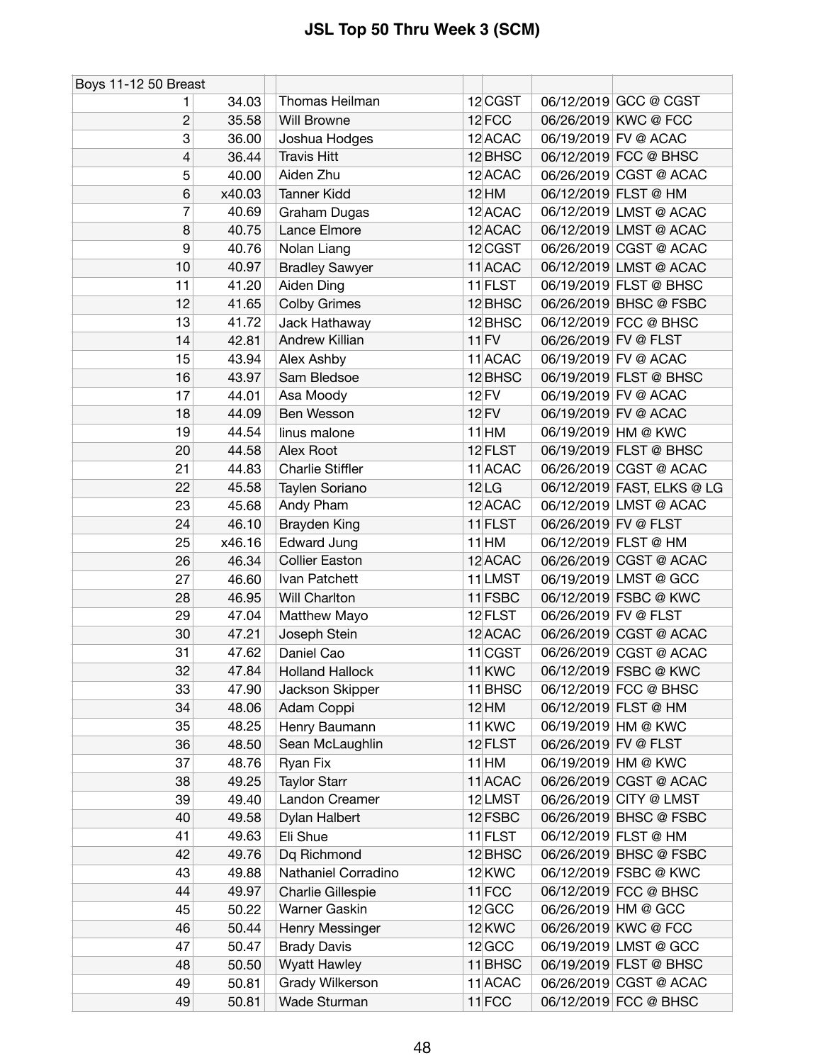# JSL Top 50 Thru Week 3 (SCM)

| Boys 11-12 50 Breast | | | | | | | |
|---|---|---|---|---|---|---|---|
| 1 | 34.03 | | Thomas Heilman | 12 | CGST | 06/12/2019 | GCC @ CGST |
| 2 | 35.58 | | Will Browne | 12 | FCC | 06/26/2019 | KWC @ FCC |
| 3 | 36.00 | | Joshua Hodges | 12 | ACAC | 06/19/2019 | FV @ ACAC |
| 4 | 36.44 | | Travis Hitt | 12 | BHSC | 06/12/2019 | FCC @ BHSC |
| 5 | 40.00 | | Aiden Zhu | 12 | ACAC | 06/26/2019 | CGST @ ACAC |
| 6 | x40.03 | | Tanner Kidd | 12 | HM | 06/12/2019 | FLST @ HM |
| 7 | 40.69 | | Graham Dugas | 12 | ACAC | 06/12/2019 | LMST @ ACAC |
| 8 | 40.75 | | Lance Elmore | 12 | ACAC | 06/12/2019 | LMST @ ACAC |
| 9 | 40.76 | | Nolan Liang | 12 | CGST | 06/26/2019 | CGST @ ACAC |
| 10 | 40.97 | | Bradley Sawyer | 11 | ACAC | 06/12/2019 | LMST @ ACAC |
| 11 | 41.20 | | Aiden Ding | 11 | FLST | 06/19/2019 | FLST @ BHSC |
| 12 | 41.65 | | Colby Grimes | 12 | BHSC | 06/26/2019 | BHSC @ FSBC |
| 13 | 41.72 | | Jack Hathaway | 12 | BHSC | 06/12/2019 | FCC @ BHSC |
| 14 | 42.81 | | Andrew Killian | 11 | FV | 06/26/2019 | FV @ FLST |
| 15 | 43.94 | | Alex Ashby | 11 | ACAC | 06/19/2019 | FV @ ACAC |
| 16 | 43.97 | | Sam Bledsoe | 12 | BHSC | 06/19/2019 | FLST @ BHSC |
| 17 | 44.01 | | Asa Moody | 12 | FV | 06/19/2019 | FV @ ACAC |
| 18 | 44.09 | | Ben Wesson | 12 | FV | 06/19/2019 | FV @ ACAC |
| 19 | 44.54 | | linus malone | 11 | HM | 06/19/2019 | HM @ KWC |
| 20 | 44.58 | | Alex Root | 12 | FLST | 06/19/2019 | FLST @ BHSC |
| 21 | 44.83 | | Charlie Stiffler | 11 | ACAC | 06/26/2019 | CGST @ ACAC |
| 22 | 45.58 | | Taylen Soriano | 12 | LG | 06/12/2019 | FAST, ELKS @ LG |
| 23 | 45.68 | | Andy Pham | 12 | ACAC | 06/12/2019 | LMST @ ACAC |
| 24 | 46.10 | | Brayden King | 11 | FLST | 06/26/2019 | FV @ FLST |
| 25 | x46.16 | | Edward Jung | 11 | HM | 06/12/2019 | FLST @ HM |
| 26 | 46.34 | | Collier Easton | 12 | ACAC | 06/26/2019 | CGST @ ACAC |
| 27 | 46.60 | | Ivan Patchett | 11 | LMST | 06/19/2019 | LMST @ GCC |
| 28 | 46.95 | | Will Charlton | 11 | FSBC | 06/12/2019 | FSBC @ KWC |
| 29 | 47.04 | | Matthew Mayo | 12 | FLST | 06/26/2019 | FV @ FLST |
| 30 | 47.21 | | Joseph Stein | 12 | ACAC | 06/26/2019 | CGST @ ACAC |
| 31 | 47.62 | | Daniel Cao | 11 | CGST | 06/26/2019 | CGST @ ACAC |
| 32 | 47.84 | | Holland Hallock | 11 | KWC | 06/12/2019 | FSBC @ KWC |
| 33 | 47.90 | | Jackson Skipper | 11 | BHSC | 06/12/2019 | FCC @ BHSC |
| 34 | 48.06 | | Adam Coppi | 12 | HM | 06/12/2019 | FLST @ HM |
| 35 | 48.25 | | Henry Baumann | 11 | KWC | 06/19/2019 | HM @ KWC |
| 36 | 48.50 | | Sean McLaughlin | 12 | FLST | 06/26/2019 | FV @ FLST |
| 37 | 48.76 | | Ryan Fix | 11 | HM | 06/19/2019 | HM @ KWC |
| 38 | 49.25 | | Taylor Starr | 11 | ACAC | 06/26/2019 | CGST @ ACAC |
| 39 | 49.40 | | Landon Creamer | 12 | LMST | 06/26/2019 | CITY @ LMST |
| 40 | 49.58 | | Dylan Halbert | 12 | FSBC | 06/26/2019 | BHSC @ FSBC |
| 41 | 49.63 | | Eli Shue | 11 | FLST | 06/12/2019 | FLST @ HM |
| 42 | 49.76 | | Dq Richmond | 12 | BHSC | 06/26/2019 | BHSC @ FSBC |
| 43 | 49.88 | | Nathaniel Corradino | 12 | KWC | 06/12/2019 | FSBC @ KWC |
| 44 | 49.97 | | Charlie Gillespie | 11 | FCC | 06/12/2019 | FCC @ BHSC |
| 45 | 50.22 | | Warner Gaskin | 12 | GCC | 06/26/2019 | HM @ GCC |
| 46 | 50.44 | | Henry Messinger | 12 | KWC | 06/26/2019 | KWC @ FCC |
| 47 | 50.47 | | Brady Davis | 12 | GCC | 06/19/2019 | LMST @ GCC |
| 48 | 50.50 | | Wyatt Hawley | 11 | BHSC | 06/19/2019 | FLST @ BHSC |
| 49 | 50.81 | | Grady Wilkerson | 11 | ACAC | 06/26/2019 | CGST @ ACAC |
| 49 | 50.81 | | Wade Sturman | 11 | FCC | 06/12/2019 | FCC @ BHSC |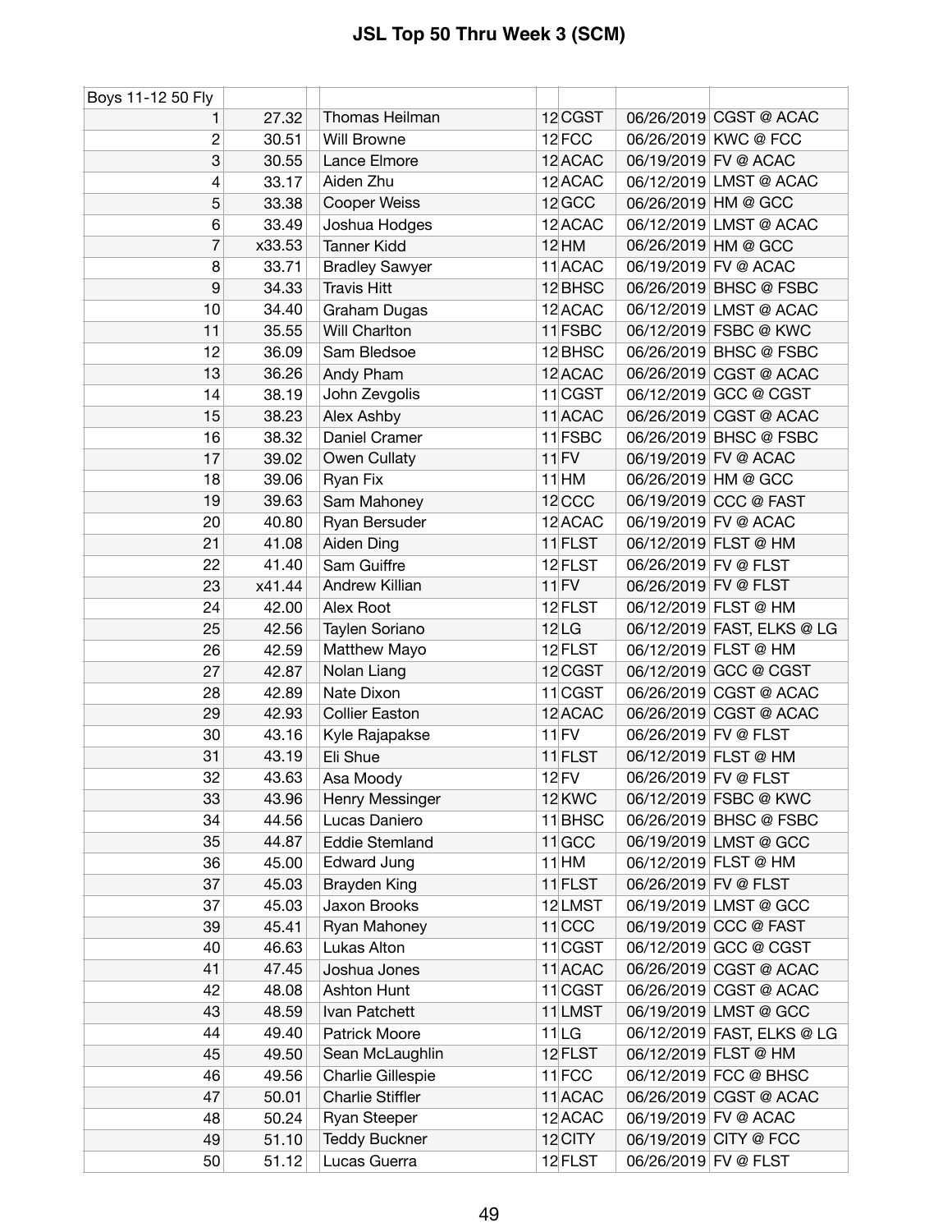# JSL Top 50 Thru Week 3 (SCM)

| Boys 11-12 50 Fly | | | | | | | |
|---|---|---|---|---|---|---|---|
| 1 | 27.32 | | Thomas Heilman | 12 | CGST | 06/26/2019 | CGST @ ACAC |
| 2 | 30.51 | | Will Browne | 12 | FCC | 06/26/2019 | KWC @ FCC |
| 3 | 30.55 | | Lance Elmore | 12 | ACAC | 06/19/2019 | FV @ ACAC |
| 4 | 33.17 | | Aiden Zhu | 12 | ACAC | 06/12/2019 | LMST @ ACAC |
| 5 | 33.38 | | Cooper Weiss | 12 | GCC | 06/26/2019 | HM @ GCC |
| 6 | 33.49 | | Joshua Hodges | 12 | ACAC | 06/12/2019 | LMST @ ACAC |
| 7 | x33.53 | | Tanner Kidd | 12 | HM | 06/26/2019 | HM @ GCC |
| 8 | 33.71 | | Bradley Sawyer | 11 | ACAC | 06/19/2019 | FV @ ACAC |
| 9 | 34.33 | | Travis Hitt | 12 | BHSC | 06/26/2019 | BHSC @ FSBC |
| 10 | 34.40 | | Graham Dugas | 12 | ACAC | 06/12/2019 | LMST @ ACAC |
| 11 | 35.55 | | Will Charlton | 11 | FSBC | 06/12/2019 | FSBC @ KWC |
| 12 | 36.09 | | Sam Bledsoe | 12 | BHSC | 06/26/2019 | BHSC @ FSBC |
| 13 | 36.26 | | Andy Pham | 12 | ACAC | 06/26/2019 | CGST @ ACAC |
| 14 | 38.19 | | John Zevgolis | 11 | CGST | 06/12/2019 | GCC @ CGST |
| 15 | 38.23 | | Alex Ashby | 11 | ACAC | 06/26/2019 | CGST @ ACAC |
| 16 | 38.32 | | Daniel Cramer | 11 | FSBC | 06/26/2019 | BHSC @ FSBC |
| 17 | 39.02 | | Owen Cullaty | 11 | FV | 06/19/2019 | FV @ ACAC |
| 18 | 39.06 | | Ryan Fix | 11 | HM | 06/26/2019 | HM @ GCC |
| 19 | 39.63 | | Sam Mahoney | 12 | CCC | 06/19/2019 | CCC @ FAST |
| 20 | 40.80 | | Ryan Bersuder | 12 | ACAC | 06/19/2019 | FV @ ACAC |
| 21 | 41.08 | | Aiden Ding | 11 | FLST | 06/12/2019 | FLST @ HM |
| 22 | 41.40 | | Sam Guiffre | 12 | FLST | 06/26/2019 | FV @ FLST |
| 23 | x41.44 | | Andrew Killian | 11 | FV | 06/26/2019 | FV @ FLST |
| 24 | 42.00 | | Alex Root | 12 | FLST | 06/12/2019 | FLST @ HM |
| 25 | 42.56 | | Taylen Soriano | 12 | LG | 06/12/2019 | FAST, ELKS @ LG |
| 26 | 42.59 | | Matthew Mayo | 12 | FLST | 06/12/2019 | FLST @ HM |
| 27 | 42.87 | | Nolan Liang | 12 | CGST | 06/12/2019 | GCC @ CGST |
| 28 | 42.89 | | Nate Dixon | 11 | CGST | 06/26/2019 | CGST @ ACAC |
| 29 | 42.93 | | Collier Easton | 12 | ACAC | 06/26/2019 | CGST @ ACAC |
| 30 | 43.16 | | Kyle Rajapakse | 11 | FV | 06/26/2019 | FV @ FLST |
| 31 | 43.19 | | Eli Shue | 11 | FLST | 06/12/2019 | FLST @ HM |
| 32 | 43.63 | | Asa Moody | 12 | FV | 06/26/2019 | FV @ FLST |
| 33 | 43.96 | | Henry Messinger | 12 | KWC | 06/12/2019 | FSBC @ KWC |
| 34 | 44.56 | | Lucas Daniero | 11 | BHSC | 06/26/2019 | BHSC @ FSBC |
| 35 | 44.87 | | Eddie Stemland | 11 | GCC | 06/19/2019 | LMST @ GCC |
| 36 | 45.00 | | Edward Jung | 11 | HM | 06/12/2019 | FLST @ HM |
| 37 | 45.03 | | Brayden King | 11 | FLST | 06/26/2019 | FV @ FLST |
| 37 | 45.03 | | Jaxon Brooks | 12 | LMST | 06/19/2019 | LMST @ GCC |
| 39 | 45.41 | | Ryan Mahoney | 11 | CCC | 06/19/2019 | CCC @ FAST |
| 40 | 46.63 | | Lukas Alton | 11 | CGST | 06/12/2019 | GCC @ CGST |
| 41 | 47.45 | | Joshua Jones | 11 | ACAC | 06/26/2019 | CGST @ ACAC |
| 42 | 48.08 | | Ashton Hunt | 11 | CGST | 06/26/2019 | CGST @ ACAC |
| 43 | 48.59 | | Ivan Patchett | 11 | LMST | 06/19/2019 | LMST @ GCC |
| 44 | 49.40 | | Patrick Moore | 11 | LG | 06/12/2019 | FAST, ELKS @ LG |
| 45 | 49.50 | | Sean McLaughlin | 12 | FLST | 06/12/2019 | FLST @ HM |
| 46 | 49.56 | | Charlie Gillespie | 11 | FCC | 06/12/2019 | FCC @ BHSC |
| 47 | 50.01 | | Charlie Stiffler | 11 | ACAC | 06/26/2019 | CGST @ ACAC |
| 48 | 50.24 | | Ryan Steeper | 12 | ACAC | 06/19/2019 | FV @ ACAC |
| 49 | 51.10 | | Teddy Buckner | 12 | CITY | 06/19/2019 | CITY @ FCC |
| 50 | 51.12 | | Lucas Guerra | 12 | FLST | 06/26/2019 | FV @ FLST |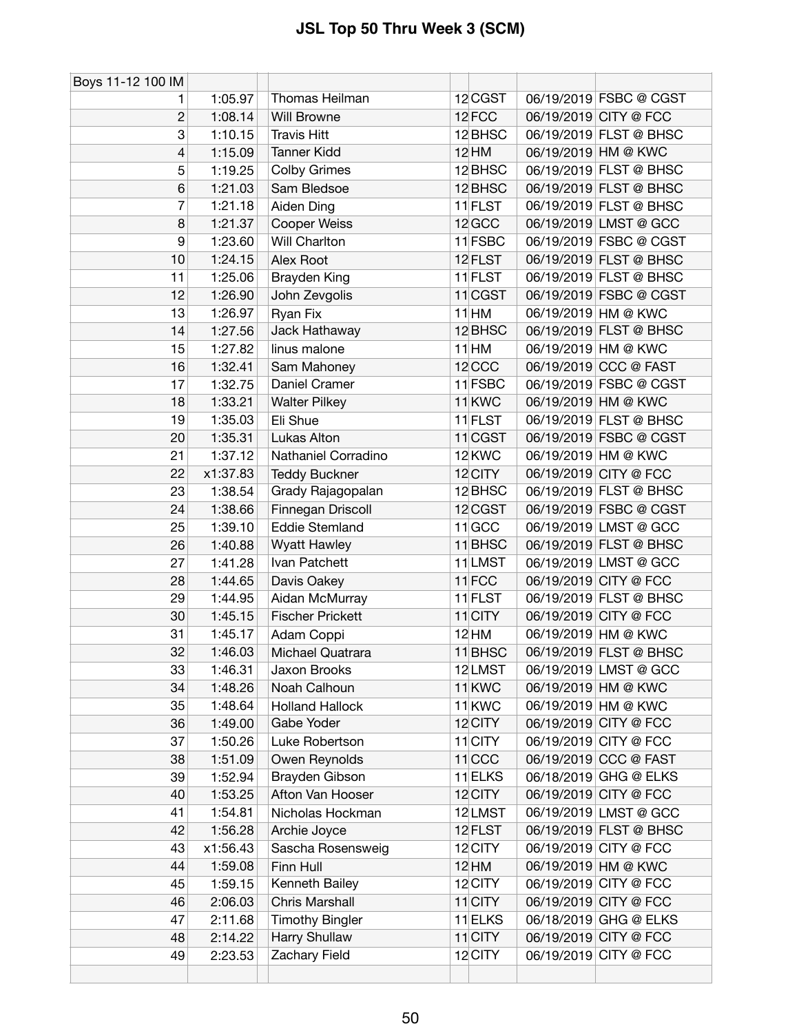# JSL Top 50 Thru Week 3 (SCM)

| Boys 11-12 100 IM | | | | | | | |
|---|---|---|---|---|---|---|---|
| 1 | 1:05.97 | | Thomas Heilman | 12 | CGST | 06/19/2019 | FSBC @ CGST |
| 2 | 1:08.14 | | Will Browne | 12 | FCC | 06/19/2019 | CITY @ FCC |
| 3 | 1:10.15 | | Travis Hitt | 12 | BHSC | 06/19/2019 | FLST @ BHSC |
| 4 | 1:15.09 | | Tanner Kidd | 12 | HM | 06/19/2019 | HM @ KWC |
| 5 | 1:19.25 | | Colby Grimes | 12 | BHSC | 06/19/2019 | FLST @ BHSC |
| 6 | 1:21.03 | | Sam Bledsoe | 12 | BHSC | 06/19/2019 | FLST @ BHSC |
| 7 | 1:21.18 | | Aiden Ding | 11 | FLST | 06/19/2019 | FLST @ BHSC |
| 8 | 1:21.37 | | Cooper Weiss | 12 | GCC | 06/19/2019 | LMST @ GCC |
| 9 | 1:23.60 | | Will Charlton | 11 | FSBC | 06/19/2019 | FSBC @ CGST |
| 10 | 1:24.15 | | Alex Root | 12 | FLST | 06/19/2019 | FLST @ BHSC |
| 11 | 1:25.06 | | Brayden King | 11 | FLST | 06/19/2019 | FLST @ BHSC |
| 12 | 1:26.90 | | John Zevgolis | 11 | CGST | 06/19/2019 | FSBC @ CGST |
| 13 | 1:26.97 | | Ryan Fix | 11 | HM | 06/19/2019 | HM @ KWC |
| 14 | 1:27.56 | | Jack Hathaway | 12 | BHSC | 06/19/2019 | FLST @ BHSC |
| 15 | 1:27.82 | | linus malone | 11 | HM | 06/19/2019 | HM @ KWC |
| 16 | 1:32.41 | | Sam Mahoney | 12 | CCC | 06/19/2019 | CCC @ FAST |
| 17 | 1:32.75 | | Daniel Cramer | 11 | FSBC | 06/19/2019 | FSBC @ CGST |
| 18 | 1:33.21 | | Walter Pilkey | 11 | KWC | 06/19/2019 | HM @ KWC |
| 19 | 1:35.03 | | Eli Shue | 11 | FLST | 06/19/2019 | FLST @ BHSC |
| 20 | 1:35.31 | | Lukas Alton | 11 | CGST | 06/19/2019 | FSBC @ CGST |
| 21 | 1:37.12 | | Nathaniel Corradino | 12 | KWC | 06/19/2019 | HM @ KWC |
| 22 | x1:37.83 | | Teddy Buckner | 12 | CITY | 06/19/2019 | CITY @ FCC |
| 23 | 1:38.54 | | Grady Rajagopalan | 12 | BHSC | 06/19/2019 | FLST @ BHSC |
| 24 | 1:38.66 | | Finnegan Driscoll | 12 | CGST | 06/19/2019 | FSBC @ CGST |
| 25 | 1:39.10 | | Eddie Stemland | 11 | GCC | 06/19/2019 | LMST @ GCC |
| 26 | 1:40.88 | | Wyatt Hawley | 11 | BHSC | 06/19/2019 | FLST @ BHSC |
| 27 | 1:41.28 | | Ivan Patchett | 11 | LMST | 06/19/2019 | LMST @ GCC |
| 28 | 1:44.65 | | Davis Oakey | 11 | FCC | 06/19/2019 | CITY @ FCC |
| 29 | 1:44.95 | | Aidan McMurray | 11 | FLST | 06/19/2019 | FLST @ BHSC |
| 30 | 1:45.15 | | Fischer Prickett | 11 | CITY | 06/19/2019 | CITY @ FCC |
| 31 | 1:45.17 | | Adam Coppi | 12 | HM | 06/19/2019 | HM @ KWC |
| 32 | 1:46.03 | | Michael Quatrara | 11 | BHSC | 06/19/2019 | FLST @ BHSC |
| 33 | 1:46.31 | | Jaxon Brooks | 12 | LMST | 06/19/2019 | LMST @ GCC |
| 34 | 1:48.26 | | Noah Calhoun | 11 | KWC | 06/19/2019 | HM @ KWC |
| 35 | 1:48.64 | | Holland Hallock | 11 | KWC | 06/19/2019 | HM @ KWC |
| 36 | 1:49.00 | | Gabe Yoder | 12 | CITY | 06/19/2019 | CITY @ FCC |
| 37 | 1:50.26 | | Luke Robertson | 11 | CITY | 06/19/2019 | CITY @ FCC |
| 38 | 1:51.09 | | Owen Reynolds | 11 | CCC | 06/19/2019 | CCC @ FAST |
| 39 | 1:52.94 | | Brayden Gibson | 11 | ELKS | 06/18/2019 | GHG @ ELKS |
| 40 | 1:53.25 | | Afton Van Hooser | 12 | CITY | 06/19/2019 | CITY @ FCC |
| 41 | 1:54.81 | | Nicholas Hockman | 12 | LMST | 06/19/2019 | LMST @ GCC |
| 42 | 1:56.28 | | Archie Joyce | 12 | FLST | 06/19/2019 | FLST @ BHSC |
| 43 | x1:56.43 | | Sascha Rosensweig | 12 | CITY | 06/19/2019 | CITY @ FCC |
| 44 | 1:59.08 | | Finn Hull | 12 | HM | 06/19/2019 | HM @ KWC |
| 45 | 1:59.15 | | Kenneth Bailey | 12 | CITY | 06/19/2019 | CITY @ FCC |
| 46 | 2:06.03 | | Chris Marshall | 11 | CITY | 06/19/2019 | CITY @ FCC |
| 47 | 2:11.68 | | Timothy Bingler | 11 | ELKS | 06/18/2019 | GHG @ ELKS |
| 48 | 2:14.22 | | Harry Shullaw | 11 | CITY | 06/19/2019 | CITY @ FCC |
| 49 | 2:23.53 | | Zachary Field | 12 | CITY | 06/19/2019 | CITY @ FCC |
| | | | | | | | |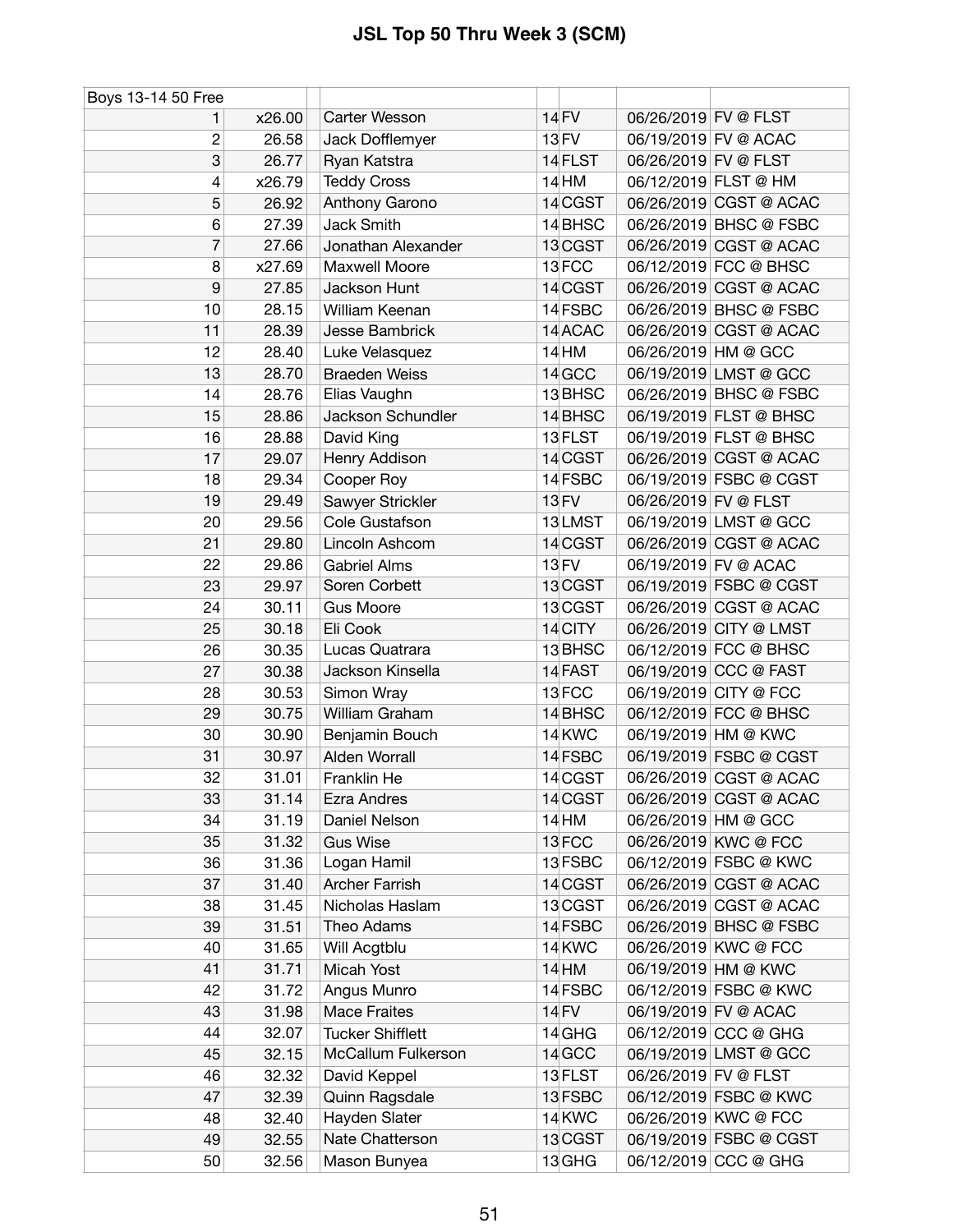# JSL Top 50 Thru Week 3 (SCM)

| Boys 13-14 50 Free | | | | | | | |
|---|---|---|---|---|---|---|---|
| 1 | x26.00 | | Carter Wesson | 14 | FV | 06/26/2019 | FV @ FLST |
| 2 | 26.58 | | Jack Dofflemyer | 13 | FV | 06/19/2019 | FV @ ACAC |
| 3 | 26.77 | | Ryan Katstra | 14 | FLST | 06/26/2019 | FV @ FLST |
| 4 | x26.79 | | Teddy Cross | 14 | HM | 06/12/2019 | FLST @ HM |
| 5 | 26.92 | | Anthony Garono | 14 | CGST | 06/26/2019 | CGST @ ACAC |
| 6 | 27.39 | | Jack Smith | 14 | BHSC | 06/26/2019 | BHSC @ FSBC |
| 7 | 27.66 | | Jonathan Alexander | 13 | CGST | 06/26/2019 | CGST @ ACAC |
| 8 | x27.69 | | Maxwell Moore | 13 | FCC | 06/12/2019 | FCC @ BHSC |
| 9 | 27.85 | | Jackson Hunt | 14 | CGST | 06/26/2019 | CGST @ ACAC |
| 10 | 28.15 | | William Keenan | 14 | FSBC | 06/26/2019 | BHSC @ FSBC |
| 11 | 28.39 | | Jesse Bambrick | 14 | ACAC | 06/26/2019 | CGST @ ACAC |
| 12 | 28.40 | | Luke Velasquez | 14 | HM | 06/26/2019 | HM @ GCC |
| 13 | 28.70 | | Braeden Weiss | 14 | GCC | 06/19/2019 | LMST @ GCC |
| 14 | 28.76 | | Elias Vaughn | 13 | BHSC | 06/26/2019 | BHSC @ FSBC |
| 15 | 28.86 | | Jackson Schundler | 14 | BHSC | 06/19/2019 | FLST @ BHSC |
| 16 | 28.88 | | David King | 13 | FLST | 06/19/2019 | FLST @ BHSC |
| 17 | 29.07 | | Henry Addison | 14 | CGST | 06/26/2019 | CGST @ ACAC |
| 18 | 29.34 | | Cooper Roy | 14 | FSBC | 06/19/2019 | FSBC @ CGST |
| 19 | 29.49 | | Sawyer Strickler | 13 | FV | 06/26/2019 | FV @ FLST |
| 20 | 29.56 | | Cole Gustafson | 13 | LMST | 06/19/2019 | LMST @ GCC |
| 21 | 29.80 | | Lincoln Ashcom | 14 | CGST | 06/26/2019 | CGST @ ACAC |
| 22 | 29.86 | | Gabriel Alms | 13 | FV | 06/19/2019 | FV @ ACAC |
| 23 | 29.97 | | Soren Corbett | 13 | CGST | 06/19/2019 | FSBC @ CGST |
| 24 | 30.11 | | Gus Moore | 13 | CGST | 06/26/2019 | CGST @ ACAC |
| 25 | 30.18 | | Eli Cook | 14 | CITY | 06/26/2019 | CITY @ LMST |
| 26 | 30.35 | | Lucas Quatrara | 13 | BHSC | 06/12/2019 | FCC @ BHSC |
| 27 | 30.38 | | Jackson Kinsella | 14 | FAST | 06/19/2019 | CCC @ FAST |
| 28 | 30.53 | | Simon Wray | 13 | FCC | 06/19/2019 | CITY @ FCC |
| 29 | 30.75 | | William Graham | 14 | BHSC | 06/12/2019 | FCC @ BHSC |
| 30 | 30.90 | | Benjamin Bouch | 14 | KWC | 06/19/2019 | HM @ KWC |
| 31 | 30.97 | | Alden Worrall | 14 | FSBC | 06/19/2019 | FSBC @ CGST |
| 32 | 31.01 | | Franklin He | 14 | CGST | 06/26/2019 | CGST @ ACAC |
| 33 | 31.14 | | Ezra Andres | 14 | CGST | 06/26/2019 | CGST @ ACAC |
| 34 | 31.19 | | Daniel Nelson | 14 | HM | 06/26/2019 | HM @ GCC |
| 35 | 31.32 | | Gus Wise | 13 | FCC | 06/26/2019 | KWC @ FCC |
| 36 | 31.36 | | Logan Hamil | 13 | FSBC | 06/12/2019 | FSBC @ KWC |
| 37 | 31.40 | | Archer Farrish | 14 | CGST | 06/26/2019 | CGST @ ACAC |
| 38 | 31.45 | | Nicholas Haslam | 13 | CGST | 06/26/2019 | CGST @ ACAC |
| 39 | 31.51 | | Theo Adams | 14 | FSBC | 06/26/2019 | BHSC @ FSBC |
| 40 | 31.65 | | Will Acgtblu | 14 | KWC | 06/26/2019 | KWC @ FCC |
| 41 | 31.71 | | Micah Yost | 14 | HM | 06/19/2019 | HM @ KWC |
| 42 | 31.72 | | Angus Munro | 14 | FSBC | 06/12/2019 | FSBC @ KWC |
| 43 | 31.98 | | Mace Fraites | 14 | FV | 06/19/2019 | FV @ ACAC |
| 44 | 32.07 | | Tucker Shifflett | 14 | GHG | 06/12/2019 | CCC @ GHG |
| 45 | 32.15 | | McCallum Fulkerson | 14 | GCC | 06/19/2019 | LMST @ GCC |
| 46 | 32.32 | | David Keppel | 13 | FLST | 06/26/2019 | FV @ FLST |
| 47 | 32.39 | | Quinn Ragsdale | 13 | FSBC | 06/12/2019 | FSBC @ KWC |
| 48 | 32.40 | | Hayden Slater | 14 | KWC | 06/26/2019 | KWC @ FCC |
| 49 | 32.55 | | Nate Chatterson | 13 | CGST | 06/19/2019 | FSBC @ CGST |
| 50 | 32.56 | | Mason Bunyea | 13 | GHG | 06/12/2019 | CCC @ GHG |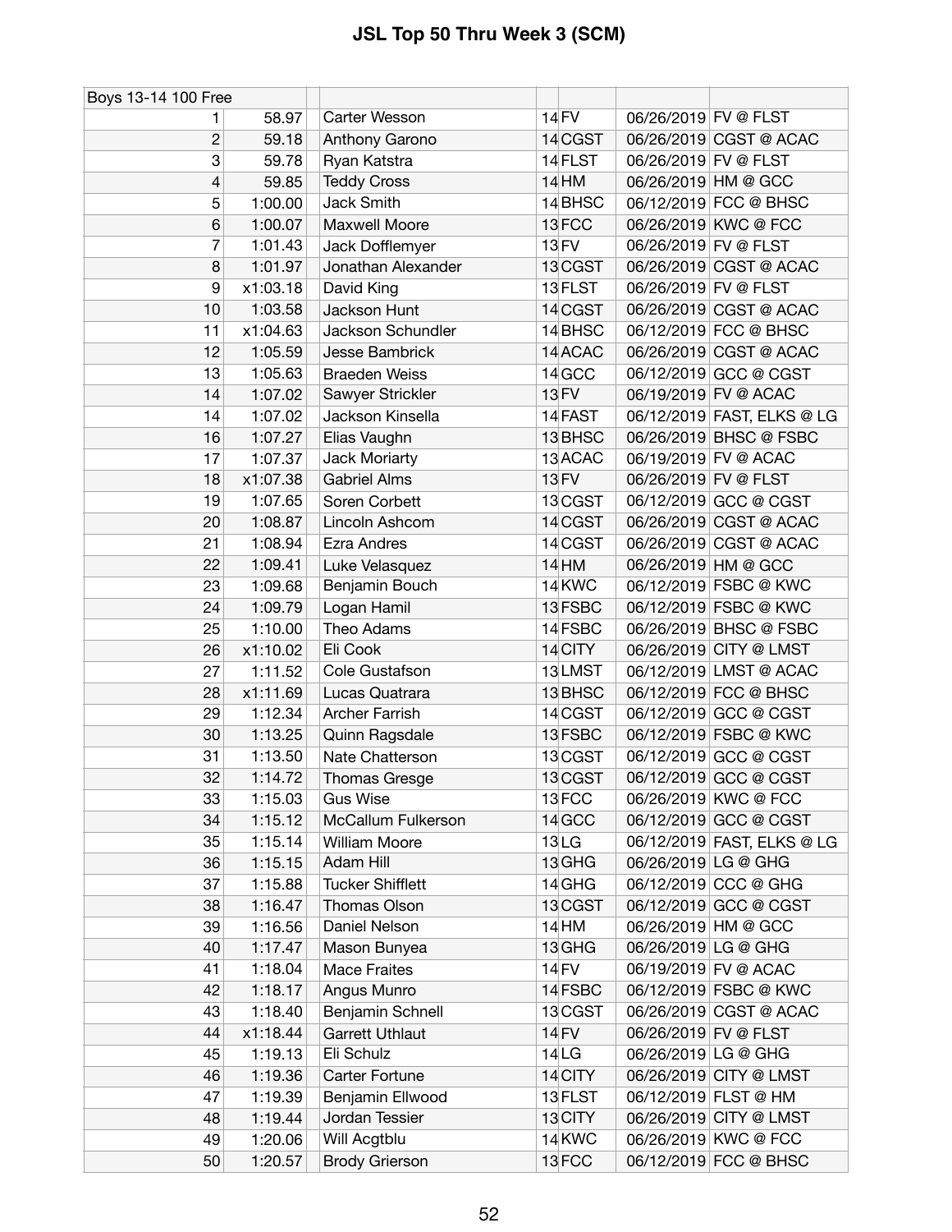# JSL Top 50 Thru Week 3 (SCM)

| Boys 13-14 100 Free | | | | | | | |
|---|---|---|---|---|---|---|---|
| 1 | 58.97 | | Carter Wesson | 14 | FV | 06/26/2019 | FV @ FLST |
| 2 | 59.18 | | Anthony Garono | 14 | CGST | 06/26/2019 | CGST @ ACAC |
| 3 | 59.78 | | Ryan Katstra | 14 | FLST | 06/26/2019 | FV @ FLST |
| 4 | 59.85 | | Teddy Cross | 14 | HM | 06/26/2019 | HM @ GCC |
| 5 | 1:00.00 | | Jack Smith | 14 | BHSC | 06/12/2019 | FCC @ BHSC |
| 6 | 1:00.07 | | Maxwell Moore | 13 | FCC | 06/26/2019 | KWC @ FCC |
| 7 | 1:01.43 | | Jack Dofflemyer | 13 | FV | 06/26/2019 | FV @ FLST |
| 8 | 1:01.97 | | Jonathan Alexander | 13 | CGST | 06/26/2019 | CGST @ ACAC |
| 9 | x1:03.18 | | David King | 13 | FLST | 06/26/2019 | FV @ FLST |
| 10 | 1:03.58 | | Jackson Hunt | 14 | CGST | 06/26/2019 | CGST @ ACAC |
| 11 | x1:04.63 | | Jackson Schundler | 14 | BHSC | 06/12/2019 | FCC @ BHSC |
| 12 | 1:05.59 | | Jesse Bambrick | 14 | ACAC | 06/26/2019 | CGST @ ACAC |
| 13 | 1:05.63 | | Braeden Weiss | 14 | GCC | 06/12/2019 | GCC @ CGST |
| 14 | 1:07.02 | | Sawyer Strickler | 13 | FV | 06/19/2019 | FV @ ACAC |
| 14 | 1:07.02 | | Jackson Kinsella | 14 | FAST | 06/12/2019 | FAST, ELKS @ LG |
| 16 | 1:07.27 | | Elias Vaughn | 13 | BHSC | 06/26/2019 | BHSC @ FSBC |
| 17 | 1:07.37 | | Jack Moriarty | 13 | ACAC | 06/19/2019 | FV @ ACAC |
| 18 | x1:07.38 | | Gabriel Alms | 13 | FV | 06/26/2019 | FV @ FLST |
| 19 | 1:07.65 | | Soren Corbett | 13 | CGST | 06/12/2019 | GCC @ CGST |
| 20 | 1:08.87 | | Lincoln Ashcom | 14 | CGST | 06/26/2019 | CGST @ ACAC |
| 21 | 1:08.94 | | Ezra Andres | 14 | CGST | 06/26/2019 | CGST @ ACAC |
| 22 | 1:09.41 | | Luke Velasquez | 14 | HM | 06/26/2019 | HM @ GCC |
| 23 | 1:09.68 | | Benjamin Bouch | 14 | KWC | 06/12/2019 | FSBC @ KWC |
| 24 | 1:09.79 | | Logan Hamil | 13 | FSBC | 06/12/2019 | FSBC @ KWC |
| 25 | 1:10.00 | | Theo Adams | 14 | FSBC | 06/26/2019 | BHSC @ FSBC |
| 26 | x1:10.02 | | Eli Cook | 14 | CITY | 06/26/2019 | CITY @ LMST |
| 27 | 1:11.52 | | Cole Gustafson | 13 | LMST | 06/12/2019 | LMST @ ACAC |
| 28 | x1:11.69 | | Lucas Quatrara | 13 | BHSC | 06/12/2019 | FCC @ BHSC |
| 29 | 1:12.34 | | Archer Farrish | 14 | CGST | 06/12/2019 | GCC @ CGST |
| 30 | 1:13.25 | | Quinn Ragsdale | 13 | FSBC | 06/12/2019 | FSBC @ KWC |
| 31 | 1:13.50 | | Nate Chatterson | 13 | CGST | 06/12/2019 | GCC @ CGST |
| 32 | 1:14.72 | | Thomas Gresge | 13 | CGST | 06/12/2019 | GCC @ CGST |
| 33 | 1:15.03 | | Gus Wise | 13 | FCC | 06/26/2019 | KWC @ FCC |
| 34 | 1:15.12 | | McCallum Fulkerson | 14 | GCC | 06/12/2019 | GCC @ CGST |
| 35 | 1:15.14 | | William Moore | 13 | LG | 06/12/2019 | FAST, ELKS @ LG |
| 36 | 1:15.15 | | Adam Hill | 13 | GHG | 06/26/2019 | LG @ GHG |
| 37 | 1:15.88 | | Tucker Shifflett | 14 | GHG | 06/12/2019 | CCC @ GHG |
| 38 | 1:16.47 | | Thomas Olson | 13 | CGST | 06/12/2019 | GCC @ CGST |
| 39 | 1:16.56 | | Daniel Nelson | 14 | HM | 06/26/2019 | HM @ GCC |
| 40 | 1:17.47 | | Mason Bunyea | 13 | GHG | 06/26/2019 | LG @ GHG |
| 41 | 1:18.04 | | Mace Fraites | 14 | FV | 06/19/2019 | FV @ ACAC |
| 42 | 1:18.17 | | Angus Munro | 14 | FSBC | 06/12/2019 | FSBC @ KWC |
| 43 | 1:18.40 | | Benjamin Schnell | 13 | CGST | 06/26/2019 | CGST @ ACAC |
| 44 | x1:18.44 | | Garrett Uthlaut | 14 | FV | 06/26/2019 | FV @ FLST |
| 45 | 1:19.13 | | Eli Schulz | 14 | LG | 06/26/2019 | LG @ GHG |
| 46 | 1:19.36 | | Carter Fortune | 14 | CITY | 06/26/2019 | CITY @ LMST |
| 47 | 1:19.39 | | Benjamin Ellwood | 13 | FLST | 06/12/2019 | FLST @ HM |
| 48 | 1:19.44 | | Jordan Tessier | 13 | CITY | 06/26/2019 | CITY @ LMST |
| 49 | 1:20.06 | | Will Acgtblu | 14 | KWC | 06/26/2019 | KWC @ FCC |
| 50 | 1:20.57 | | Brody Grierson | 13 | FCC | 06/12/2019 | FCC @ BHSC |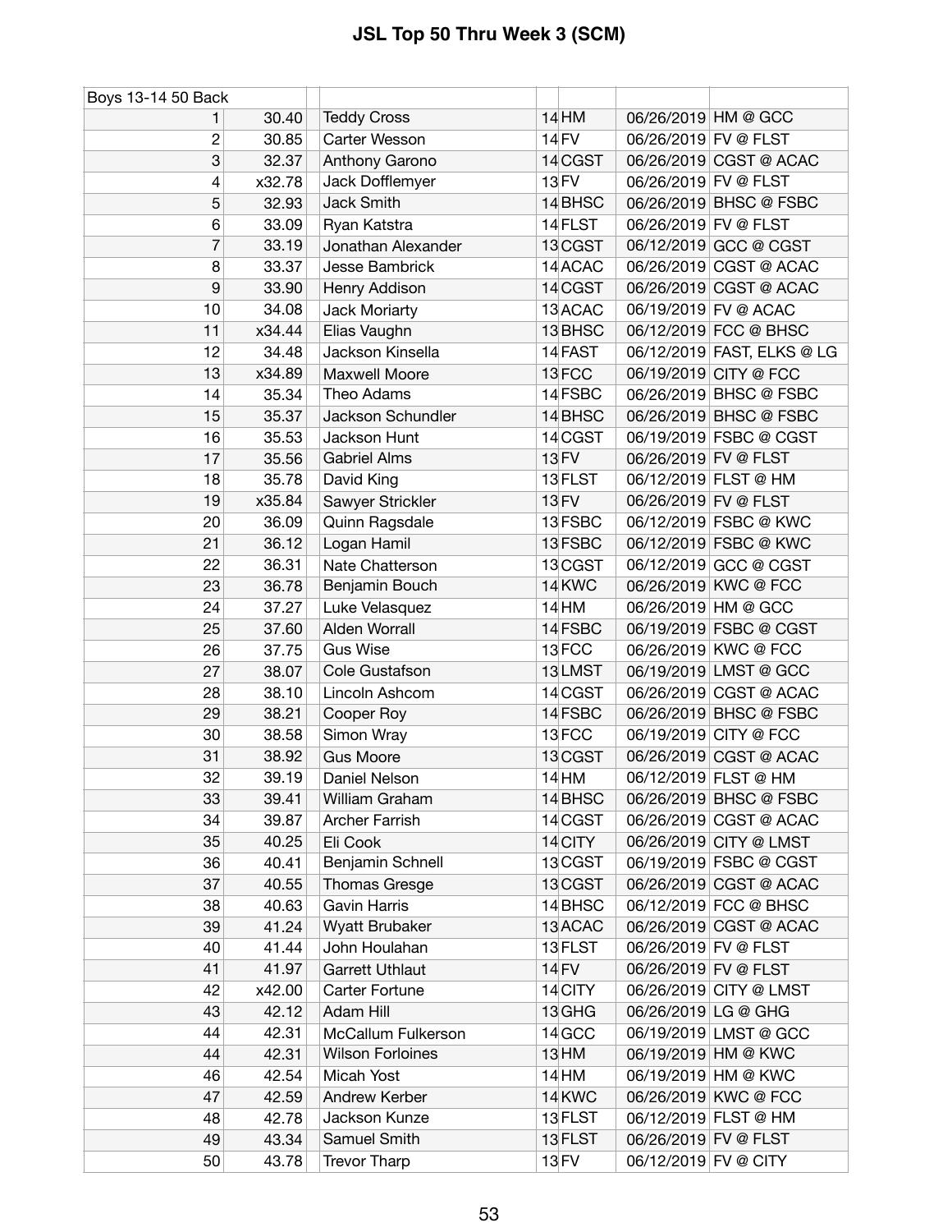# JSL Top 50 Thru Week 3 (SCM)

| Boys 13-14 50 Back | | | | | | |
|---|---|---|---|---|---|---|
| 1 | 30.40 | Teddy Cross | 14 | HM | 06/26/2019 | HM @ GCC |
| 2 | 30.85 | Carter Wesson | 14 | FV | 06/26/2019 | FV @ FLST |
| 3 | 32.37 | Anthony Garono | 14 | CGST | 06/26/2019 | CGST @ ACAC |
| 4 | x32.78 | Jack Dofflemyer | 13 | FV | 06/26/2019 | FV @ FLST |
| 5 | 32.93 | Jack Smith | 14 | BHSC | 06/26/2019 | BHSC @ FSBC |
| 6 | 33.09 | Ryan Katstra | 14 | FLST | 06/26/2019 | FV @ FLST |
| 7 | 33.19 | Jonathan Alexander | 13 | CGST | 06/12/2019 | GCC @ CGST |
| 8 | 33.37 | Jesse Bambrick | 14 | ACAC | 06/26/2019 | CGST @ ACAC |
| 9 | 33.90 | Henry Addison | 14 | CGST | 06/26/2019 | CGST @ ACAC |
| 10 | 34.08 | Jack Moriarty | 13 | ACAC | 06/19/2019 | FV @ ACAC |
| 11 | x34.44 | Elias Vaughn | 13 | BHSC | 06/12/2019 | FCC @ BHSC |
| 12 | 34.48 | Jackson Kinsella | 14 | FAST | 06/12/2019 | FAST, ELKS @ LG |
| 13 | x34.89 | Maxwell Moore | 13 | FCC | 06/19/2019 | CITY @ FCC |
| 14 | 35.34 | Theo Adams | 14 | FSBC | 06/26/2019 | BHSC @ FSBC |
| 15 | 35.37 | Jackson Schundler | 14 | BHSC | 06/26/2019 | BHSC @ FSBC |
| 16 | 35.53 | Jackson Hunt | 14 | CGST | 06/19/2019 | FSBC @ CGST |
| 17 | 35.56 | Gabriel Alms | 13 | FV | 06/26/2019 | FV @ FLST |
| 18 | 35.78 | David King | 13 | FLST | 06/12/2019 | FLST @ HM |
| 19 | x35.84 | Sawyer Strickler | 13 | FV | 06/26/2019 | FV @ FLST |
| 20 | 36.09 | Quinn Ragsdale | 13 | FSBC | 06/12/2019 | FSBC @ KWC |
| 21 | 36.12 | Logan Hamil | 13 | FSBC | 06/12/2019 | FSBC @ KWC |
| 22 | 36.31 | Nate Chatterson | 13 | CGST | 06/12/2019 | GCC @ CGST |
| 23 | 36.78 | Benjamin Bouch | 14 | KWC | 06/26/2019 | KWC @ FCC |
| 24 | 37.27 | Luke Velasquez | 14 | HM | 06/26/2019 | HM @ GCC |
| 25 | 37.60 | Alden Worrall | 14 | FSBC | 06/19/2019 | FSBC @ CGST |
| 26 | 37.75 | Gus Wise | 13 | FCC | 06/26/2019 | KWC @ FCC |
| 27 | 38.07 | Cole Gustafson | 13 | LMST | 06/19/2019 | LMST @ GCC |
| 28 | 38.10 | Lincoln Ashcom | 14 | CGST | 06/26/2019 | CGST @ ACAC |
| 29 | 38.21 | Cooper Roy | 14 | FSBC | 06/26/2019 | BHSC @ FSBC |
| 30 | 38.58 | Simon Wray | 13 | FCC | 06/19/2019 | CITY @ FCC |
| 31 | 38.92 | Gus Moore | 13 | CGST | 06/26/2019 | CGST @ ACAC |
| 32 | 39.19 | Daniel Nelson | 14 | HM | 06/12/2019 | FLST @ HM |
| 33 | 39.41 | William Graham | 14 | BHSC | 06/26/2019 | BHSC @ FSBC |
| 34 | 39.87 | Archer Farrish | 14 | CGST | 06/26/2019 | CGST @ ACAC |
| 35 | 40.25 | Eli Cook | 14 | CITY | 06/26/2019 | CITY @ LMST |
| 36 | 40.41 | Benjamin Schnell | 13 | CGST | 06/19/2019 | FSBC @ CGST |
| 37 | 40.55 | Thomas Gresge | 13 | CGST | 06/26/2019 | CGST @ ACAC |
| 38 | 40.63 | Gavin Harris | 14 | BHSC | 06/12/2019 | FCC @ BHSC |
| 39 | 41.24 | Wyatt Brubaker | 13 | ACAC | 06/26/2019 | CGST @ ACAC |
| 40 | 41.44 | John Houlahan | 13 | FLST | 06/26/2019 | FV @ FLST |
| 41 | 41.97 | Garrett Uthlaut | 14 | FV | 06/26/2019 | FV @ FLST |
| 42 | x42.00 | Carter Fortune | 14 | CITY | 06/26/2019 | CITY @ LMST |
| 43 | 42.12 | Adam Hill | 13 | GHG | 06/26/2019 | LG @ GHG |
| 44 | 42.31 | McCallum Fulkerson | 14 | GCC | 06/19/2019 | LMST @ GCC |
| 44 | 42.31 | Wilson Forloines | 13 | HM | 06/19/2019 | HM @ KWC |
| 46 | 42.54 | Micah Yost | 14 | HM | 06/19/2019 | HM @ KWC |
| 47 | 42.59 | Andrew Kerber | 14 | KWC | 06/26/2019 | KWC @ FCC |
| 48 | 42.78 | Jackson Kunze | 13 | FLST | 06/12/2019 | FLST @ HM |
| 49 | 43.34 | Samuel Smith | 13 | FLST | 06/26/2019 | FV @ FLST |
| 50 | 43.78 | Trevor Tharp | 13 | FV | 06/12/2019 | FV @ CITY |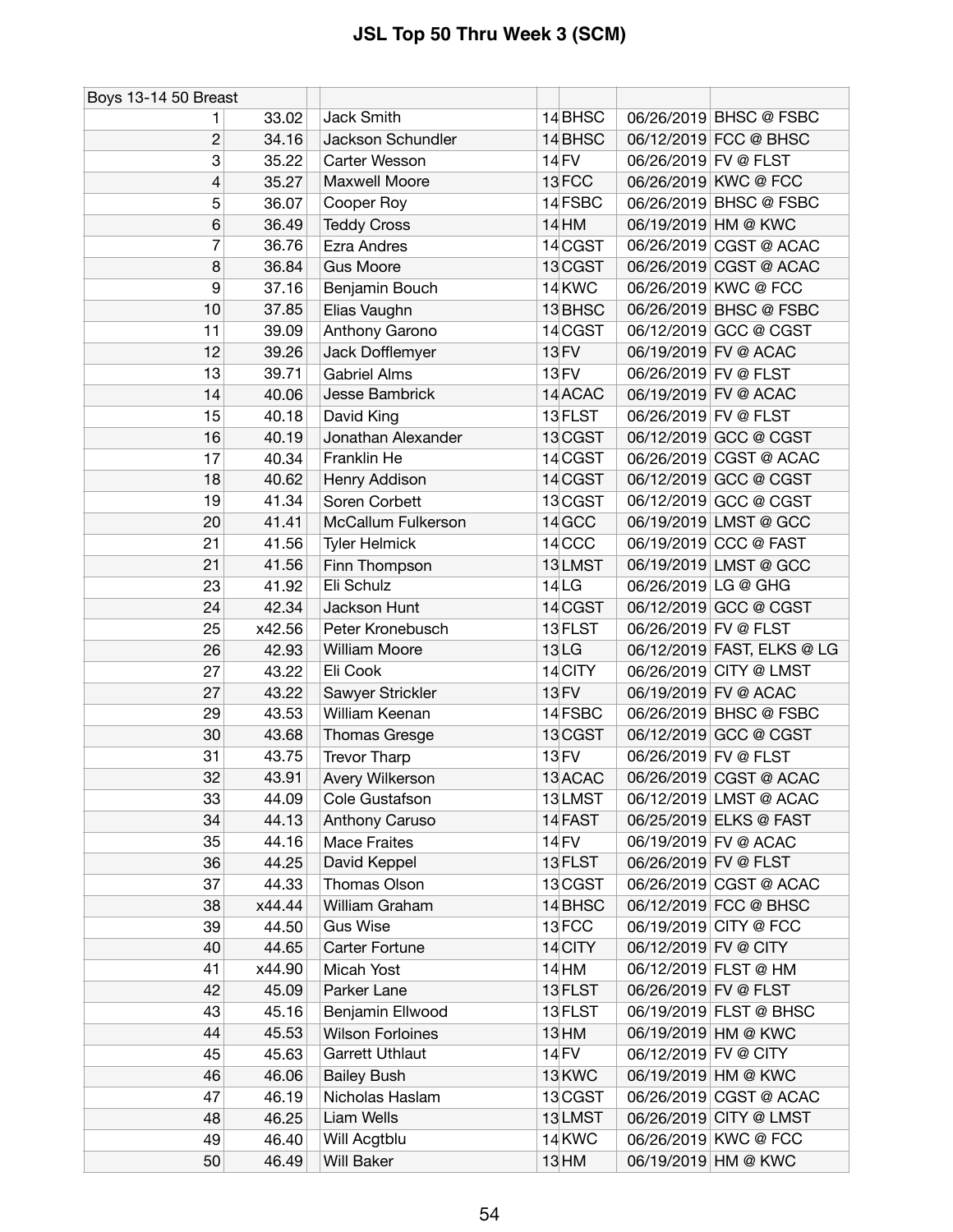# JSL Top 50 Thru Week 3 (SCM)

| Boys 13-14 50 Breast | | | | | | | |
|---|---|---|---|---|---|---|---|
| 1 | 33.02 | | Jack Smith | 14 | BHSC | 06/26/2019 | BHSC @ FSBC |
| 2 | 34.16 | | Jackson Schundler | 14 | BHSC | 06/12/2019 | FCC @ BHSC |
| 3 | 35.22 | | Carter Wesson | 14 | FV | 06/26/2019 | FV @ FLST |
| 4 | 35.27 | | Maxwell Moore | 13 | FCC | 06/26/2019 | KWC @ FCC |
| 5 | 36.07 | | Cooper Roy | 14 | FSBC | 06/26/2019 | BHSC @ FSBC |
| 6 | 36.49 | | Teddy Cross | 14 | HM | 06/19/2019 | HM @ KWC |
| 7 | 36.76 | | Ezra Andres | 14 | CGST | 06/26/2019 | CGST @ ACAC |
| 8 | 36.84 | | Gus Moore | 13 | CGST | 06/26/2019 | CGST @ ACAC |
| 9 | 37.16 | | Benjamin Bouch | 14 | KWC | 06/26/2019 | KWC @ FCC |
| 10 | 37.85 | | Elias Vaughn | 13 | BHSC | 06/26/2019 | BHSC @ FSBC |
| 11 | 39.09 | | Anthony Garono | 14 | CGST | 06/12/2019 | GCC @ CGST |
| 12 | 39.26 | | Jack Dofflemyer | 13 | FV | 06/19/2019 | FV @ ACAC |
| 13 | 39.71 | | Gabriel Alms | 13 | FV | 06/26/2019 | FV @ FLST |
| 14 | 40.06 | | Jesse Bambrick | 14 | ACAC | 06/19/2019 | FV @ ACAC |
| 15 | 40.18 | | David King | 13 | FLST | 06/26/2019 | FV @ FLST |
| 16 | 40.19 | | Jonathan Alexander | 13 | CGST | 06/12/2019 | GCC @ CGST |
| 17 | 40.34 | | Franklin He | 14 | CGST | 06/26/2019 | CGST @ ACAC |
| 18 | 40.62 | | Henry Addison | 14 | CGST | 06/12/2019 | GCC @ CGST |
| 19 | 41.34 | | Soren Corbett | 13 | CGST | 06/12/2019 | GCC @ CGST |
| 20 | 41.41 | | McCallum Fulkerson | 14 | GCC | 06/19/2019 | LMST @ GCC |
| 21 | 41.56 | | Tyler Helmick | 14 | CCC | 06/19/2019 | CCC @ FAST |
| 21 | 41.56 | | Finn Thompson | 13 | LMST | 06/19/2019 | LMST @ GCC |
| 23 | 41.92 | | Eli Schulz | 14 | LG | 06/26/2019 | LG @ GHG |
| 24 | 42.34 | | Jackson Hunt | 14 | CGST | 06/12/2019 | GCC @ CGST |
| 25 | x42.56 | | Peter Kronebusch | 13 | FLST | 06/26/2019 | FV @ FLST |
| 26 | 42.93 | | William Moore | 13 | LG | 06/12/2019 | FAST, ELKS @ LG |
| 27 | 43.22 | | Eli Cook | 14 | CITY | 06/26/2019 | CITY @ LMST |
| 27 | 43.22 | | Sawyer Strickler | 13 | FV | 06/19/2019 | FV @ ACAC |
| 29 | 43.53 | | William Keenan | 14 | FSBC | 06/26/2019 | BHSC @ FSBC |
| 30 | 43.68 | | Thomas Gresge | 13 | CGST | 06/12/2019 | GCC @ CGST |
| 31 | 43.75 | | Trevor Tharp | 13 | FV | 06/26/2019 | FV @ FLST |
| 32 | 43.91 | | Avery Wilkerson | 13 | ACAC | 06/26/2019 | CGST @ ACAC |
| 33 | 44.09 | | Cole Gustafson | 13 | LMST | 06/12/2019 | LMST @ ACAC |
| 34 | 44.13 | | Anthony Caruso | 14 | FAST | 06/25/2019 | ELKS @ FAST |
| 35 | 44.16 | | Mace Fraites | 14 | FV | 06/19/2019 | FV @ ACAC |
| 36 | 44.25 | | David Keppel | 13 | FLST | 06/26/2019 | FV @ FLST |
| 37 | 44.33 | | Thomas Olson | 13 | CGST | 06/26/2019 | CGST @ ACAC |
| 38 | x44.44 | | William Graham | 14 | BHSC | 06/12/2019 | FCC @ BHSC |
| 39 | 44.50 | | Gus Wise | 13 | FCC | 06/19/2019 | CITY @ FCC |
| 40 | 44.65 | | Carter Fortune | 14 | CITY | 06/12/2019 | FV @ CITY |
| 41 | x44.90 | | Micah Yost | 14 | HM | 06/12/2019 | FLST @ HM |
| 42 | 45.09 | | Parker Lane | 13 | FLST | 06/26/2019 | FV @ FLST |
| 43 | 45.16 | | Benjamin Ellwood | 13 | FLST | 06/19/2019 | FLST @ BHSC |
| 44 | 45.53 | | Wilson Forloines | 13 | HM | 06/19/2019 | HM @ KWC |
| 45 | 45.63 | | Garrett Uthlaut | 14 | FV | 06/12/2019 | FV @ CITY |
| 46 | 46.06 | | Bailey Bush | 13 | KWC | 06/19/2019 | HM @ KWC |
| 47 | 46.19 | | Nicholas Haslam | 13 | CGST | 06/26/2019 | CGST @ ACAC |
| 48 | 46.25 | | Liam Wells | 13 | LMST | 06/26/2019 | CITY @ LMST |
| 49 | 46.40 | | Will Acgtblu | 14 | KWC | 06/26/2019 | KWC @ FCC |
| 50 | 46.49 | | Will Baker | 13 | HM | 06/19/2019 | HM @ KWC |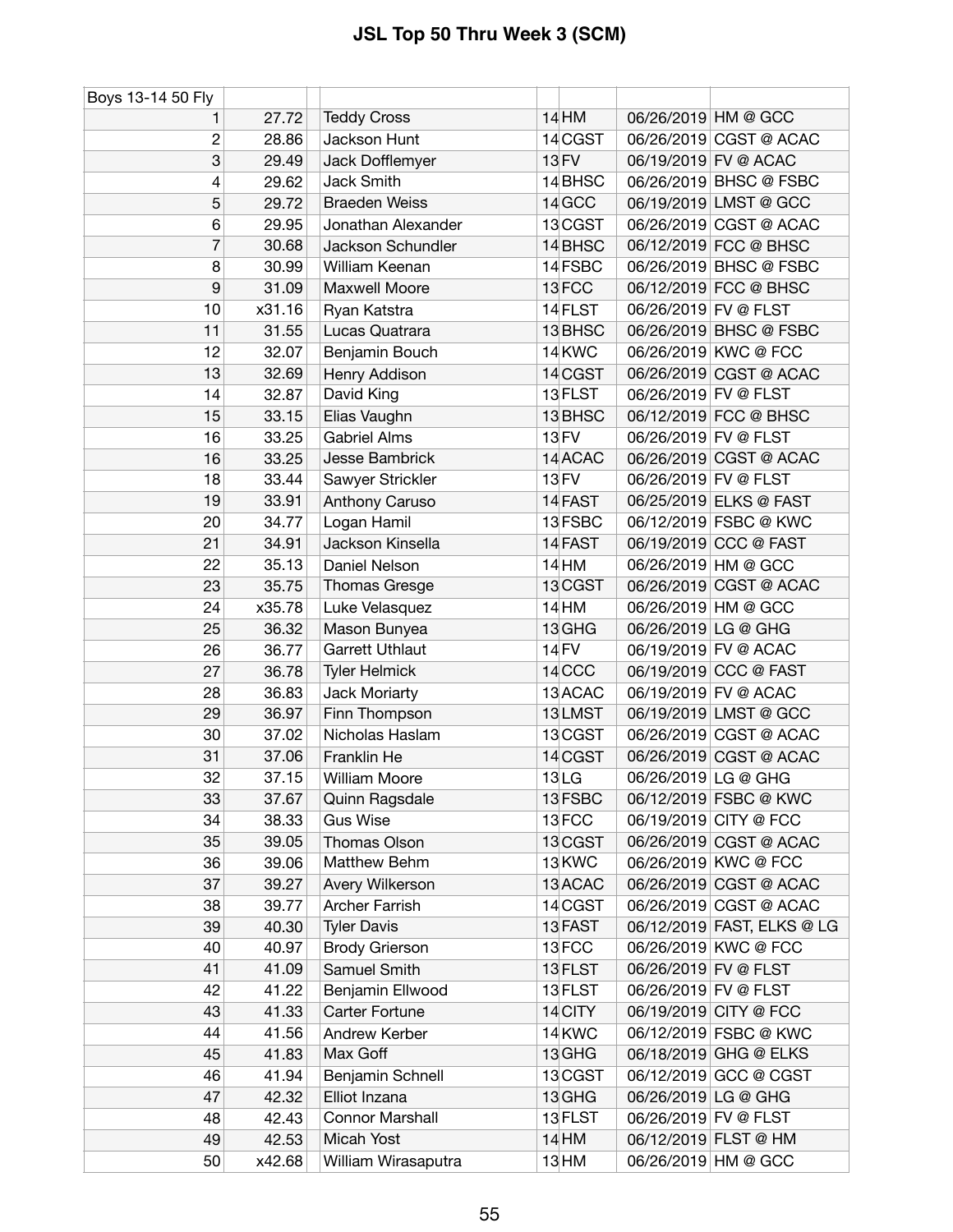# JSL Top 50 Thru Week 3 (SCM)

| Boys 13-14 50 Fly | | | | | | | |
|---|---|---|---|---|---|---|---|
| 1 | 27.72 | | Teddy Cross | 14 | HM | 06/26/2019 | HM @ GCC |
| 2 | 28.86 | | Jackson Hunt | 14 | CGST | 06/26/2019 | CGST @ ACAC |
| 3 | 29.49 | | Jack Dofflemyer | 13 | FV | 06/19/2019 | FV @ ACAC |
| 4 | 29.62 | | Jack Smith | 14 | BHSC | 06/26/2019 | BHSC @ FSBC |
| 5 | 29.72 | | Braeden Weiss | 14 | GCC | 06/19/2019 | LMST @ GCC |
| 6 | 29.95 | | Jonathan Alexander | 13 | CGST | 06/26/2019 | CGST @ ACAC |
| 7 | 30.68 | | Jackson Schundler | 14 | BHSC | 06/12/2019 | FCC @ BHSC |
| 8 | 30.99 | | William Keenan | 14 | FSBC | 06/26/2019 | BHSC @ FSBC |
| 9 | 31.09 | | Maxwell Moore | 13 | FCC | 06/12/2019 | FCC @ BHSC |
| 10 | x31.16 | | Ryan Katstra | 14 | FLST | 06/26/2019 | FV @ FLST |
| 11 | 31.55 | | Lucas Quatrara | 13 | BHSC | 06/26/2019 | BHSC @ FSBC |
| 12 | 32.07 | | Benjamin Bouch | 14 | KWC | 06/26/2019 | KWC @ FCC |
| 13 | 32.69 | | Henry Addison | 14 | CGST | 06/26/2019 | CGST @ ACAC |
| 14 | 32.87 | | David King | 13 | FLST | 06/26/2019 | FV @ FLST |
| 15 | 33.15 | | Elias Vaughn | 13 | BHSC | 06/12/2019 | FCC @ BHSC |
| 16 | 33.25 | | Gabriel Alms | 13 | FV | 06/26/2019 | FV @ FLST |
| 16 | 33.25 | | Jesse Bambrick | 14 | ACAC | 06/26/2019 | CGST @ ACAC |
| 18 | 33.44 | | Sawyer Strickler | 13 | FV | 06/26/2019 | FV @ FLST |
| 19 | 33.91 | | Anthony Caruso | 14 | FAST | 06/25/2019 | ELKS @ FAST |
| 20 | 34.77 | | Logan Hamil | 13 | FSBC | 06/12/2019 | FSBC @ KWC |
| 21 | 34.91 | | Jackson Kinsella | 14 | FAST | 06/19/2019 | CCC @ FAST |
| 22 | 35.13 | | Daniel Nelson | 14 | HM | 06/26/2019 | HM @ GCC |
| 23 | 35.75 | | Thomas Gresge | 13 | CGST | 06/26/2019 | CGST @ ACAC |
| 24 | x35.78 | | Luke Velasquez | 14 | HM | 06/26/2019 | HM @ GCC |
| 25 | 36.32 | | Mason Bunyea | 13 | GHG | 06/26/2019 | LG @ GHG |
| 26 | 36.77 | | Garrett Uthlaut | 14 | FV | 06/19/2019 | FV @ ACAC |
| 27 | 36.78 | | Tyler Helmick | 14 | CCC | 06/19/2019 | CCC @ FAST |
| 28 | 36.83 | | Jack Moriarty | 13 | ACAC | 06/19/2019 | FV @ ACAC |
| 29 | 36.97 | | Finn Thompson | 13 | LMST | 06/19/2019 | LMST @ GCC |
| 30 | 37.02 | | Nicholas Haslam | 13 | CGST | 06/26/2019 | CGST @ ACAC |
| 31 | 37.06 | | Franklin He | 14 | CGST | 06/26/2019 | CGST @ ACAC |
| 32 | 37.15 | | William Moore | 13 | LG | 06/26/2019 | LG @ GHG |
| 33 | 37.67 | | Quinn Ragsdale | 13 | FSBC | 06/12/2019 | FSBC @ KWC |
| 34 | 38.33 | | Gus Wise | 13 | FCC | 06/19/2019 | CITY @ FCC |
| 35 | 39.05 | | Thomas Olson | 13 | CGST | 06/26/2019 | CGST @ ACAC |
| 36 | 39.06 | | Matthew Behm | 13 | KWC | 06/26/2019 | KWC @ FCC |
| 37 | 39.27 | | Avery Wilkerson | 13 | ACAC | 06/26/2019 | CGST @ ACAC |
| 38 | 39.77 | | Archer Farrish | 14 | CGST | 06/26/2019 | CGST @ ACAC |
| 39 | 40.30 | | Tyler Davis | 13 | FAST | 06/12/2019 | FAST, ELKS @ LG |
| 40 | 40.97 | | Brody Grierson | 13 | FCC | 06/26/2019 | KWC @ FCC |
| 41 | 41.09 | | Samuel Smith | 13 | FLST | 06/26/2019 | FV @ FLST |
| 42 | 41.22 | | Benjamin Ellwood | 13 | FLST | 06/26/2019 | FV @ FLST |
| 43 | 41.33 | | Carter Fortune | 14 | CITY | 06/19/2019 | CITY @ FCC |
| 44 | 41.56 | | Andrew Kerber | 14 | KWC | 06/12/2019 | FSBC @ KWC |
| 45 | 41.83 | | Max Goff | 13 | GHG | 06/18/2019 | GHG @ ELKS |
| 46 | 41.94 | | Benjamin Schnell | 13 | CGST | 06/12/2019 | GCC @ CGST |
| 47 | 42.32 | | Elliot Inzana | 13 | GHG | 06/26/2019 | LG @ GHG |
| 48 | 42.43 | | Connor Marshall | 13 | FLST | 06/26/2019 | FV @ FLST |
| 49 | 42.53 | | Micah Yost | 14 | HM | 06/12/2019 | FLST @ HM |
| 50 | x42.68 | | William Wirasaputra | 13 | HM | 06/26/2019 | HM @ GCC |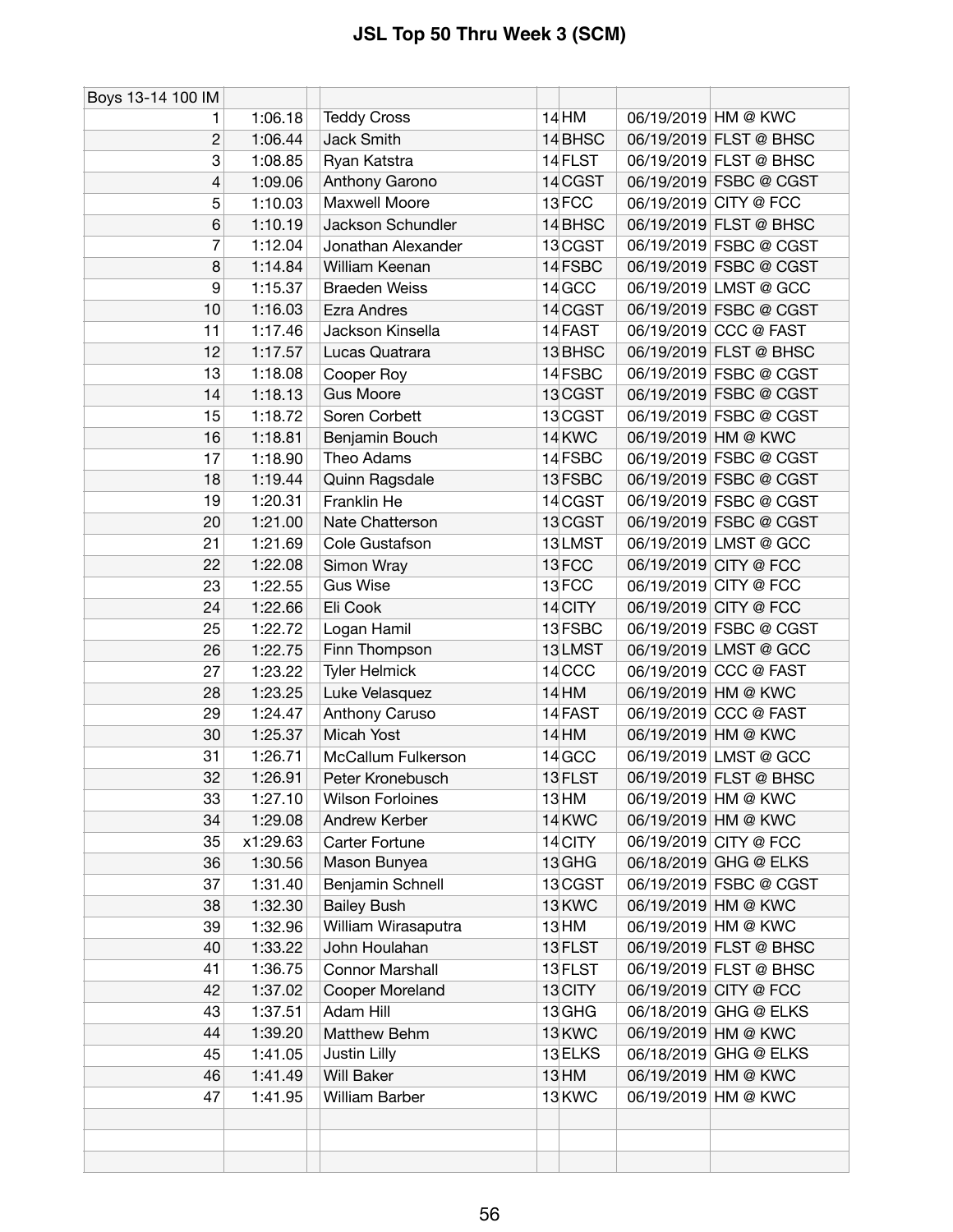# JSL Top 50 Thru Week 3 (SCM)

| Boys 13-14 100 IM | | | | | | | |
|---|---|---|---|---|---|---|---|
| 1 | 1:06.18 | | Teddy Cross | 14 | HM | 06/19/2019 | HM @ KWC |
| 2 | 1:06.44 | | Jack Smith | 14 | BHSC | 06/19/2019 | FLST @ BHSC |
| 3 | 1:08.85 | | Ryan Katstra | 14 | FLST | 06/19/2019 | FLST @ BHSC |
| 4 | 1:09.06 | | Anthony Garono | 14 | CGST | 06/19/2019 | FSBC @ CGST |
| 5 | 1:10.03 | | Maxwell Moore | 13 | FCC | 06/19/2019 | CITY @ FCC |
| 6 | 1:10.19 | | Jackson Schundler | 14 | BHSC | 06/19/2019 | FLST @ BHSC |
| 7 | 1:12.04 | | Jonathan Alexander | 13 | CGST | 06/19/2019 | FSBC @ CGST |
| 8 | 1:14.84 | | William Keenan | 14 | FSBC | 06/19/2019 | FSBC @ CGST |
| 9 | 1:15.37 | | Braeden Weiss | 14 | GCC | 06/19/2019 | LMST @ GCC |
| 10 | 1:16.03 | | Ezra Andres | 14 | CGST | 06/19/2019 | FSBC @ CGST |
| 11 | 1:17.46 | | Jackson Kinsella | 14 | FAST | 06/19/2019 | CCC @ FAST |
| 12 | 1:17.57 | | Lucas Quatrara | 13 | BHSC | 06/19/2019 | FLST @ BHSC |
| 13 | 1:18.08 | | Cooper Roy | 14 | FSBC | 06/19/2019 | FSBC @ CGST |
| 14 | 1:18.13 | | Gus Moore | 13 | CGST | 06/19/2019 | FSBC @ CGST |
| 15 | 1:18.72 | | Soren Corbett | 13 | CGST | 06/19/2019 | FSBC @ CGST |
| 16 | 1:18.81 | | Benjamin Bouch | 14 | KWC | 06/19/2019 | HM @ KWC |
| 17 | 1:18.90 | | Theo Adams | 14 | FSBC | 06/19/2019 | FSBC @ CGST |
| 18 | 1:19.44 | | Quinn Ragsdale | 13 | FSBC | 06/19/2019 | FSBC @ CGST |
| 19 | 1:20.31 | | Franklin He | 14 | CGST | 06/19/2019 | FSBC @ CGST |
| 20 | 1:21.00 | | Nate Chatterson | 13 | CGST | 06/19/2019 | FSBC @ CGST |
| 21 | 1:21.69 | | Cole Gustafson | 13 | LMST | 06/19/2019 | LMST @ GCC |
| 22 | 1:22.08 | | Simon Wray | 13 | FCC | 06/19/2019 | CITY @ FCC |
| 23 | 1:22.55 | | Gus Wise | 13 | FCC | 06/19/2019 | CITY @ FCC |
| 24 | 1:22.66 | | Eli Cook | 14 | CITY | 06/19/2019 | CITY @ FCC |
| 25 | 1:22.72 | | Logan Hamil | 13 | FSBC | 06/19/2019 | FSBC @ CGST |
| 26 | 1:22.75 | | Finn Thompson | 13 | LMST | 06/19/2019 | LMST @ GCC |
| 27 | 1:23.22 | | Tyler Helmick | 14 | CCC | 06/19/2019 | CCC @ FAST |
| 28 | 1:23.25 | | Luke Velasquez | 14 | HM | 06/19/2019 | HM @ KWC |
| 29 | 1:24.47 | | Anthony Caruso | 14 | FAST | 06/19/2019 | CCC @ FAST |
| 30 | 1:25.37 | | Micah Yost | 14 | HM | 06/19/2019 | HM @ KWC |
| 31 | 1:26.71 | | McCallum Fulkerson | 14 | GCC | 06/19/2019 | LMST @ GCC |
| 32 | 1:26.91 | | Peter Kronebusch | 13 | FLST | 06/19/2019 | FLST @ BHSC |
| 33 | 1:27.10 | | Wilson Forloines | 13 | HM | 06/19/2019 | HM @ KWC |
| 34 | 1:29.08 | | Andrew Kerber | 14 | KWC | 06/19/2019 | HM @ KWC |
| 35 | x1:29.63 | | Carter Fortune | 14 | CITY | 06/19/2019 | CITY @ FCC |
| 36 | 1:30.56 | | Mason Bunyea | 13 | GHG | 06/18/2019 | GHG @ ELKS |
| 37 | 1:31.40 | | Benjamin Schnell | 13 | CGST | 06/19/2019 | FSBC @ CGST |
| 38 | 1:32.30 | | Bailey Bush | 13 | KWC | 06/19/2019 | HM @ KWC |
| 39 | 1:32.96 | | William Wirasaputra | 13 | HM | 06/19/2019 | HM @ KWC |
| 40 | 1:33.22 | | John Houlahan | 13 | FLST | 06/19/2019 | FLST @ BHSC |
| 41 | 1:36.75 | | Connor Marshall | 13 | FLST | 06/19/2019 | FLST @ BHSC |
| 42 | 1:37.02 | | Cooper Moreland | 13 | CITY | 06/19/2019 | CITY @ FCC |
| 43 | 1:37.51 | | Adam Hill | 13 | GHG | 06/18/2019 | GHG @ ELKS |
| 44 | 1:39.20 | | Matthew Behm | 13 | KWC | 06/19/2019 | HM @ KWC |
| 45 | 1:41.05 | | Justin Lilly | 13 | ELKS | 06/18/2019 | GHG @ ELKS |
| 46 | 1:41.49 | | Will Baker | 13 | HM | 06/19/2019 | HM @ KWC |
| 47 | 1:41.95 | | William Barber | 13 | KWC | 06/19/2019 | HM @ KWC |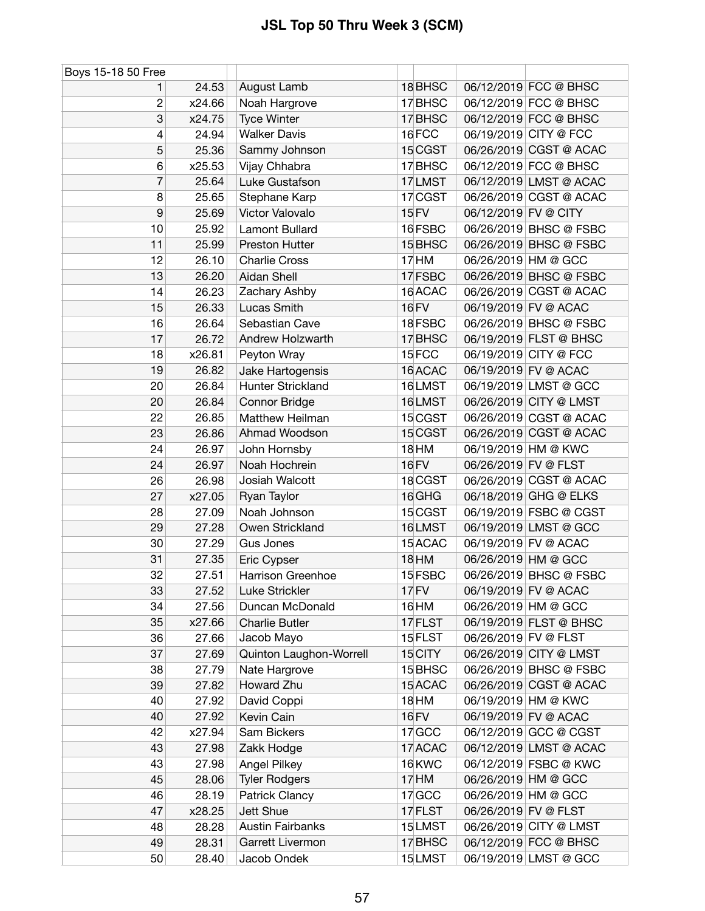# JSL Top 50 Thru Week 3 (SCM)

| Boys 15-18 50 Free | | | | | | |
|---|---|---|---|---|---|---|
| 1 | 24.53 | August Lamb | 18 | BHSC | 06/12/2019 | FCC @ BHSC |
| 2 | x24.66 | Noah Hargrove | 17 | BHSC | 06/12/2019 | FCC @ BHSC |
| 3 | x24.75 | Tyce Winter | 17 | BHSC | 06/12/2019 | FCC @ BHSC |
| 4 | 24.94 | Walker Davis | 16 | FCC | 06/19/2019 | CITY @ FCC |
| 5 | 25.36 | Sammy Johnson | 15 | CGST | 06/26/2019 | CGST @ ACAC |
| 6 | x25.53 | Vijay Chhabra | 17 | BHSC | 06/12/2019 | FCC @ BHSC |
| 7 | 25.64 | Luke Gustafson | 17 | LMST | 06/12/2019 | LMST @ ACAC |
| 8 | 25.65 | Stephane Karp | 17 | CGST | 06/26/2019 | CGST @ ACAC |
| 9 | 25.69 | Victor Valovalo | 15 | FV | 06/12/2019 | FV @ CITY |
| 10 | 25.92 | Lamont Bullard | 16 | FSBC | 06/26/2019 | BHSC @ FSBC |
| 11 | 25.99 | Preston Hutter | 15 | BHSC | 06/26/2019 | BHSC @ FSBC |
| 12 | 26.10 | Charlie Cross | 17 | HM | 06/26/2019 | HM @ GCC |
| 13 | 26.20 | Aidan Shell | 17 | FSBC | 06/26/2019 | BHSC @ FSBC |
| 14 | 26.23 | Zachary Ashby | 16 | ACAC | 06/26/2019 | CGST @ ACAC |
| 15 | 26.33 | Lucas Smith | 16 | FV | 06/19/2019 | FV @ ACAC |
| 16 | 26.64 | Sebastian Cave | 18 | FSBC | 06/26/2019 | BHSC @ FSBC |
| 17 | 26.72 | Andrew Holzwarth | 17 | BHSC | 06/19/2019 | FLST @ BHSC |
| 18 | x26.81 | Peyton Wray | 15 | FCC | 06/19/2019 | CITY @ FCC |
| 19 | 26.82 | Jake Hartogensis | 16 | ACAC | 06/19/2019 | FV @ ACAC |
| 20 | 26.84 | Hunter Strickland | 16 | LMST | 06/19/2019 | LMST @ GCC |
| 20 | 26.84 | Connor Bridge | 16 | LMST | 06/26/2019 | CITY @ LMST |
| 22 | 26.85 | Matthew Heilman | 15 | CGST | 06/26/2019 | CGST @ ACAC |
| 23 | 26.86 | Ahmad Woodson | 15 | CGST | 06/26/2019 | CGST @ ACAC |
| 24 | 26.97 | John Hornsby | 18 | HM | 06/19/2019 | HM @ KWC |
| 24 | 26.97 | Noah Hochrein | 16 | FV | 06/26/2019 | FV @ FLST |
| 26 | 26.98 | Josiah Walcott | 18 | CGST | 06/26/2019 | CGST @ ACAC |
| 27 | x27.05 | Ryan Taylor | 16 | GHG | 06/18/2019 | GHG @ ELKS |
| 28 | 27.09 | Noah Johnson | 15 | CGST | 06/19/2019 | FSBC @ CGST |
| 29 | 27.28 | Owen Strickland | 16 | LMST | 06/19/2019 | LMST @ GCC |
| 30 | 27.29 | Gus Jones | 15 | ACAC | 06/19/2019 | FV @ ACAC |
| 31 | 27.35 | Eric Cypser | 18 | HM | 06/26/2019 | HM @ GCC |
| 32 | 27.51 | Harrison Greenhoe | 15 | FSBC | 06/26/2019 | BHSC @ FSBC |
| 33 | 27.52 | Luke Strickler | 17 | FV | 06/19/2019 | FV @ ACAC |
| 34 | 27.56 | Duncan McDonald | 16 | HM | 06/26/2019 | HM @ GCC |
| 35 | x27.66 | Charlie Butler | 17 | FLST | 06/19/2019 | FLST @ BHSC |
| 36 | 27.66 | Jacob Mayo | 15 | FLST | 06/26/2019 | FV @ FLST |
| 37 | 27.69 | Quinton Laughon-Worrell | 15 | CITY | 06/26/2019 | CITY @ LMST |
| 38 | 27.79 | Nate Hargrove | 15 | BHSC | 06/26/2019 | BHSC @ FSBC |
| 39 | 27.82 | Howard Zhu | 15 | ACAC | 06/26/2019 | CGST @ ACAC |
| 40 | 27.92 | David Coppi | 18 | HM | 06/19/2019 | HM @ KWC |
| 40 | 27.92 | Kevin Cain | 16 | FV | 06/19/2019 | FV @ ACAC |
| 42 | x27.94 | Sam Bickers | 17 | GCC | 06/12/2019 | GCC @ CGST |
| 43 | 27.98 | Zakk Hodge | 17 | ACAC | 06/12/2019 | LMST @ ACAC |
| 43 | 27.98 | Angel Pilkey | 16 | KWC | 06/12/2019 | FSBC @ KWC |
| 45 | 28.06 | Tyler Rodgers | 17 | HM | 06/26/2019 | HM @ GCC |
| 46 | 28.19 | Patrick Clancy | 17 | GCC | 06/26/2019 | HM @ GCC |
| 47 | x28.25 | Jett Shue | 17 | FLST | 06/26/2019 | FV @ FLST |
| 48 | 28.28 | Austin Fairbanks | 15 | LMST | 06/26/2019 | CITY @ LMST |
| 49 | 28.31 | Garrett Livermon | 17 | BHSC | 06/12/2019 | FCC @ BHSC |
| 50 | 28.40 | Jacob Ondek | 15 | LMST | 06/19/2019 | LMST @ GCC |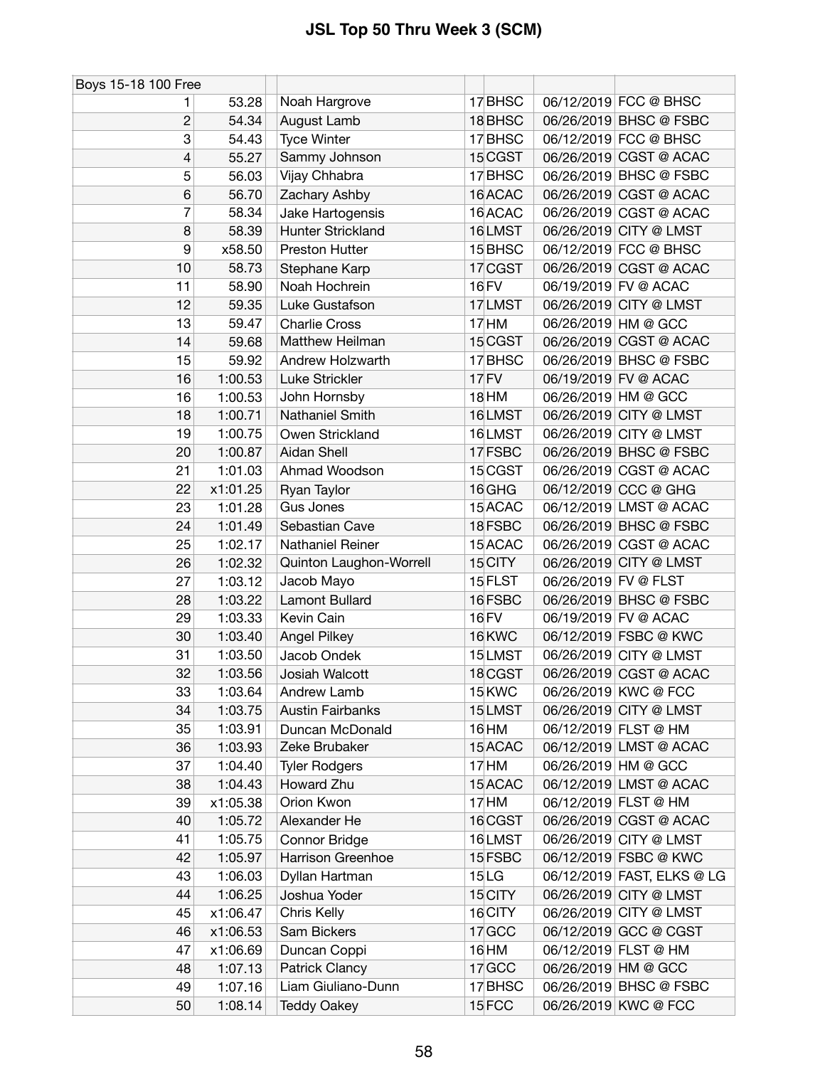# JSL Top 50 Thru Week 3 (SCM)

| Boys 15-18 100 Free | | | | | | |
|---|---|---|---|---|---|---|
| 1 | 53.28 | Noah Hargrove | 17 | BHSC | 06/12/2019 | FCC @ BHSC |
| 2 | 54.34 | August Lamb | 18 | BHSC | 06/26/2019 | BHSC @ FSBC |
| 3 | 54.43 | Tyce Winter | 17 | BHSC | 06/12/2019 | FCC @ BHSC |
| 4 | 55.27 | Sammy Johnson | 15 | CGST | 06/26/2019 | CGST @ ACAC |
| 5 | 56.03 | Vijay Chhabra | 17 | BHSC | 06/26/2019 | BHSC @ FSBC |
| 6 | 56.70 | Zachary Ashby | 16 | ACAC | 06/26/2019 | CGST @ ACAC |
| 7 | 58.34 | Jake Hartogensis | 16 | ACAC | 06/26/2019 | CGST @ ACAC |
| 8 | 58.39 | Hunter Strickland | 16 | LMST | 06/26/2019 | CITY @ LMST |
| 9 | x58.50 | Preston Hutter | 15 | BHSC | 06/12/2019 | FCC @ BHSC |
| 10 | 58.73 | Stephane Karp | 17 | CGST | 06/26/2019 | CGST @ ACAC |
| 11 | 58.90 | Noah Hochrein | 16 | FV | 06/19/2019 | FV @ ACAC |
| 12 | 59.35 | Luke Gustafson | 17 | LMST | 06/26/2019 | CITY @ LMST |
| 13 | 59.47 | Charlie Cross | 17 | HM | 06/26/2019 | HM @ GCC |
| 14 | 59.68 | Matthew Heilman | 15 | CGST | 06/26/2019 | CGST @ ACAC |
| 15 | 59.92 | Andrew Holzwarth | 17 | BHSC | 06/26/2019 | BHSC @ FSBC |
| 16 | 1:00.53 | Luke Strickler | 17 | FV | 06/19/2019 | FV @ ACAC |
| 16 | 1:00.53 | John Hornsby | 18 | HM | 06/26/2019 | HM @ GCC |
| 18 | 1:00.71 | Nathaniel Smith | 16 | LMST | 06/26/2019 | CITY @ LMST |
| 19 | 1:00.75 | Owen Strickland | 16 | LMST | 06/26/2019 | CITY @ LMST |
| 20 | 1:00.87 | Aidan Shell | 17 | FSBC | 06/26/2019 | BHSC @ FSBC |
| 21 | 1:01.03 | Ahmad Woodson | 15 | CGST | 06/26/2019 | CGST @ ACAC |
| 22 | x1:01.25 | Ryan Taylor | 16 | GHG | 06/12/2019 | CCC @ GHG |
| 23 | 1:01.28 | Gus Jones | 15 | ACAC | 06/12/2019 | LMST @ ACAC |
| 24 | 1:01.49 | Sebastian Cave | 18 | FSBC | 06/26/2019 | BHSC @ FSBC |
| 25 | 1:02.17 | Nathaniel Reiner | 15 | ACAC | 06/26/2019 | CGST @ ACAC |
| 26 | 1:02.32 | Quinton Laughon-Worrell | 15 | CITY | 06/26/2019 | CITY @ LMST |
| 27 | 1:03.12 | Jacob Mayo | 15 | FLST | 06/26/2019 | FV @ FLST |
| 28 | 1:03.22 | Lamont Bullard | 16 | FSBC | 06/26/2019 | BHSC @ FSBC |
| 29 | 1:03.33 | Kevin Cain | 16 | FV | 06/19/2019 | FV @ ACAC |
| 30 | 1:03.40 | Angel Pilkey | 16 | KWC | 06/12/2019 | FSBC @ KWC |
| 31 | 1:03.50 | Jacob Ondek | 15 | LMST | 06/26/2019 | CITY @ LMST |
| 32 | 1:03.56 | Josiah Walcott | 18 | CGST | 06/26/2019 | CGST @ ACAC |
| 33 | 1:03.64 | Andrew Lamb | 15 | KWC | 06/26/2019 | KWC @ FCC |
| 34 | 1:03.75 | Austin Fairbanks | 15 | LMST | 06/26/2019 | CITY @ LMST |
| 35 | 1:03.91 | Duncan McDonald | 16 | HM | 06/12/2019 | FLST @ HM |
| 36 | 1:03.93 | Zeke Brubaker | 15 | ACAC | 06/12/2019 | LMST @ ACAC |
| 37 | 1:04.40 | Tyler Rodgers | 17 | HM | 06/26/2019 | HM @ GCC |
| 38 | 1:04.43 | Howard Zhu | 15 | ACAC | 06/12/2019 | LMST @ ACAC |
| 39 | x1:05.38 | Orion Kwon | 17 | HM | 06/12/2019 | FLST @ HM |
| 40 | 1:05.72 | Alexander He | 16 | CGST | 06/26/2019 | CGST @ ACAC |
| 41 | 1:05.75 | Connor Bridge | 16 | LMST | 06/26/2019 | CITY @ LMST |
| 42 | 1:05.97 | Harrison Greenhoe | 15 | FSBC | 06/12/2019 | FSBC @ KWC |
| 43 | 1:06.03 | Dyllan Hartman | 15 | LG | 06/12/2019 | FAST, ELKS @ LG |
| 44 | 1:06.25 | Joshua Yoder | 15 | CITY | 06/26/2019 | CITY @ LMST |
| 45 | x1:06.47 | Chris Kelly | 16 | CITY | 06/26/2019 | CITY @ LMST |
| 46 | x1:06.53 | Sam Bickers | 17 | GCC | 06/12/2019 | GCC @ CGST |
| 47 | x1:06.69 | Duncan Coppi | 16 | HM | 06/12/2019 | FLST @ HM |
| 48 | 1:07.13 | Patrick Clancy | 17 | GCC | 06/26/2019 | HM @ GCC |
| 49 | 1:07.16 | Liam Giuliano-Dunn | 17 | BHSC | 06/26/2019 | BHSC @ FSBC |
| 50 | 1:08.14 | Teddy Oakey | 15 | FCC | 06/26/2019 | KWC @ FCC |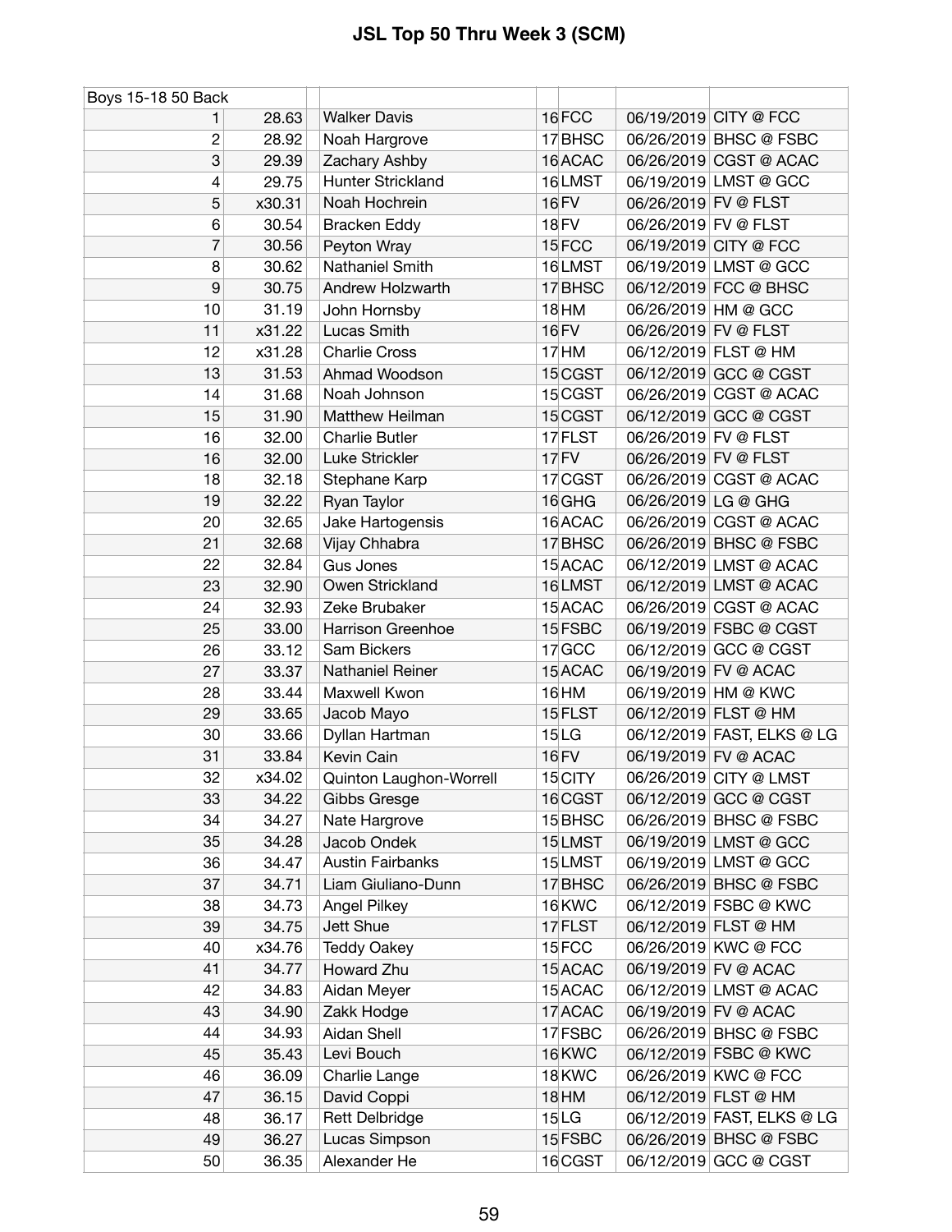# JSL Top 50 Thru Week 3 (SCM)

| Boys 15-18 50 Back | | | | | | |
|---|---|---|---|---|---|---|
| 1 | 28.63 | Walker Davis | 16 | FCC | 06/19/2019 | CITY @ FCC |
| 2 | 28.92 | Noah Hargrove | 17 | BHSC | 06/26/2019 | BHSC @ FSBC |
| 3 | 29.39 | Zachary Ashby | 16 | ACAC | 06/26/2019 | CGST @ ACAC |
| 4 | 29.75 | Hunter Strickland | 16 | LMST | 06/19/2019 | LMST @ GCC |
| 5 | x30.31 | Noah Hochrein | 16 | FV | 06/26/2019 | FV @ FLST |
| 6 | 30.54 | Bracken Eddy | 18 | FV | 06/26/2019 | FV @ FLST |
| 7 | 30.56 | Peyton Wray | 15 | FCC | 06/19/2019 | CITY @ FCC |
| 8 | 30.62 | Nathaniel Smith | 16 | LMST | 06/19/2019 | LMST @ GCC |
| 9 | 30.75 | Andrew Holzwarth | 17 | BHSC | 06/12/2019 | FCC @ BHSC |
| 10 | 31.19 | John Hornsby | 18 | HM | 06/26/2019 | HM @ GCC |
| 11 | x31.22 | Lucas Smith | 16 | FV | 06/26/2019 | FV @ FLST |
| 12 | x31.28 | Charlie Cross | 17 | HM | 06/12/2019 | FLST @ HM |
| 13 | 31.53 | Ahmad Woodson | 15 | CGST | 06/12/2019 | GCC @ CGST |
| 14 | 31.68 | Noah Johnson | 15 | CGST | 06/26/2019 | CGST @ ACAC |
| 15 | 31.90 | Matthew Heilman | 15 | CGST | 06/12/2019 | GCC @ CGST |
| 16 | 32.00 | Charlie Butler | 17 | FLST | 06/26/2019 | FV @ FLST |
| 16 | 32.00 | Luke Strickler | 17 | FV | 06/26/2019 | FV @ FLST |
| 18 | 32.18 | Stephane Karp | 17 | CGST | 06/26/2019 | CGST @ ACAC |
| 19 | 32.22 | Ryan Taylor | 16 | GHG | 06/26/2019 | LG @ GHG |
| 20 | 32.65 | Jake Hartogensis | 16 | ACAC | 06/26/2019 | CGST @ ACAC |
| 21 | 32.68 | Vijay Chhabra | 17 | BHSC | 06/26/2019 | BHSC @ FSBC |
| 22 | 32.84 | Gus Jones | 15 | ACAC | 06/12/2019 | LMST @ ACAC |
| 23 | 32.90 | Owen Strickland | 16 | LMST | 06/12/2019 | LMST @ ACAC |
| 24 | 32.93 | Zeke Brubaker | 15 | ACAC | 06/26/2019 | CGST @ ACAC |
| 25 | 33.00 | Harrison Greenhoe | 15 | FSBC | 06/19/2019 | FSBC @ CGST |
| 26 | 33.12 | Sam Bickers | 17 | GCC | 06/12/2019 | GCC @ CGST |
| 27 | 33.37 | Nathaniel Reiner | 15 | ACAC | 06/19/2019 | FV @ ACAC |
| 28 | 33.44 | Maxwell Kwon | 16 | HM | 06/19/2019 | HM @ KWC |
| 29 | 33.65 | Jacob Mayo | 15 | FLST | 06/12/2019 | FLST @ HM |
| 30 | 33.66 | Dyllan Hartman | 15 | LG | 06/12/2019 | FAST, ELKS @ LG |
| 31 | 33.84 | Kevin Cain | 16 | FV | 06/19/2019 | FV @ ACAC |
| 32 | x34.02 | Quinton Laughon-Worrell | 15 | CITY | 06/26/2019 | CITY @ LMST |
| 33 | 34.22 | Gibbs Gresge | 16 | CGST | 06/12/2019 | GCC @ CGST |
| 34 | 34.27 | Nate Hargrove | 15 | BHSC | 06/26/2019 | BHSC @ FSBC |
| 35 | 34.28 | Jacob Ondek | 15 | LMST | 06/19/2019 | LMST @ GCC |
| 36 | 34.47 | Austin Fairbanks | 15 | LMST | 06/19/2019 | LMST @ GCC |
| 37 | 34.71 | Liam Giuliano-Dunn | 17 | BHSC | 06/26/2019 | BHSC @ FSBC |
| 38 | 34.73 | Angel Pilkey | 16 | KWC | 06/12/2019 | FSBC @ KWC |
| 39 | 34.75 | Jett Shue | 17 | FLST | 06/12/2019 | FLST @ HM |
| 40 | x34.76 | Teddy Oakey | 15 | FCC | 06/26/2019 | KWC @ FCC |
| 41 | 34.77 | Howard Zhu | 15 | ACAC | 06/19/2019 | FV @ ACAC |
| 42 | 34.83 | Aidan Meyer | 15 | ACAC | 06/12/2019 | LMST @ ACAC |
| 43 | 34.90 | Zakk Hodge | 17 | ACAC | 06/19/2019 | FV @ ACAC |
| 44 | 34.93 | Aidan Shell | 17 | FSBC | 06/26/2019 | BHSC @ FSBC |
| 45 | 35.43 | Levi Bouch | 16 | KWC | 06/12/2019 | FSBC @ KWC |
| 46 | 36.09 | Charlie Lange | 18 | KWC | 06/26/2019 | KWC @ FCC |
| 47 | 36.15 | David Coppi | 18 | HM | 06/12/2019 | FLST @ HM |
| 48 | 36.17 | Rett Delbridge | 15 | LG | 06/12/2019 | FAST, ELKS @ LG |
| 49 | 36.27 | Lucas Simpson | 15 | FSBC | 06/26/2019 | BHSC @ FSBC |
| 50 | 36.35 | Alexander He | 16 | CGST | 06/12/2019 | GCC @ CGST |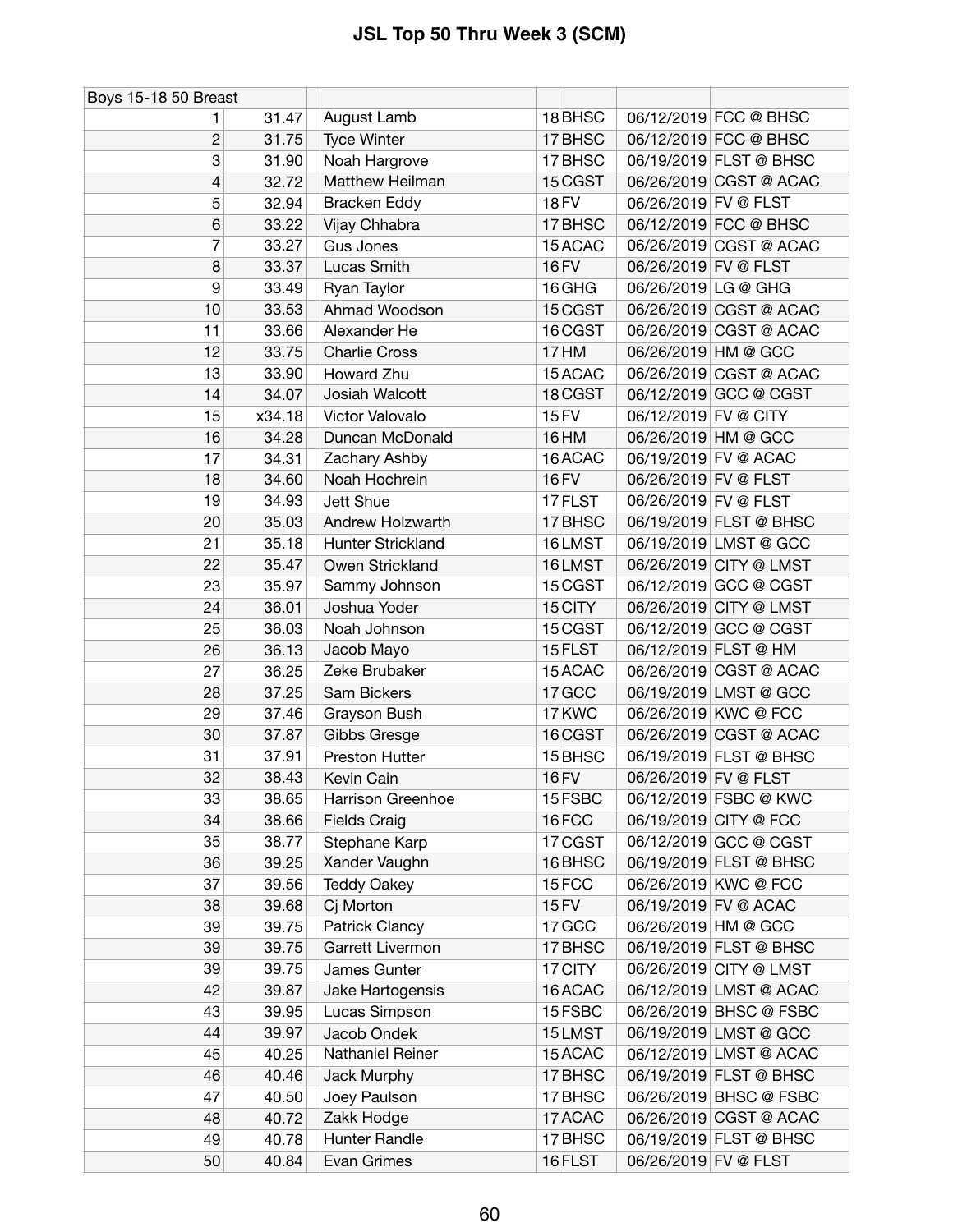# JSL Top 50 Thru Week 3 (SCM)

| Boys 15-18 50 Breast | | | | | | | |
|---|---|---|---|---|---|---|---|
| 1 | 31.47 | August Lamb | 18 | BHSC | 06/12/2019 | FCC @ BHSC |
| 2 | 31.75 | Tyce Winter | 17 | BHSC | 06/12/2019 | FCC @ BHSC |
| 3 | 31.90 | Noah Hargrove | 17 | BHSC | 06/19/2019 | FLST @ BHSC |
| 4 | 32.72 | Matthew Heilman | 15 | CGST | 06/26/2019 | CGST @ ACAC |
| 5 | 32.94 | Bracken Eddy | 18 | FV | 06/26/2019 | FV @ FLST |
| 6 | 33.22 | Vijay Chhabra | 17 | BHSC | 06/12/2019 | FCC @ BHSC |
| 7 | 33.27 | Gus Jones | 15 | ACAC | 06/26/2019 | CGST @ ACAC |
| 8 | 33.37 | Lucas Smith | 16 | FV | 06/26/2019 | FV @ FLST |
| 9 | 33.49 | Ryan Taylor | 16 | GHG | 06/26/2019 | LG @ GHG |
| 10 | 33.53 | Ahmad Woodson | 15 | CGST | 06/26/2019 | CGST @ ACAC |
| 11 | 33.66 | Alexander He | 16 | CGST | 06/26/2019 | CGST @ ACAC |
| 12 | 33.75 | Charlie Cross | 17 | HM | 06/26/2019 | HM @ GCC |
| 13 | 33.90 | Howard Zhu | 15 | ACAC | 06/26/2019 | CGST @ ACAC |
| 14 | 34.07 | Josiah Walcott | 18 | CGST | 06/12/2019 | GCC @ CGST |
| 15 | x34.18 | Victor Valovalo | 15 | FV | 06/12/2019 | FV @ CITY |
| 16 | 34.28 | Duncan McDonald | 16 | HM | 06/26/2019 | HM @ GCC |
| 17 | 34.31 | Zachary Ashby | 16 | ACAC | 06/19/2019 | FV @ ACAC |
| 18 | 34.60 | Noah Hochrein | 16 | FV | 06/26/2019 | FV @ FLST |
| 19 | 34.93 | Jett Shue | 17 | FLST | 06/26/2019 | FV @ FLST |
| 20 | 35.03 | Andrew Holzwarth | 17 | BHSC | 06/19/2019 | FLST @ BHSC |
| 21 | 35.18 | Hunter Strickland | 16 | LMST | 06/19/2019 | LMST @ GCC |
| 22 | 35.47 | Owen Strickland | 16 | LMST | 06/26/2019 | CITY @ LMST |
| 23 | 35.97 | Sammy Johnson | 15 | CGST | 06/12/2019 | GCC @ CGST |
| 24 | 36.01 | Joshua Yoder | 15 | CITY | 06/26/2019 | CITY @ LMST |
| 25 | 36.03 | Noah Johnson | 15 | CGST | 06/12/2019 | GCC @ CGST |
| 26 | 36.13 | Jacob Mayo | 15 | FLST | 06/12/2019 | FLST @ HM |
| 27 | 36.25 | Zeke Brubaker | 15 | ACAC | 06/26/2019 | CGST @ ACAC |
| 28 | 37.25 | Sam Bickers | 17 | GCC | 06/19/2019 | LMST @ GCC |
| 29 | 37.46 | Grayson Bush | 17 | KWC | 06/26/2019 | KWC @ FCC |
| 30 | 37.87 | Gibbs Gresge | 16 | CGST | 06/26/2019 | CGST @ ACAC |
| 31 | 37.91 | Preston Hutter | 15 | BHSC | 06/19/2019 | FLST @ BHSC |
| 32 | 38.43 | Kevin Cain | 16 | FV | 06/26/2019 | FV @ FLST |
| 33 | 38.65 | Harrison Greenhoe | 15 | FSBC | 06/12/2019 | FSBC @ KWC |
| 34 | 38.66 | Fields Craig | 16 | FCC | 06/19/2019 | CITY @ FCC |
| 35 | 38.77 | Stephane Karp | 17 | CGST | 06/12/2019 | GCC @ CGST |
| 36 | 39.25 | Xander Vaughn | 16 | BHSC | 06/19/2019 | FLST @ BHSC |
| 37 | 39.56 | Teddy Oakey | 15 | FCC | 06/26/2019 | KWC @ FCC |
| 38 | 39.68 | Cj Morton | 15 | FV | 06/19/2019 | FV @ ACAC |
| 39 | 39.75 | Patrick Clancy | 17 | GCC | 06/26/2019 | HM @ GCC |
| 39 | 39.75 | Garrett Livermon | 17 | BHSC | 06/19/2019 | FLST @ BHSC |
| 39 | 39.75 | James Gunter | 17 | CITY | 06/26/2019 | CITY @ LMST |
| 42 | 39.87 | Jake Hartogensis | 16 | ACAC | 06/12/2019 | LMST @ ACAC |
| 43 | 39.95 | Lucas Simpson | 15 | FSBC | 06/26/2019 | BHSC @ FSBC |
| 44 | 39.97 | Jacob Ondek | 15 | LMST | 06/19/2019 | LMST @ GCC |
| 45 | 40.25 | Nathaniel Reiner | 15 | ACAC | 06/12/2019 | LMST @ ACAC |
| 46 | 40.46 | Jack Murphy | 17 | BHSC | 06/19/2019 | FLST @ BHSC |
| 47 | 40.50 | Joey Paulson | 17 | BHSC | 06/26/2019 | BHSC @ FSBC |
| 48 | 40.72 | Zakk Hodge | 17 | ACAC | 06/26/2019 | CGST @ ACAC |
| 49 | 40.78 | Hunter Randle | 17 | BHSC | 06/19/2019 | FLST @ BHSC |
| 50 | 40.84 | Evan Grimes | 16 | FLST | 06/26/2019 | FV @ FLST |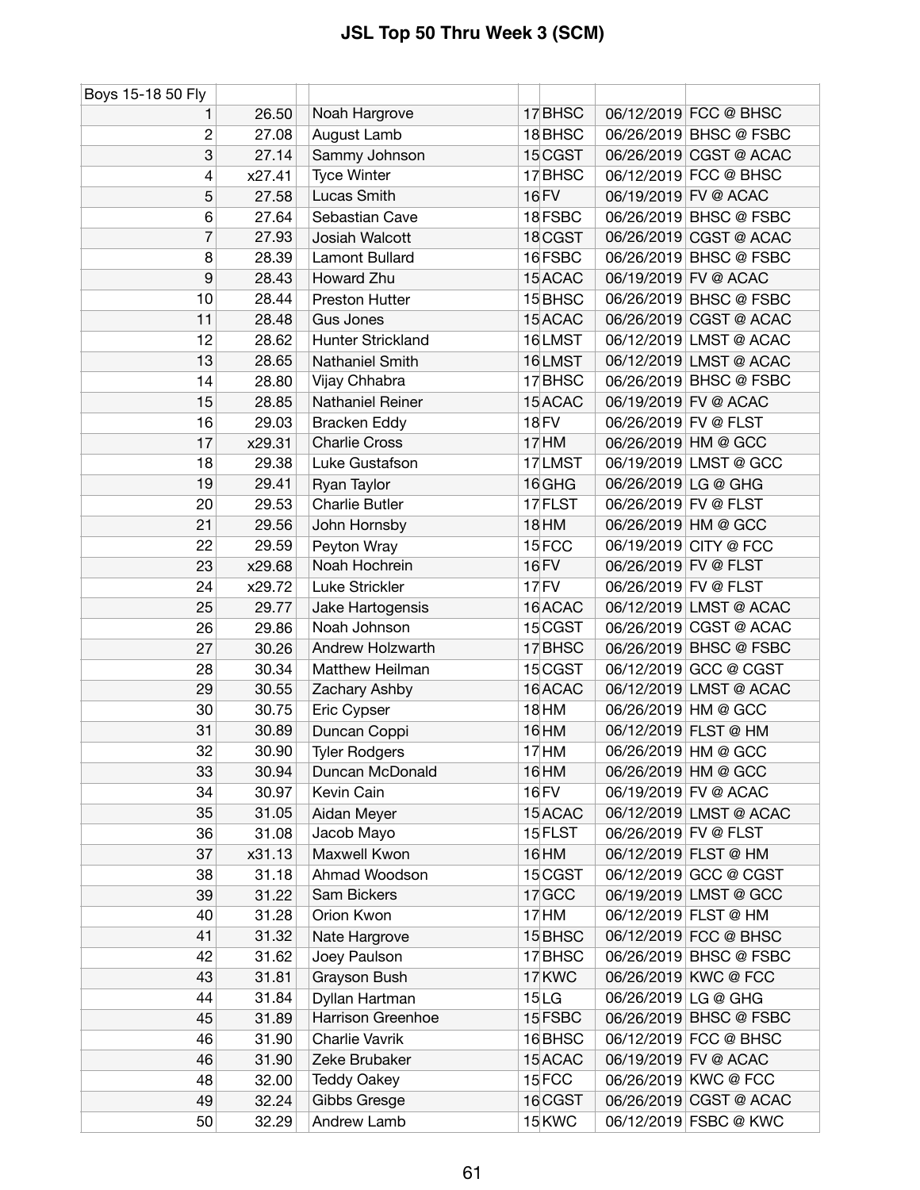# JSL Top 50 Thru Week 3 (SCM)

| Boys 15-18 50 Fly | | | | | | | |
|---|---|---|---|---|---|---|---|
| 1 | 26.50 | | Noah Hargrove | 17 | BHSC | 06/12/2019 | FCC @ BHSC |
| 2 | 27.08 | | August Lamb | 18 | BHSC | 06/26/2019 | BHSC @ FSBC |
| 3 | 27.14 | | Sammy Johnson | 15 | CGST | 06/26/2019 | CGST @ ACAC |
| 4 | x27.41 | | Tyce Winter | 17 | BHSC | 06/12/2019 | FCC @ BHSC |
| 5 | 27.58 | | Lucas Smith | 16 | FV | 06/19/2019 | FV @ ACAC |
| 6 | 27.64 | | Sebastian Cave | 18 | FSBC | 06/26/2019 | BHSC @ FSBC |
| 7 | 27.93 | | Josiah Walcott | 18 | CGST | 06/26/2019 | CGST @ ACAC |
| 8 | 28.39 | | Lamont Bullard | 16 | FSBC | 06/26/2019 | BHSC @ FSBC |
| 9 | 28.43 | | Howard Zhu | 15 | ACAC | 06/19/2019 | FV @ ACAC |
| 10 | 28.44 | | Preston Hutter | 15 | BHSC | 06/26/2019 | BHSC @ FSBC |
| 11 | 28.48 | | Gus Jones | 15 | ACAC | 06/26/2019 | CGST @ ACAC |
| 12 | 28.62 | | Hunter Strickland | 16 | LMST | 06/12/2019 | LMST @ ACAC |
| 13 | 28.65 | | Nathaniel Smith | 16 | LMST | 06/12/2019 | LMST @ ACAC |
| 14 | 28.80 | | Vijay Chhabra | 17 | BHSC | 06/26/2019 | BHSC @ FSBC |
| 15 | 28.85 | | Nathaniel Reiner | 15 | ACAC | 06/19/2019 | FV @ ACAC |
| 16 | 29.03 | | Bracken Eddy | 18 | FV | 06/26/2019 | FV @ FLST |
| 17 | x29.31 | | Charlie Cross | 17 | HM | 06/26/2019 | HM @ GCC |
| 18 | 29.38 | | Luke Gustafson | 17 | LMST | 06/19/2019 | LMST @ GCC |
| 19 | 29.41 | | Ryan Taylor | 16 | GHG | 06/26/2019 | LG @ GHG |
| 20 | 29.53 | | Charlie Butler | 17 | FLST | 06/26/2019 | FV @ FLST |
| 21 | 29.56 | | John Hornsby | 18 | HM | 06/26/2019 | HM @ GCC |
| 22 | 29.59 | | Peyton Wray | 15 | FCC | 06/19/2019 | CITY @ FCC |
| 23 | x29.68 | | Noah Hochrein | 16 | FV | 06/26/2019 | FV @ FLST |
| 24 | x29.72 | | Luke Strickler | 17 | FV | 06/26/2019 | FV @ FLST |
| 25 | 29.77 | | Jake Hartogensis | 16 | ACAC | 06/12/2019 | LMST @ ACAC |
| 26 | 29.86 | | Noah Johnson | 15 | CGST | 06/26/2019 | CGST @ ACAC |
| 27 | 30.26 | | Andrew Holzwarth | 17 | BHSC | 06/26/2019 | BHSC @ FSBC |
| 28 | 30.34 | | Matthew Heilman | 15 | CGST | 06/12/2019 | GCC @ CGST |
| 29 | 30.55 | | Zachary Ashby | 16 | ACAC | 06/12/2019 | LMST @ ACAC |
| 30 | 30.75 | | Eric Cypser | 18 | HM | 06/26/2019 | HM @ GCC |
| 31 | 30.89 | | Duncan Coppi | 16 | HM | 06/12/2019 | FLST @ HM |
| 32 | 30.90 | | Tyler Rodgers | 17 | HM | 06/26/2019 | HM @ GCC |
| 33 | 30.94 | | Duncan McDonald | 16 | HM | 06/26/2019 | HM @ GCC |
| 34 | 30.97 | | Kevin Cain | 16 | FV | 06/19/2019 | FV @ ACAC |
| 35 | 31.05 | | Aidan Meyer | 15 | ACAC | 06/12/2019 | LMST @ ACAC |
| 36 | 31.08 | | Jacob Mayo | 15 | FLST | 06/26/2019 | FV @ FLST |
| 37 | x31.13 | | Maxwell Kwon | 16 | HM | 06/12/2019 | FLST @ HM |
| 38 | 31.18 | | Ahmad Woodson | 15 | CGST | 06/12/2019 | GCC @ CGST |
| 39 | 31.22 | | Sam Bickers | 17 | GCC | 06/19/2019 | LMST @ GCC |
| 40 | 31.28 | | Orion Kwon | 17 | HM | 06/12/2019 | FLST @ HM |
| 41 | 31.32 | | Nate Hargrove | 15 | BHSC | 06/12/2019 | FCC @ BHSC |
| 42 | 31.62 | | Joey Paulson | 17 | BHSC | 06/26/2019 | BHSC @ FSBC |
| 43 | 31.81 | | Grayson Bush | 17 | KWC | 06/26/2019 | KWC @ FCC |
| 44 | 31.84 | | Dyllan Hartman | 15 | LG | 06/26/2019 | LG @ GHG |
| 45 | 31.89 | | Harrison Greenhoe | 15 | FSBC | 06/26/2019 | BHSC @ FSBC |
| 46 | 31.90 | | Charlie Vavrik | 16 | BHSC | 06/12/2019 | FCC @ BHSC |
| 46 | 31.90 | | Zeke Brubaker | 15 | ACAC | 06/19/2019 | FV @ ACAC |
| 48 | 32.00 | | Teddy Oakey | 15 | FCC | 06/26/2019 | KWC @ FCC |
| 49 | 32.24 | | Gibbs Gresge | 16 | CGST | 06/26/2019 | CGST @ ACAC |
| 50 | 32.29 | | Andrew Lamb | 15 | KWC | 06/12/2019 | FSBC @ KWC |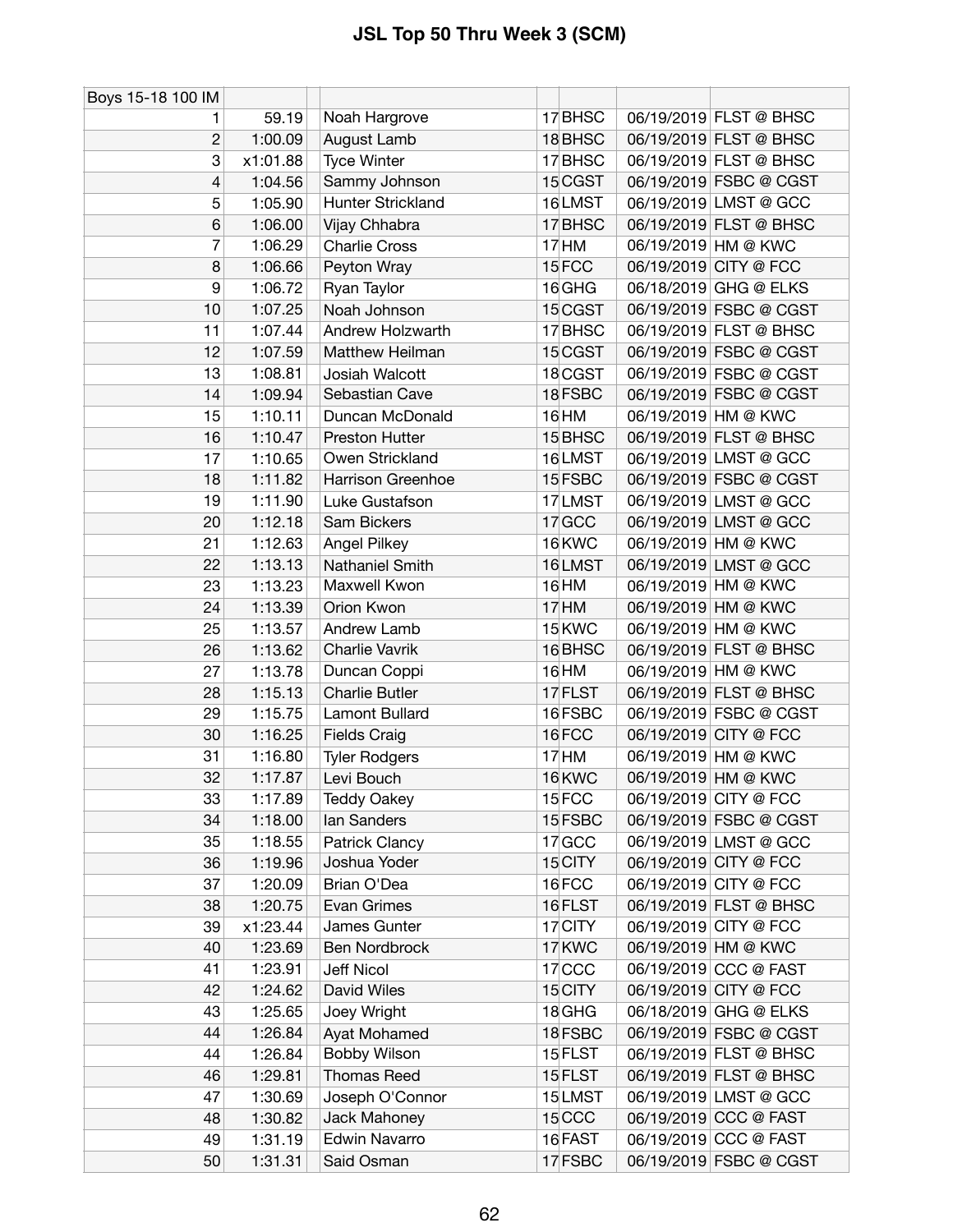# JSL Top 50 Thru Week 3 (SCM)

| Boys 15-18 100 IM | | | | | | | | |
|---|---|---|---|---|---|---|---|---|
| 1 | 59.19 | | Noah Hargrove | 17 | BHSC | | 06/19/2019 | FLST @ BHSC |
| 2 | 1:00.09 | | August Lamb | 18 | BHSC | | 06/19/2019 | FLST @ BHSC |
| 3 | x1:01.88 | | Tyce Winter | 17 | BHSC | | 06/19/2019 | FLST @ BHSC |
| 4 | 1:04.56 | | Sammy Johnson | 15 | CGST | | 06/19/2019 | FSBC @ CGST |
| 5 | 1:05.90 | | Hunter Strickland | 16 | LMST | | 06/19/2019 | LMST @ GCC |
| 6 | 1:06.00 | | Vijay Chhabra | 17 | BHSC | | 06/19/2019 | FLST @ BHSC |
| 7 | 1:06.29 | | Charlie Cross | 17 | HM | | 06/19/2019 | HM @ KWC |
| 8 | 1:06.66 | | Peyton Wray | 15 | FCC | | 06/19/2019 | CITY @ FCC |
| 9 | 1:06.72 | | Ryan Taylor | 16 | GHG | | 06/18/2019 | GHG @ ELKS |
| 10 | 1:07.25 | | Noah Johnson | 15 | CGST | | 06/19/2019 | FSBC @ CGST |
| 11 | 1:07.44 | | Andrew Holzwarth | 17 | BHSC | | 06/19/2019 | FLST @ BHSC |
| 12 | 1:07.59 | | Matthew Heilman | 15 | CGST | | 06/19/2019 | FSBC @ CGST |
| 13 | 1:08.81 | | Josiah Walcott | 18 | CGST | | 06/19/2019 | FSBC @ CGST |
| 14 | 1:09.94 | | Sebastian Cave | 18 | FSBC | | 06/19/2019 | FSBC @ CGST |
| 15 | 1:10.11 | | Duncan McDonald | 16 | HM | | 06/19/2019 | HM @ KWC |
| 16 | 1:10.47 | | Preston Hutter | 15 | BHSC | | 06/19/2019 | FLST @ BHSC |
| 17 | 1:10.65 | | Owen Strickland | 16 | LMST | | 06/19/2019 | LMST @ GCC |
| 18 | 1:11.82 | | Harrison Greenhoe | 15 | FSBC | | 06/19/2019 | FSBC @ CGST |
| 19 | 1:11.90 | | Luke Gustafson | 17 | LMST | | 06/19/2019 | LMST @ GCC |
| 20 | 1:12.18 | | Sam Bickers | 17 | GCC | | 06/19/2019 | LMST @ GCC |
| 21 | 1:12.63 | | Angel Pilkey | 16 | KWC | | 06/19/2019 | HM @ KWC |
| 22 | 1:13.13 | | Nathaniel Smith | 16 | LMST | | 06/19/2019 | LMST @ GCC |
| 23 | 1:13.23 | | Maxwell Kwon | 16 | HM | | 06/19/2019 | HM @ KWC |
| 24 | 1:13.39 | | Orion Kwon | 17 | HM | | 06/19/2019 | HM @ KWC |
| 25 | 1:13.57 | | Andrew Lamb | 15 | KWC | | 06/19/2019 | HM @ KWC |
| 26 | 1:13.62 | | Charlie Vavrik | 16 | BHSC | | 06/19/2019 | FLST @ BHSC |
| 27 | 1:13.78 | | Duncan Coppi | 16 | HM | | 06/19/2019 | HM @ KWC |
| 28 | 1:15.13 | | Charlie Butler | 17 | FLST | | 06/19/2019 | FLST @ BHSC |
| 29 | 1:15.75 | | Lamont Bullard | 16 | FSBC | | 06/19/2019 | FSBC @ CGST |
| 30 | 1:16.25 | | Fields Craig | 16 | FCC | | 06/19/2019 | CITY @ FCC |
| 31 | 1:16.80 | | Tyler Rodgers | 17 | HM | | 06/19/2019 | HM @ KWC |
| 32 | 1:17.87 | | Levi Bouch | 16 | KWC | | 06/19/2019 | HM @ KWC |
| 33 | 1:17.89 | | Teddy Oakey | 15 | FCC | | 06/19/2019 | CITY @ FCC |
| 34 | 1:18.00 | | Ian Sanders | 15 | FSBC | | 06/19/2019 | FSBC @ CGST |
| 35 | 1:18.55 | | Patrick Clancy | 17 | GCC | | 06/19/2019 | LMST @ GCC |
| 36 | 1:19.96 | | Joshua Yoder | 15 | CITY | | 06/19/2019 | CITY @ FCC |
| 37 | 1:20.09 | | Brian O'Dea | 16 | FCC | | 06/19/2019 | CITY @ FCC |
| 38 | 1:20.75 | | Evan Grimes | 16 | FLST | | 06/19/2019 | FLST @ BHSC |
| 39 | x1:23.44 | | James Gunter | 17 | CITY | | 06/19/2019 | CITY @ FCC |
| 40 | 1:23.69 | | Ben Nordbrock | 17 | KWC | | 06/19/2019 | HM @ KWC |
| 41 | 1:23.91 | | Jeff Nicol | 17 | CCC | | 06/19/2019 | CCC @ FAST |
| 42 | 1:24.62 | | David Wiles | 15 | CITY | | 06/19/2019 | CITY @ FCC |
| 43 | 1:25.65 | | Joey Wright | 18 | GHG | | 06/18/2019 | GHG @ ELKS |
| 44 | 1:26.84 | | Ayat Mohamed | 18 | FSBC | | 06/19/2019 | FSBC @ CGST |
| 44 | 1:26.84 | | Bobby Wilson | 15 | FLST | | 06/19/2019 | FLST @ BHSC |
| 46 | 1:29.81 | | Thomas Reed | 15 | FLST | | 06/19/2019 | FLST @ BHSC |
| 47 | 1:30.69 | | Joseph O'Connor | 15 | LMST | | 06/19/2019 | LMST @ GCC |
| 48 | 1:30.82 | | Jack Mahoney | 15 | CCC | | 06/19/2019 | CCC @ FAST |
| 49 | 1:31.19 | | Edwin Navarro | 16 | FAST | | 06/19/2019 | CCC @ FAST |
| 50 | 1:31.31 | | Said Osman | 17 | FSBC | | 06/19/2019 | FSBC @ CGST |